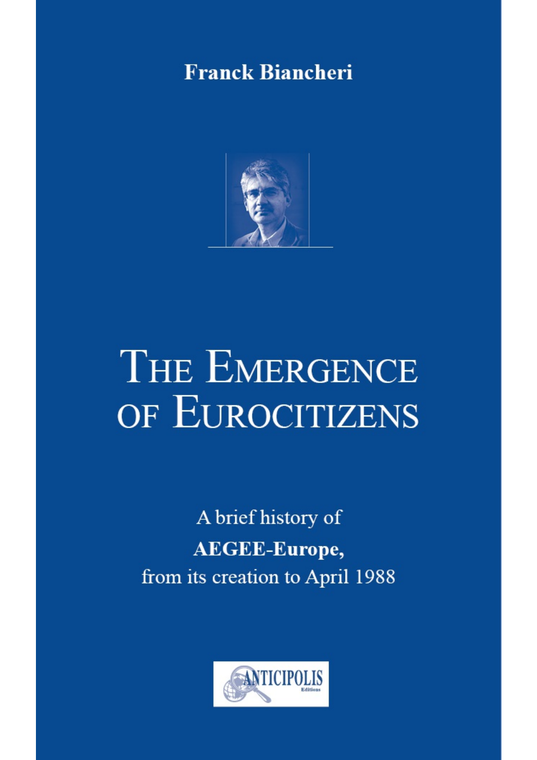**Franck Biancheri**

# THE EMERGENCE OF EUROCITIZENS

A brief history of
**AEGEE-Europe,**
from its creation to April 1988

ANTICIPOLIS
Editions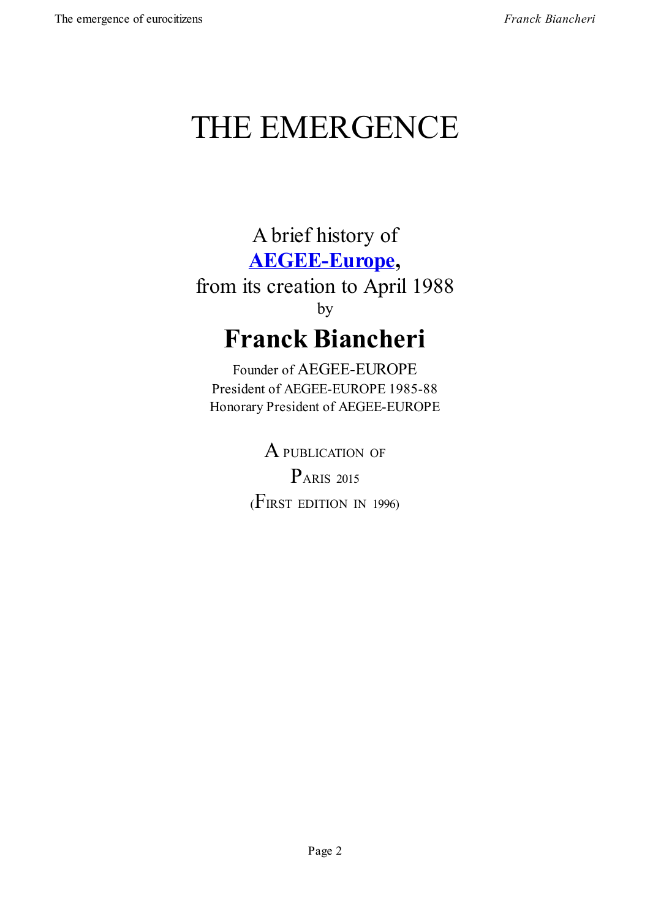# THE EMERGENCE

A brief history of

**AEGEE-Europe**,

from its creation to April 1988

by

## Franck Biancheri

Founder of AEGEE-EUROPE

President of AEGEE-EUROPE 1985-88

Honorary President of AEGEE-EUROPE

A PUBLICATION OF

PARIS 2015

(FIRST EDITION IN 1996)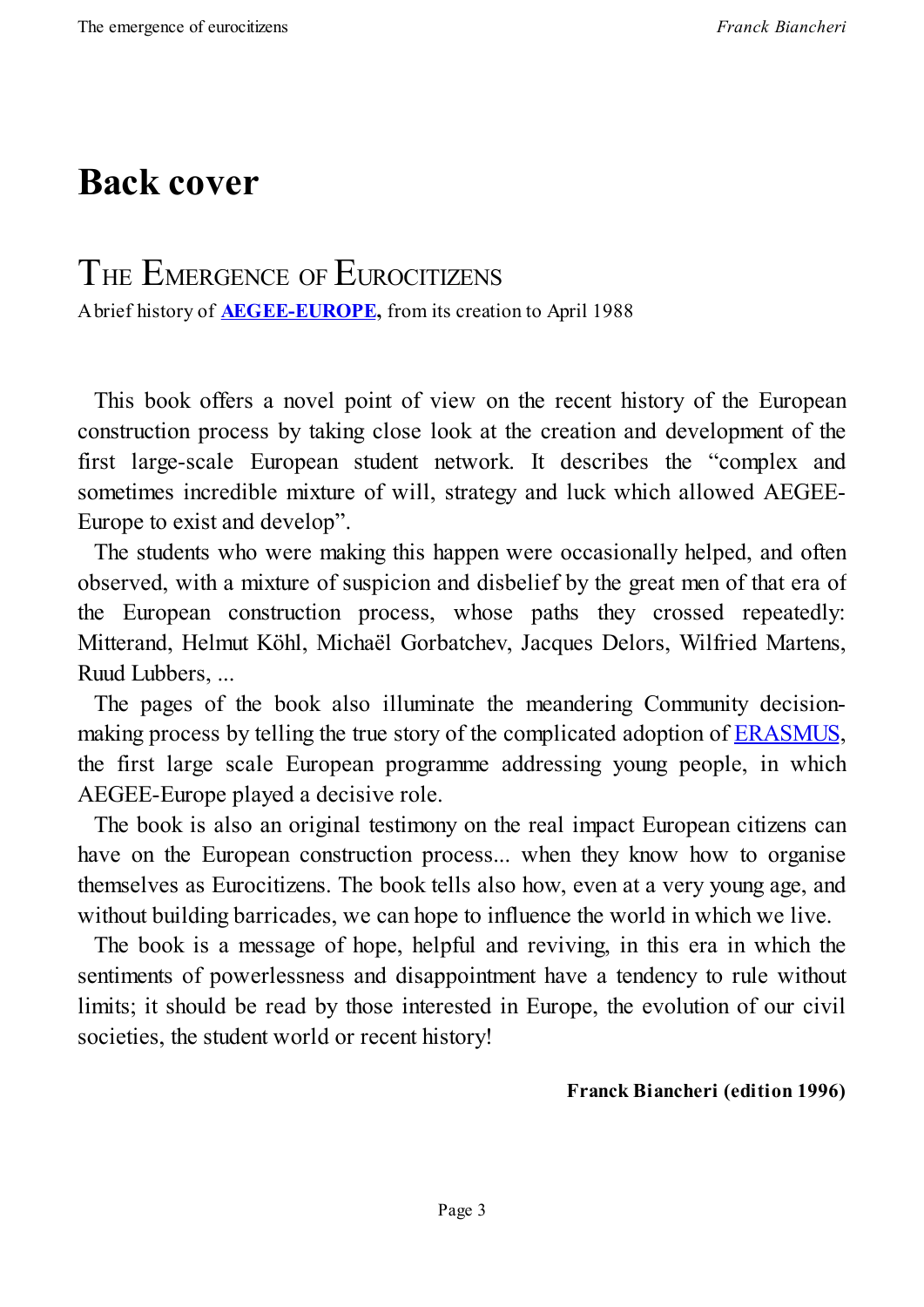# Back cover

## THE EMERGENCE OF EUROCITIZENS

A brief history of **AEGEE-EUROPE**, from its creation to April 1988

This book offers a novel point of view on the recent history of the European construction process by taking close look at the creation and development of the first large-scale European student network. It describes the "complex and sometimes incredible mixture of will, strategy and luck which allowed AEGEE-Europe to exist and develop".

The students who were making this happen were occasionally helped, and often observed, with a mixture of suspicion and disbelief by the great men of that era of the European construction process, whose paths they crossed repeatedly: Mitterand, Helmut Köhl, Michaël Gorbatchev, Jacques Delors, Wilfried Martens, Ruud Lubbers, ...

The pages of the book also illuminate the meandering Community decision-making process by telling the true story of the complicated adoption of ERASMUS, the first large scale European programme addressing young people, in which AEGEE-Europe played a decisive role.

The book is also an original testimony on the real impact European citizens can have on the European construction process... when they know how to organise themselves as Eurocitizens. The book tells also how, even at a very young age, and without building barricades, we can hope to influence the world in which we live.

The book is a message of hope, helpful and reviving, in this era in which the sentiments of powerlessness and disappointment have a tendency to rule without limits; it should be read by those interested in Europe, the evolution of our civil societies, the student world or recent history!

**Franck Biancheri (edition 1996)**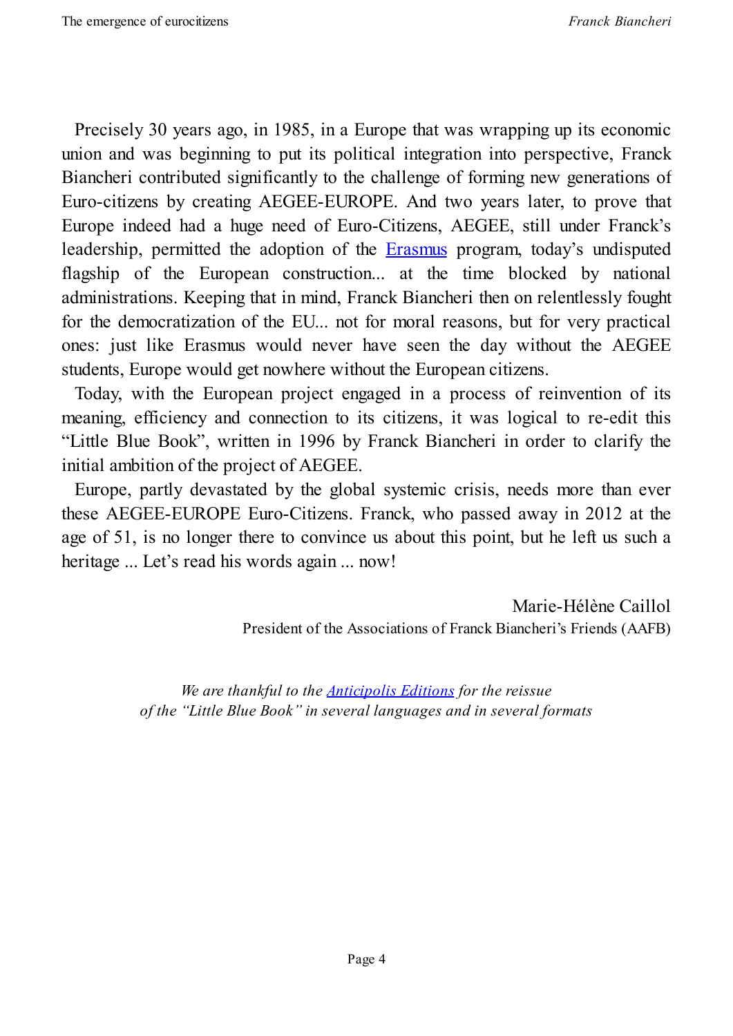Precisely 30 years ago, in 1985, in a Europe that was wrapping up its economic union and was beginning to put its political integration into perspective, Franck Biancheri contributed significantly to the challenge of forming new generations of Euro-citizens by creating AEGEE-EUROPE. And two years later, to prove that Europe indeed had a huge need of Euro-Citizens, AEGEE, still under Franck's leadership, permitted the adoption of the Erasmus program, today's undisputed flagship of the European construction... at the time blocked by national administrations. Keeping that in mind, Franck Biancheri then on relentlessly fought for the democratization of the EU... not for moral reasons, but for very practical ones: just like Erasmus would never have seen the day without the AEGEE students, Europe would get nowhere without the European citizens.

Today, with the European project engaged in a process of reinvention of its meaning, efficiency and connection to its citizens, it was logical to re-edit this "Little Blue Book", written in 1996 by Franck Biancheri in order to clarify the initial ambition of the project of AEGEE.

Europe, partly devastated by the global systemic crisis, needs more than ever these AEGEE-EUROPE Euro-Citizens. Franck, who passed away in 2012 at the age of 51, is no longer there to convince us about this point, but he left us such a heritage ... Let's read his words again ... now!

Marie-Hélène Caillol
President of the Associations of Franck Biancheri's Friends (AAFB)

*We are thankful to the Anticipolis Editions for the reissue of the "Little Blue Book" in several languages and in several formats*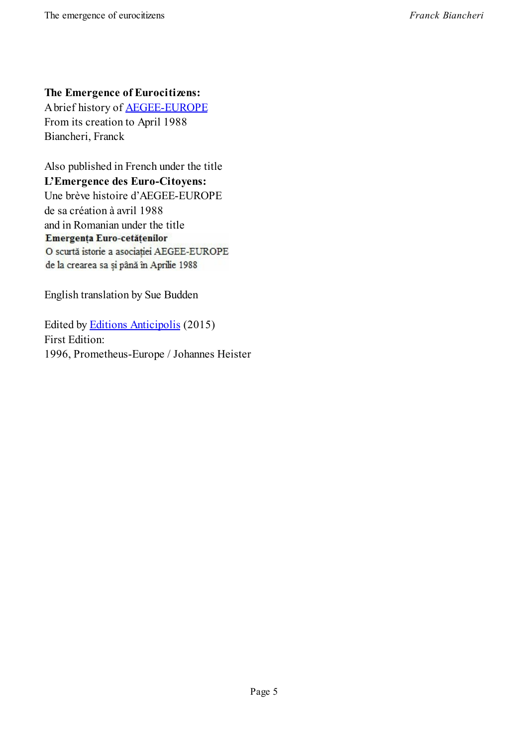**The Emergence of Eurocitizens:**
A brief history of AEGEE-EUROPE
From its creation to April 1988
Biancheri, Franck

Also published in French under the title
**L'Emergence des Euro-Citoyens:**
Une brève histoire d'AEGEE-EUROPE
de sa création à avril 1988
and in Romanian under the title
**Emergența Euro-cetățenilor**
O scurtă istorie a asociației AEGEE-EUROPE
de la crearea sa și până în Aprilie 1988

English translation by Sue Budden

Edited by Editions Anticipolis (2015)
First Edition:
1996, Prometheus-Europe / Johannes Heister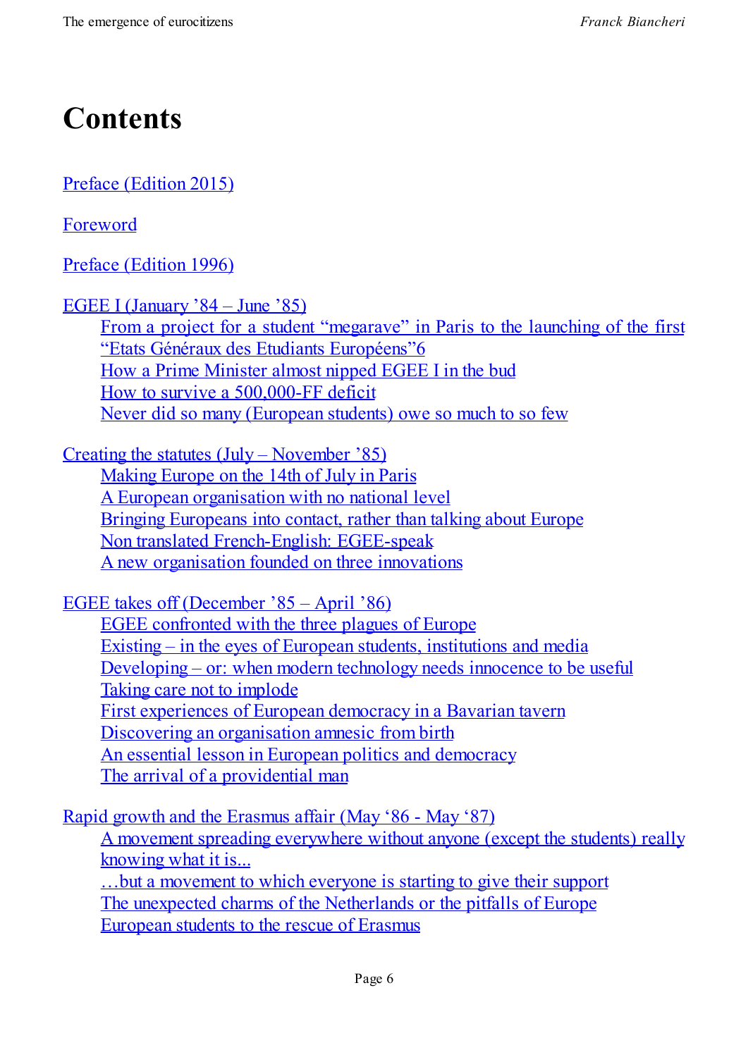# Contents

Preface (Edition 2015)

Foreword

Preface (Edition 1996)

EGEE I (January '84 – June '85)
- From a project for a student "megarave" in Paris to the launching of the first "Etats Généraux des Etudiants Européens"6
- How a Prime Minister almost nipped EGEE I in the bud
- How to survive a 500,000-FF deficit
- Never did so many (European students) owe so much to so few

Creating the statutes (July – November '85)
- Making Europe on the 14th of July in Paris
- A European organisation with no national level
- Bringing Europeans into contact, rather than talking about Europe
- Non translated French-English: EGEE-speak
- A new organisation founded on three innovations

EGEE takes off (December '85 – April '86)
- EGEE confronted with the three plagues of Europe
- Existing – in the eyes of European students, institutions and media
- Developing – or: when modern technology needs innocence to be useful
- Taking care not to implode
- First experiences of European democracy in a Bavarian tavern
- Discovering an organisation amnesic from birth
- An essential lesson in European politics and democracy
- The arrival of a providential man

Rapid growth and the Erasmus affair (May '86 - May '87)
- A movement spreading everywhere without anyone (except the students) really knowing what it is...
- …but a movement to which everyone is starting to give their support
- The unexpected charms of the Netherlands or the pitfalls of Europe
- European students to the rescue of Erasmus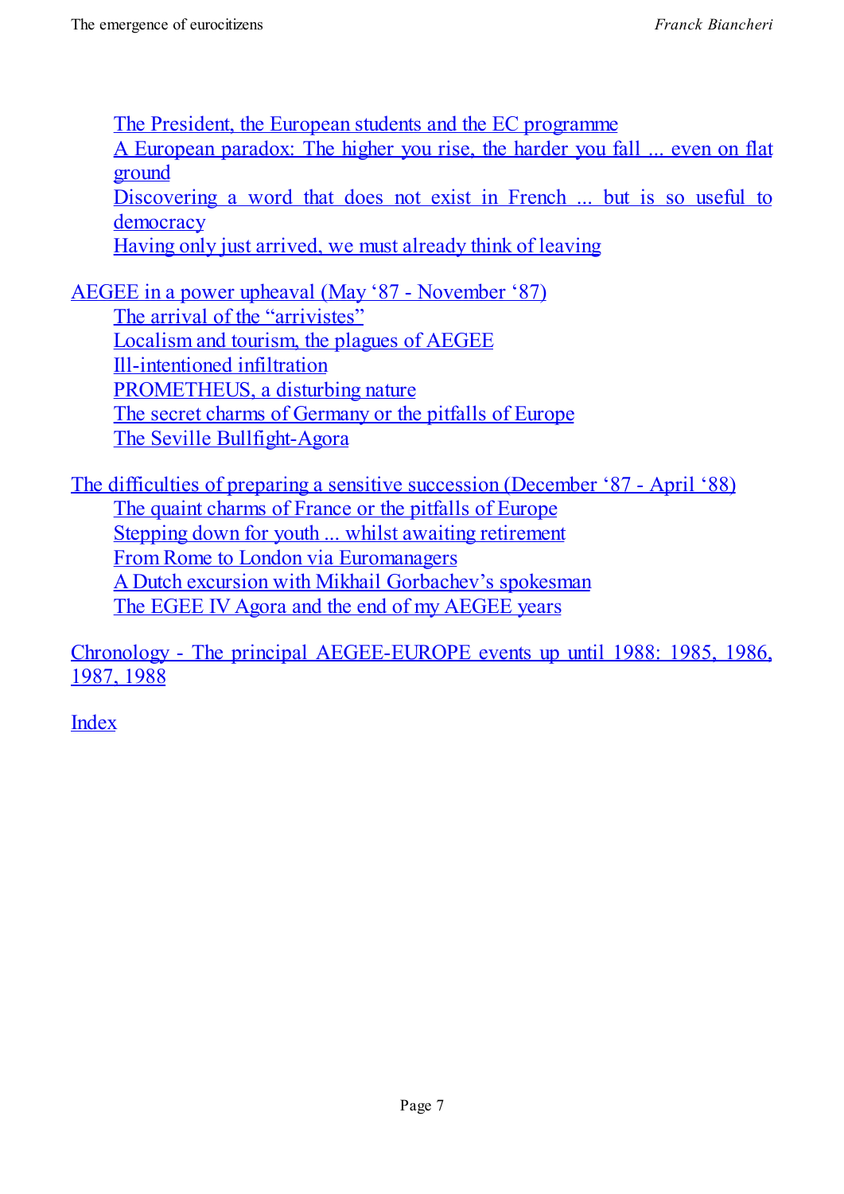- The President, the European students and the EC programme
- A European paradox: The higher you rise, the harder you fall ... even on flat ground
- Discovering a word that does not exist in French ... but is so useful to democracy
- Having only just arrived, we must already think of leaving

AEGEE in a power upheaval (May '87 - November '87)

- The arrival of the "arrivistes"
- Localism and tourism, the plagues of AEGEE
- Ill-intentioned infiltration
- PROMETHEUS, a disturbing nature
- The secret charms of Germany or the pitfalls of Europe
- The Seville Bullfight-Agora

The difficulties of preparing a sensitive succession (December '87 - April '88)

- The quaint charms of France or the pitfalls of Europe
- Stepping down for youth ... whilst awaiting retirement
- From Rome to London via Euromanagers
- A Dutch excursion with Mikhail Gorbachev's spokesman
- The EGEE IV Agora and the end of my AEGEE years

Chronology - The principal AEGEE-EUROPE events up until 1988: 1985, 1986, 1987, 1988

Index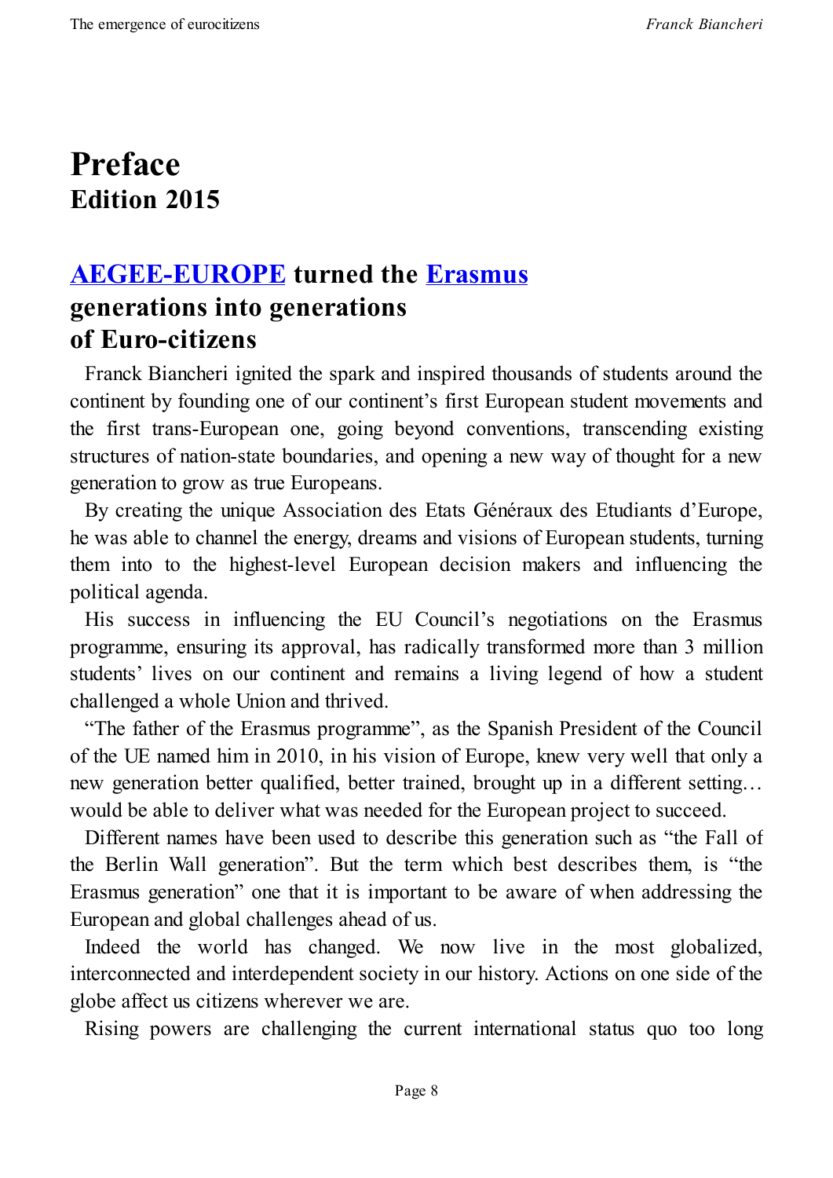# Preface
## Edition 2015

## AEGEE-EUROPE turned the Erasmus generations into generations of Euro-citizens

Franck Biancheri ignited the spark and inspired thousands of students around the continent by founding one of our continent's first European student movements and the first trans-European one, going beyond conventions, transcending existing structures of nation-state boundaries, and opening a new way of thought for a new generation to grow as true Europeans.

By creating the unique Association des Etats Généraux des Etudiants d'Europe, he was able to channel the energy, dreams and visions of European students, turning them into to the highest-level European decision makers and influencing the political agenda.

His success in influencing the EU Council's negotiations on the Erasmus programme, ensuring its approval, has radically transformed more than 3 million students' lives on our continent and remains a living legend of how a student challenged a whole Union and thrived.

"The father of the Erasmus programme", as the Spanish President of the Council of the UE named him in 2010, in his vision of Europe, knew very well that only a new generation better qualified, better trained, brought up in a different setting… would be able to deliver what was needed for the European project to succeed.

Different names have been used to describe this generation such as "the Fall of the Berlin Wall generation". But the term which best describes them, is "the Erasmus generation" one that it is important to be aware of when addressing the European and global challenges ahead of us.

Indeed the world has changed. We now live in the most globalized, interconnected and interdependent society in our history. Actions on one side of the globe affect us citizens wherever we are.

Rising powers are challenging the current international status quo too long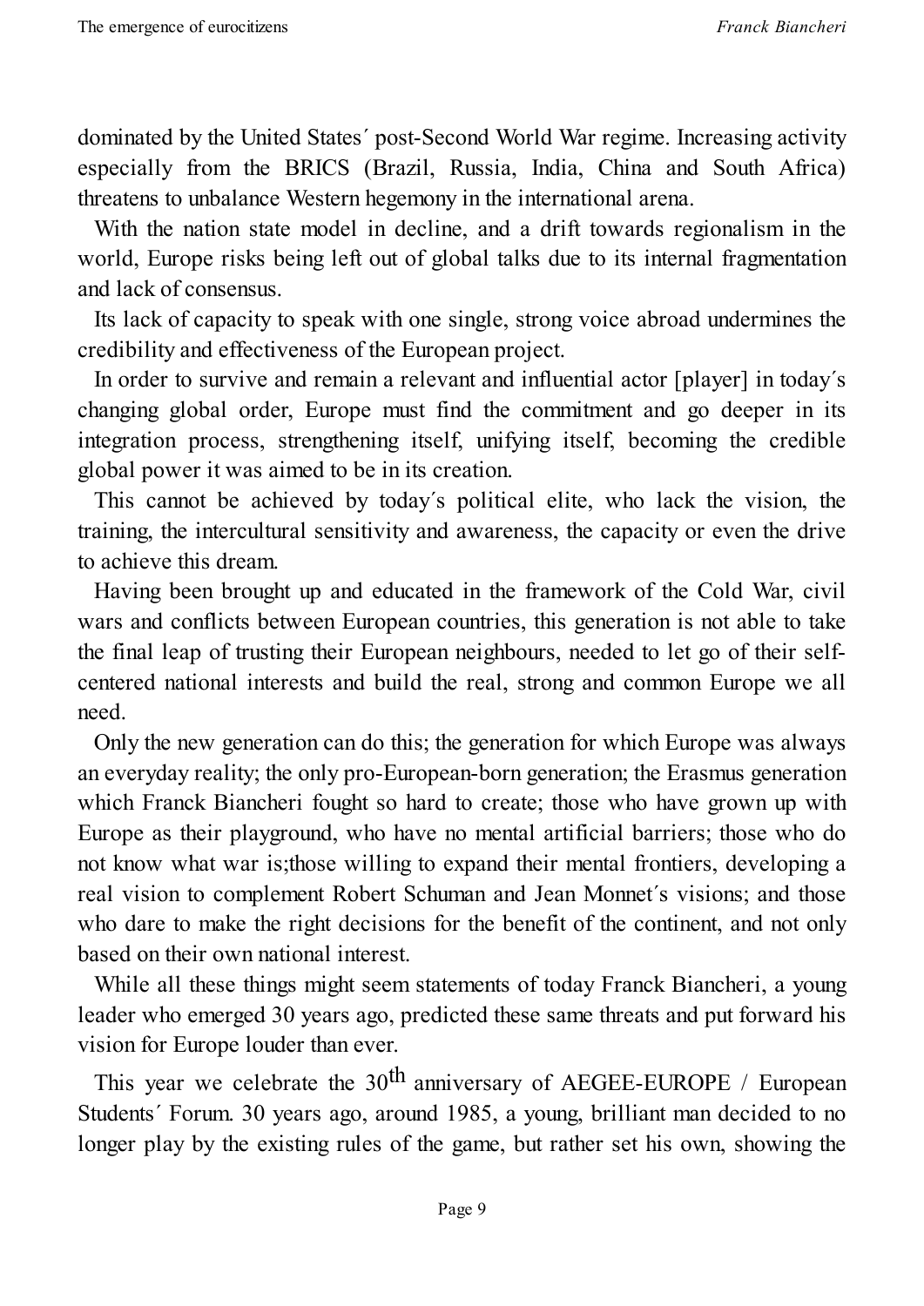dominated by the United States´ post-Second World War regime. Increasing activity especially from the BRICS (Brazil, Russia, India, China and South Africa) threatens to unbalance Western hegemony in the international arena.

With the nation state model in decline, and a drift towards regionalism in the world, Europe risks being left out of global talks due to its internal fragmentation and lack of consensus.

Its lack of capacity to speak with one single, strong voice abroad undermines the credibility and effectiveness of the European project.

In order to survive and remain a relevant and influential actor [player] in today´s changing global order, Europe must find the commitment and go deeper in its integration process, strengthening itself, unifying itself, becoming the credible global power it was aimed to be in its creation.

This cannot be achieved by today´s political elite, who lack the vision, the training, the intercultural sensitivity and awareness, the capacity or even the drive to achieve this dream.

Having been brought up and educated in the framework of the Cold War, civil wars and conflicts between European countries, this generation is not able to take the final leap of trusting their European neighbours, needed to let go of their self-centered national interests and build the real, strong and common Europe we all need.

Only the new generation can do this; the generation for which Europe was always an everyday reality; the only pro-European-born generation; the Erasmus generation which Franck Biancheri fought so hard to create; those who have grown up with Europe as their playground, who have no mental artificial barriers; those who do not know what war is;those willing to expand their mental frontiers, developing a real vision to complement Robert Schuman and Jean Monnet´s visions; and those who dare to make the right decisions for the benefit of the continent, and not only based on their own national interest.

While all these things might seem statements of today Franck Biancheri, a young leader who emerged 30 years ago, predicted these same threats and put forward his vision for Europe louder than ever.

This year we celebrate the 30th anniversary of AEGEE-EUROPE / European Students´ Forum. 30 years ago, around 1985, a young, brilliant man decided to no longer play by the existing rules of the game, but rather set his own, showing the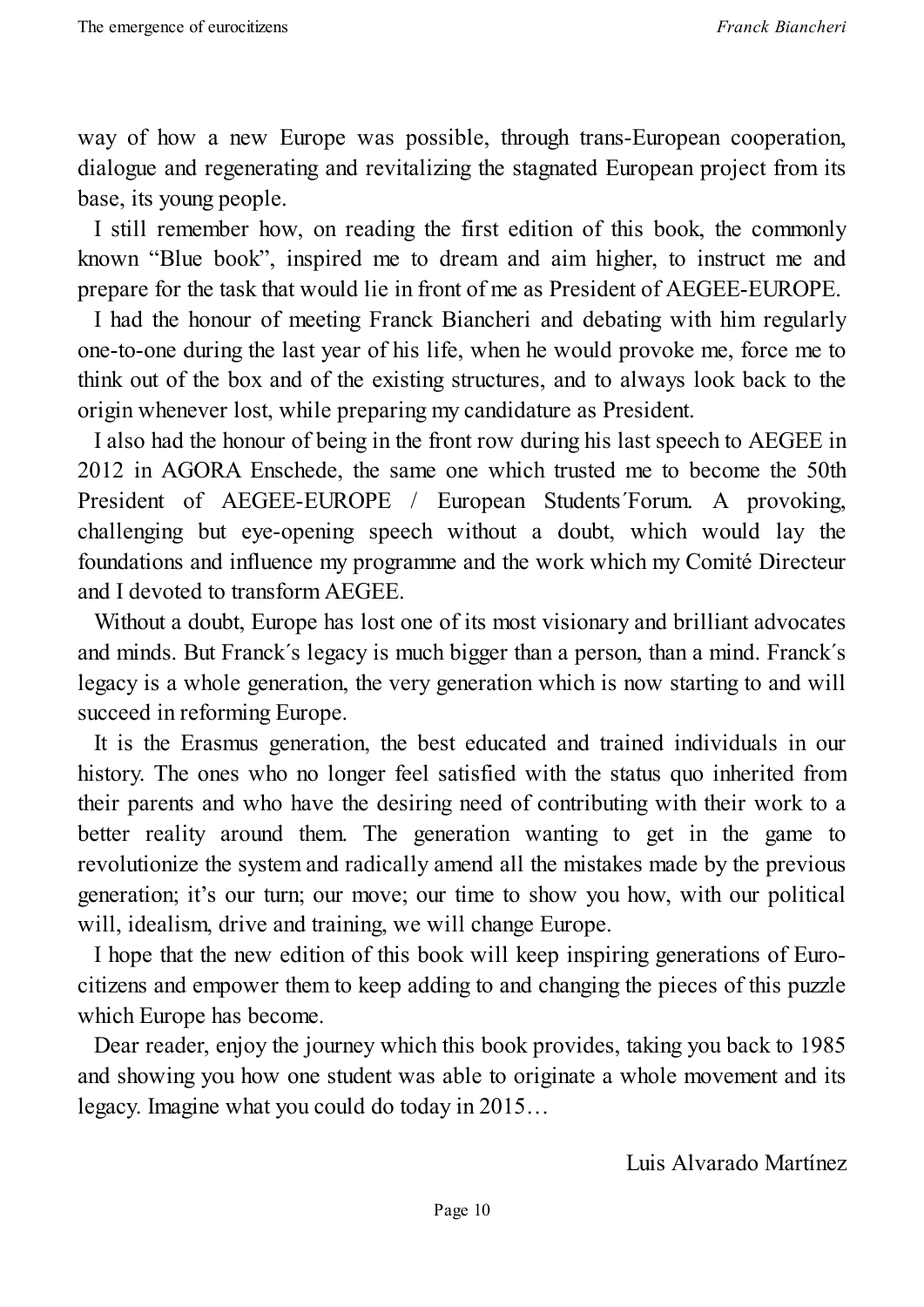way of how a new Europe was possible, through trans-European cooperation, dialogue and regenerating and revitalizing the stagnated European project from its base, its young people.

I still remember how, on reading the first edition of this book, the commonly known "Blue book", inspired me to dream and aim higher, to instruct me and prepare for the task that would lie in front of me as President of AEGEE-EUROPE.

I had the honour of meeting Franck Biancheri and debating with him regularly one-to-one during the last year of his life, when he would provoke me, force me to think out of the box and of the existing structures, and to always look back to the origin whenever lost, while preparing my candidature as President.

I also had the honour of being in the front row during his last speech to AEGEE in 2012 in AGORA Enschede, the same one which trusted me to become the 50th President of AEGEE-EUROPE / European Students´Forum. A provoking, challenging but eye-opening speech without a doubt, which would lay the foundations and influence my programme and the work which my Comité Directeur and I devoted to transform AEGEE.

Without a doubt, Europe has lost one of its most visionary and brilliant advocates and minds. But Franck´s legacy is much bigger than a person, than a mind. Franck´s legacy is a whole generation, the very generation which is now starting to and will succeed in reforming Europe.

It is the Erasmus generation, the best educated and trained individuals in our history. The ones who no longer feel satisfied with the status quo inherited from their parents and who have the desiring need of contributing with their work to a better reality around them. The generation wanting to get in the game to revolutionize the system and radically amend all the mistakes made by the previous generation; it's our turn; our move; our time to show you how, with our political will, idealism, drive and training, we will change Europe.

I hope that the new edition of this book will keep inspiring generations of Euro-citizens and empower them to keep adding to and changing the pieces of this puzzle which Europe has become.

Dear reader, enjoy the journey which this book provides, taking you back to 1985 and showing you how one student was able to originate a whole movement and its legacy. Imagine what you could do today in 2015…

Luis Alvarado Martínez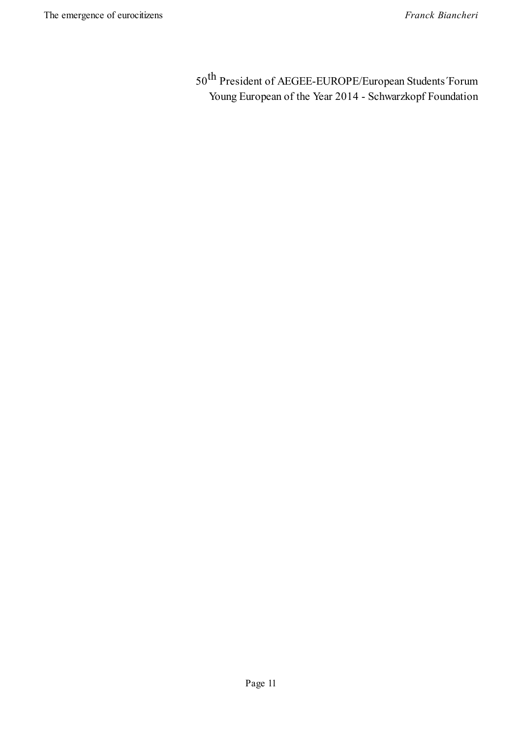50th President of AEGEE-EUROPE/European Students´Forum
Young European of the Year 2014 - Schwarzkopf Foundation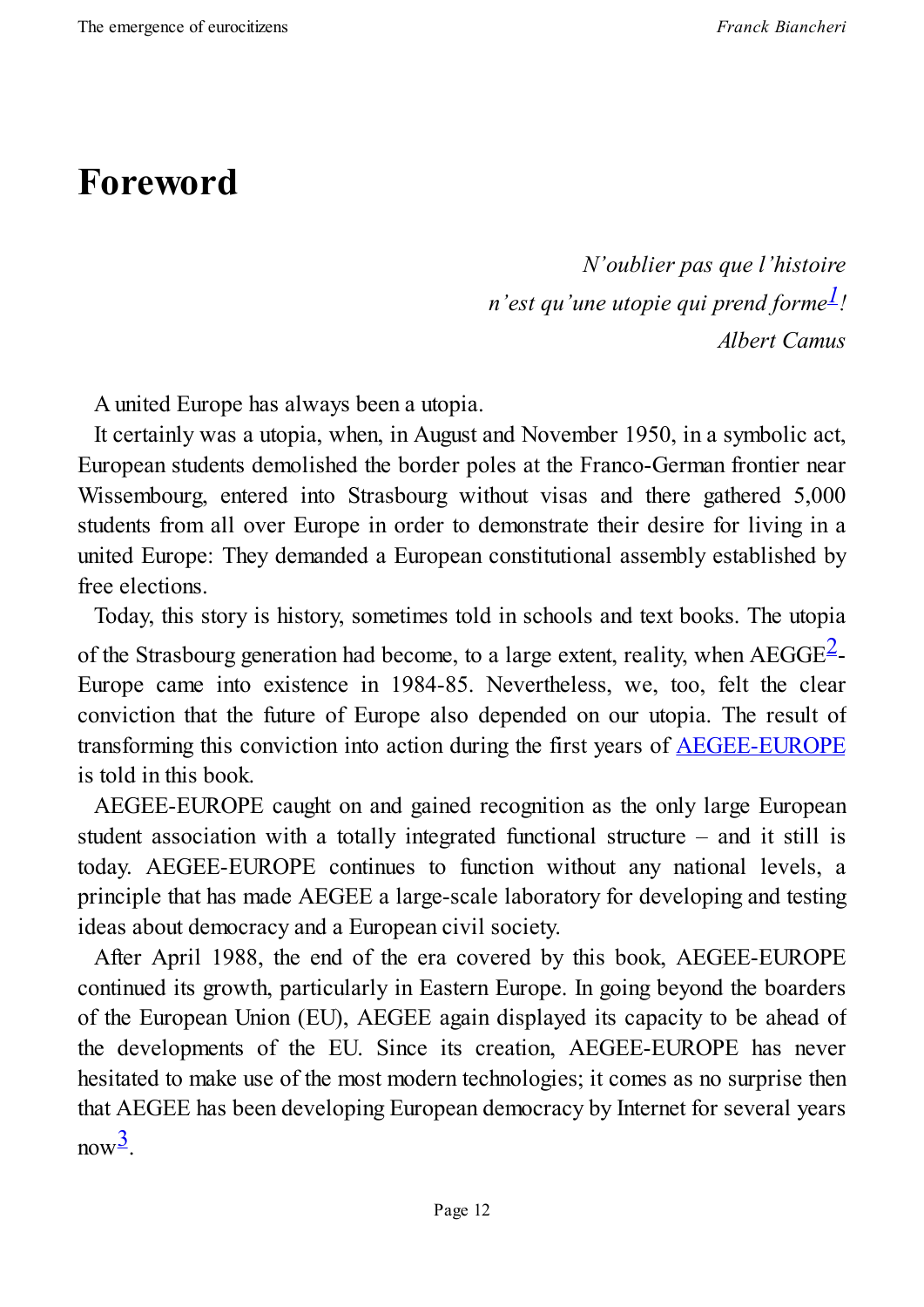# Foreword

*N'oublier pas que l'histoire*
*n'est qu'une utopie qui prend forme*[1]*!*
*Albert Camus*

A united Europe has always been a utopia.

It certainly was a utopia, when, in August and November 1950, in a symbolic act, European students demolished the border poles at the Franco-German frontier near Wissembourg, entered into Strasbourg without visas and there gathered 5,000 students from all over Europe in order to demonstrate their desire for living in a united Europe: They demanded a European constitutional assembly established by free elections.

Today, this story is history, sometimes told in schools and text books. The utopia of the Strasbourg generation had become, to a large extent, reality, when AEGGE[2]-Europe came into existence in 1984-85. Nevertheless, we, too, felt the clear conviction that the future of Europe also depended on our utopia. The result of transforming this conviction into action during the first years of AEGEE-EUROPE is told in this book.

AEGEE-EUROPE caught on and gained recognition as the only large European student association with a totally integrated functional structure – and it still is today. AEGEE-EUROPE continues to function without any national levels, a principle that has made AEGEE a large-scale laboratory for developing and testing ideas about democracy and a European civil society.

After April 1988, the end of the era covered by this book, AEGEE-EUROPE continued its growth, particularly in Eastern Europe. In going beyond the boarders of the European Union (EU), AEGEE again displayed its capacity to be ahead of the developments of the EU. Since its creation, AEGEE-EUROPE has never hesitated to make use of the most modern technologies; it comes as no surprise then that AEGEE has been developing European democracy by Internet for several years now[3].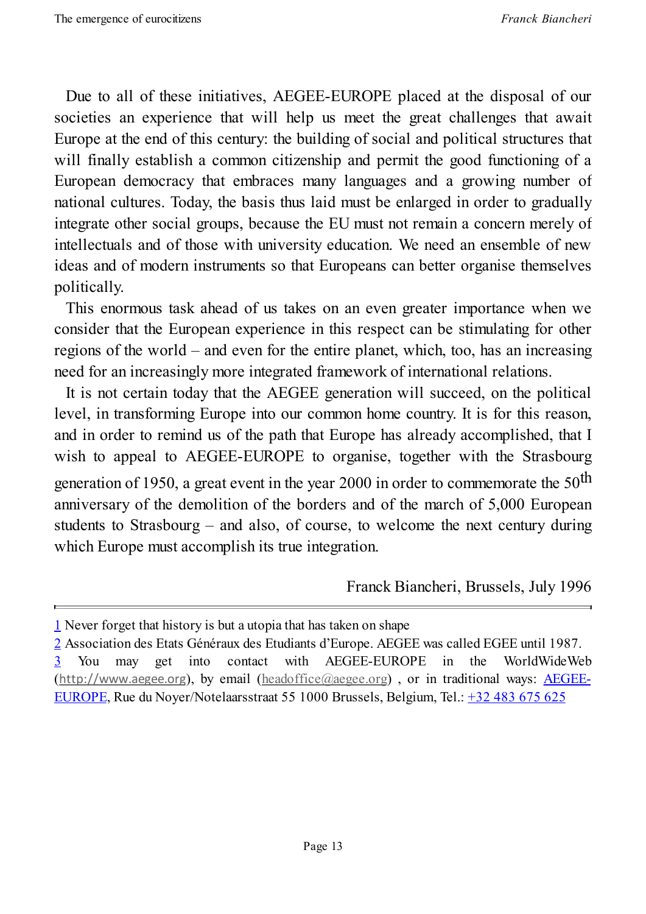Due to all of these initiatives, AEGEE-EUROPE placed at the disposal of our societies an experience that will help us meet the great challenges that await Europe at the end of this century: the building of social and political structures that will finally establish a common citizenship and permit the good functioning of a European democracy that embraces many languages and a growing number of national cultures. Today, the basis thus laid must be enlarged in order to gradually integrate other social groups, because the EU must not remain a concern merely of intellectuals and of those with university education. We need an ensemble of new ideas and of modern instruments so that Europeans can better organise themselves politically.

This enormous task ahead of us takes on an even greater importance when we consider that the European experience in this respect can be stimulating for other regions of the world – and even for the entire planet, which, too, has an increasing need for an increasingly more integrated framework of international relations.

It is not certain today that the AEGEE generation will succeed, on the political level, in transforming Europe into our common home country. It is for this reason, and in order to remind us of the path that Europe has already accomplished, that I wish to appeal to AEGEE-EUROPE to organise, together with the Strasbourg generation of 1950, a great event in the year 2000 in order to commemorate the 50th anniversary of the demolition of the borders and of the march of 5,000 European students to Strasbourg – and also, of course, to welcome the next century during which Europe must accomplish its true integration.

Franck Biancheri, Brussels, July 1996

---

[1] Never forget that history is but a utopia that has taken on shape

[2] Association des Etats Généraux des Etudiants d'Europe. AEGEE was called EGEE until 1987.

[3] You may get into contact with AEGEE-EUROPE in the WorldWideWeb (http://www.aegee.org), by email (headoffice@aegee.org) , or in traditional ways: AEGEE-EUROPE, Rue du Noyer/Notelaarsstraat 55 1000 Brussels, Belgium, Tel.: +32 483 675 625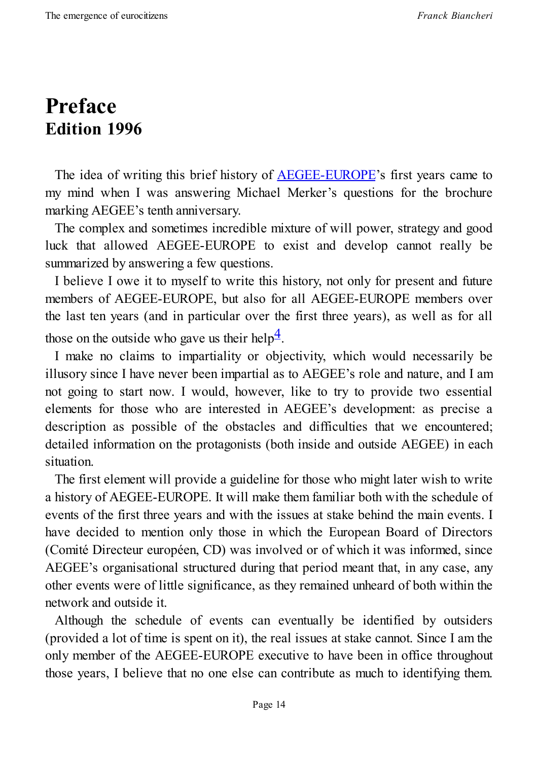# Preface

## Edition 1996

The idea of writing this brief history of AEGEE-EUROPE's first years came to my mind when I was answering Michael Merker's questions for the brochure marking AEGEE's tenth anniversary.

The complex and sometimes incredible mixture of will power, strategy and good luck that allowed AEGEE-EUROPE to exist and develop cannot really be summarized by answering a few questions.

I believe I owe it to myself to write this history, not only for present and future members of AEGEE-EUROPE, but also for all AEGEE-EUROPE members over the last ten years (and in particular over the first three years), as well as for all those on the outside who gave us their help[4].

I make no claims to impartiality or objectivity, which would necessarily be illusory since I have never been impartial as to AEGEE's role and nature, and I am not going to start now. I would, however, like to try to provide two essential elements for those who are interested in AEGEE's development: as precise a description as possible of the obstacles and difficulties that we encountered; detailed information on the protagonists (both inside and outside AEGEE) in each situation.

The first element will provide a guideline for those who might later wish to write a history of AEGEE-EUROPE. It will make them familiar both with the schedule of events of the first three years and with the issues at stake behind the main events. I have decided to mention only those in which the European Board of Directors (Comité Directeur européen, CD) was involved or of which it was informed, since AEGEE's organisational structured during that period meant that, in any case, any other events were of little significance, as they remained unheard of both within the network and outside it.

Although the schedule of events can eventually be identified by outsiders (provided a lot of time is spent on it), the real issues at stake cannot. Since I am the only member of the AEGEE-EUROPE executive to have been in office throughout those years, I believe that no one else can contribute as much to identifying them.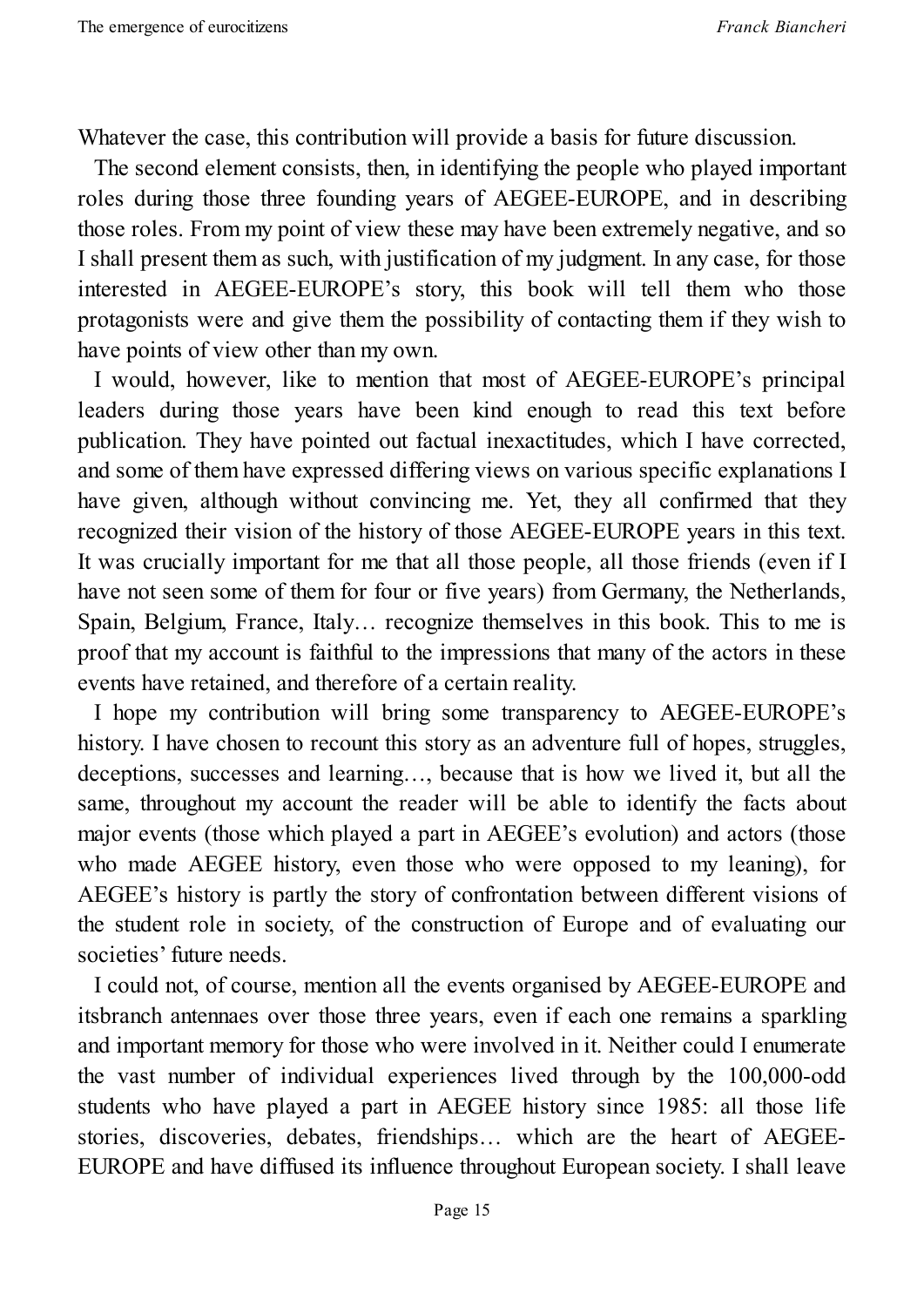Whatever the case, this contribution will provide a basis for future discussion.

The second element consists, then, in identifying the people who played important roles during those three founding years of AEGEE-EUROPE, and in describing those roles. From my point of view these may have been extremely negative, and so I shall present them as such, with justification of my judgment. In any case, for those interested in AEGEE-EUROPE's story, this book will tell them who those protagonists were and give them the possibility of contacting them if they wish to have points of view other than my own.

I would, however, like to mention that most of AEGEE-EUROPE's principal leaders during those years have been kind enough to read this text before publication. They have pointed out factual inexactitudes, which I have corrected, and some of them have expressed differing views on various specific explanations I have given, although without convincing me. Yet, they all confirmed that they recognized their vision of the history of those AEGEE-EUROPE years in this text. It was crucially important for me that all those people, all those friends (even if I have not seen some of them for four or five years) from Germany, the Netherlands, Spain, Belgium, France, Italy… recognize themselves in this book. This to me is proof that my account is faithful to the impressions that many of the actors in these events have retained, and therefore of a certain reality.

I hope my contribution will bring some transparency to AEGEE-EUROPE's history. I have chosen to recount this story as an adventure full of hopes, struggles, deceptions, successes and learning…, because that is how we lived it, but all the same, throughout my account the reader will be able to identify the facts about major events (those which played a part in AEGEE's evolution) and actors (those who made AEGEE history, even those who were opposed to my leaning), for AEGEE's history is partly the story of confrontation between different visions of the student role in society, of the construction of Europe and of evaluating our societies' future needs.

I could not, of course, mention all the events organised by AEGEE-EUROPE and itsbranch antennaes over those three years, even if each one remains a sparkling and important memory for those who were involved in it. Neither could I enumerate the vast number of individual experiences lived through by the 100,000-odd students who have played a part in AEGEE history since 1985: all those life stories, discoveries, debates, friendships… which are the heart of AEGEE-EUROPE and have diffused its influence throughout European society. I shall leave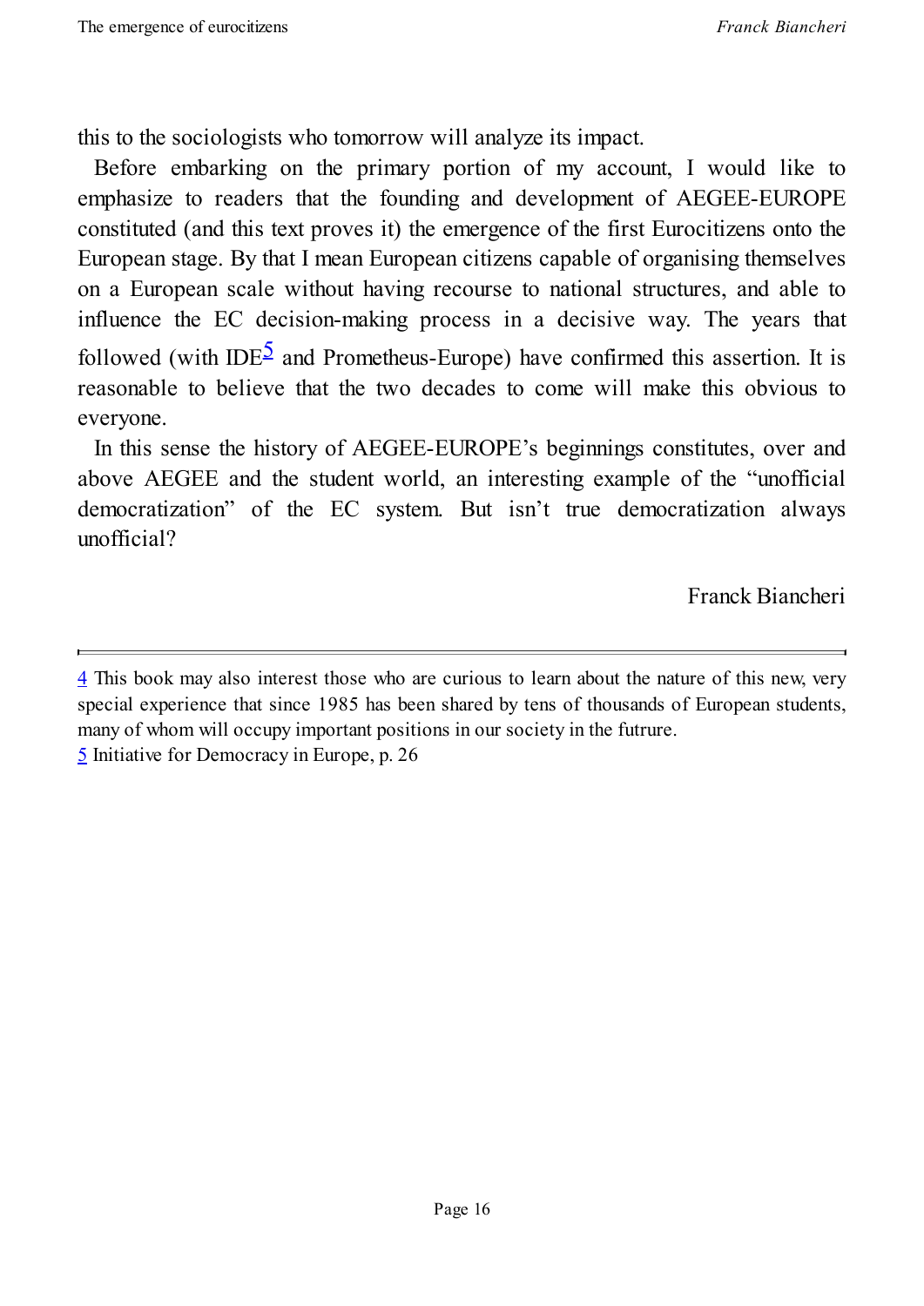this to the sociologists who tomorrow will analyze its impact.

Before embarking on the primary portion of my account, I would like to emphasize to readers that the founding and development of AEGEE-EUROPE constituted (and this text proves it) the emergence of the first Eurocitizens onto the European stage. By that I mean European citizens capable of organising themselves on a European scale without having recourse to national structures, and able to influence the EC decision-making process in a decisive way. The years that followed (with IDE[5] and Prometheus-Europe) have confirmed this assertion. It is reasonable to believe that the two decades to come will make this obvious to everyone.

In this sense the history of AEGEE-EUROPE's beginnings constitutes, over and above AEGEE and the student world, an interesting example of the "unofficial democratization" of the EC system. But isn't true democratization always unofficial?

Franck Biancheri

---

4 This book may also interest those who are curious to learn about the nature of this new, very special experience that since 1985 has been shared by tens of thousands of European students, many of whom will occupy important positions in our society in the futrure.

5 Initiative for Democracy in Europe, p. 26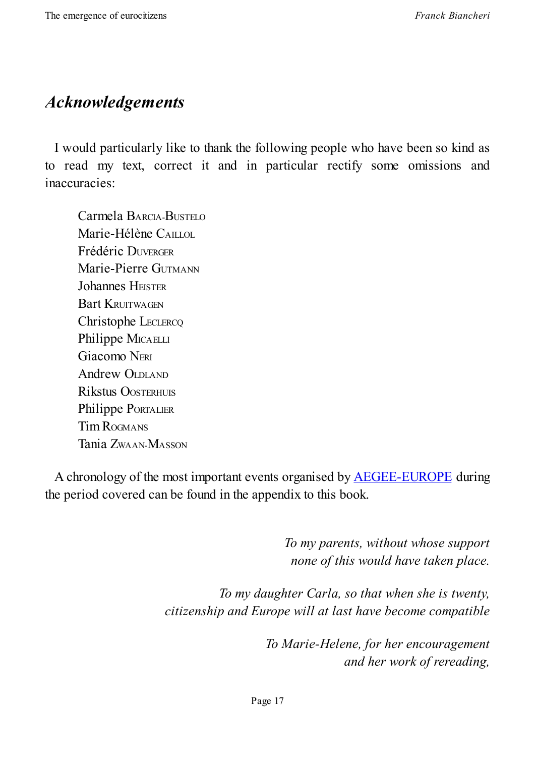## *Acknowledgements*

I would particularly like to thank the following people who have been so kind as to read my text, correct it and in particular rectify some omissions and inaccuracies:

Carmela Barcia-Bustelo  
Marie-Hélène Caillol  
Frédéric Duverger  
Marie-Pierre Gutmann  
Johannes Heister  
Bart Kruitwagen  
Christophe Leclercq  
Philippe Micaelli  
Giacomo Neri  
Andrew Oldland  
Rikstus Oosterhuis  
Philippe Portalier  
Tim Rogmans  
Tania Zwaan-Masson

A chronology of the most important events organised by AEGEE-EUROPE during the period covered can be found in the appendix to this book.

*To my parents, without whose support none of this would have taken place.*

*To my daughter Carla, so that when she is twenty, citizenship and Europe will at last have become compatible*

*To Marie-Helene, for her encouragement and her work of rereading,*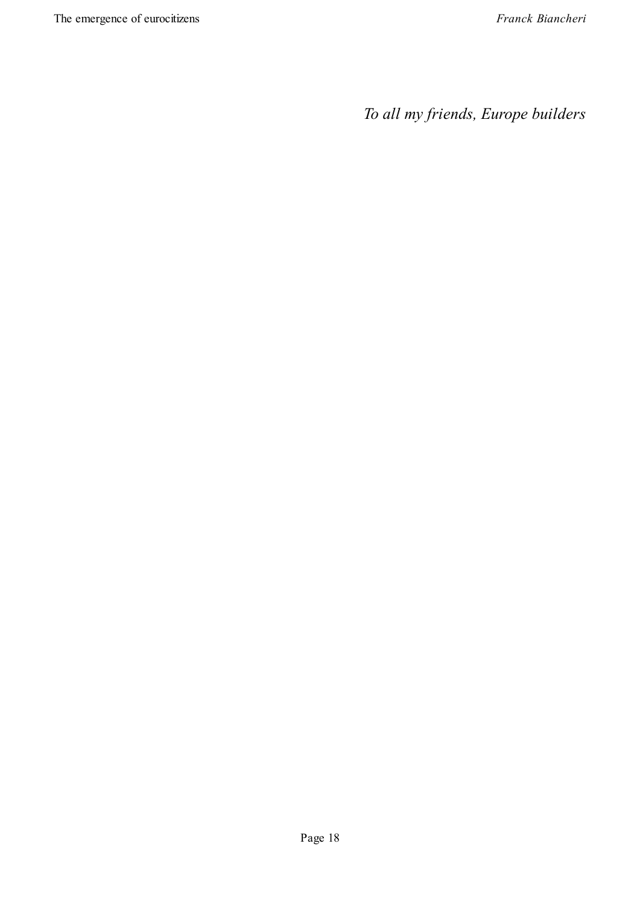*To all my friends, Europe builders*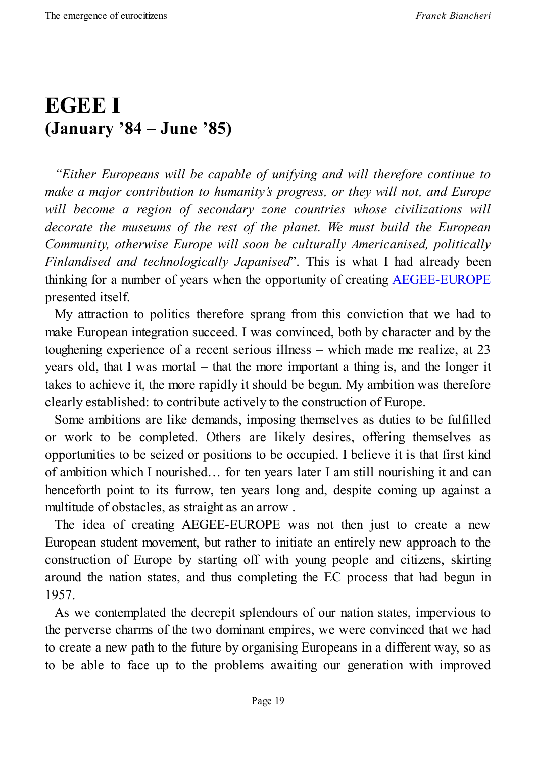# EGEE I
## (January '84 – June '85)

*"Either Europeans will be capable of unifying and will therefore continue to make a major contribution to humanity's progress, or they will not, and Europe will become a region of secondary zone countries whose civilizations will decorate the museums of the rest of the planet. We must build the European Community, otherwise Europe will soon be culturally Americanised, politically Finlandised and technologically Japanised*". This is what I had already been thinking for a number of years when the opportunity of creating AEGEE-EUROPE presented itself.

My attraction to politics therefore sprang from this conviction that we had to make European integration succeed. I was convinced, both by character and by the toughening experience of a recent serious illness – which made me realize, at 23 years old, that I was mortal – that the more important a thing is, and the longer it takes to achieve it, the more rapidly it should be begun. My ambition was therefore clearly established: to contribute actively to the construction of Europe.

Some ambitions are like demands, imposing themselves as duties to be fulfilled or work to be completed. Others are likely desires, offering themselves as opportunities to be seized or positions to be occupied. I believe it is that first kind of ambition which I nourished… for ten years later I am still nourishing it and can henceforth point to its furrow, ten years long and, despite coming up against a multitude of obstacles, as straight as an arrow .

The idea of creating AEGEE-EUROPE was not then just to create a new European student movement, but rather to initiate an entirely new approach to the construction of Europe by starting off with young people and citizens, skirting around the nation states, and thus completing the EC process that had begun in 1957.

As we contemplated the decrepit splendours of our nation states, impervious to the perverse charms of the two dominant empires, we were convinced that we had to create a new path to the future by organising Europeans in a different way, so as to be able to face up to the problems awaiting our generation with improved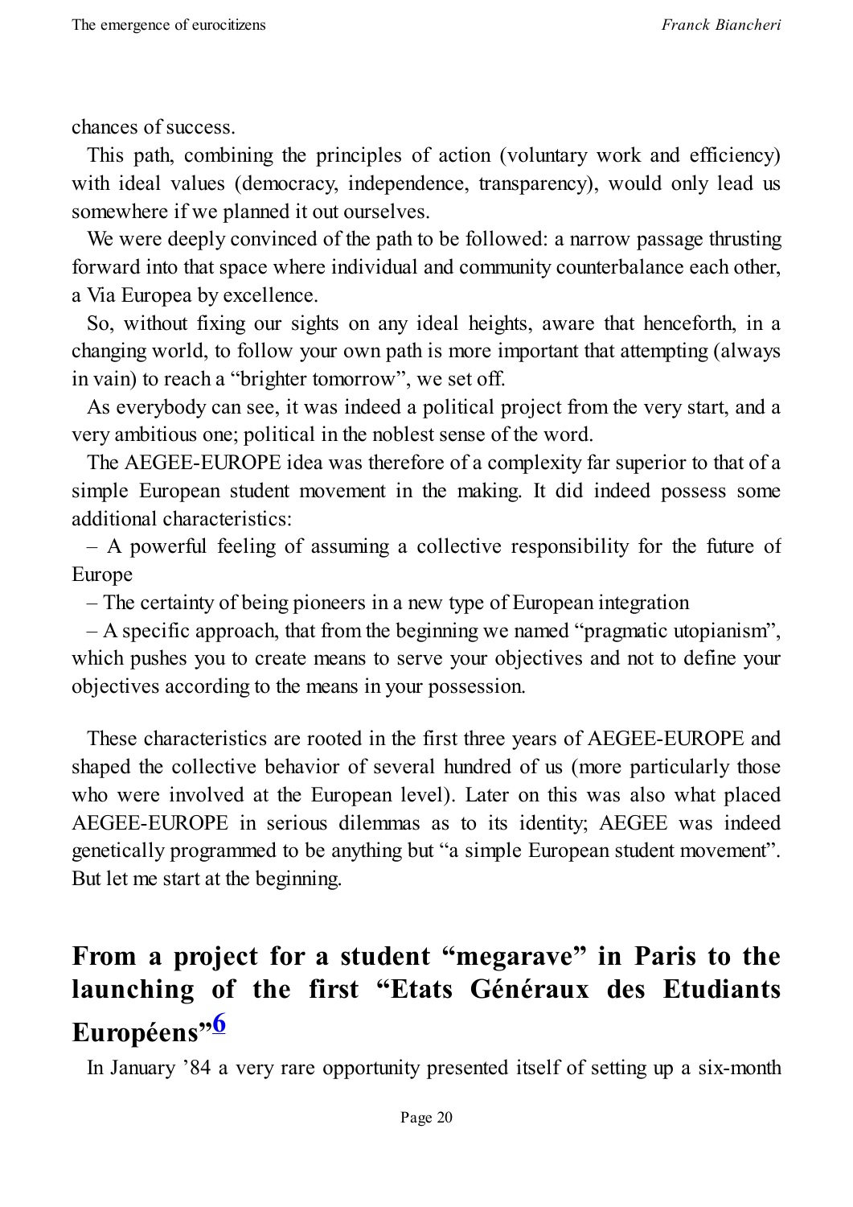chances of success.

This path, combining the principles of action (voluntary work and efficiency) with ideal values (democracy, independence, transparency), would only lead us somewhere if we planned it out ourselves.

We were deeply convinced of the path to be followed: a narrow passage thrusting forward into that space where individual and community counterbalance each other, a Via Europea by excellence.

So, without fixing our sights on any ideal heights, aware that henceforth, in a changing world, to follow your own path is more important that attempting (always in vain) to reach a "brighter tomorrow", we set off.

As everybody can see, it was indeed a political project from the very start, and a very ambitious one; political in the noblest sense of the word.

The AEGEE-EUROPE idea was therefore of a complexity far superior to that of a simple European student movement in the making. It did indeed possess some additional characteristics:

– A powerful feeling of assuming a collective responsibility for the future of Europe

– The certainty of being pioneers in a new type of European integration

– A specific approach, that from the beginning we named "pragmatic utopianism", which pushes you to create means to serve your objectives and not to define your objectives according to the means in your possession.

These characteristics are rooted in the first three years of AEGEE-EUROPE and shaped the collective behavior of several hundred of us (more particularly those who were involved at the European level). Later on this was also what placed AEGEE-EUROPE in serious dilemmas as to its identity; AEGEE was indeed genetically programmed to be anything but "a simple European student movement". But let me start at the beginning.

## From a project for a student "megarave" in Paris to the launching of the first "Etats Généraux des Etudiants Européens"[6]

In January '84 a very rare opportunity presented itself of setting up a six-month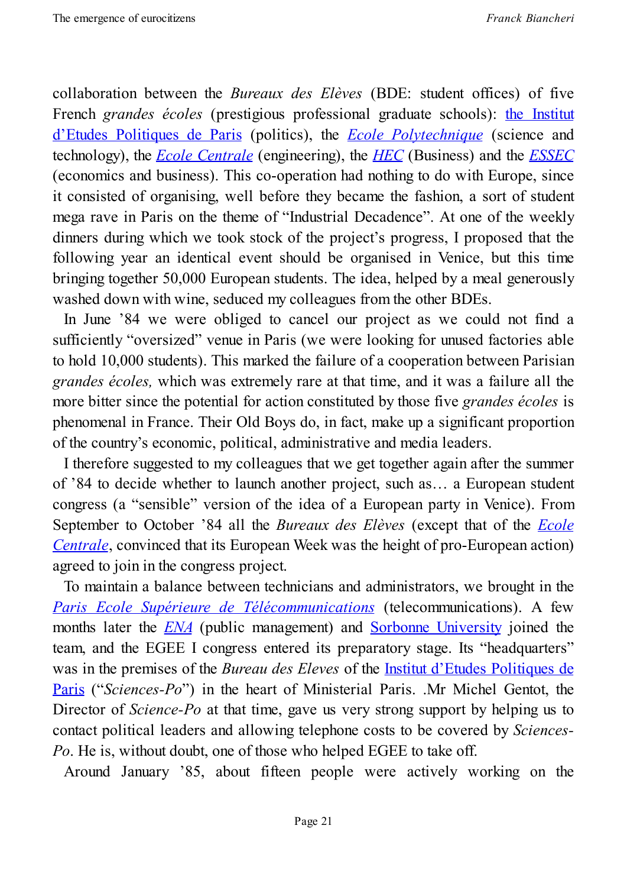collaboration between the *Bureaux des Elèves* (BDE: student offices) of five French *grandes écoles* (prestigious professional graduate schools): the Institut d'Etudes Politiques de Paris (politics), the *Ecole Polytechnique* (science and technology), the *Ecole Centrale* (engineering), the *HEC* (Business) and the *ESSEC* (economics and business). This co-operation had nothing to do with Europe, since it consisted of organising, well before they became the fashion, a sort of student mega rave in Paris on the theme of "Industrial Decadence". At one of the weekly dinners during which we took stock of the project's progress, I proposed that the following year an identical event should be organised in Venice, but this time bringing together 50,000 European students. The idea, helped by a meal generously washed down with wine, seduced my colleagues from the other BDEs.

In June '84 we were obliged to cancel our project as we could not find a sufficiently "oversized" venue in Paris (we were looking for unused factories able to hold 10,000 students). This marked the failure of a cooperation between Parisian *grandes écoles,* which was extremely rare at that time, and it was a failure all the more bitter since the potential for action constituted by those five *grandes écoles* is phenomenal in France. Their Old Boys do, in fact, make up a significant proportion of the country's economic, political, administrative and media leaders.

I therefore suggested to my colleagues that we get together again after the summer of '84 to decide whether to launch another project, such as… a European student congress (a "sensible" version of the idea of a European party in Venice). From September to October '84 all the *Bureaux des Elèves* (except that of the *Ecole Centrale*, convinced that its European Week was the height of pro-European action) agreed to join in the congress project.

To maintain a balance between technicians and administrators, we brought in the *Paris Ecole Supérieure de Télécommunications* (telecommunications). A few months later the *ENA* (public management) and Sorbonne University joined the team, and the EGEE I congress entered its preparatory stage. Its "headquarters" was in the premises of the *Bureau des Eleves* of the Institut d'Etudes Politiques de Paris ("*Sciences-Po*") in the heart of Ministerial Paris. .Mr Michel Gentot, the Director of *Science-Po* at that time, gave us very strong support by helping us to contact political leaders and allowing telephone costs to be covered by *Sciences-Po*. He is, without doubt, one of those who helped EGEE to take off.

Around January '85, about fifteen people were actively working on the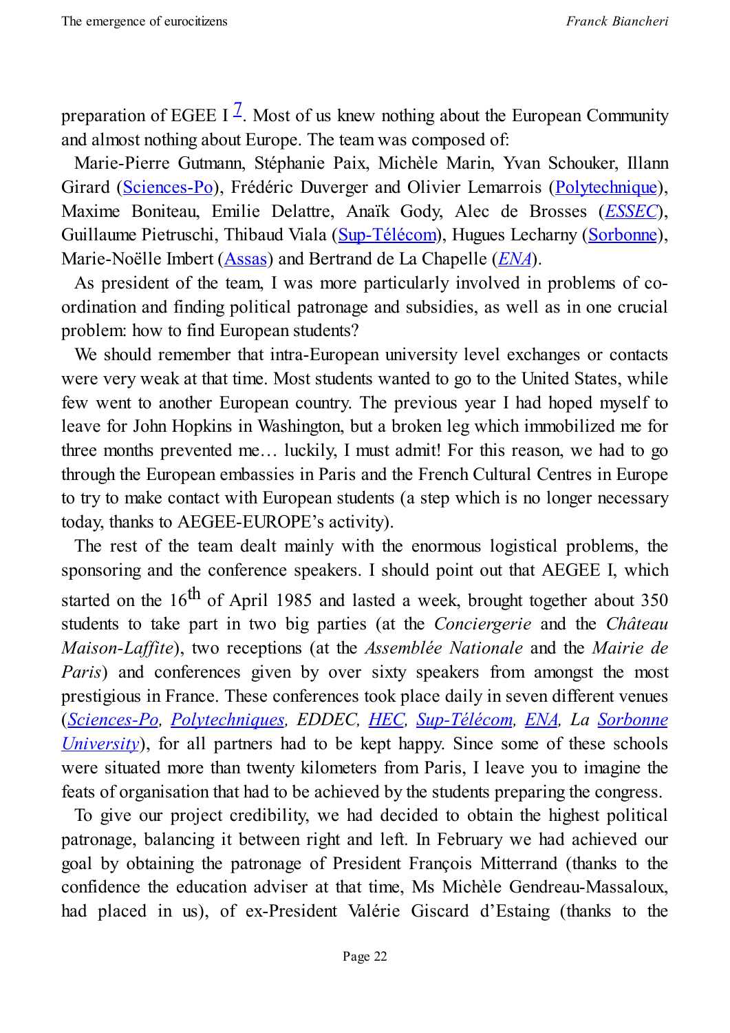preparation of EGEE I [7]. Most of us knew nothing about the European Community and almost nothing about Europe. The team was composed of:

Marie-Pierre Gutmann, Stéphanie Paix, Michèle Marin, Yvan Schouker, Illann Girard (Sciences-Po), Frédéric Duverger and Olivier Lemarrois (Polytechnique), Maxime Boniteau, Emilie Delattre, Anaïk Gody, Alec de Brosses (*ESSEC*), Guillaume Pietruschi, Thibaud Viala (Sup-Télécom), Hugues Lecharny (Sorbonne), Marie-Noëlle Imbert (Assas) and Bertrand de La Chapelle (*ENA*).

As president of the team, I was more particularly involved in problems of co-ordination and finding political patronage and subsidies, as well as in one crucial problem: how to find European students?

We should remember that intra-European university level exchanges or contacts were very weak at that time. Most students wanted to go to the United States, while few went to another European country. The previous year I had hoped myself to leave for John Hopkins in Washington, but a broken leg which immobilized me for three months prevented me… luckily, I must admit! For this reason, we had to go through the European embassies in Paris and the French Cultural Centres in Europe to try to make contact with European students (a step which is no longer necessary today, thanks to AEGEE-EUROPE's activity).

The rest of the team dealt mainly with the enormous logistical problems, the sponsoring and the conference speakers. I should point out that AEGEE I, which started on the 16th of April 1985 and lasted a week, brought together about 350 students to take part in two big parties (at the *Conciergerie* and the *Château Maison-Laffite*), two receptions (at the *Assemblée Nationale* and the *Mairie de Paris*) and conferences given by over sixty speakers from amongst the most prestigious in France. These conferences took place daily in seven different venues (*Sciences-Po, Polytechniques, EDDEC, HEC, Sup-Télécom, ENA, La Sorbonne University*), for all partners had to be kept happy. Since some of these schools were situated more than twenty kilometers from Paris, I leave you to imagine the feats of organisation that had to be achieved by the students preparing the congress.

To give our project credibility, we had decided to obtain the highest political patronage, balancing it between right and left. In February we had achieved our goal by obtaining the patronage of President François Mitterrand (thanks to the confidence the education adviser at that time, Ms Michèle Gendreau-Massaloux, had placed in us), of ex-President Valérie Giscard d'Estaing (thanks to the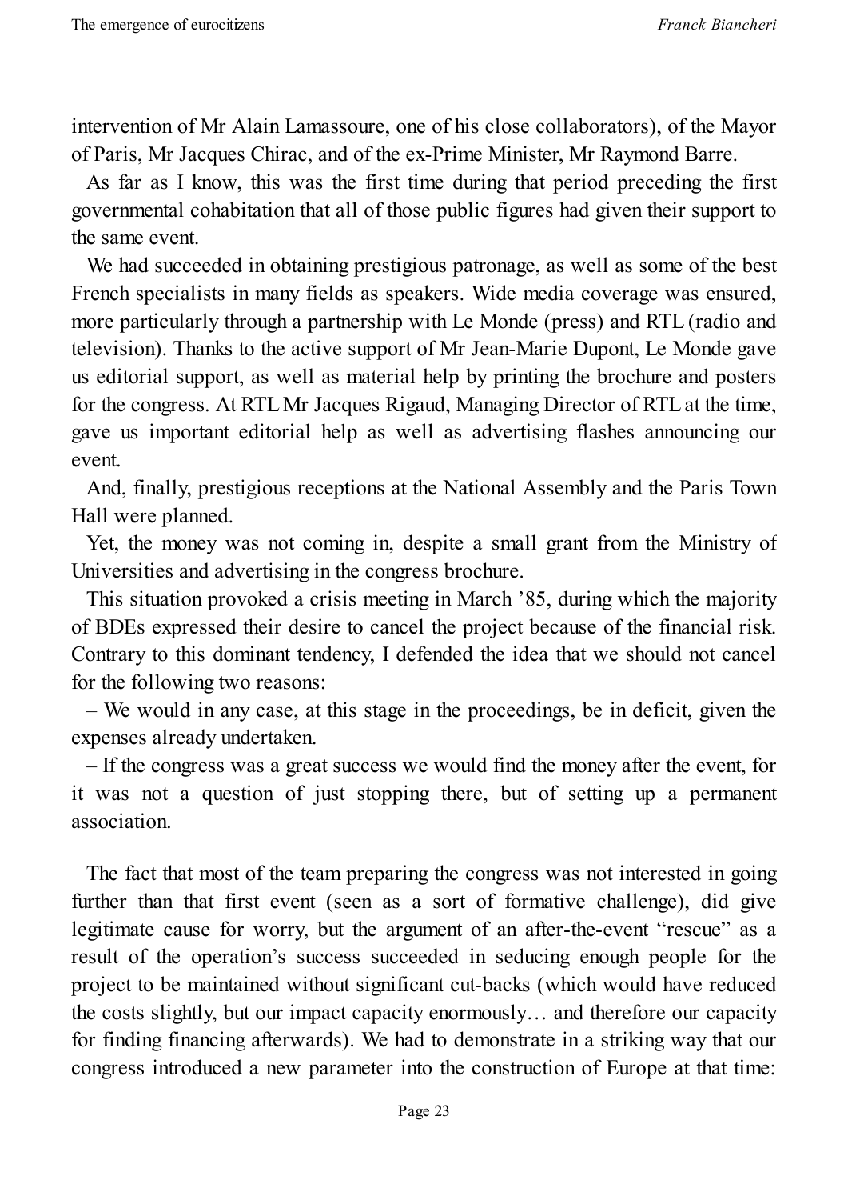intervention of Mr Alain Lamassoure, one of his close collaborators), of the Mayor of Paris, Mr Jacques Chirac, and of the ex-Prime Minister, Mr Raymond Barre.

As far as I know, this was the first time during that period preceding the first governmental cohabitation that all of those public figures had given their support to the same event.

We had succeeded in obtaining prestigious patronage, as well as some of the best French specialists in many fields as speakers. Wide media coverage was ensured, more particularly through a partnership with Le Monde (press) and RTL (radio and television). Thanks to the active support of Mr Jean-Marie Dupont, Le Monde gave us editorial support, as well as material help by printing the brochure and posters for the congress. At RTL Mr Jacques Rigaud, Managing Director of RTL at the time, gave us important editorial help as well as advertising flashes announcing our event.

And, finally, prestigious receptions at the National Assembly and the Paris Town Hall were planned.

Yet, the money was not coming in, despite a small grant from the Ministry of Universities and advertising in the congress brochure.

This situation provoked a crisis meeting in March '85, during which the majority of BDEs expressed their desire to cancel the project because of the financial risk. Contrary to this dominant tendency, I defended the idea that we should not cancel for the following two reasons:

– We would in any case, at this stage in the proceedings, be in deficit, given the expenses already undertaken.

– If the congress was a great success we would find the money after the event, for it was not a question of just stopping there, but of setting up a permanent association.

The fact that most of the team preparing the congress was not interested in going further than that first event (seen as a sort of formative challenge), did give legitimate cause for worry, but the argument of an after-the-event "rescue" as a result of the operation's success succeeded in seducing enough people for the project to be maintained without significant cut-backs (which would have reduced the costs slightly, but our impact capacity enormously… and therefore our capacity for finding financing afterwards). We had to demonstrate in a striking way that our congress introduced a new parameter into the construction of Europe at that time: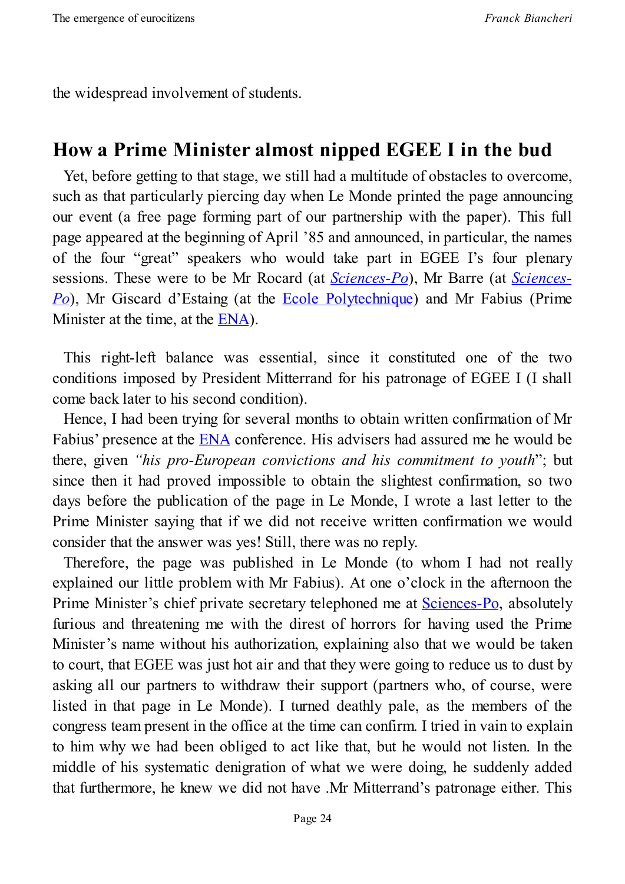the widespread involvement of students.

## How a Prime Minister almost nipped EGEE I in the bud

Yet, before getting to that stage, we still had a multitude of obstacles to overcome, such as that particularly piercing day when Le Monde printed the page announcing our event (a free page forming part of our partnership with the paper). This full page appeared at the beginning of April '85 and announced, in particular, the names of the four "great" speakers who would take part in EGEE I's four plenary sessions. These were to be Mr Rocard (at *Sciences-Po*), Mr Barre (at *Sciences-Po*), Mr Giscard d'Estaing (at the Ecole Polytechnique) and Mr Fabius (Prime Minister at the time, at the ENA).

This right-left balance was essential, since it constituted one of the two conditions imposed by President Mitterrand for his patronage of EGEE I (I shall come back later to his second condition).

Hence, I had been trying for several months to obtain written confirmation of Mr Fabius' presence at the ENA conference. His advisers had assured me he would be there, given *"his pro-European convictions and his commitment to youth*"; but since then it had proved impossible to obtain the slightest confirmation, so two days before the publication of the page in Le Monde, I wrote a last letter to the Prime Minister saying that if we did not receive written confirmation we would consider that the answer was yes! Still, there was no reply.

Therefore, the page was published in Le Monde (to whom I had not really explained our little problem with Mr Fabius). At one o'clock in the afternoon the Prime Minister's chief private secretary telephoned me at Sciences-Po, absolutely furious and threatening me with the direst of horrors for having used the Prime Minister's name without his authorization, explaining also that we would be taken to court, that EGEE was just hot air and that they were going to reduce us to dust by asking all our partners to withdraw their support (partners who, of course, were listed in that page in Le Monde). I turned deathly pale, as the members of the congress team present in the office at the time can confirm. I tried in vain to explain to him why we had been obliged to act like that, but he would not listen. In the middle of his systematic denigration of what we were doing, he suddenly added that furthermore, he knew we did not have .Mr Mitterrand's patronage either. This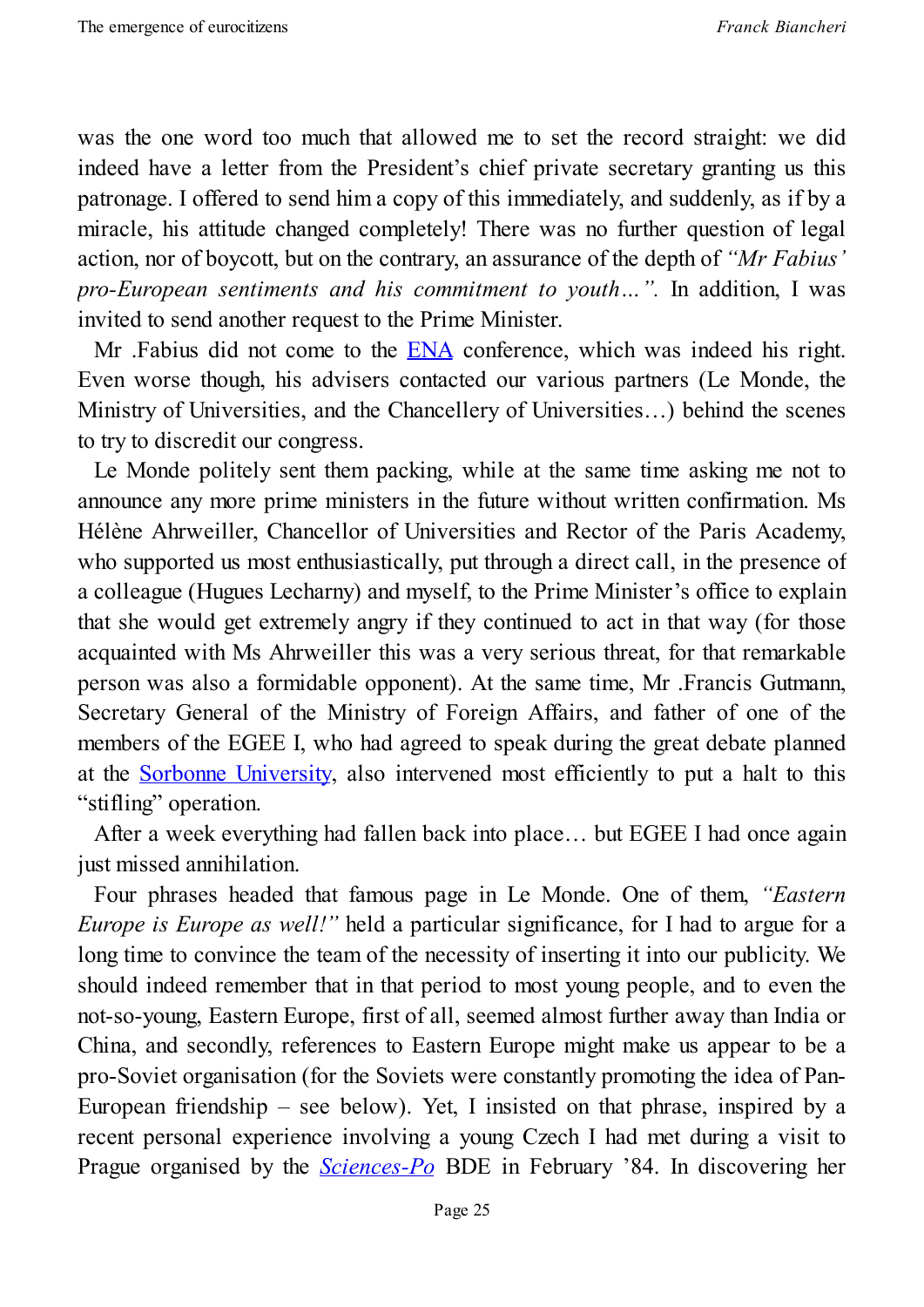was the one word too much that allowed me to set the record straight: we did indeed have a letter from the President's chief private secretary granting us this patronage. I offered to send him a copy of this immediately, and suddenly, as if by a miracle, his attitude changed completely! There was no further question of legal action, nor of boycott, but on the contrary, an assurance of the depth of *"Mr Fabius' pro-European sentiments and his commitment to youth…"*. In addition, I was invited to send another request to the Prime Minister.

Mr .Fabius did not come to the ENA conference, which was indeed his right. Even worse though, his advisers contacted our various partners (Le Monde, the Ministry of Universities, and the Chancellery of Universities…) behind the scenes to try to discredit our congress.

Le Monde politely sent them packing, while at the same time asking me not to announce any more prime ministers in the future without written confirmation. Ms Hélène Ahrweiller, Chancellor of Universities and Rector of the Paris Academy, who supported us most enthusiastically, put through a direct call, in the presence of a colleague (Hugues Lecharny) and myself, to the Prime Minister's office to explain that she would get extremely angry if they continued to act in that way (for those acquainted with Ms Ahrweiller this was a very serious threat, for that remarkable person was also a formidable opponent). At the same time, Mr .Francis Gutmann, Secretary General of the Ministry of Foreign Affairs, and father of one of the members of the EGEE I, who had agreed to speak during the great debate planned at the Sorbonne University, also intervened most efficiently to put a halt to this "stifling" operation.

After a week everything had fallen back into place… but EGEE I had once again just missed annihilation.

Four phrases headed that famous page in Le Monde. One of them, *"Eastern Europe is Europe as well!"* held a particular significance, for I had to argue for a long time to convince the team of the necessity of inserting it into our publicity. We should indeed remember that in that period to most young people, and to even the not-so-young, Eastern Europe, first of all, seemed almost further away than India or China, and secondly, references to Eastern Europe might make us appear to be a pro-Soviet organisation (for the Soviets were constantly promoting the idea of Pan-European friendship – see below). Yet, I insisted on that phrase, inspired by a recent personal experience involving a young Czech I had met during a visit to Prague organised by the *Sciences-Po* BDE in February '84. In discovering her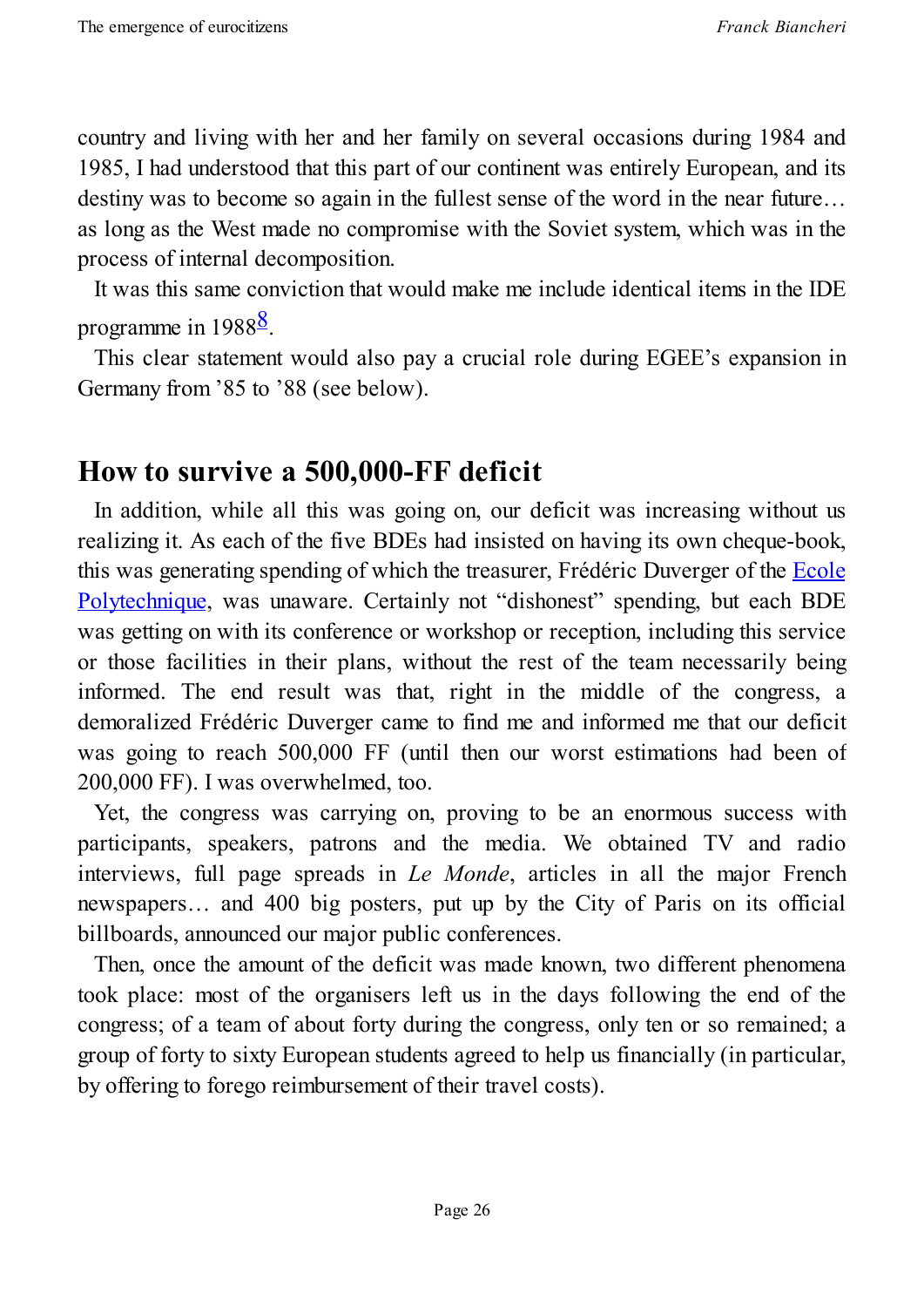country and living with her and her family on several occasions during 1984 and 1985, I had understood that this part of our continent was entirely European, and its destiny was to become so again in the fullest sense of the word in the near future… as long as the West made no compromise with the Soviet system, which was in the process of internal decomposition.

It was this same conviction that would make me include identical items in the IDE programme in 1988[8].

This clear statement would also pay a crucial role during EGEE's expansion in Germany from '85 to '88 (see below).

## How to survive a 500,000-FF deficit

In addition, while all this was going on, our deficit was increasing without us realizing it. As each of the five BDEs had insisted on having its own cheque-book, this was generating spending of which the treasurer, Frédéric Duverger of the Ecole Polytechnique, was unaware. Certainly not "dishonest" spending, but each BDE was getting on with its conference or workshop or reception, including this service or those facilities in their plans, without the rest of the team necessarily being informed. The end result was that, right in the middle of the congress, a demoralized Frédéric Duverger came to find me and informed me that our deficit was going to reach 500,000 FF (until then our worst estimations had been of 200,000 FF). I was overwhelmed, too.

Yet, the congress was carrying on, proving to be an enormous success with participants, speakers, patrons and the media. We obtained TV and radio interviews, full page spreads in *Le Monde*, articles in all the major French newspapers… and 400 big posters, put up by the City of Paris on its official billboards, announced our major public conferences.

Then, once the amount of the deficit was made known, two different phenomena took place: most of the organisers left us in the days following the end of the congress; of a team of about forty during the congress, only ten or so remained; a group of forty to sixty European students agreed to help us financially (in particular, by offering to forego reimbursement of their travel costs).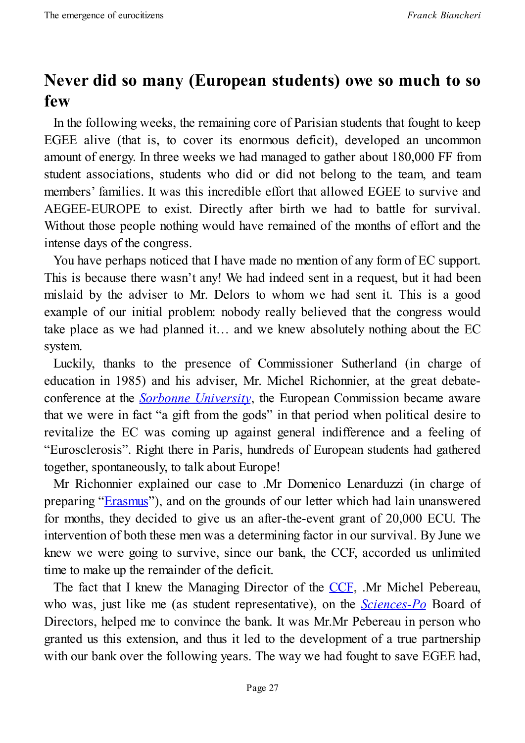## Never did so many (European students) owe so much to so few

In the following weeks, the remaining core of Parisian students that fought to keep EGEE alive (that is, to cover its enormous deficit), developed an uncommon amount of energy. In three weeks we had managed to gather about 180,000 FF from student associations, students who did or did not belong to the team, and team members' families. It was this incredible effort that allowed EGEE to survive and AEGEE-EUROPE to exist. Directly after birth we had to battle for survival. Without those people nothing would have remained of the months of effort and the intense days of the congress.

You have perhaps noticed that I have made no mention of any form of EC support. This is because there wasn't any! We had indeed sent in a request, but it had been mislaid by the adviser to Mr. Delors to whom we had sent it. This is a good example of our initial problem: nobody really believed that the congress would take place as we had planned it… and we knew absolutely nothing about the EC system.

Luckily, thanks to the presence of Commissioner Sutherland (in charge of education in 1985) and his adviser, Mr. Michel Richonnier, at the great debate-conference at the *Sorbonne University*, the European Commission became aware that we were in fact "a gift from the gods" in that period when political desire to revitalize the EC was coming up against general indifference and a feeling of "Eurosclerosis". Right there in Paris, hundreds of European students had gathered together, spontaneously, to talk about Europe!

Mr Richonnier explained our case to .Mr Domenico Lenarduzzi (in charge of preparing "Erasmus"), and on the grounds of our letter which had lain unanswered for months, they decided to give us an after-the-event grant of 20,000 ECU. The intervention of both these men was a determining factor in our survival. By June we knew we were going to survive, since our bank, the CCF, accorded us unlimited time to make up the remainder of the deficit.

The fact that I knew the Managing Director of the CCF, .Mr Michel Pebereau, who was, just like me (as student representative), on the *Sciences-Po* Board of Directors, helped me to convince the bank. It was Mr.Mr Pebereau in person who granted us this extension, and thus it led to the development of a true partnership with our bank over the following years. The way we had fought to save EGEE had,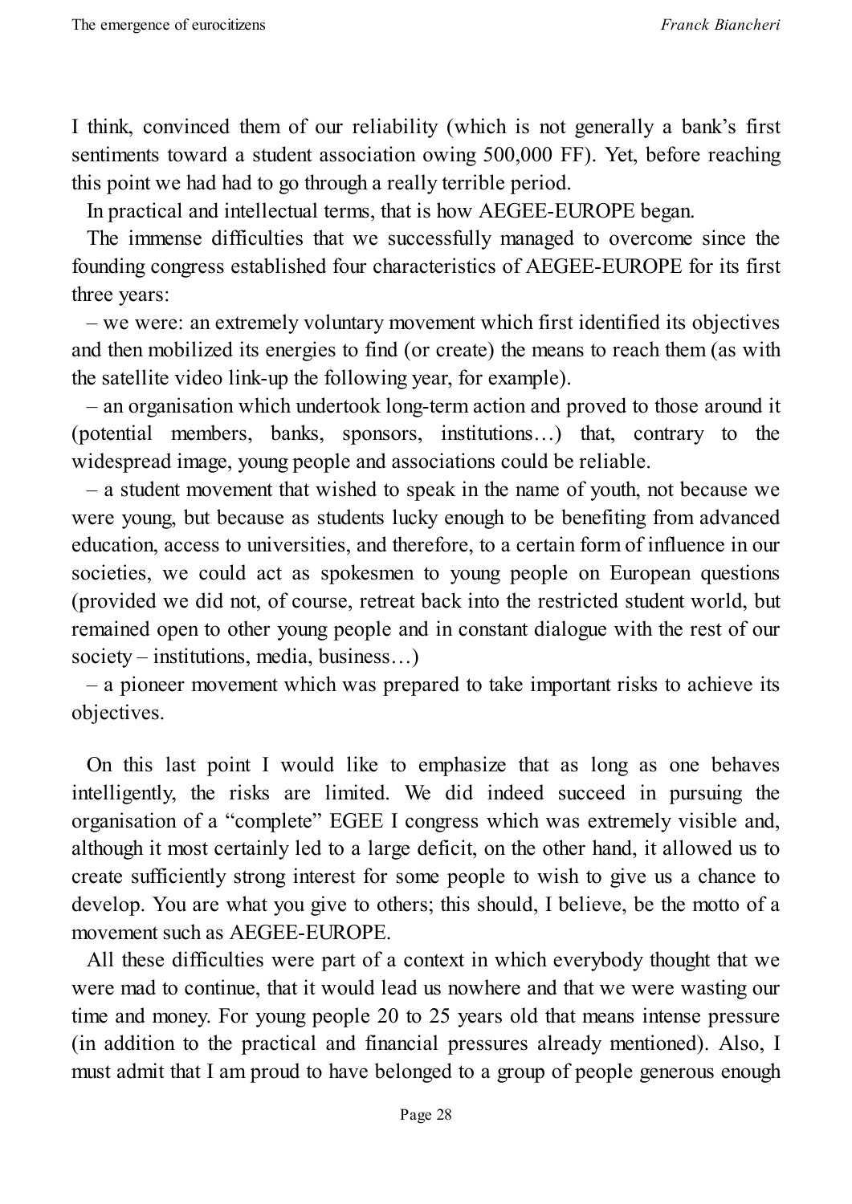I think, convinced them of our reliability (which is not generally a bank's first sentiments toward a student association owing 500,000 FF). Yet, before reaching this point we had had to go through a really terrible period.

In practical and intellectual terms, that is how AEGEE-EUROPE began.

The immense difficulties that we successfully managed to overcome since the founding congress established four characteristics of AEGEE-EUROPE for its first three years:

– we were: an extremely voluntary movement which first identified its objectives and then mobilized its energies to find (or create) the means to reach them (as with the satellite video link-up the following year, for example).

– an organisation which undertook long-term action and proved to those around it (potential members, banks, sponsors, institutions…) that, contrary to the widespread image, young people and associations could be reliable.

– a student movement that wished to speak in the name of youth, not because we were young, but because as students lucky enough to be benefiting from advanced education, access to universities, and therefore, to a certain form of influence in our societies, we could act as spokesmen to young people on European questions (provided we did not, of course, retreat back into the restricted student world, but remained open to other young people and in constant dialogue with the rest of our society – institutions, media, business…)

– a pioneer movement which was prepared to take important risks to achieve its objectives.

On this last point I would like to emphasize that as long as one behaves intelligently, the risks are limited. We did indeed succeed in pursuing the organisation of a "complete" EGEE I congress which was extremely visible and, although it most certainly led to a large deficit, on the other hand, it allowed us to create sufficiently strong interest for some people to wish to give us a chance to develop. You are what you give to others; this should, I believe, be the motto of a movement such as AEGEE-EUROPE.

All these difficulties were part of a context in which everybody thought that we were mad to continue, that it would lead us nowhere and that we were wasting our time and money. For young people 20 to 25 years old that means intense pressure (in addition to the practical and financial pressures already mentioned). Also, I must admit that I am proud to have belonged to a group of people generous enough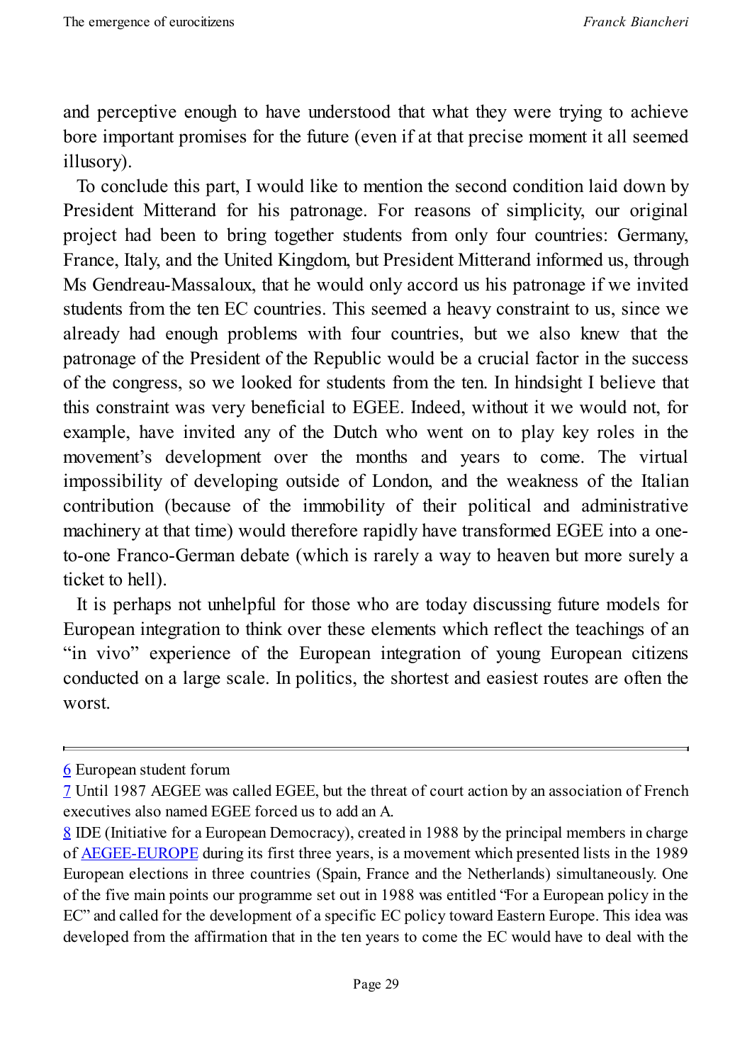and perceptive enough to have understood that what they were trying to achieve bore important promises for the future (even if at that precise moment it all seemed illusory).

To conclude this part, I would like to mention the second condition laid down by President Mitterand for his patronage. For reasons of simplicity, our original project had been to bring together students from only four countries: Germany, France, Italy, and the United Kingdom, but President Mitterand informed us, through Ms Gendreau-Massaloux, that he would only accord us his patronage if we invited students from the ten EC countries. This seemed a heavy constraint to us, since we already had enough problems with four countries, but we also knew that the patronage of the President of the Republic would be a crucial factor in the success of the congress, so we looked for students from the ten. In hindsight I believe that this constraint was very beneficial to EGEE. Indeed, without it we would not, for example, have invited any of the Dutch who went on to play key roles in the movement's development over the months and years to come. The virtual impossibility of developing outside of London, and the weakness of the Italian contribution (because of the immobility of their political and administrative machinery at that time) would therefore rapidly have transformed EGEE into a one-to-one Franco-German debate (which is rarely a way to heaven but more surely a ticket to hell).

It is perhaps not unhelpful for those who are today discussing future models for European integration to think over these elements which reflect the teachings of an "in vivo" experience of the European integration of young European citizens conducted on a large scale. In politics, the shortest and easiest routes are often the worst.

---

6 European student forum

7 Until 1987 AEGEE was called EGEE, but the threat of court action by an association of French executives also named EGEE forced us to add an A.

8 IDE (Initiative for a European Democracy), created in 1988 by the principal members in charge of AEGEE-EUROPE during its first three years, is a movement which presented lists in the 1989 European elections in three countries (Spain, France and the Netherlands) simultaneously. One of the five main points our programme set out in 1988 was entitled "For a European policy in the EC" and called for the development of a specific EC policy toward Eastern Europe. This idea was developed from the affirmation that in the ten years to come the EC would have to deal with the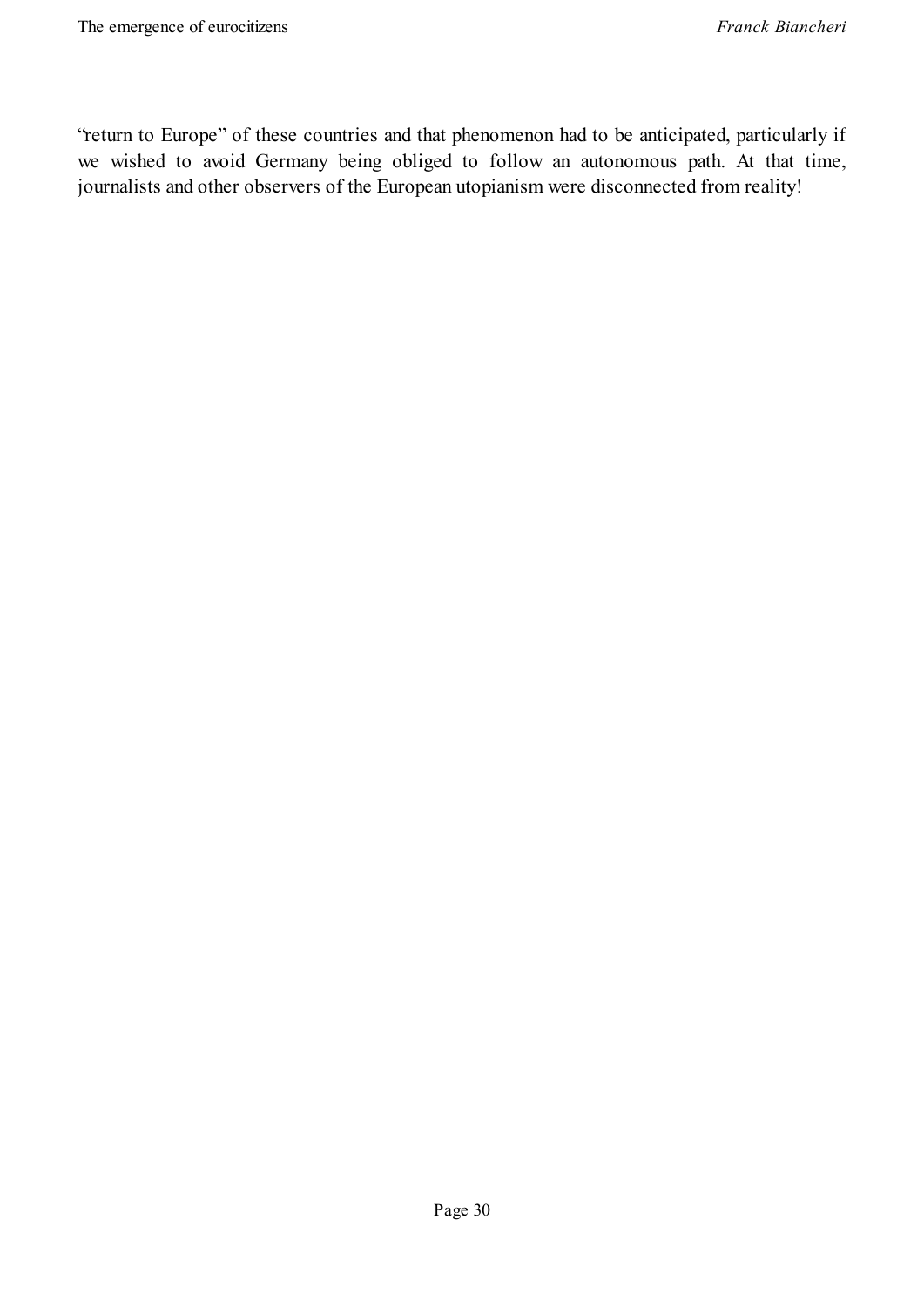"return to Europe" of these countries and that phenomenon had to be anticipated, particularly if we wished to avoid Germany being obliged to follow an autonomous path. At that time, journalists and other observers of the European utopianism were disconnected from reality!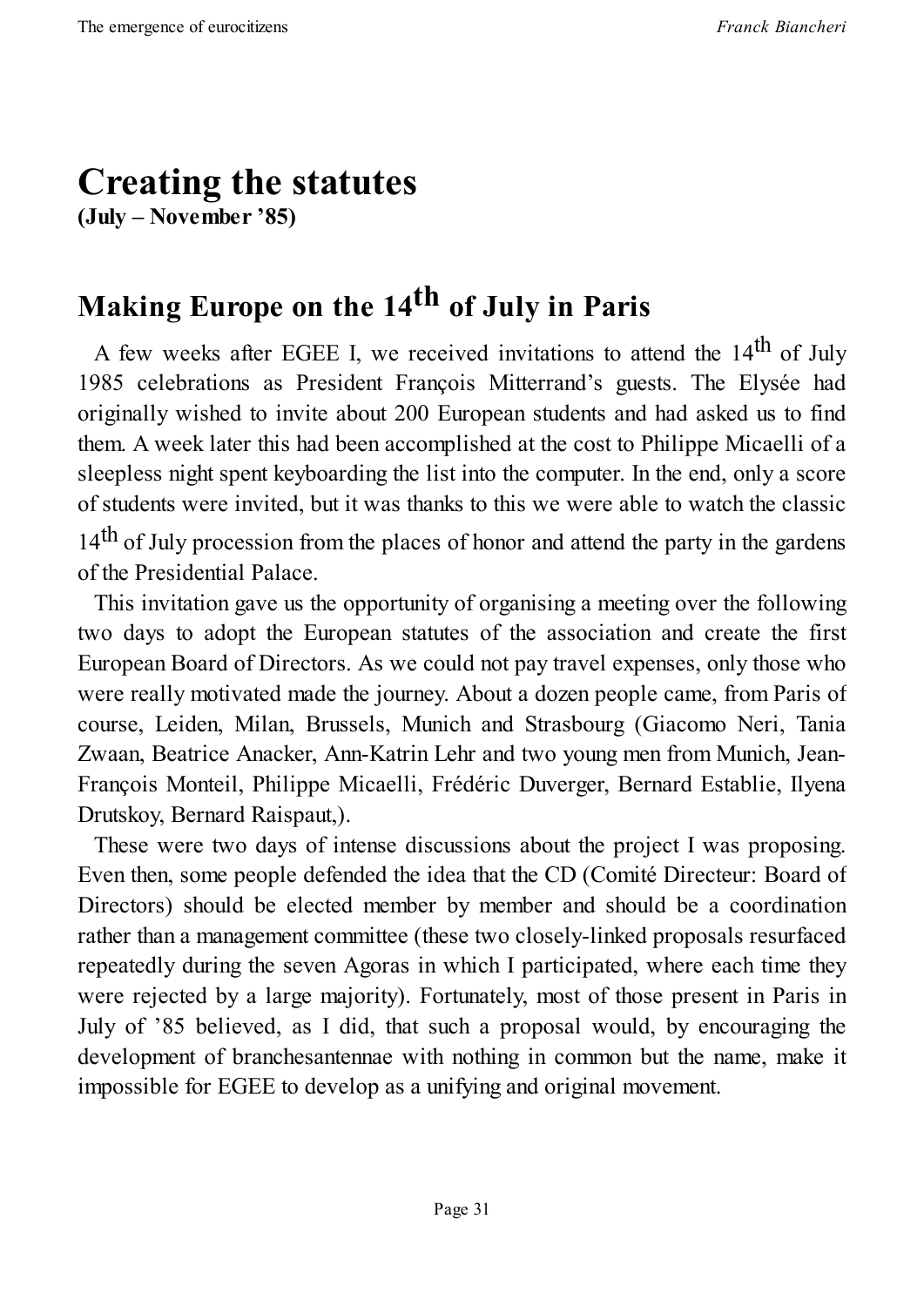# Creating the statutes

**(July – November '85)**

## Making Europe on the 14th of July in Paris

A few weeks after EGEE I, we received invitations to attend the 14th of July 1985 celebrations as President François Mitterrand's guests. The Elysée had originally wished to invite about 200 European students and had asked us to find them. A week later this had been accomplished at the cost to Philippe Micaelli of a sleepless night spent keyboarding the list into the computer. In the end, only a score of students were invited, but it was thanks to this we were able to watch the classic 14th of July procession from the places of honor and attend the party in the gardens of the Presidential Palace.

This invitation gave us the opportunity of organising a meeting over the following two days to adopt the European statutes of the association and create the first European Board of Directors. As we could not pay travel expenses, only those who were really motivated made the journey. About a dozen people came, from Paris of course, Leiden, Milan, Brussels, Munich and Strasbourg (Giacomo Neri, Tania Zwaan, Beatrice Anacker, Ann-Katrin Lehr and two young men from Munich, Jean-François Monteil, Philippe Micaelli, Frédéric Duverger, Bernard Establie, Ilyena Drutskoy, Bernard Raispaut,).

These were two days of intense discussions about the project I was proposing. Even then, some people defended the idea that the CD (Comité Directeur: Board of Directors) should be elected member by member and should be a coordination rather than a management committee (these two closely-linked proposals resurfaced repeatedly during the seven Agoras in which I participated, where each time they were rejected by a large majority). Fortunately, most of those present in Paris in July of '85 believed, as I did, that such a proposal would, by encouraging the development of branchesantennae with nothing in common but the name, make it impossible for EGEE to develop as a unifying and original movement.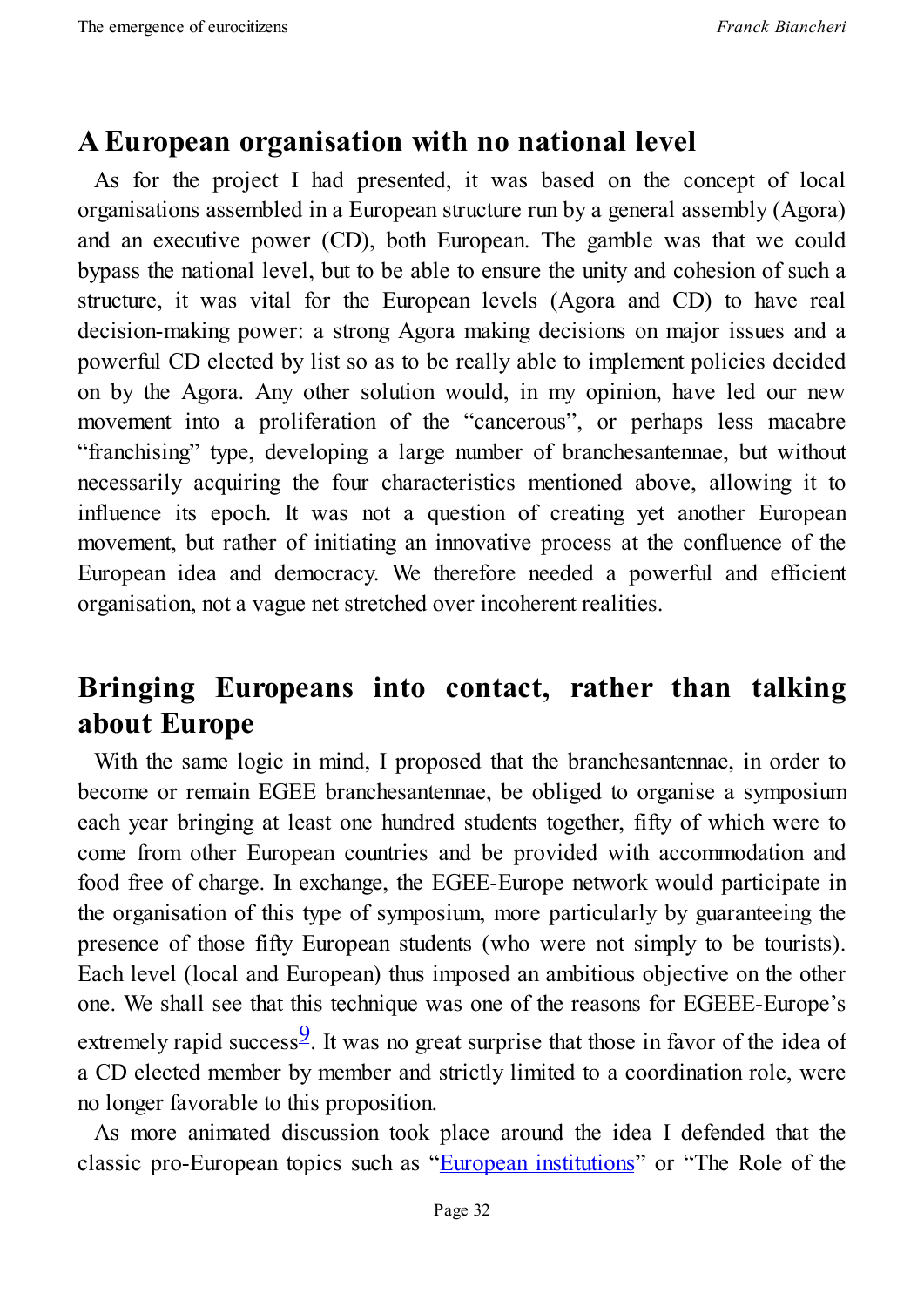## A European organisation with no national level

As for the project I had presented, it was based on the concept of local organisations assembled in a European structure run by a general assembly (Agora) and an executive power (CD), both European. The gamble was that we could bypass the national level, but to be able to ensure the unity and cohesion of such a structure, it was vital for the European levels (Agora and CD) to have real decision-making power: a strong Agora making decisions on major issues and a powerful CD elected by list so as to be really able to implement policies decided on by the Agora. Any other solution would, in my opinion, have led our new movement into a proliferation of the "cancerous", or perhaps less macabre "franchising" type, developing a large number of branchesantennae, but without necessarily acquiring the four characteristics mentioned above, allowing it to influence its epoch. It was not a question of creating yet another European movement, but rather of initiating an innovative process at the confluence of the European idea and democracy. We therefore needed a powerful and efficient organisation, not a vague net stretched over incoherent realities.

## Bringing Europeans into contact, rather than talking about Europe

With the same logic in mind, I proposed that the branchesantennae, in order to become or remain EGEE branchesantennae, be obliged to organise a symposium each year bringing at least one hundred students together, fifty of which were to come from other European countries and be provided with accommodation and food free of charge. In exchange, the EGEE-Europe network would participate in the organisation of this type of symposium, more particularly by guaranteeing the presence of those fifty European students (who were not simply to be tourists). Each level (local and European) thus imposed an ambitious objective on the other one. We shall see that this technique was one of the reasons for EGEEE-Europe's extremely rapid success[9]. It was no great surprise that those in favor of the idea of a CD elected member by member and strictly limited to a coordination role, were no longer favorable to this proposition.

As more animated discussion took place around the idea I defended that the classic pro-European topics such as "European institutions" or "The Role of the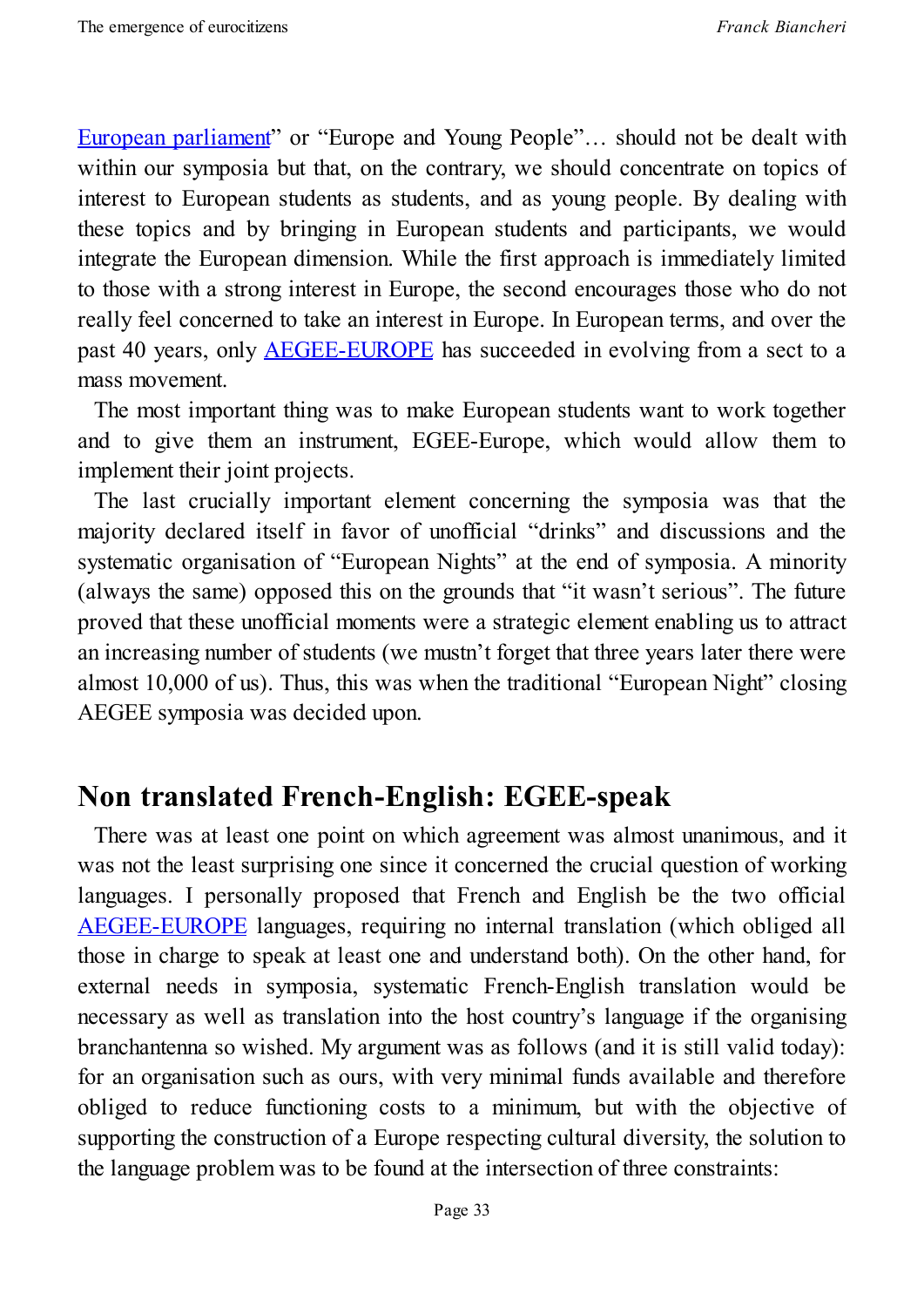European parliament" or "Europe and Young People"… should not be dealt with within our symposia but that, on the contrary, we should concentrate on topics of interest to European students as students, and as young people. By dealing with these topics and by bringing in European students and participants, we would integrate the European dimension. While the first approach is immediately limited to those with a strong interest in Europe, the second encourages those who do not really feel concerned to take an interest in Europe. In European terms, and over the past 40 years, only AEGEE-EUROPE has succeeded in evolving from a sect to a mass movement.

The most important thing was to make European students want to work together and to give them an instrument, EGEE-Europe, which would allow them to implement their joint projects.

The last crucially important element concerning the symposia was that the majority declared itself in favor of unofficial "drinks" and discussions and the systematic organisation of "European Nights" at the end of symposia. A minority (always the same) opposed this on the grounds that "it wasn't serious". The future proved that these unofficial moments were a strategic element enabling us to attract an increasing number of students (we mustn't forget that three years later there were almost 10,000 of us). Thus, this was when the traditional "European Night" closing AEGEE symposia was decided upon.

## Non translated French-English: EGEE-speak

There was at least one point on which agreement was almost unanimous, and it was not the least surprising one since it concerned the crucial question of working languages. I personally proposed that French and English be the two official AEGEE-EUROPE languages, requiring no internal translation (which obliged all those in charge to speak at least one and understand both). On the other hand, for external needs in symposia, systematic French-English translation would be necessary as well as translation into the host country's language if the organising branchantenna so wished. My argument was as follows (and it is still valid today): for an organisation such as ours, with very minimal funds available and therefore obliged to reduce functioning costs to a minimum, but with the objective of supporting the construction of a Europe respecting cultural diversity, the solution to the language problem was to be found at the intersection of three constraints: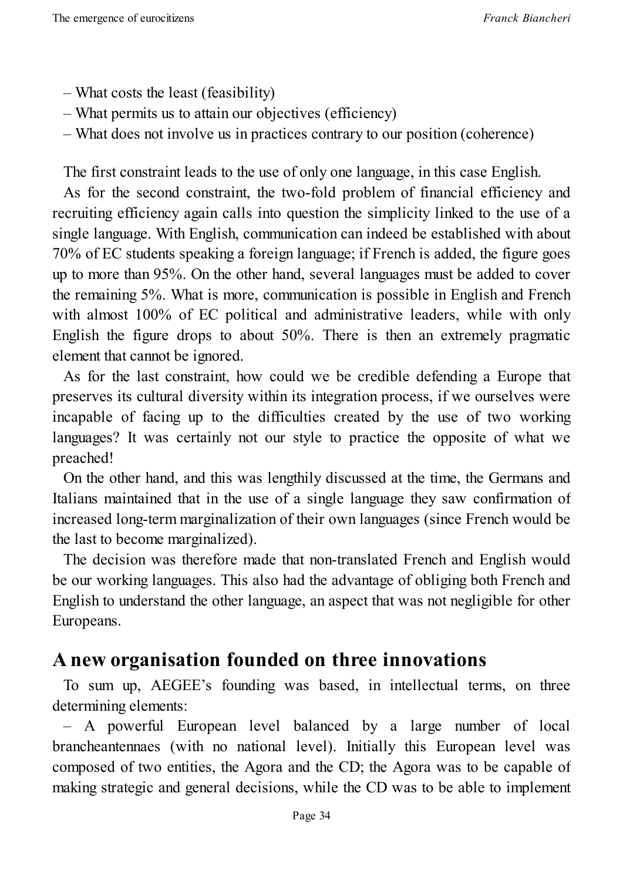– What costs the least (feasibility)
– What permits us to attain our objectives (efficiency)
– What does not involve us in practices contrary to our position (coherence)

The first constraint leads to the use of only one language, in this case English.

As for the second constraint, the two-fold problem of financial efficiency and recruiting efficiency again calls into question the simplicity linked to the use of a single language. With English, communication can indeed be established with about 70% of EC students speaking a foreign language; if French is added, the figure goes up to more than 95%. On the other hand, several languages must be added to cover the remaining 5%. What is more, communication is possible in English and French with almost 100% of EC political and administrative leaders, while with only English the figure drops to about 50%. There is then an extremely pragmatic element that cannot be ignored.

As for the last constraint, how could we be credible defending a Europe that preserves its cultural diversity within its integration process, if we ourselves were incapable of facing up to the difficulties created by the use of two working languages? It was certainly not our style to practice the opposite of what we preached!

On the other hand, and this was lengthily discussed at the time, the Germans and Italians maintained that in the use of a single language they saw confirmation of increased long-term marginalization of their own languages (since French would be the last to become marginalized).

The decision was therefore made that non-translated French and English would be our working languages. This also had the advantage of obliging both French and English to understand the other language, an aspect that was not negligible for other Europeans.

## A new organisation founded on three innovations

To sum up, AEGEE's founding was based, in intellectual terms, on three determining elements:

– A powerful European level balanced by a large number of local brancheantennaes (with no national level). Initially this European level was composed of two entities, the Agora and the CD; the Agora was to be capable of making strategic and general decisions, while the CD was to be able to implement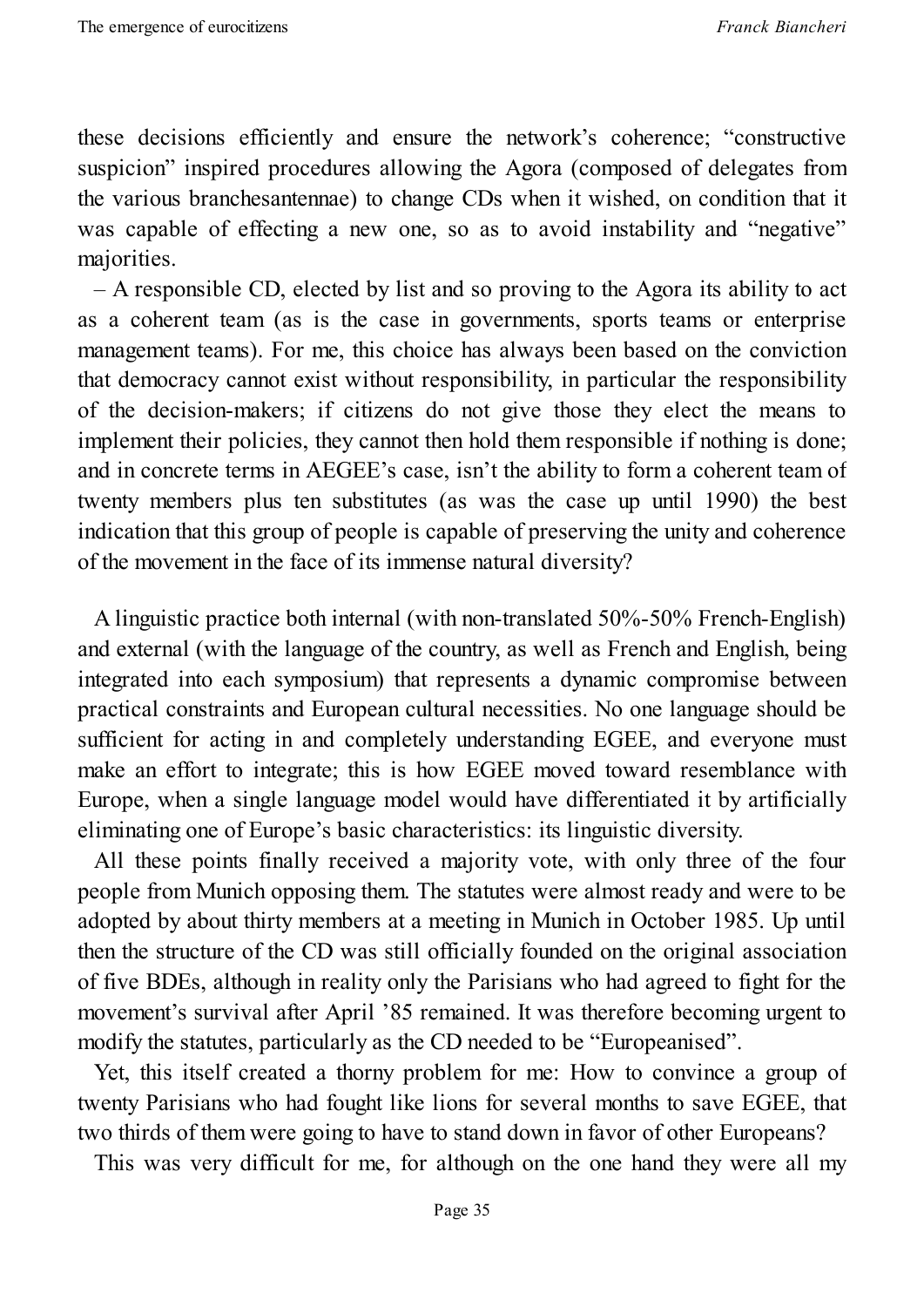these decisions efficiently and ensure the network's coherence; "constructive suspicion" inspired procedures allowing the Agora (composed of delegates from the various branchesantennae) to change CDs when it wished, on condition that it was capable of effecting a new one, so as to avoid instability and "negative" majorities.

– A responsible CD, elected by list and so proving to the Agora its ability to act as a coherent team (as is the case in governments, sports teams or enterprise management teams). For me, this choice has always been based on the conviction that democracy cannot exist without responsibility, in particular the responsibility of the decision-makers; if citizens do not give those they elect the means to implement their policies, they cannot then hold them responsible if nothing is done; and in concrete terms in AEGEE's case, isn't the ability to form a coherent team of twenty members plus ten substitutes (as was the case up until 1990) the best indication that this group of people is capable of preserving the unity and coherence of the movement in the face of its immense natural diversity?

A linguistic practice both internal (with non-translated 50%-50% French-English) and external (with the language of the country, as well as French and English, being integrated into each symposium) that represents a dynamic compromise between practical constraints and European cultural necessities. No one language should be sufficient for acting in and completely understanding EGEE, and everyone must make an effort to integrate; this is how EGEE moved toward resemblance with Europe, when a single language model would have differentiated it by artificially eliminating one of Europe's basic characteristics: its linguistic diversity.

All these points finally received a majority vote, with only three of the four people from Munich opposing them. The statutes were almost ready and were to be adopted by about thirty members at a meeting in Munich in October 1985. Up until then the structure of the CD was still officially founded on the original association of five BDEs, although in reality only the Parisians who had agreed to fight for the movement's survival after April '85 remained. It was therefore becoming urgent to modify the statutes, particularly as the CD needed to be "Europeanised".

Yet, this itself created a thorny problem for me: How to convince a group of twenty Parisians who had fought like lions for several months to save EGEE, that two thirds of them were going to have to stand down in favor of other Europeans?

This was very difficult for me, for although on the one hand they were all my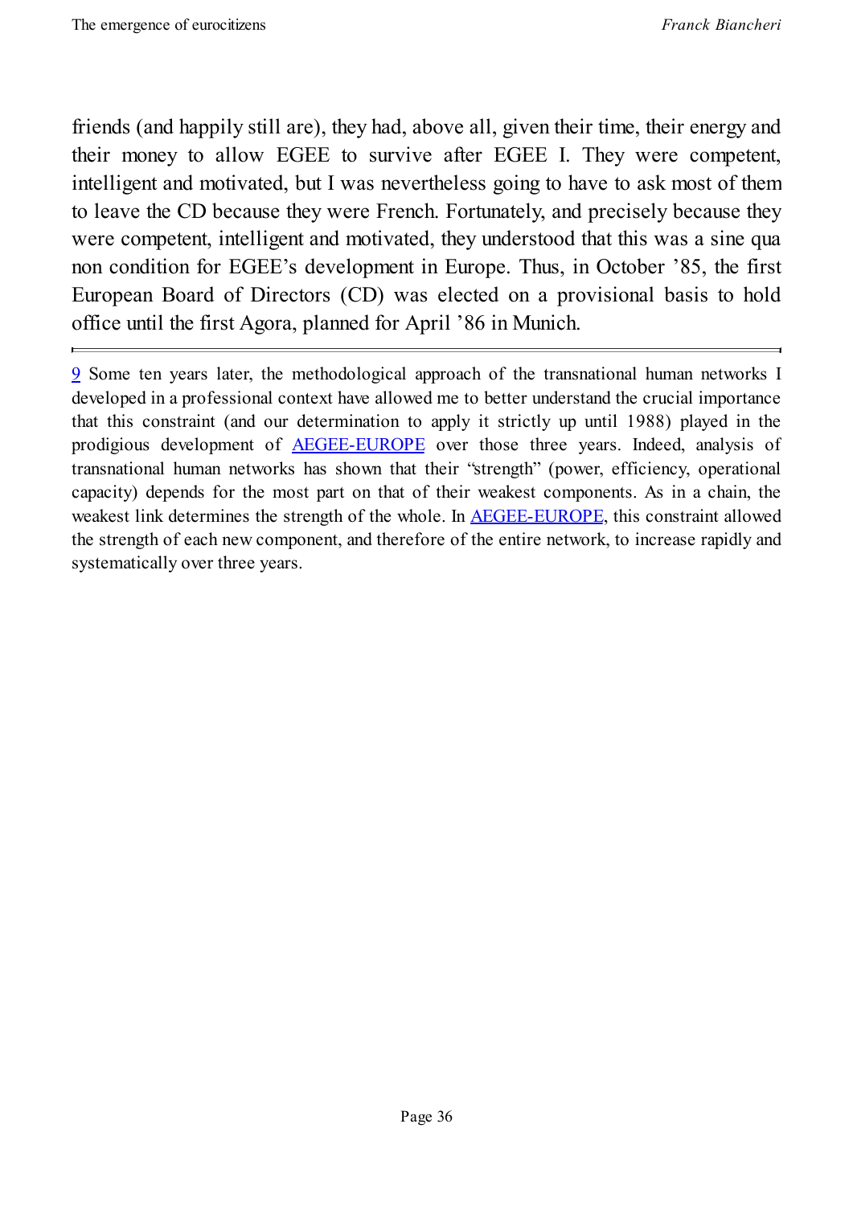friends (and happily still are), they had, above all, given their time, their energy and their money to allow EGEE to survive after EGEE I. They were competent, intelligent and motivated, but I was nevertheless going to have to ask most of them to leave the CD because they were French. Fortunately, and precisely because they were competent, intelligent and motivated, they understood that this was a sine qua non condition for EGEE's development in Europe. Thus, in October '85, the first European Board of Directors (CD) was elected on a provisional basis to hold office until the first Agora, planned for April '86 in Munich.

---

9 Some ten years later, the methodological approach of the transnational human networks I developed in a professional context have allowed me to better understand the crucial importance that this constraint (and our determination to apply it strictly up until 1988) played in the prodigious development of AEGEE-EUROPE over those three years. Indeed, analysis of transnational human networks has shown that their "strength" (power, efficiency, operational capacity) depends for the most part on that of their weakest components. As in a chain, the weakest link determines the strength of the whole. In AEGEE-EUROPE, this constraint allowed the strength of each new component, and therefore of the entire network, to increase rapidly and systematically over three years.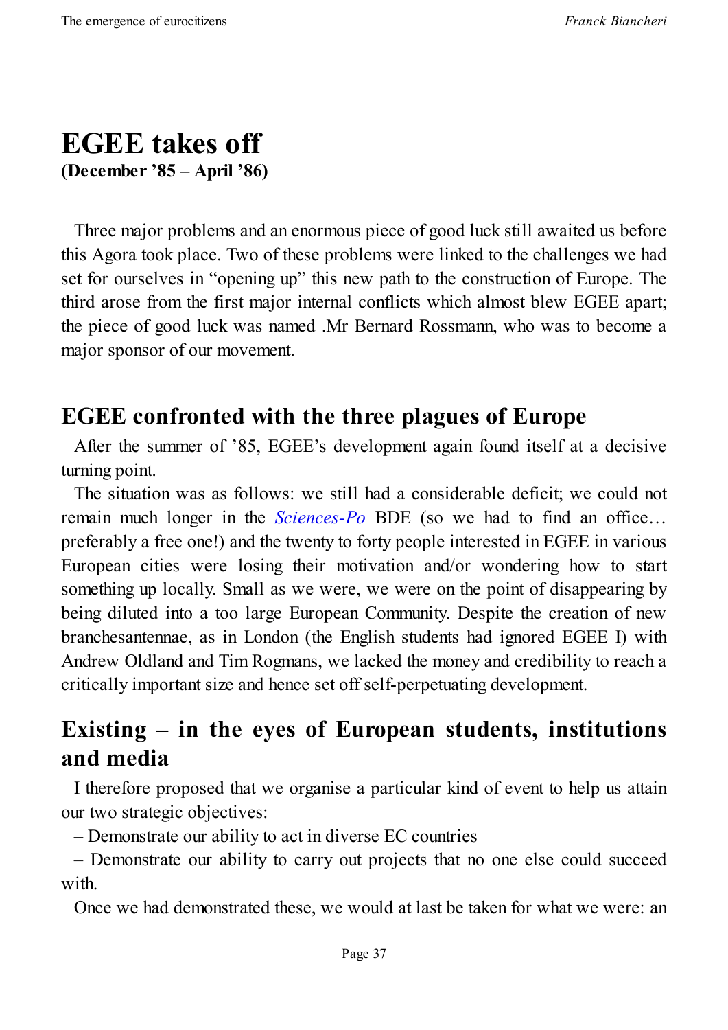# EGEE takes off

**(December ’85 – April ’86)**

Three major problems and an enormous piece of good luck still awaited us before this Agora took place. Two of these problems were linked to the challenges we had set for ourselves in “opening up” this new path to the construction of Europe. The third arose from the first major internal conflicts which almost blew EGEE apart; the piece of good luck was named .Mr Bernard Rossmann, who was to become a major sponsor of our movement.

## EGEE confronted with the three plagues of Europe

After the summer of ’85, EGEE’s development again found itself at a decisive turning point.

The situation was as follows: we still had a considerable deficit; we could not remain much longer in the *Sciences-Po* BDE (so we had to find an office… preferably a free one!) and the twenty to forty people interested in EGEE in various European cities were losing their motivation and/or wondering how to start something up locally. Small as we were, we were on the point of disappearing by being diluted into a too large European Community. Despite the creation of new branchesantennae, as in London (the English students had ignored EGEE I) with Andrew Oldland and Tim Rogmans, we lacked the money and credibility to reach a critically important size and hence set off self-perpetuating development.

## Existing – in the eyes of European students, institutions and media

I therefore proposed that we organise a particular kind of event to help us attain our two strategic objectives:

– Demonstrate our ability to act in diverse EC countries

– Demonstrate our ability to carry out projects that no one else could succeed with.

Once we had demonstrated these, we would at last be taken for what we were: an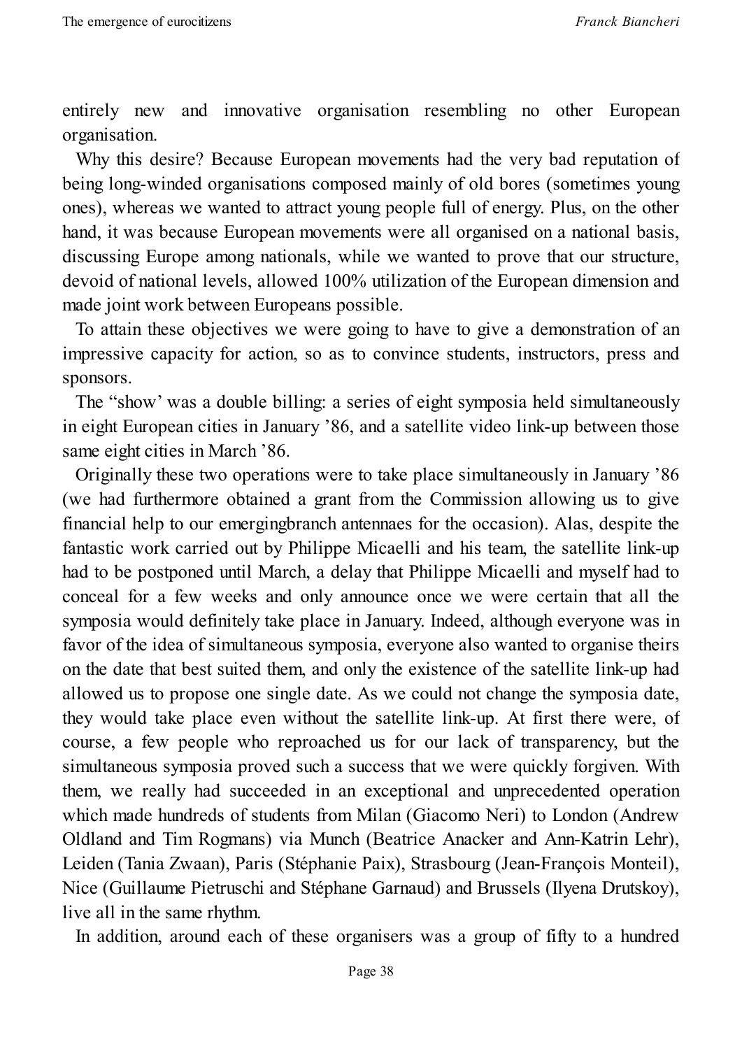entirely new and innovative organisation resembling no other European organisation.

Why this desire? Because European movements had the very bad reputation of being long-winded organisations composed mainly of old bores (sometimes young ones), whereas we wanted to attract young people full of energy. Plus, on the other hand, it was because European movements were all organised on a national basis, discussing Europe among nationals, while we wanted to prove that our structure, devoid of national levels, allowed 100% utilization of the European dimension and made joint work between Europeans possible.

To attain these objectives we were going to have to give a demonstration of an impressive capacity for action, so as to convince students, instructors, press and sponsors.

The "show' was a double billing: a series of eight symposia held simultaneously in eight European cities in January '86, and a satellite video link-up between those same eight cities in March '86.

Originally these two operations were to take place simultaneously in January '86 (we had furthermore obtained a grant from the Commission allowing us to give financial help to our emergingbranch antennaes for the occasion). Alas, despite the fantastic work carried out by Philippe Micaelli and his team, the satellite link-up had to be postponed until March, a delay that Philippe Micaelli and myself had to conceal for a few weeks and only announce once we were certain that all the symposia would definitely take place in January. Indeed, although everyone was in favor of the idea of simultaneous symposia, everyone also wanted to organise theirs on the date that best suited them, and only the existence of the satellite link-up had allowed us to propose one single date. As we could not change the symposia date, they would take place even without the satellite link-up. At first there were, of course, a few people who reproached us for our lack of transparency, but the simultaneous symposia proved such a success that we were quickly forgiven. With them, we really had succeeded in an exceptional and unprecedented operation which made hundreds of students from Milan (Giacomo Neri) to London (Andrew Oldland and Tim Rogmans) via Munch (Beatrice Anacker and Ann-Katrin Lehr), Leiden (Tania Zwaan), Paris (Stéphanie Paix), Strasbourg (Jean-François Monteil), Nice (Guillaume Pietruschi and Stéphane Garnaud) and Brussels (Ilyena Drutskoy), live all in the same rhythm.

In addition, around each of these organisers was a group of fifty to a hundred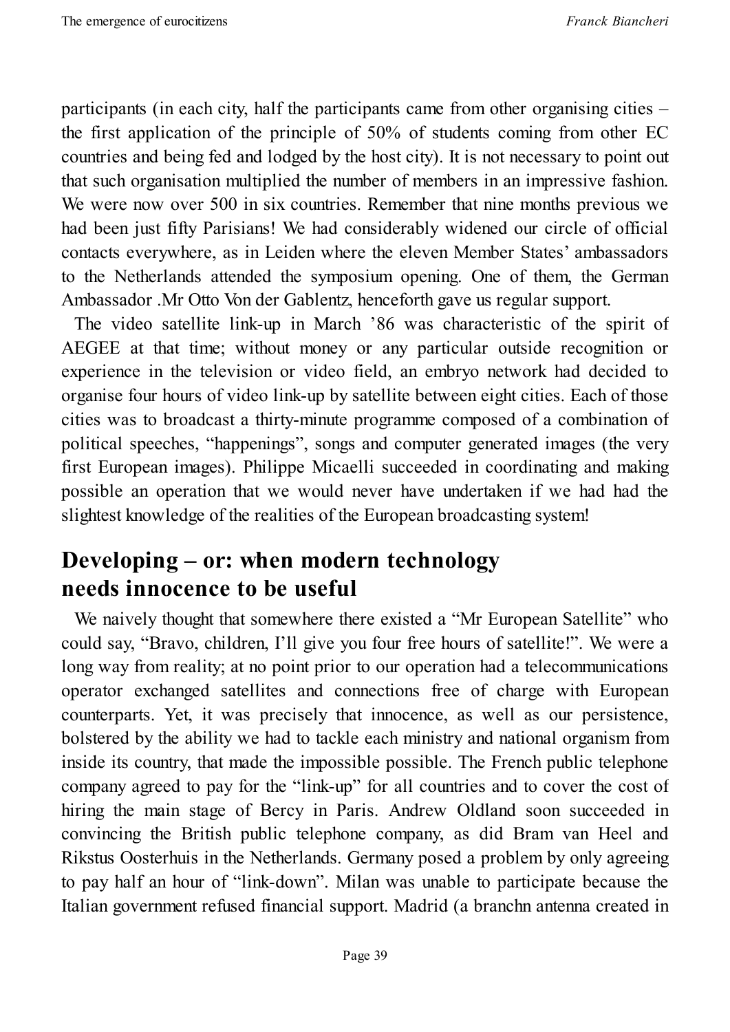participants (in each city, half the participants came from other organising cities – the first application of the principle of 50% of students coming from other EC countries and being fed and lodged by the host city). It is not necessary to point out that such organisation multiplied the number of members in an impressive fashion. We were now over 500 in six countries. Remember that nine months previous we had been just fifty Parisians! We had considerably widened our circle of official contacts everywhere, as in Leiden where the eleven Member States' ambassadors to the Netherlands attended the symposium opening. One of them, the German Ambassador .Mr Otto Von der Gablentz, henceforth gave us regular support.

The video satellite link-up in March '86 was characteristic of the spirit of AEGEE at that time; without money or any particular outside recognition or experience in the television or video field, an embryo network had decided to organise four hours of video link-up by satellite between eight cities. Each of those cities was to broadcast a thirty-minute programme composed of a combination of political speeches, "happenings", songs and computer generated images (the very first European images). Philippe Micaelli succeeded in coordinating and making possible an operation that we would never have undertaken if we had had the slightest knowledge of the realities of the European broadcasting system!

## Developing – or: when modern technology needs innocence to be useful

We naively thought that somewhere there existed a "Mr European Satellite" who could say, "Bravo, children, I'll give you four free hours of satellite!". We were a long way from reality; at no point prior to our operation had a telecommunications operator exchanged satellites and connections free of charge with European counterparts. Yet, it was precisely that innocence, as well as our persistence, bolstered by the ability we had to tackle each ministry and national organism from inside its country, that made the impossible possible. The French public telephone company agreed to pay for the "link-up" for all countries and to cover the cost of hiring the main stage of Bercy in Paris. Andrew Oldland soon succeeded in convincing the British public telephone company, as did Bram van Heel and Rikstus Oosterhuis in the Netherlands. Germany posed a problem by only agreeing to pay half an hour of "link-down". Milan was unable to participate because the Italian government refused financial support. Madrid (a branchn antenna created in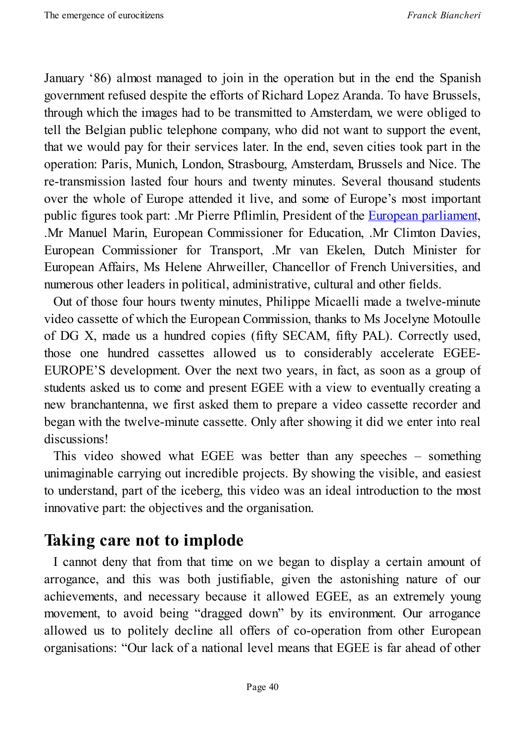January '86) almost managed to join in the operation but in the end the Spanish government refused despite the efforts of Richard Lopez Aranda. To have Brussels, through which the images had to be transmitted to Amsterdam, we were obliged to tell the Belgian public telephone company, who did not want to support the event, that we would pay for their services later. In the end, seven cities took part in the operation: Paris, Munich, London, Strasbourg, Amsterdam, Brussels and Nice. The re-transmission lasted four hours and twenty minutes. Several thousand students over the whole of Europe attended it live, and some of Europe's most important public figures took part: .Mr Pierre Pflimlin, President of the European parliament, .Mr Manuel Marin, European Commissioner for Education, .Mr Climton Davies, European Commissioner for Transport, .Mr van Ekelen, Dutch Minister for European Affairs, Ms Helene Ahrweiller, Chancellor of French Universities, and numerous other leaders in political, administrative, cultural and other fields.

Out of those four hours twenty minutes, Philippe Micaelli made a twelve-minute video cassette of which the European Commission, thanks to Ms Jocelyne Motoulle of DG X, made us a hundred copies (fifty SECAM, fifty PAL). Correctly used, those one hundred cassettes allowed us to considerably accelerate EGEE-EUROPE'S development. Over the next two years, in fact, as soon as a group of students asked us to come and present EGEE with a view to eventually creating a new branchantenna, we first asked them to prepare a video cassette recorder and began with the twelve-minute cassette. Only after showing it did we enter into real discussions!

This video showed what EGEE was better than any speeches – something unimaginable carrying out incredible projects. By showing the visible, and easiest to understand, part of the iceberg, this video was an ideal introduction to the most innovative part: the objectives and the organisation.

## Taking care not to implode

I cannot deny that from that time on we began to display a certain amount of arrogance, and this was both justifiable, given the astonishing nature of our achievements, and necessary because it allowed EGEE, as an extremely young movement, to avoid being "dragged down" by its environment. Our arrogance allowed us to politely decline all offers of co-operation from other European organisations: "Our lack of a national level means that EGEE is far ahead of other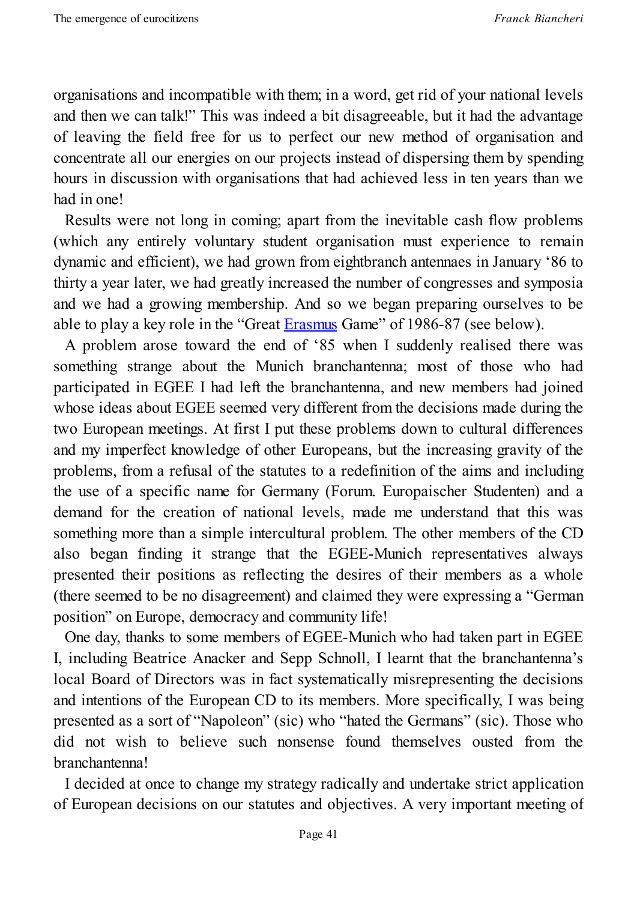organisations and incompatible with them; in a word, get rid of your national levels and then we can talk!" This was indeed a bit disagreeable, but it had the advantage of leaving the field free for us to perfect our new method of organisation and concentrate all our energies on our projects instead of dispersing them by spending hours in discussion with organisations that had achieved less in ten years than we had in one!

Results were not long in coming; apart from the inevitable cash flow problems (which any entirely voluntary student organisation must experience to remain dynamic and efficient), we had grown from eightbranch antennaes in January '86 to thirty a year later, we had greatly increased the number of congresses and symposia and we had a growing membership. And so we began preparing ourselves to be able to play a key role in the "Great Erasmus Game" of 1986-87 (see below).

A problem arose toward the end of '85 when I suddenly realised there was something strange about the Munich branchantenna; most of those who had participated in EGEE I had left the branchantenna, and new members had joined whose ideas about EGEE seemed very different from the decisions made during the two European meetings. At first I put these problems down to cultural differences and my imperfect knowledge of other Europeans, but the increasing gravity of the problems, from a refusal of the statutes to a redefinition of the aims and including the use of a specific name for Germany (Forum. Europaischer Studenten) and a demand for the creation of national levels, made me understand that this was something more than a simple intercultural problem. The other members of the CD also began finding it strange that the EGEE-Munich representatives always presented their positions as reflecting the desires of their members as a whole (there seemed to be no disagreement) and claimed they were expressing a "German position" on Europe, democracy and community life!

One day, thanks to some members of EGEE-Munich who had taken part in EGEE I, including Beatrice Anacker and Sepp Schnoll, I learnt that the branchantenna's local Board of Directors was in fact systematically misrepresenting the decisions and intentions of the European CD to its members. More specifically, I was being presented as a sort of "Napoleon" (sic) who "hated the Germans" (sic). Those who did not wish to believe such nonsense found themselves ousted from the branchantenna!

I decided at once to change my strategy radically and undertake strict application of European decisions on our statutes and objectives. A very important meeting of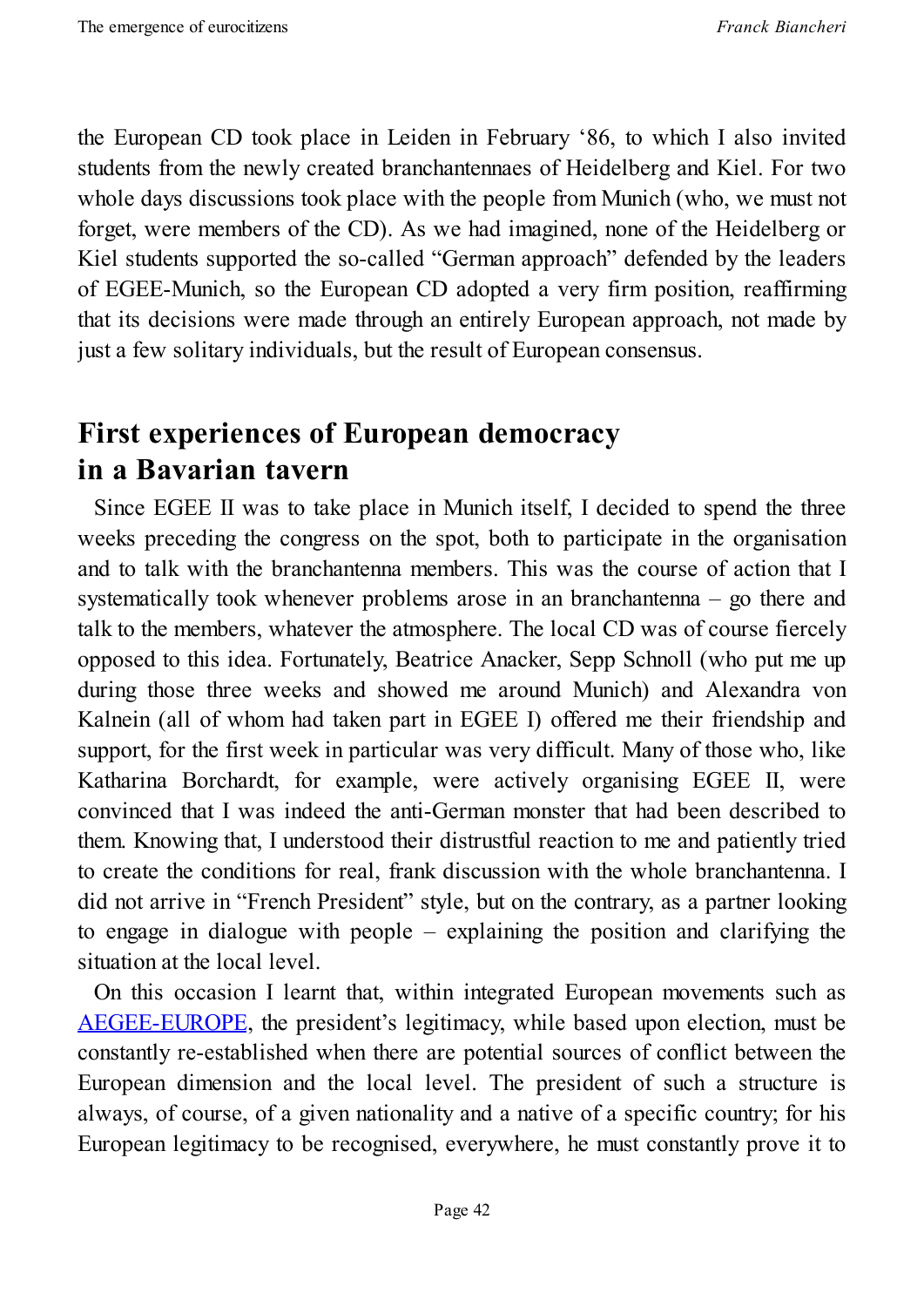the European CD took place in Leiden in February '86, to which I also invited students from the newly created branchantennaes of Heidelberg and Kiel. For two whole days discussions took place with the people from Munich (who, we must not forget, were members of the CD). As we had imagined, none of the Heidelberg or Kiel students supported the so-called "German approach" defended by the leaders of EGEE-Munich, so the European CD adopted a very firm position, reaffirming that its decisions were made through an entirely European approach, not made by just a few solitary individuals, but the result of European consensus.

## First experiences of European democracy in a Bavarian tavern

Since EGEE II was to take place in Munich itself, I decided to spend the three weeks preceding the congress on the spot, both to participate in the organisation and to talk with the branchantenna members. This was the course of action that I systematically took whenever problems arose in an branchantenna – go there and talk to the members, whatever the atmosphere. The local CD was of course fiercely opposed to this idea. Fortunately, Beatrice Anacker, Sepp Schnoll (who put me up during those three weeks and showed me around Munich) and Alexandra von Kalnein (all of whom had taken part in EGEE I) offered me their friendship and support, for the first week in particular was very difficult. Many of those who, like Katharina Borchardt, for example, were actively organising EGEE II, were convinced that I was indeed the anti-German monster that had been described to them. Knowing that, I understood their distrustful reaction to me and patiently tried to create the conditions for real, frank discussion with the whole branchantenna. I did not arrive in "French President" style, but on the contrary, as a partner looking to engage in dialogue with people – explaining the position and clarifying the situation at the local level.

On this occasion I learnt that, within integrated European movements such as AEGEE-EUROPE, the president's legitimacy, while based upon election, must be constantly re-established when there are potential sources of conflict between the European dimension and the local level. The president of such a structure is always, of course, of a given nationality and a native of a specific country; for his European legitimacy to be recognised, everywhere, he must constantly prove it to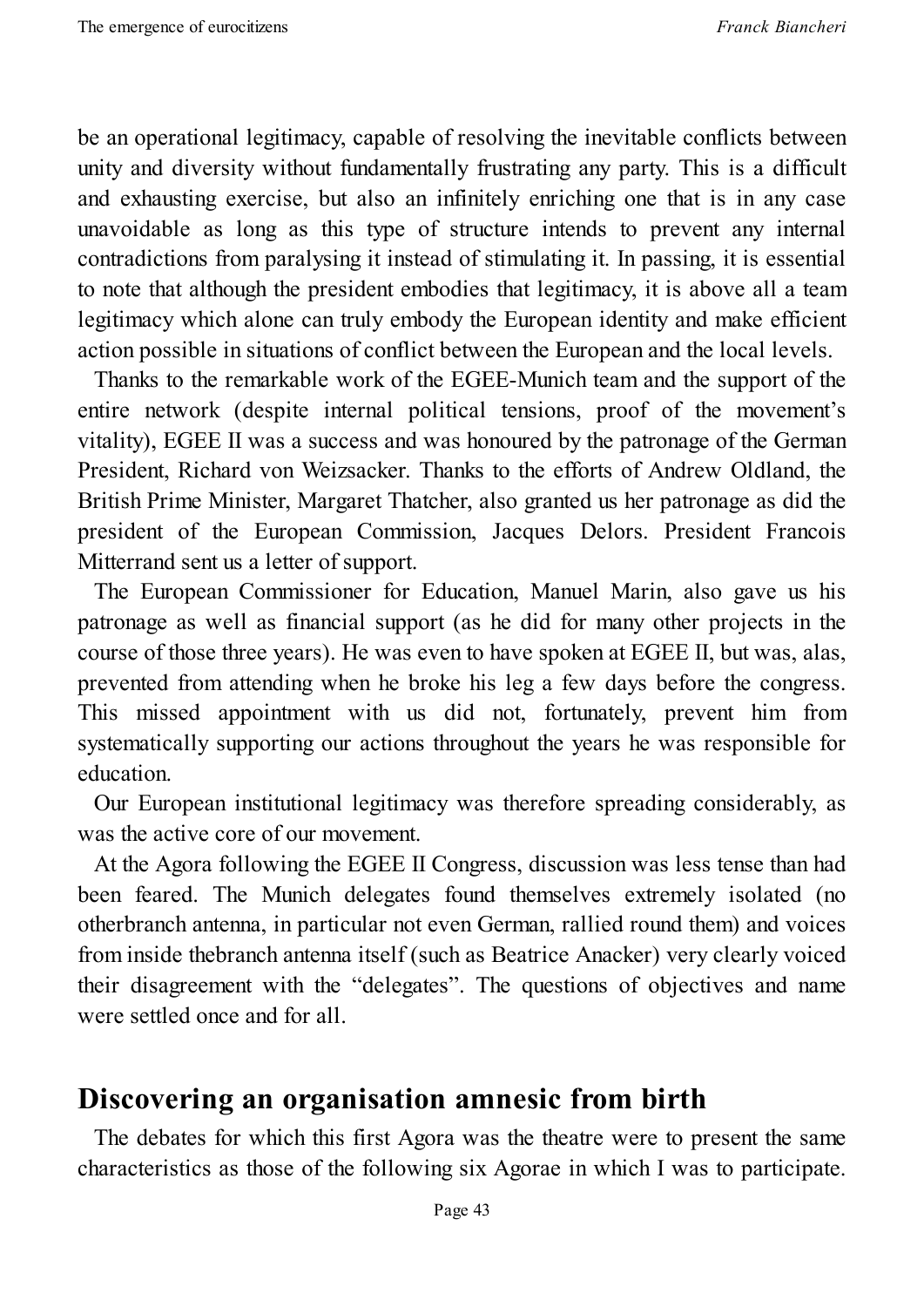be an operational legitimacy, capable of resolving the inevitable conflicts between unity and diversity without fundamentally frustrating any party. This is a difficult and exhausting exercise, but also an infinitely enriching one that is in any case unavoidable as long as this type of structure intends to prevent any internal contradictions from paralysing it instead of stimulating it. In passing, it is essential to note that although the president embodies that legitimacy, it is above all a team legitimacy which alone can truly embody the European identity and make efficient action possible in situations of conflict between the European and the local levels.

Thanks to the remarkable work of the EGEE-Munich team and the support of the entire network (despite internal political tensions, proof of the movement's vitality), EGEE II was a success and was honoured by the patronage of the German President, Richard von Weizsacker. Thanks to the efforts of Andrew Oldland, the British Prime Minister, Margaret Thatcher, also granted us her patronage as did the president of the European Commission, Jacques Delors. President Francois Mitterrand sent us a letter of support.

The European Commissioner for Education, Manuel Marin, also gave us his patronage as well as financial support (as he did for many other projects in the course of those three years). He was even to have spoken at EGEE II, but was, alas, prevented from attending when he broke his leg a few days before the congress. This missed appointment with us did not, fortunately, prevent him from systematically supporting our actions throughout the years he was responsible for education.

Our European institutional legitimacy was therefore spreading considerably, as was the active core of our movement.

At the Agora following the EGEE II Congress, discussion was less tense than had been feared. The Munich delegates found themselves extremely isolated (no otherbranch antenna, in particular not even German, rallied round them) and voices from inside thebranch antenna itself (such as Beatrice Anacker) very clearly voiced their disagreement with the "delegates". The questions of objectives and name were settled once and for all.

## Discovering an organisation amnesic from birth

The debates for which this first Agora was the theatre were to present the same characteristics as those of the following six Agorae in which I was to participate.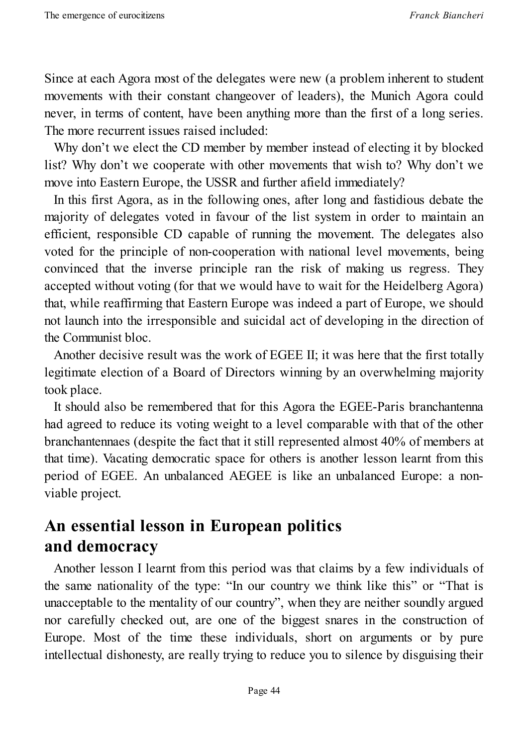Since at each Agora most of the delegates were new (a problem inherent to student movements with their constant changeover of leaders), the Munich Agora could never, in terms of content, have been anything more than the first of a long series. The more recurrent issues raised included:

Why don't we elect the CD member by member instead of electing it by blocked list? Why don't we cooperate with other movements that wish to? Why don't we move into Eastern Europe, the USSR and further afield immediately?

In this first Agora, as in the following ones, after long and fastidious debate the majority of delegates voted in favour of the list system in order to maintain an efficient, responsible CD capable of running the movement. The delegates also voted for the principle of non-cooperation with national level movements, being convinced that the inverse principle ran the risk of making us regress. They accepted without voting (for that we would have to wait for the Heidelberg Agora) that, while reaffirming that Eastern Europe was indeed a part of Europe, we should not launch into the irresponsible and suicidal act of developing in the direction of the Communist bloc.

Another decisive result was the work of EGEE II; it was here that the first totally legitimate election of a Board of Directors winning by an overwhelming majority took place.

It should also be remembered that for this Agora the EGEE-Paris branchantenna had agreed to reduce its voting weight to a level comparable with that of the other branchantennaes (despite the fact that it still represented almost 40% of members at that time). Vacating democratic space for others is another lesson learnt from this period of EGEE. An unbalanced AEGEE is like an unbalanced Europe: a non-viable project.

## An essential lesson in European politics and democracy

Another lesson I learnt from this period was that claims by a few individuals of the same nationality of the type: "In our country we think like this" or "That is unacceptable to the mentality of our country", when they are neither soundly argued nor carefully checked out, are one of the biggest snares in the construction of Europe. Most of the time these individuals, short on arguments or by pure intellectual dishonesty, are really trying to reduce you to silence by disguising their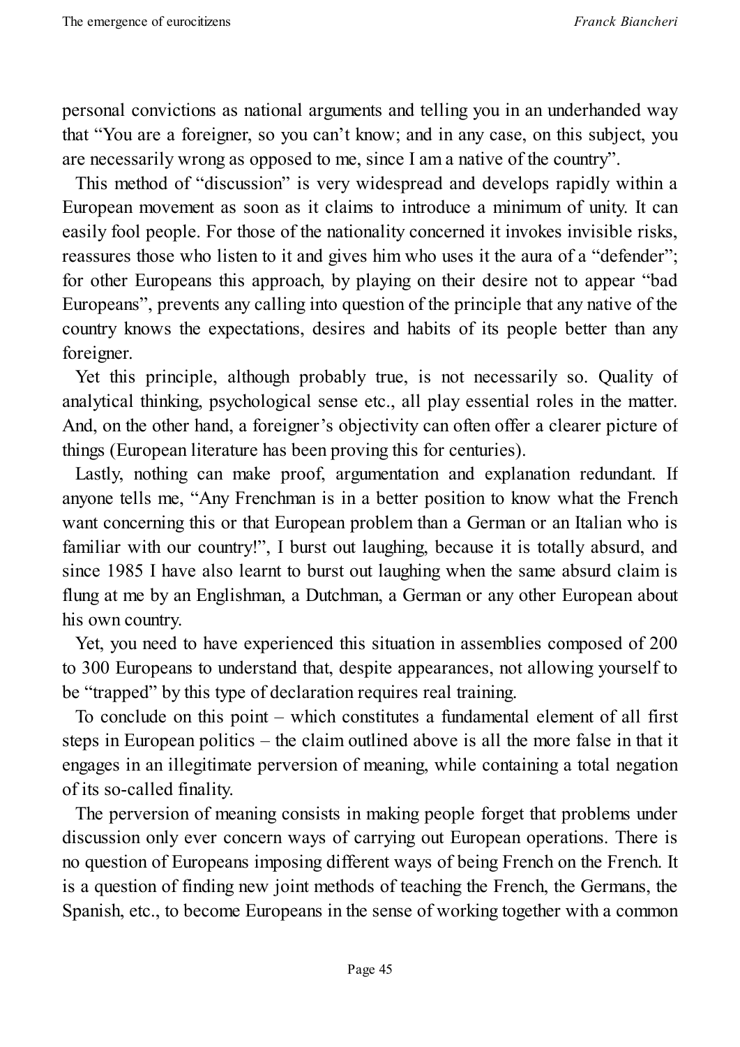personal convictions as national arguments and telling you in an underhanded way that "You are a foreigner, so you can't know; and in any case, on this subject, you are necessarily wrong as opposed to me, since I am a native of the country".

This method of "discussion" is very widespread and develops rapidly within a European movement as soon as it claims to introduce a minimum of unity. It can easily fool people. For those of the nationality concerned it invokes invisible risks, reassures those who listen to it and gives him who uses it the aura of a "defender"; for other Europeans this approach, by playing on their desire not to appear "bad Europeans", prevents any calling into question of the principle that any native of the country knows the expectations, desires and habits of its people better than any foreigner.

Yet this principle, although probably true, is not necessarily so. Quality of analytical thinking, psychological sense etc., all play essential roles in the matter. And, on the other hand, a foreigner's objectivity can often offer a clearer picture of things (European literature has been proving this for centuries).

Lastly, nothing can make proof, argumentation and explanation redundant. If anyone tells me, "Any Frenchman is in a better position to know what the French want concerning this or that European problem than a German or an Italian who is familiar with our country!", I burst out laughing, because it is totally absurd, and since 1985 I have also learnt to burst out laughing when the same absurd claim is flung at me by an Englishman, a Dutchman, a German or any other European about his own country.

Yet, you need to have experienced this situation in assemblies composed of 200 to 300 Europeans to understand that, despite appearances, not allowing yourself to be "trapped" by this type of declaration requires real training.

To conclude on this point – which constitutes a fundamental element of all first steps in European politics – the claim outlined above is all the more false in that it engages in an illegitimate perversion of meaning, while containing a total negation of its so-called finality.

The perversion of meaning consists in making people forget that problems under discussion only ever concern ways of carrying out European operations. There is no question of Europeans imposing different ways of being French on the French. It is a question of finding new joint methods of teaching the French, the Germans, the Spanish, etc., to become Europeans in the sense of working together with a common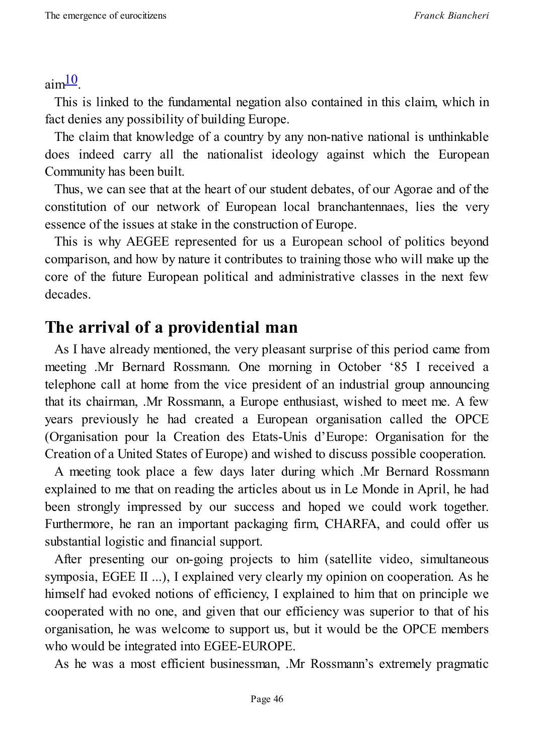aim[10].

This is linked to the fundamental negation also contained in this claim, which in fact denies any possibility of building Europe.

The claim that knowledge of a country by any non-native national is unthinkable does indeed carry all the nationalist ideology against which the European Community has been built.

Thus, we can see that at the heart of our student debates, of our Agorae and of the constitution of our network of European local branchantennaes, lies the very essence of the issues at stake in the construction of Europe.

This is why AEGEE represented for us a European school of politics beyond comparison, and how by nature it contributes to training those who will make up the core of the future European political and administrative classes in the next few decades.

## The arrival of a providential man

As I have already mentioned, the very pleasant surprise of this period came from meeting .Mr Bernard Rossmann. One morning in October '85 I received a telephone call at home from the vice president of an industrial group announcing that its chairman, .Mr Rossmann, a Europe enthusiast, wished to meet me. A few years previously he had created a European organisation called the OPCE (Organisation pour la Creation des Etats-Unis d'Europe: Organisation for the Creation of a United States of Europe) and wished to discuss possible cooperation.

A meeting took place a few days later during which .Mr Bernard Rossmann explained to me that on reading the articles about us in Le Monde in April, he had been strongly impressed by our success and hoped we could work together. Furthermore, he ran an important packaging firm, CHARFA, and could offer us substantial logistic and financial support.

After presenting our on-going projects to him (satellite video, simultaneous symposia, EGEE II ...), I explained very clearly my opinion on cooperation. As he himself had evoked notions of efficiency, I explained to him that on principle we cooperated with no one, and given that our efficiency was superior to that of his organisation, he was welcome to support us, but it would be the OPCE members who would be integrated into EGEE-EUROPE.

As he was a most efficient businessman, .Mr Rossmann's extremely pragmatic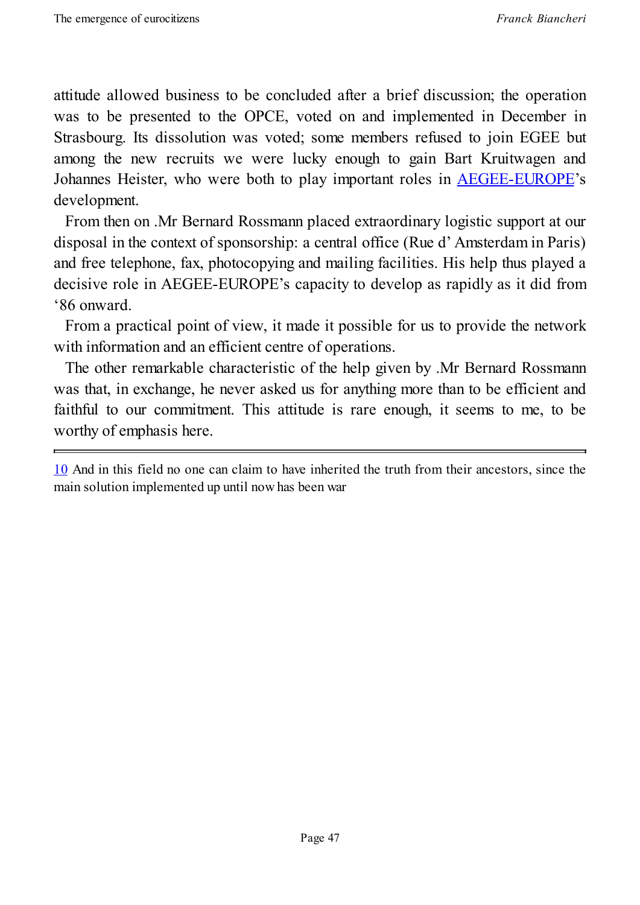attitude allowed business to be concluded after a brief discussion; the operation was to be presented to the OPCE, voted on and implemented in December in Strasbourg. Its dissolution was voted; some members refused to join EGEE but among the new recruits we were lucky enough to gain Bart Kruitwagen and Johannes Heister, who were both to play important roles in AEGEE-EUROPE's development.

From then on .Mr Bernard Rossmann placed extraordinary logistic support at our disposal in the context of sponsorship: a central office (Rue d' Amsterdam in Paris) and free telephone, fax, photocopying and mailing facilities. His help thus played a decisive role in AEGEE-EUROPE's capacity to develop as rapidly as it did from '86 onward.

From a practical point of view, it made it possible for us to provide the network with information and an efficient centre of operations.

The other remarkable characteristic of the help given by .Mr Bernard Rossmann was that, in exchange, he never asked us for anything more than to be efficient and faithful to our commitment. This attitude is rare enough, it seems to me, to be worthy of emphasis here.

---

[10] And in this field no one can claim to have inherited the truth from their ancestors, since the main solution implemented up until now has been war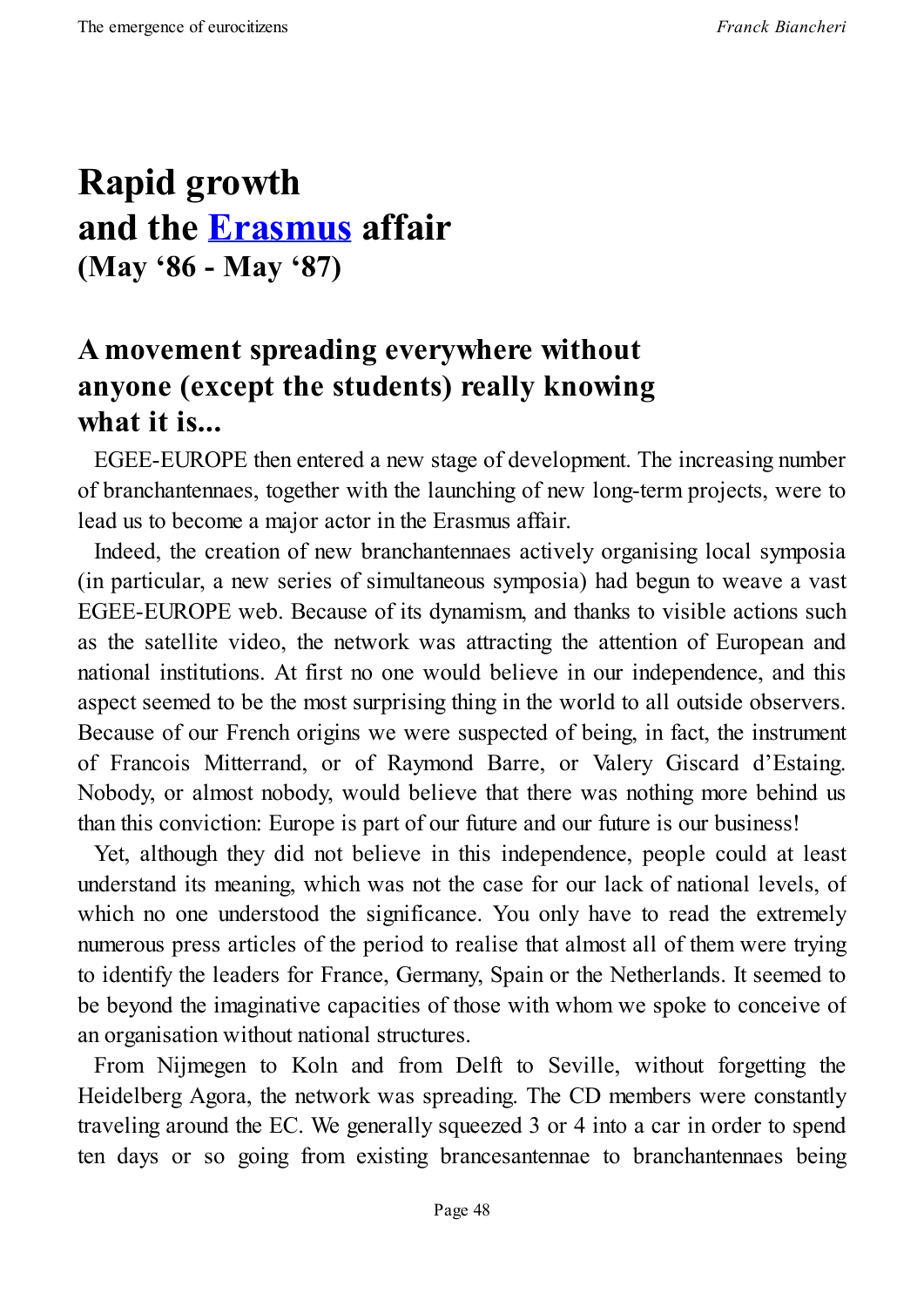# Rapid growth and the [Erasmus](Erasmus) affair
**(May '86 - May '87)**

## A movement spreading everywhere without anyone (except the students) really knowing what it is...

EGEE-EUROPE then entered a new stage of development. The increasing number of branchantennaes, together with the launching of new long-term projects, were to lead us to become a major actor in the Erasmus affair.

Indeed, the creation of new branchantennaes actively organising local symposia (in particular, a new series of simultaneous symposia) had begun to weave a vast EGEE-EUROPE web. Because of its dynamism, and thanks to visible actions such as the satellite video, the network was attracting the attention of European and national institutions. At first no one would believe in our independence, and this aspect seemed to be the most surprising thing in the world to all outside observers. Because of our French origins we were suspected of being, in fact, the instrument of Francois Mitterrand, or of Raymond Barre, or Valery Giscard d'Estaing. Nobody, or almost nobody, would believe that there was nothing more behind us than this conviction: Europe is part of our future and our future is our business!

Yet, although they did not believe in this independence, people could at least understand its meaning, which was not the case for our lack of national levels, of which no one understood the significance. You only have to read the extremely numerous press articles of the period to realise that almost all of them were trying to identify the leaders for France, Germany, Spain or the Netherlands. It seemed to be beyond the imaginative capacities of those with whom we spoke to conceive of an organisation without national structures.

From Nijmegen to Koln and from Delft to Seville, without forgetting the Heidelberg Agora, the network was spreading. The CD members were constantly traveling around the EC. We generally squeezed 3 or 4 into a car in order to spend ten days or so going from existing brancesantennae to branchantennaes being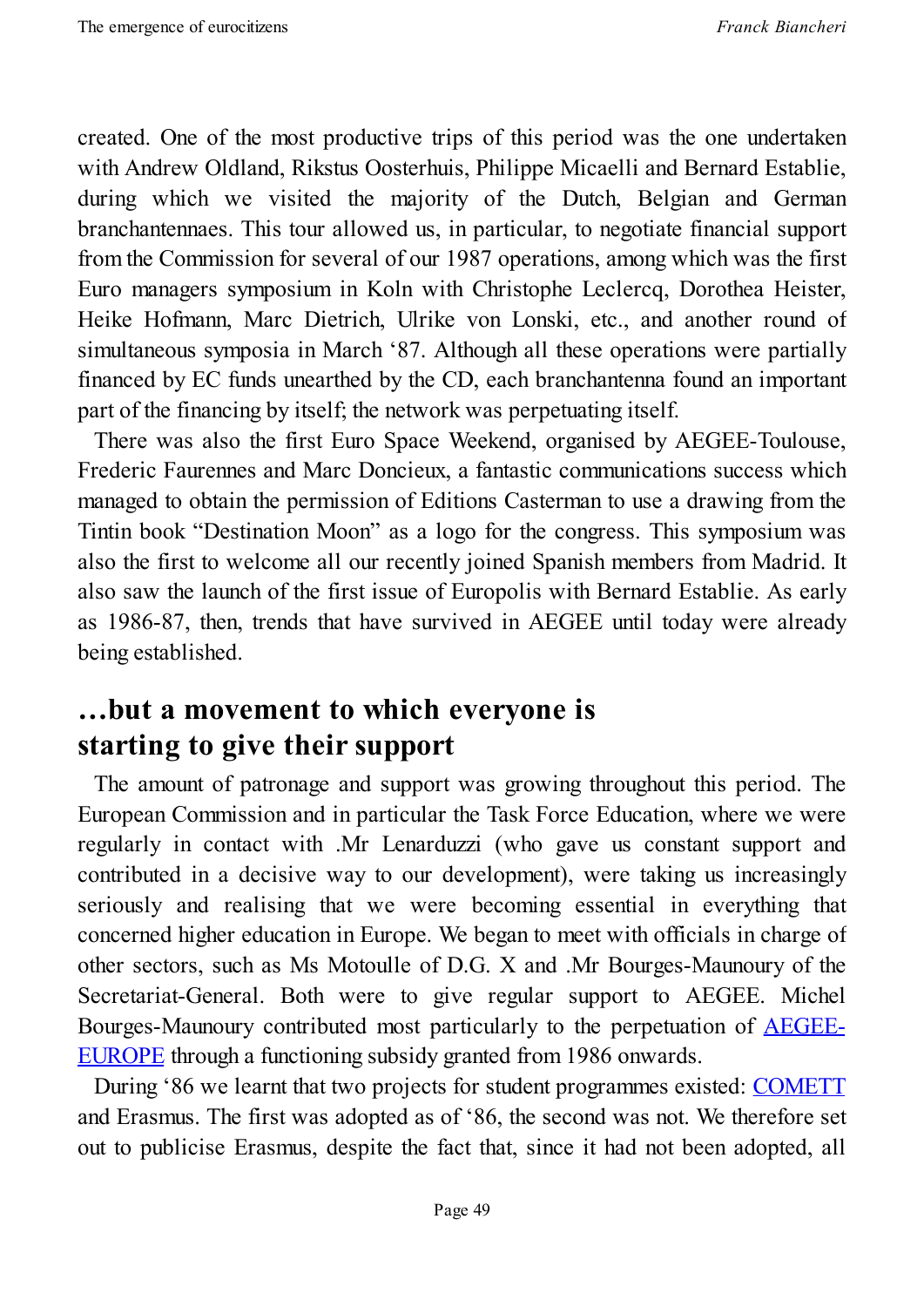created. One of the most productive trips of this period was the one undertaken with Andrew Oldland, Rikstus Oosterhuis, Philippe Micaelli and Bernard Establie, during which we visited the majority of the Dutch, Belgian and German branchantennaes. This tour allowed us, in particular, to negotiate financial support from the Commission for several of our 1987 operations, among which was the first Euro managers symposium in Koln with Christophe Leclercq, Dorothea Heister, Heike Hofmann, Marc Dietrich, Ulrike von Lonski, etc., and another round of simultaneous symposia in March '87. Although all these operations were partially financed by EC funds unearthed by the CD, each branchantenna found an important part of the financing by itself; the network was perpetuating itself.

There was also the first Euro Space Weekend, organised by AEGEE-Toulouse, Frederic Faurennes and Marc Doncieux, a fantastic communications success which managed to obtain the permission of Editions Casterman to use a drawing from the Tintin book "Destination Moon" as a logo for the congress. This symposium was also the first to welcome all our recently joined Spanish members from Madrid. It also saw the launch of the first issue of Europolis with Bernard Establie. As early as 1986-87, then, trends that have survived in AEGEE until today were already being established.

## …but a movement to which everyone is starting to give their support

The amount of patronage and support was growing throughout this period. The European Commission and in particular the Task Force Education, where we were regularly in contact with .Mr Lenarduzzi (who gave us constant support and contributed in a decisive way to our development), were taking us increasingly seriously and realising that we were becoming essential in everything that concerned higher education in Europe. We began to meet with officials in charge of other sectors, such as Ms Motoulle of D.G. X and .Mr Bourges-Maunoury of the Secretariat-General. Both were to give regular support to AEGEE. Michel Bourges-Maunoury contributed most particularly to the perpetuation of AEGEE-EUROPE through a functioning subsidy granted from 1986 onwards.

During '86 we learnt that two projects for student programmes existed: COMETT and Erasmus. The first was adopted as of '86, the second was not. We therefore set out to publicise Erasmus, despite the fact that, since it had not been adopted, all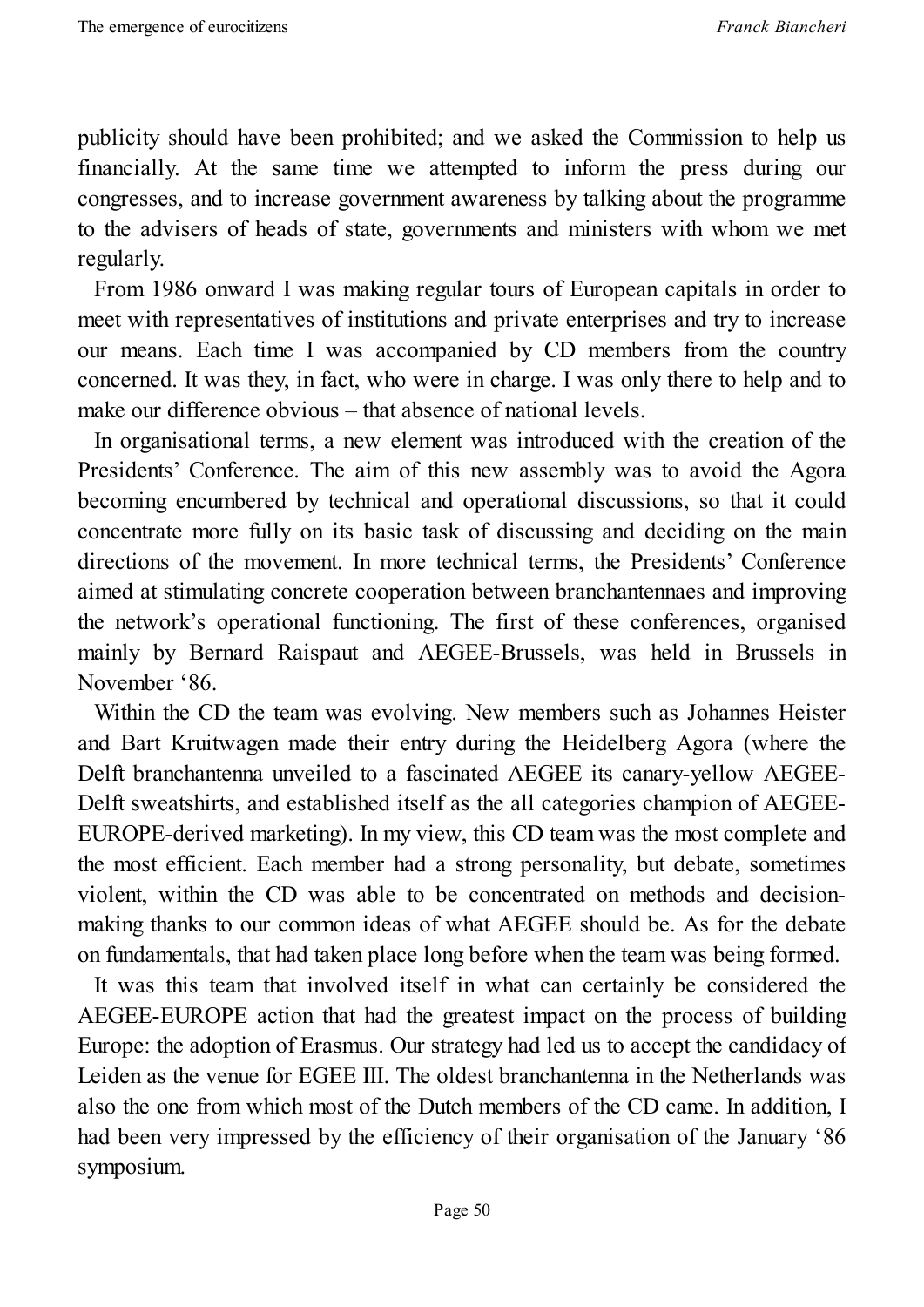publicity should have been prohibited; and we asked the Commission to help us financially. At the same time we attempted to inform the press during our congresses, and to increase government awareness by talking about the programme to the advisers of heads of state, governments and ministers with whom we met regularly.

From 1986 onward I was making regular tours of European capitals in order to meet with representatives of institutions and private enterprises and try to increase our means. Each time I was accompanied by CD members from the country concerned. It was they, in fact, who were in charge. I was only there to help and to make our difference obvious – that absence of national levels.

In organisational terms, a new element was introduced with the creation of the Presidents' Conference. The aim of this new assembly was to avoid the Agora becoming encumbered by technical and operational discussions, so that it could concentrate more fully on its basic task of discussing and deciding on the main directions of the movement. In more technical terms, the Presidents' Conference aimed at stimulating concrete cooperation between branchantennaes and improving the network's operational functioning. The first of these conferences, organised mainly by Bernard Raispaut and AEGEE-Brussels, was held in Brussels in November '86.

Within the CD the team was evolving. New members such as Johannes Heister and Bart Kruitwagen made their entry during the Heidelberg Agora (where the Delft branchantenna unveiled to a fascinated AEGEE its canary-yellow AEGEE-Delft sweatshirts, and established itself as the all categories champion of AEGEE-EUROPE-derived marketing). In my view, this CD team was the most complete and the most efficient. Each member had a strong personality, but debate, sometimes violent, within the CD was able to be concentrated on methods and decision-making thanks to our common ideas of what AEGEE should be. As for the debate on fundamentals, that had taken place long before when the team was being formed.

It was this team that involved itself in what can certainly be considered the AEGEE-EUROPE action that had the greatest impact on the process of building Europe: the adoption of Erasmus. Our strategy had led us to accept the candidacy of Leiden as the venue for EGEE III. The oldest branchantenna in the Netherlands was also the one from which most of the Dutch members of the CD came. In addition, I had been very impressed by the efficiency of their organisation of the January '86 symposium.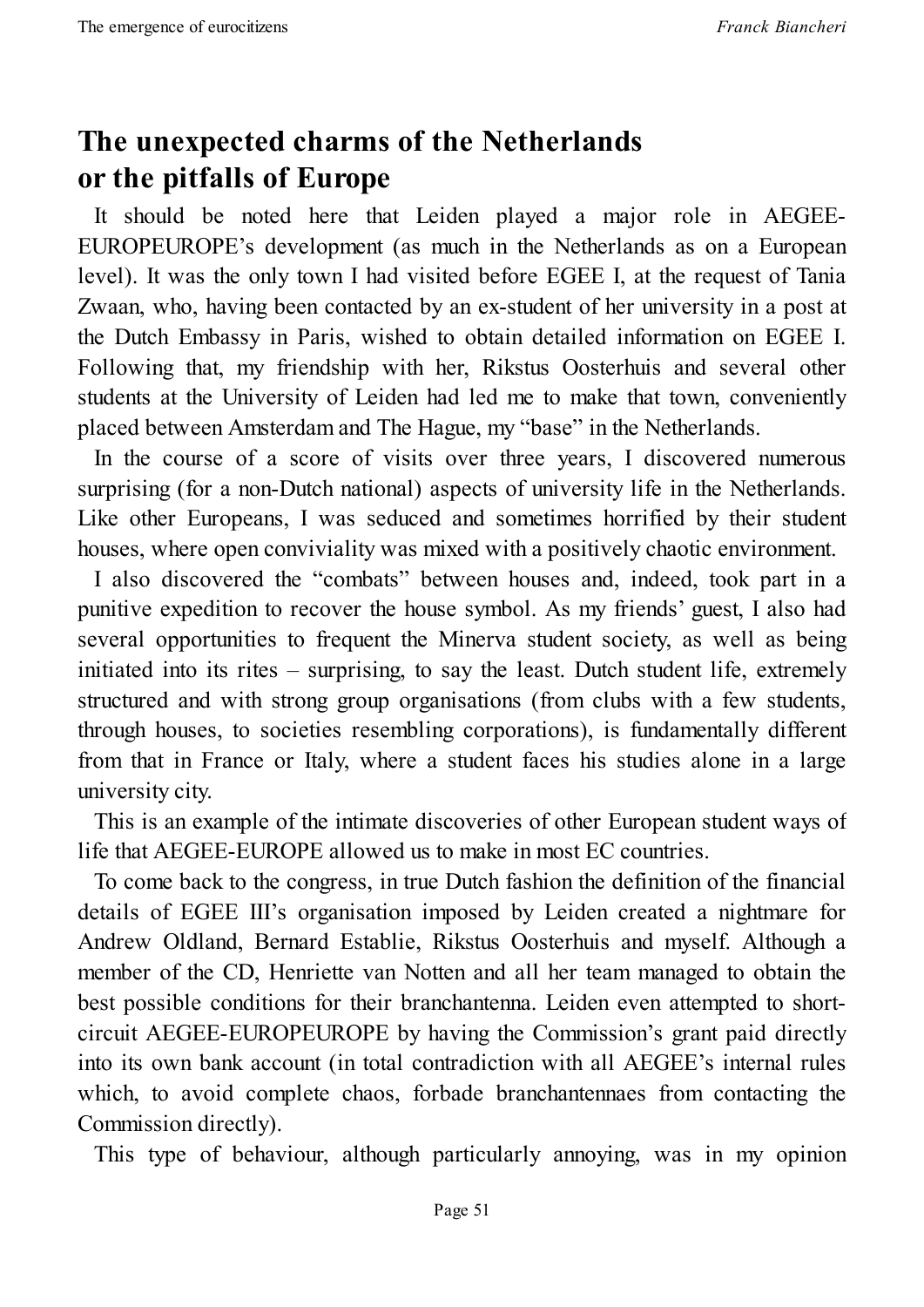## The unexpected charms of the Netherlands or the pitfalls of Europe

It should be noted here that Leiden played a major role in AEGEE-EUROPEUROPE's development (as much in the Netherlands as on a European level). It was the only town I had visited before EGEE I, at the request of Tania Zwaan, who, having been contacted by an ex-student of her university in a post at the Dutch Embassy in Paris, wished to obtain detailed information on EGEE I. Following that, my friendship with her, Rikstus Oosterhuis and several other students at the University of Leiden had led me to make that town, conveniently placed between Amsterdam and The Hague, my "base" in the Netherlands.

In the course of a score of visits over three years, I discovered numerous surprising (for a non-Dutch national) aspects of university life in the Netherlands. Like other Europeans, I was seduced and sometimes horrified by their student houses, where open conviviality was mixed with a positively chaotic environment.

I also discovered the "combats" between houses and, indeed, took part in a punitive expedition to recover the house symbol. As my friends' guest, I also had several opportunities to frequent the Minerva student society, as well as being initiated into its rites – surprising, to say the least. Dutch student life, extremely structured and with strong group organisations (from clubs with a few students, through houses, to societies resembling corporations), is fundamentally different from that in France or Italy, where a student faces his studies alone in a large university city.

This is an example of the intimate discoveries of other European student ways of life that AEGEE-EUROPE allowed us to make in most EC countries.

To come back to the congress, in true Dutch fashion the definition of the financial details of EGEE III's organisation imposed by Leiden created a nightmare for Andrew Oldland, Bernard Establie, Rikstus Oosterhuis and myself. Although a member of the CD, Henriette van Notten and all her team managed to obtain the best possible conditions for their branchantenna. Leiden even attempted to short-circuit AEGEE-EUROPEUROPE by having the Commission's grant paid directly into its own bank account (in total contradiction with all AEGEE's internal rules which, to avoid complete chaos, forbade branchantennaes from contacting the Commission directly).

This type of behaviour, although particularly annoying, was in my opinion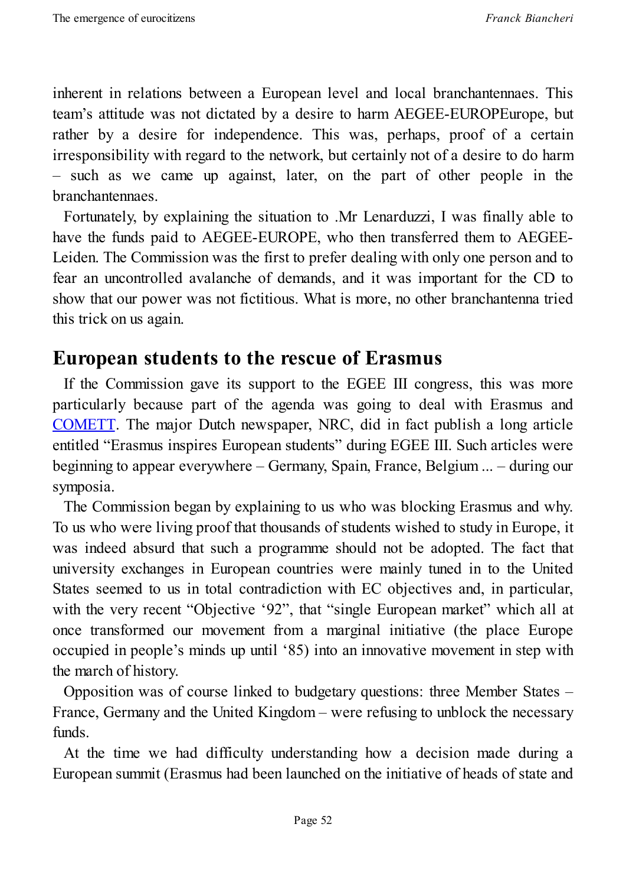inherent in relations between a European level and local branchantennaes. This team's attitude was not dictated by a desire to harm AEGEE-EUROPEurope, but rather by a desire for independence. This was, perhaps, proof of a certain irresponsibility with regard to the network, but certainly not of a desire to do harm – such as we came up against, later, on the part of other people in the branchantennaes.

Fortunately, by explaining the situation to .Mr Lenarduzzi, I was finally able to have the funds paid to AEGEE-EUROPE, who then transferred them to AEGEE-Leiden. The Commission was the first to prefer dealing with only one person and to fear an uncontrolled avalanche of demands, and it was important for the CD to show that our power was not fictitious. What is more, no other branchantenna tried this trick on us again.

## European students to the rescue of Erasmus

If the Commission gave its support to the EGEE III congress, this was more particularly because part of the agenda was going to deal with Erasmus and COMETT. The major Dutch newspaper, NRC, did in fact publish a long article entitled "Erasmus inspires European students" during EGEE III. Such articles were beginning to appear everywhere – Germany, Spain, France, Belgium ... – during our symposia.

The Commission began by explaining to us who was blocking Erasmus and why. To us who were living proof that thousands of students wished to study in Europe, it was indeed absurd that such a programme should not be adopted. The fact that university exchanges in European countries were mainly tuned in to the United States seemed to us in total contradiction with EC objectives and, in particular, with the very recent "Objective '92", that "single European market" which all at once transformed our movement from a marginal initiative (the place Europe occupied in people's minds up until '85) into an innovative movement in step with the march of history.

Opposition was of course linked to budgetary questions: three Member States – France, Germany and the United Kingdom – were refusing to unblock the necessary funds.

At the time we had difficulty understanding how a decision made during a European summit (Erasmus had been launched on the initiative of heads of state and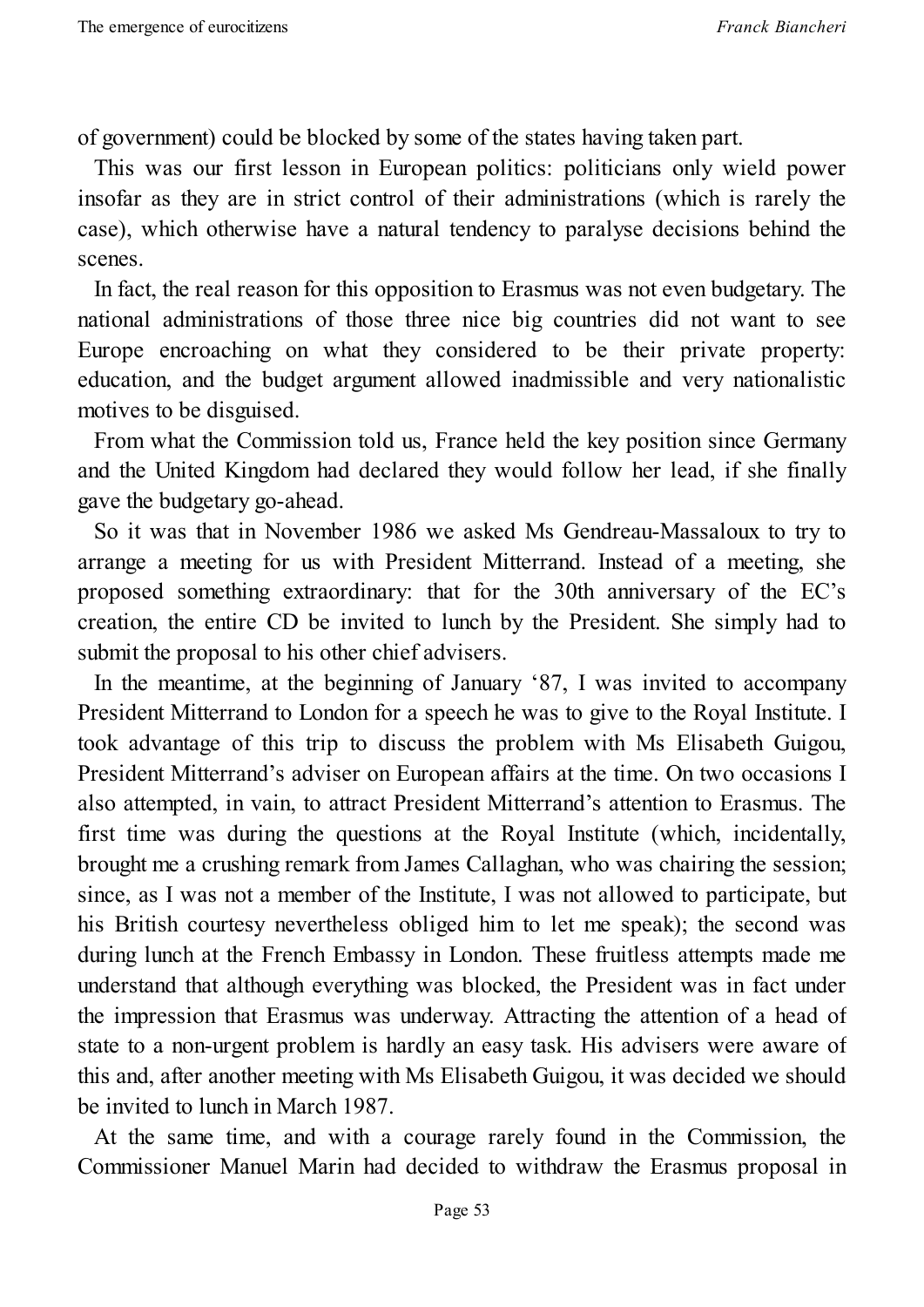of government) could be blocked by some of the states having taken part.

This was our first lesson in European politics: politicians only wield power insofar as they are in strict control of their administrations (which is rarely the case), which otherwise have a natural tendency to paralyse decisions behind the scenes.

In fact, the real reason for this opposition to Erasmus was not even budgetary. The national administrations of those three nice big countries did not want to see Europe encroaching on what they considered to be their private property: education, and the budget argument allowed inadmissible and very nationalistic motives to be disguised.

From what the Commission told us, France held the key position since Germany and the United Kingdom had declared they would follow her lead, if she finally gave the budgetary go-ahead.

So it was that in November 1986 we asked Ms Gendreau-Massaloux to try to arrange a meeting for us with President Mitterrand. Instead of a meeting, she proposed something extraordinary: that for the 30th anniversary of the EC's creation, the entire CD be invited to lunch by the President. She simply had to submit the proposal to his other chief advisers.

In the meantime, at the beginning of January '87, I was invited to accompany President Mitterrand to London for a speech he was to give to the Royal Institute. I took advantage of this trip to discuss the problem with Ms Elisabeth Guigou, President Mitterrand's adviser on European affairs at the time. On two occasions I also attempted, in vain, to attract President Mitterrand's attention to Erasmus. The first time was during the questions at the Royal Institute (which, incidentally, brought me a crushing remark from James Callaghan, who was chairing the session; since, as I was not a member of the Institute, I was not allowed to participate, but his British courtesy nevertheless obliged him to let me speak); the second was during lunch at the French Embassy in London. These fruitless attempts made me understand that although everything was blocked, the President was in fact under the impression that Erasmus was underway. Attracting the attention of a head of state to a non-urgent problem is hardly an easy task. His advisers were aware of this and, after another meeting with Ms Elisabeth Guigou, it was decided we should be invited to lunch in March 1987.

At the same time, and with a courage rarely found in the Commission, the Commissioner Manuel Marin had decided to withdraw the Erasmus proposal in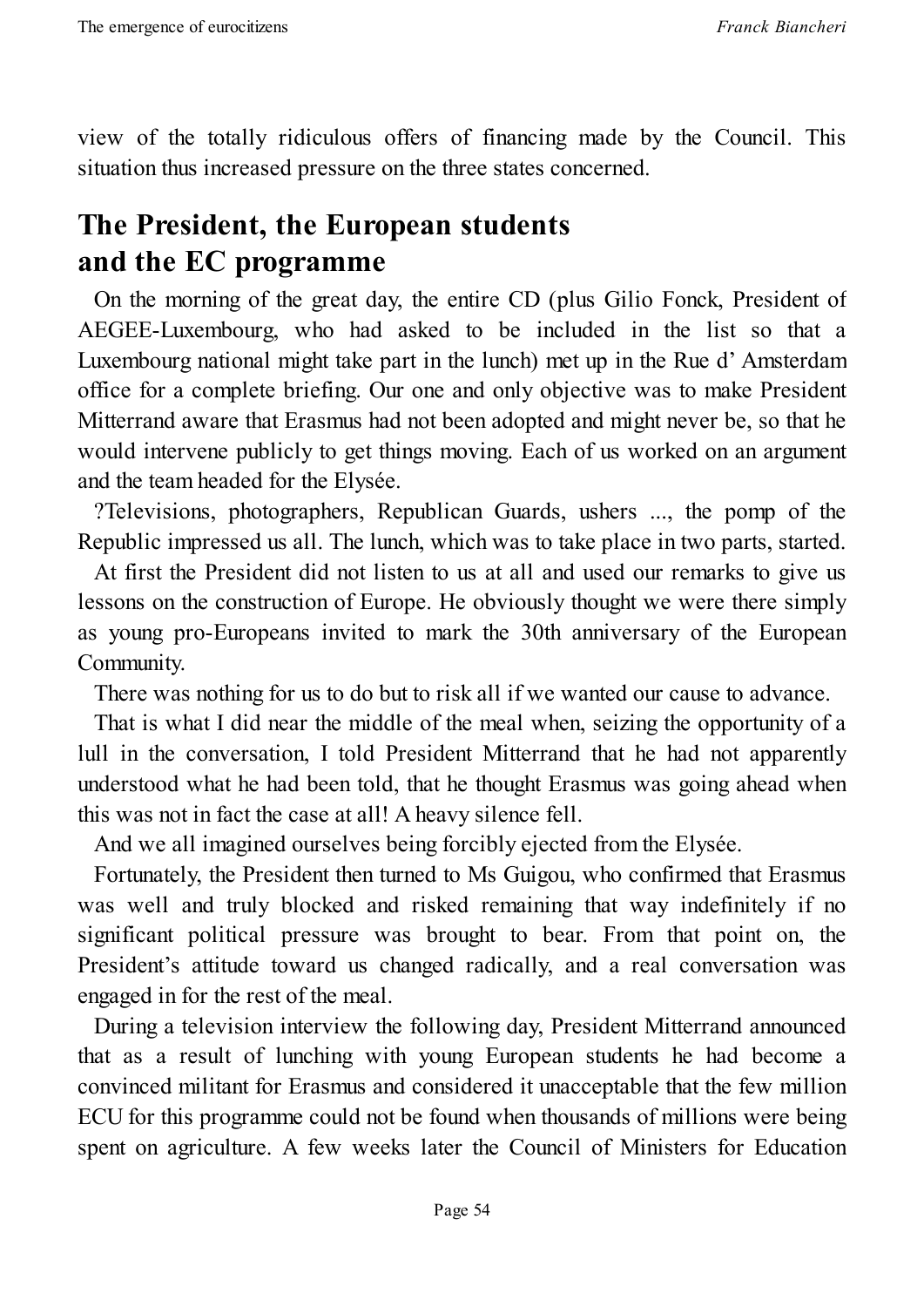view of the totally ridiculous offers of financing made by the Council. This situation thus increased pressure on the three states concerned.

## The President, the European students and the EC programme

On the morning of the great day, the entire CD (plus Gilio Fonck, President of AEGEE-Luxembourg, who had asked to be included in the list so that a Luxembourg national might take part in the lunch) met up in the Rue d' Amsterdam office for a complete briefing. Our one and only objective was to make President Mitterrand aware that Erasmus had not been adopted and might never be, so that he would intervene publicly to get things moving. Each of us worked on an argument and the team headed for the Elysée.

?Televisions, photographers, Republican Guards, ushers ..., the pomp of the Republic impressed us all. The lunch, which was to take place in two parts, started.

At first the President did not listen to us at all and used our remarks to give us lessons on the construction of Europe. He obviously thought we were there simply as young pro-Europeans invited to mark the 30th anniversary of the European Community.

There was nothing for us to do but to risk all if we wanted our cause to advance.

That is what I did near the middle of the meal when, seizing the opportunity of a lull in the conversation, I told President Mitterrand that he had not apparently understood what he had been told, that he thought Erasmus was going ahead when this was not in fact the case at all! A heavy silence fell.

And we all imagined ourselves being forcibly ejected from the Elysée.

Fortunately, the President then turned to Ms Guigou, who confirmed that Erasmus was well and truly blocked and risked remaining that way indefinitely if no significant political pressure was brought to bear. From that point on, the President's attitude toward us changed radically, and a real conversation was engaged in for the rest of the meal.

During a television interview the following day, President Mitterrand announced that as a result of lunching with young European students he had become a convinced militant for Erasmus and considered it unacceptable that the few million ECU for this programme could not be found when thousands of millions were being spent on agriculture. A few weeks later the Council of Ministers for Education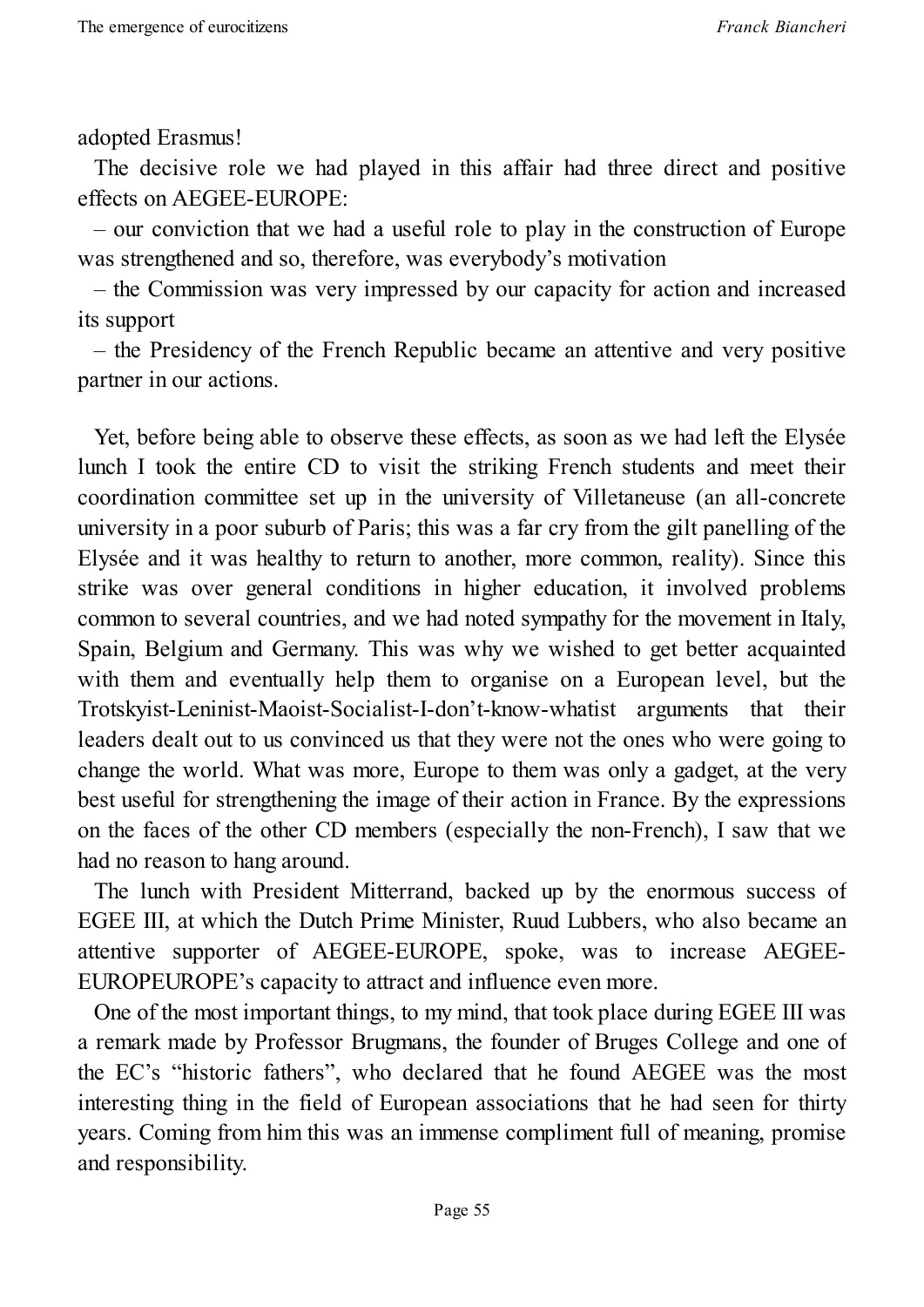adopted Erasmus!

The decisive role we had played in this affair had three direct and positive effects on AEGEE-EUROPE:

– our conviction that we had a useful role to play in the construction of Europe was strengthened and so, therefore, was everybody's motivation

– the Commission was very impressed by our capacity for action and increased its support

– the Presidency of the French Republic became an attentive and very positive partner in our actions.

Yet, before being able to observe these effects, as soon as we had left the Elysée lunch I took the entire CD to visit the striking French students and meet their coordination committee set up in the university of Villetaneuse (an all-concrete university in a poor suburb of Paris; this was a far cry from the gilt panelling of the Elysée and it was healthy to return to another, more common, reality). Since this strike was over general conditions in higher education, it involved problems common to several countries, and we had noted sympathy for the movement in Italy, Spain, Belgium and Germany. This was why we wished to get better acquainted with them and eventually help them to organise on a European level, but the Trotskyist-Leninist-Maoist-Socialist-I-don't-know-whatist arguments that their leaders dealt out to us convinced us that they were not the ones who were going to change the world. What was more, Europe to them was only a gadget, at the very best useful for strengthening the image of their action in France. By the expressions on the faces of the other CD members (especially the non-French), I saw that we had no reason to hang around.

The lunch with President Mitterrand, backed up by the enormous success of EGEE III, at which the Dutch Prime Minister, Ruud Lubbers, who also became an attentive supporter of AEGEE-EUROPE, spoke, was to increase AEGEE-EUROPEUROPE's capacity to attract and influence even more.

One of the most important things, to my mind, that took place during EGEE III was a remark made by Professor Brugmans, the founder of Bruges College and one of the EC's "historic fathers", who declared that he found AEGEE was the most interesting thing in the field of European associations that he had seen for thirty years. Coming from him this was an immense compliment full of meaning, promise and responsibility.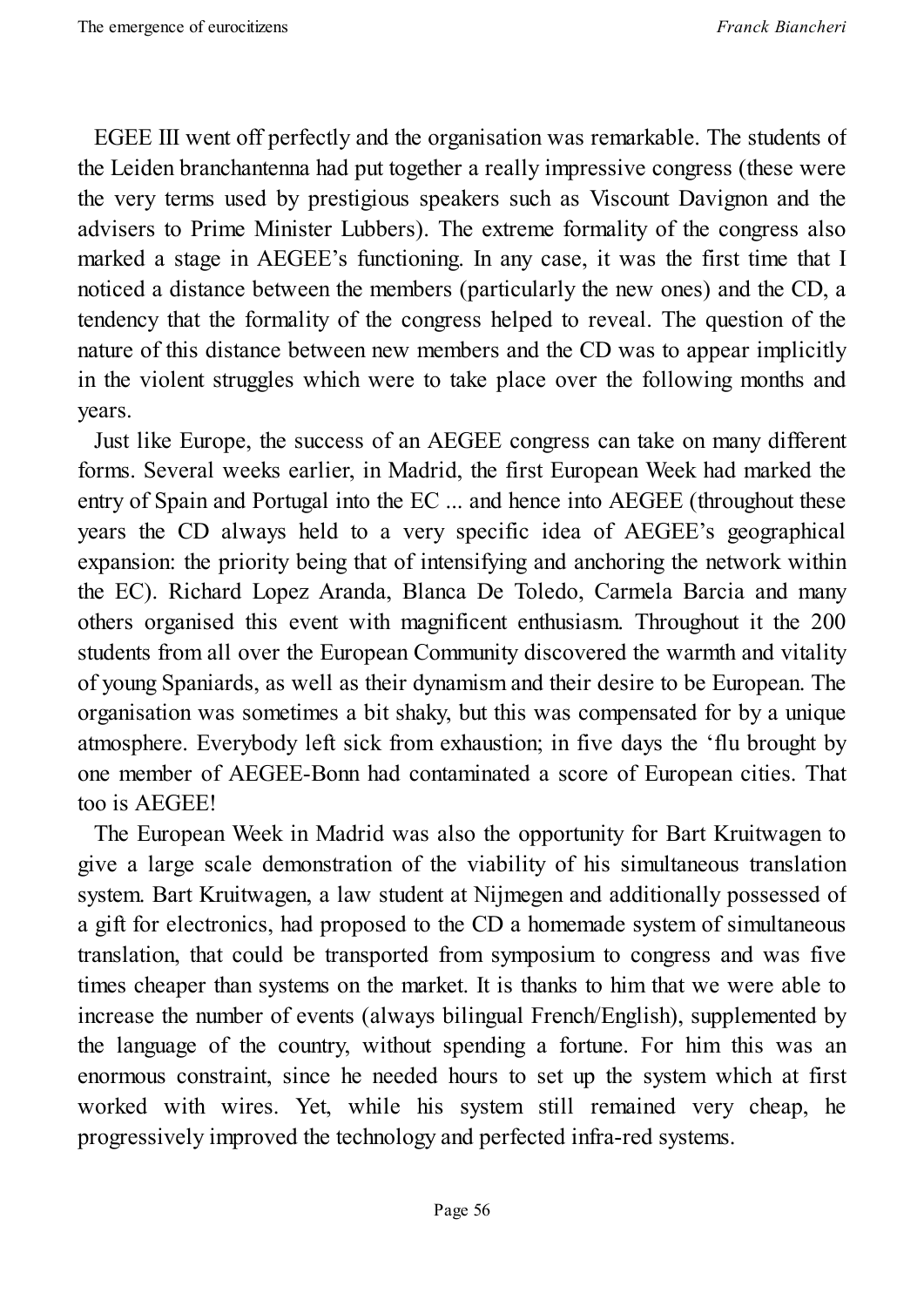EGEE III went off perfectly and the organisation was remarkable. The students of the Leiden branchantenna had put together a really impressive congress (these were the very terms used by prestigious speakers such as Viscount Davignon and the advisers to Prime Minister Lubbers). The extreme formality of the congress also marked a stage in AEGEE's functioning. In any case, it was the first time that I noticed a distance between the members (particularly the new ones) and the CD, a tendency that the formality of the congress helped to reveal. The question of the nature of this distance between new members and the CD was to appear implicitly in the violent struggles which were to take place over the following months and years.

Just like Europe, the success of an AEGEE congress can take on many different forms. Several weeks earlier, in Madrid, the first European Week had marked the entry of Spain and Portugal into the EC ... and hence into AEGEE (throughout these years the CD always held to a very specific idea of AEGEE's geographical expansion: the priority being that of intensifying and anchoring the network within the EC). Richard Lopez Aranda, Blanca De Toledo, Carmela Barcia and many others organised this event with magnificent enthusiasm. Throughout it the 200 students from all over the European Community discovered the warmth and vitality of young Spaniards, as well as their dynamism and their desire to be European. The organisation was sometimes a bit shaky, but this was compensated for by a unique atmosphere. Everybody left sick from exhaustion; in five days the 'flu brought by one member of AEGEE-Bonn had contaminated a score of European cities. That too is AEGEE!

The European Week in Madrid was also the opportunity for Bart Kruitwagen to give a large scale demonstration of the viability of his simultaneous translation system. Bart Kruitwagen, a law student at Nijmegen and additionally possessed of a gift for electronics, had proposed to the CD a homemade system of simultaneous translation, that could be transported from symposium to congress and was five times cheaper than systems on the market. It is thanks to him that we were able to increase the number of events (always bilingual French/English), supplemented by the language of the country, without spending a fortune. For him this was an enormous constraint, since he needed hours to set up the system which at first worked with wires. Yet, while his system still remained very cheap, he progressively improved the technology and perfected infra-red systems.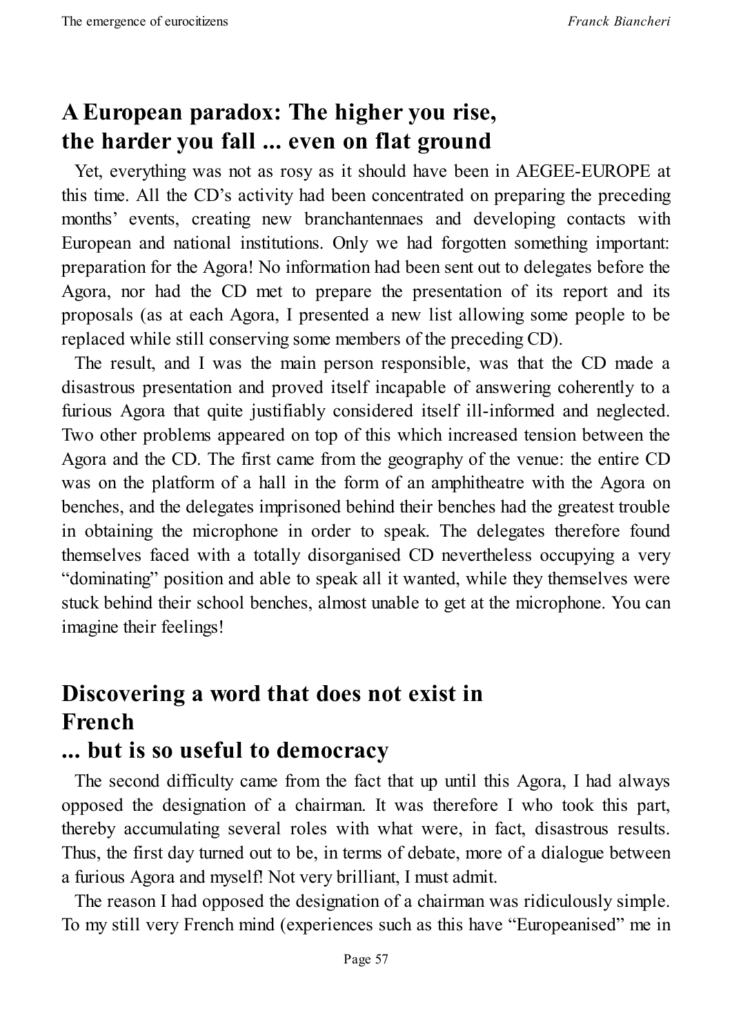## A European paradox: The higher you rise, the harder you fall ... even on flat ground

Yet, everything was not as rosy as it should have been in AEGEE-EUROPE at this time. All the CD's activity had been concentrated on preparing the preceding months' events, creating new branchantennaes and developing contacts with European and national institutions. Only we had forgotten something important: preparation for the Agora! No information had been sent out to delegates before the Agora, nor had the CD met to prepare the presentation of its report and its proposals (as at each Agora, I presented a new list allowing some people to be replaced while still conserving some members of the preceding CD).

The result, and I was the main person responsible, was that the CD made a disastrous presentation and proved itself incapable of answering coherently to a furious Agora that quite justifiably considered itself ill-informed and neglected. Two other problems appeared on top of this which increased tension between the Agora and the CD. The first came from the geography of the venue: the entire CD was on the platform of a hall in the form of an amphitheatre with the Agora on benches, and the delegates imprisoned behind their benches had the greatest trouble in obtaining the microphone in order to speak. The delegates therefore found themselves faced with a totally disorganised CD nevertheless occupying a very "dominating" position and able to speak all it wanted, while they themselves were stuck behind their school benches, almost unable to get at the microphone. You can imagine their feelings!

## Discovering a word that does not exist in French ... but is so useful to democracy

The second difficulty came from the fact that up until this Agora, I had always opposed the designation of a chairman. It was therefore I who took this part, thereby accumulating several roles with what were, in fact, disastrous results. Thus, the first day turned out to be, in terms of debate, more of a dialogue between a furious Agora and myself! Not very brilliant, I must admit.

The reason I had opposed the designation of a chairman was ridiculously simple. To my still very French mind (experiences such as this have "Europeanised" me in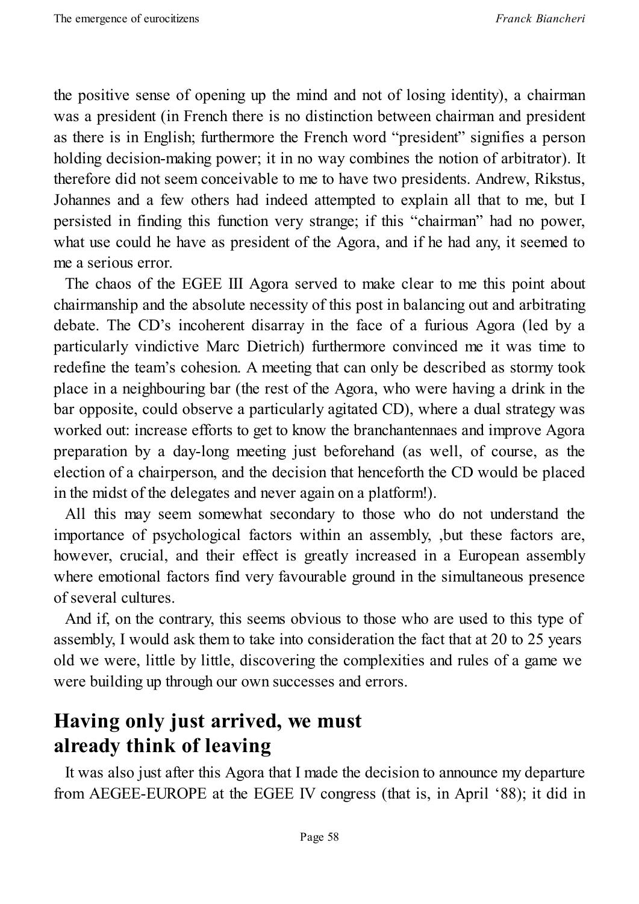the positive sense of opening up the mind and not of losing identity), a chairman was a president (in French there is no distinction between chairman and president as there is in English; furthermore the French word "president" signifies a person holding decision-making power; it in no way combines the notion of arbitrator). It therefore did not seem conceivable to me to have two presidents. Andrew, Rikstus, Johannes and a few others had indeed attempted to explain all that to me, but I persisted in finding this function very strange; if this "chairman" had no power, what use could he have as president of the Agora, and if he had any, it seemed to me a serious error.

The chaos of the EGEE III Agora served to make clear to me this point about chairmanship and the absolute necessity of this post in balancing out and arbitrating debate. The CD's incoherent disarray in the face of a furious Agora (led by a particularly vindictive Marc Dietrich) furthermore convinced me it was time to redefine the team's cohesion. A meeting that can only be described as stormy took place in a neighbouring bar (the rest of the Agora, who were having a drink in the bar opposite, could observe a particularly agitated CD), where a dual strategy was worked out: increase efforts to get to know the branchantennaes and improve Agora preparation by a day-long meeting just beforehand (as well, of course, as the election of a chairperson, and the decision that henceforth the CD would be placed in the midst of the delegates and never again on a platform!).

All this may seem somewhat secondary to those who do not understand the importance of psychological factors within an assembly, ,but these factors are, however, crucial, and their effect is greatly increased in a European assembly where emotional factors find very favourable ground in the simultaneous presence of several cultures.

And if, on the contrary, this seems obvious to those who are used to this type of assembly, I would ask them to take into consideration the fact that at 20 to 25 years old we were, little by little, discovering the complexities and rules of a game we were building up through our own successes and errors.

## Having only just arrived, we must already think of leaving

It was also just after this Agora that I made the decision to announce my departure from AEGEE-EUROPE at the EGEE IV congress (that is, in April '88); it did in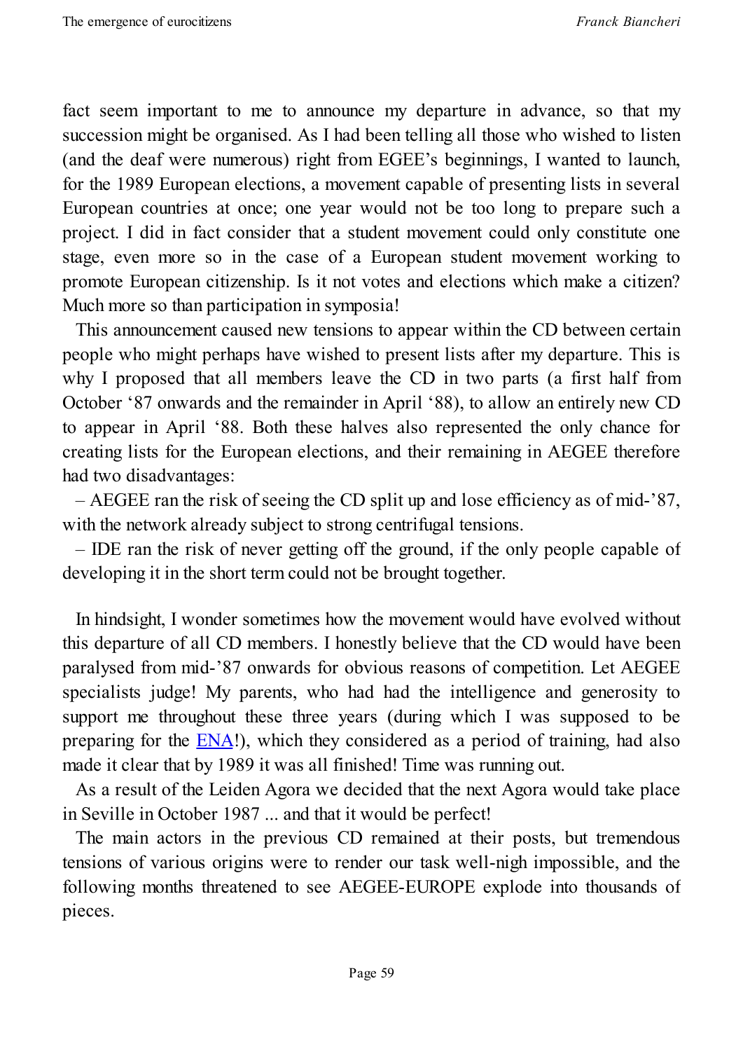fact seem important to me to announce my departure in advance, so that my succession might be organised. As I had been telling all those who wished to listen (and the deaf were numerous) right from EGEE's beginnings, I wanted to launch, for the 1989 European elections, a movement capable of presenting lists in several European countries at once; one year would not be too long to prepare such a project. I did in fact consider that a student movement could only constitute one stage, even more so in the case of a European student movement working to promote European citizenship. Is it not votes and elections which make a citizen? Much more so than participation in symposia!

This announcement caused new tensions to appear within the CD between certain people who might perhaps have wished to present lists after my departure. This is why I proposed that all members leave the CD in two parts (a first half from October '87 onwards and the remainder in April '88), to allow an entirely new CD to appear in April '88. Both these halves also represented the only chance for creating lists for the European elections, and their remaining in AEGEE therefore had two disadvantages:

– AEGEE ran the risk of seeing the CD split up and lose efficiency as of mid-'87, with the network already subject to strong centrifugal tensions.

– IDE ran the risk of never getting off the ground, if the only people capable of developing it in the short term could not be brought together.

In hindsight, I wonder sometimes how the movement would have evolved without this departure of all CD members. I honestly believe that the CD would have been paralysed from mid-'87 onwards for obvious reasons of competition. Let AEGEE specialists judge! My parents, who had had the intelligence and generosity to support me throughout these three years (during which I was supposed to be preparing for the ENA!), which they considered as a period of training, had also made it clear that by 1989 it was all finished! Time was running out.

As a result of the Leiden Agora we decided that the next Agora would take place in Seville in October 1987 ... and that it would be perfect!

The main actors in the previous CD remained at their posts, but tremendous tensions of various origins were to render our task well-nigh impossible, and the following months threatened to see AEGEE-EUROPE explode into thousands of pieces.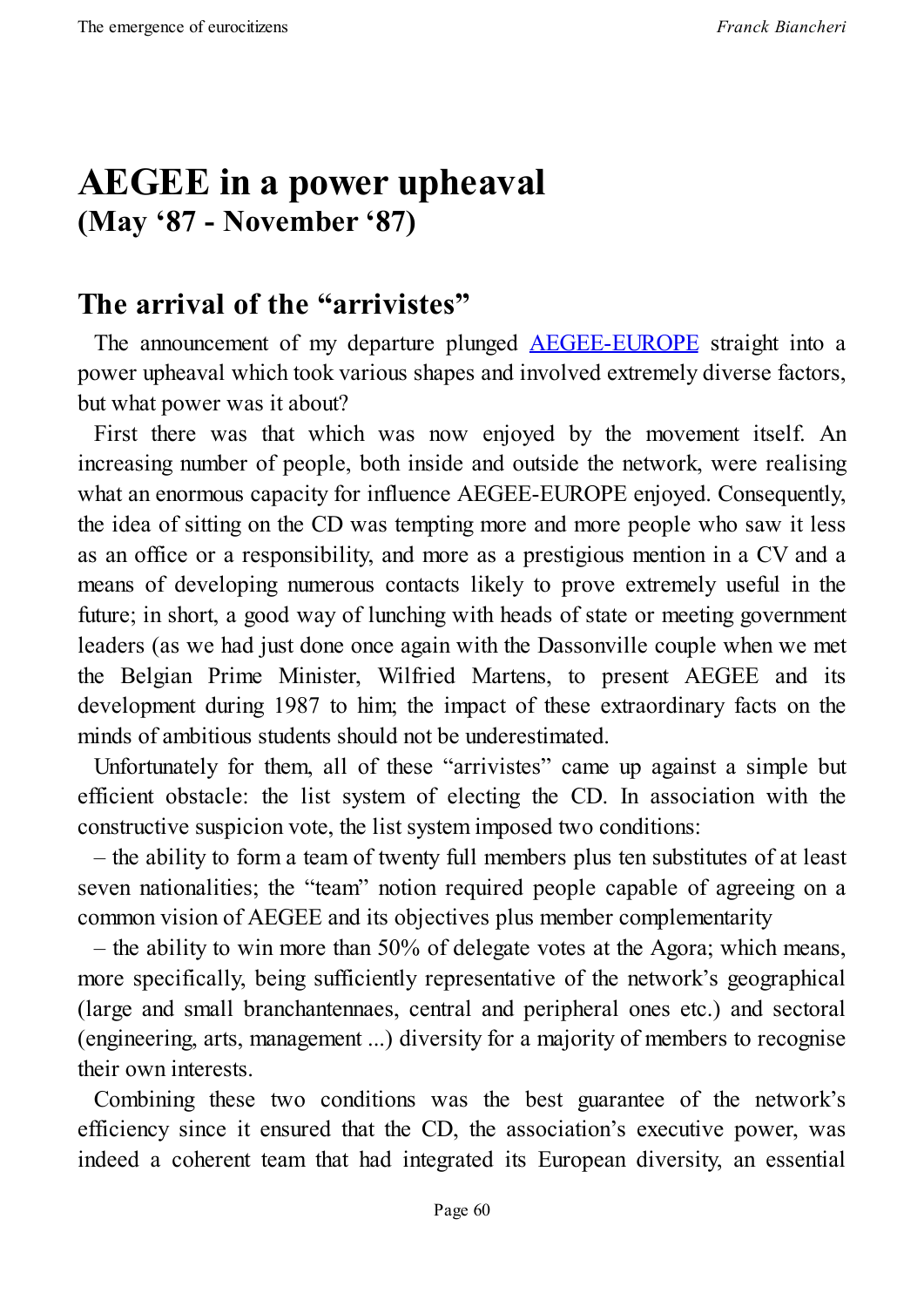# AEGEE in a power upheaval
## (May '87 - November '87)

## The arrival of the "arrivistes"

The announcement of my departure plunged [AEGEE-EUROPE](AEGEE-EUROPE) straight into a power upheaval which took various shapes and involved extremely diverse factors, but what power was it about?

First there was that which was now enjoyed by the movement itself. An increasing number of people, both inside and outside the network, were realising what an enormous capacity for influence AEGEE-EUROPE enjoyed. Consequently, the idea of sitting on the CD was tempting more and more people who saw it less as an office or a responsibility, and more as a prestigious mention in a CV and a means of developing numerous contacts likely to prove extremely useful in the future; in short, a good way of lunching with heads of state or meeting government leaders (as we had just done once again with the Dassonville couple when we met the Belgian Prime Minister, Wilfried Martens, to present AEGEE and its development during 1987 to him; the impact of these extraordinary facts on the minds of ambitious students should not be underestimated.

Unfortunately for them, all of these "arrivistes" came up against a simple but efficient obstacle: the list system of electing the CD. In association with the constructive suspicion vote, the list system imposed two conditions:

– the ability to form a team of twenty full members plus ten substitutes of at least seven nationalities; the "team" notion required people capable of agreeing on a common vision of AEGEE and its objectives plus member complementarity

– the ability to win more than 50% of delegate votes at the Agora; which means, more specifically, being sufficiently representative of the network's geographical (large and small branchantennaes, central and peripheral ones etc.) and sectoral (engineering, arts, management ...) diversity for a majority of members to recognise their own interests.

Combining these two conditions was the best guarantee of the network's efficiency since it ensured that the CD, the association's executive power, was indeed a coherent team that had integrated its European diversity, an essential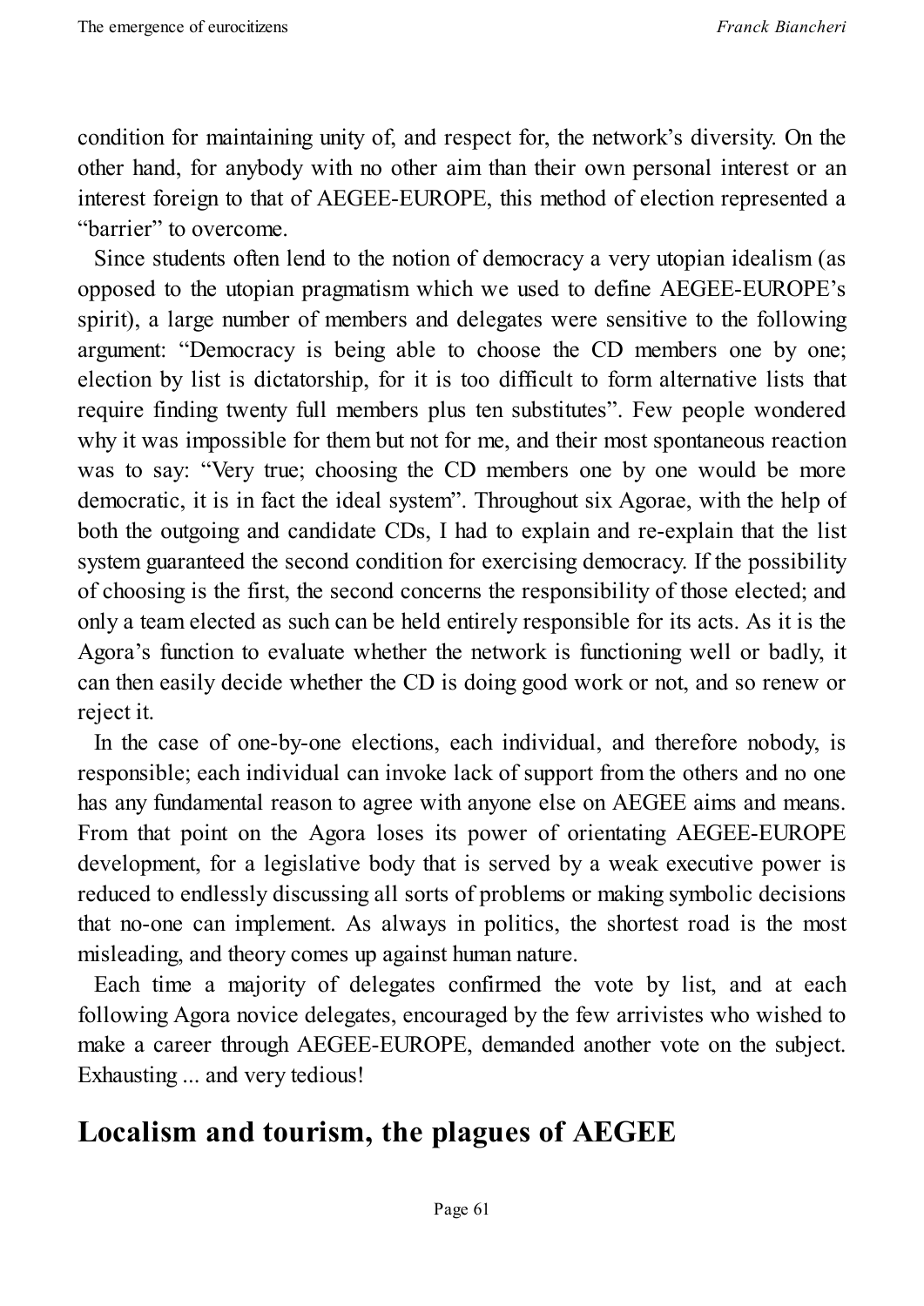condition for maintaining unity of, and respect for, the network's diversity. On the other hand, for anybody with no other aim than their own personal interest or an interest foreign to that of AEGEE-EUROPE, this method of election represented a "barrier" to overcome.

Since students often lend to the notion of democracy a very utopian idealism (as opposed to the utopian pragmatism which we used to define AEGEE-EUROPE's spirit), a large number of members and delegates were sensitive to the following argument: "Democracy is being able to choose the CD members one by one; election by list is dictatorship, for it is too difficult to form alternative lists that require finding twenty full members plus ten substitutes". Few people wondered why it was impossible for them but not for me, and their most spontaneous reaction was to say: "Very true; choosing the CD members one by one would be more democratic, it is in fact the ideal system". Throughout six Agorae, with the help of both the outgoing and candidate CDs, I had to explain and re-explain that the list system guaranteed the second condition for exercising democracy. If the possibility of choosing is the first, the second concerns the responsibility of those elected; and only a team elected as such can be held entirely responsible for its acts. As it is the Agora's function to evaluate whether the network is functioning well or badly, it can then easily decide whether the CD is doing good work or not, and so renew or reject it.

In the case of one-by-one elections, each individual, and therefore nobody, is responsible; each individual can invoke lack of support from the others and no one has any fundamental reason to agree with anyone else on AEGEE aims and means. From that point on the Agora loses its power of orientating AEGEE-EUROPE development, for a legislative body that is served by a weak executive power is reduced to endlessly discussing all sorts of problems or making symbolic decisions that no-one can implement. As always in politics, the shortest road is the most misleading, and theory comes up against human nature.

Each time a majority of delegates confirmed the vote by list, and at each following Agora novice delegates, encouraged by the few arrivistes who wished to make a career through AEGEE-EUROPE, demanded another vote on the subject. Exhausting ... and very tedious!

## Localism and tourism, the plagues of AEGEE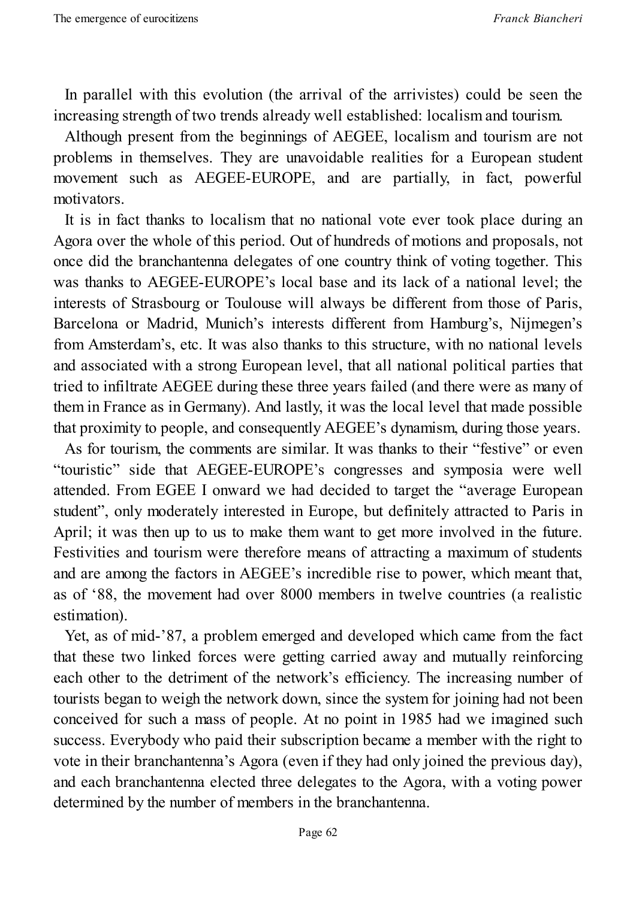In parallel with this evolution (the arrival of the arrivistes) could be seen the increasing strength of two trends already well established: localism and tourism.

Although present from the beginnings of AEGEE, localism and tourism are not problems in themselves. They are unavoidable realities for a European student movement such as AEGEE-EUROPE, and are partially, in fact, powerful motivators.

It is in fact thanks to localism that no national vote ever took place during an Agora over the whole of this period. Out of hundreds of motions and proposals, not once did the branchantenna delegates of one country think of voting together. This was thanks to AEGEE-EUROPE's local base and its lack of a national level; the interests of Strasbourg or Toulouse will always be different from those of Paris, Barcelona or Madrid, Munich's interests different from Hamburg's, Nijmegen's from Amsterdam's, etc. It was also thanks to this structure, with no national levels and associated with a strong European level, that all national political parties that tried to infiltrate AEGEE during these three years failed (and there were as many of them in France as in Germany). And lastly, it was the local level that made possible that proximity to people, and consequently AEGEE's dynamism, during those years.

As for tourism, the comments are similar. It was thanks to their "festive" or even "touristic" side that AEGEE-EUROPE's congresses and symposia were well attended. From EGEE I onward we had decided to target the "average European student", only moderately interested in Europe, but definitely attracted to Paris in April; it was then up to us to make them want to get more involved in the future. Festivities and tourism were therefore means of attracting a maximum of students and are among the factors in AEGEE's incredible rise to power, which meant that, as of '88, the movement had over 8000 members in twelve countries (a realistic estimation).

Yet, as of mid-'87, a problem emerged and developed which came from the fact that these two linked forces were getting carried away and mutually reinforcing each other to the detriment of the network's efficiency. The increasing number of tourists began to weigh the network down, since the system for joining had not been conceived for such a mass of people. At no point in 1985 had we imagined such success. Everybody who paid their subscription became a member with the right to vote in their branchantenna's Agora (even if they had only joined the previous day), and each branchantenna elected three delegates to the Agora, with a voting power determined by the number of members in the branchantenna.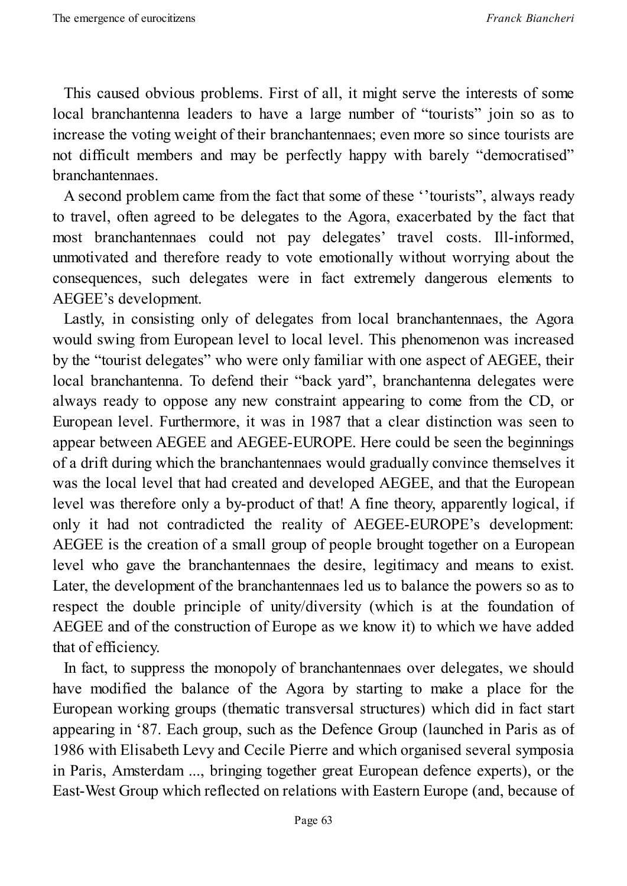This caused obvious problems. First of all, it might serve the interests of some local branchantenna leaders to have a large number of “tourists” join so as to increase the voting weight of their branchantennae; even more so since tourists are not difficult members and may be perfectly happy with barely “democratised” branchantennaes.

A second problem came from the fact that some of these ‘’tourists”, always ready to travel, often agreed to be delegates to the Agora, exacerbated by the fact that most branchantennaes could not pay delegates’ travel costs. Ill-informed, unmotivated and therefore ready to vote emotionally without worrying about the consequences, such delegates were in fact extremely dangerous elements to AEGEE’s development.

Lastly, in consisting only of delegates from local branchantennaes, the Agora would swing from European level to local level. This phenomenon was increased by the “tourist delegates” who were only familiar with one aspect of AEGEE, their local branchantenna. To defend their “back yard”, branchantenna delegates were always ready to oppose any new constraint appearing to come from the CD, or European level. Furthermore, it was in 1987 that a clear distinction was seen to appear between AEGEE and AEGEE-EUROPE. Here could be seen the beginnings of a drift during which the branchantennaes would gradually convince themselves it was the local level that had created and developed AEGEE, and that the European level was therefore only a by-product of that! A fine theory, apparently logical, if only it had not contradicted the reality of AEGEE-EUROPE’s development: AEGEE is the creation of a small group of people brought together on a European level who gave the branchantennaes the desire, legitimacy and means to exist. Later, the development of the branchantennaes led us to balance the powers so as to respect the double principle of unity/diversity (which is at the foundation of AEGEE and of the construction of Europe as we know it) to which we have added that of efficiency.

In fact, to suppress the monopoly of branchantennaes over delegates, we should have modified the balance of the Agora by starting to make a place for the European working groups (thematic transversal structures) which did in fact start appearing in ‘87. Each group, such as the Defence Group (launched in Paris as of 1986 with Elisabeth Levy and Cecile Pierre and which organised several symposia in Paris, Amsterdam ..., bringing together great European defence experts), or the East-West Group which reflected on relations with Eastern Europe (and, because of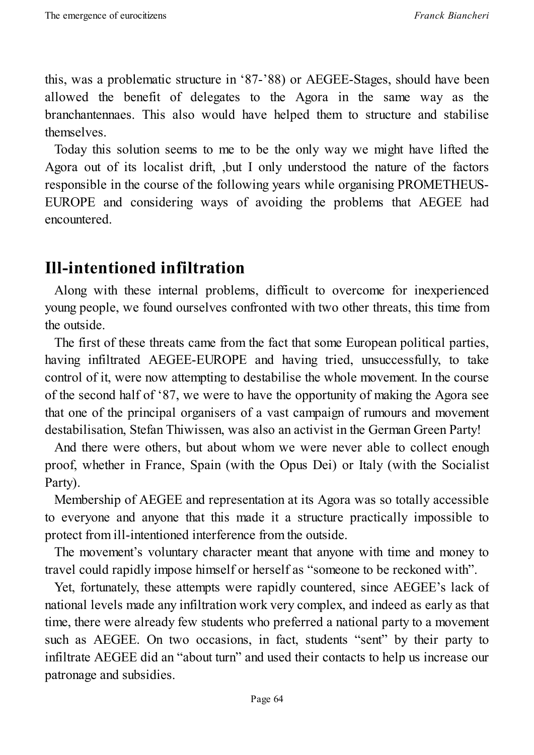this, was a problematic structure in '87-'88) or AEGEE-Stages, should have been allowed the benefit of delegates to the Agora in the same way as the branchantennaes. This also would have helped them to structure and stabilise themselves.

Today this solution seems to me to be the only way we might have lifted the Agora out of its localist drift, ,but I only understood the nature of the factors responsible in the course of the following years while organising PROMETHEUS-EUROPE and considering ways of avoiding the problems that AEGEE had encountered.

## Ill-intentioned infiltration

Along with these internal problems, difficult to overcome for inexperienced young people, we found ourselves confronted with two other threats, this time from the outside.

The first of these threats came from the fact that some European political parties, having infiltrated AEGEE-EUROPE and having tried, unsuccessfully, to take control of it, were now attempting to destabilise the whole movement. In the course of the second half of '87, we were to have the opportunity of making the Agora see that one of the principal organisers of a vast campaign of rumours and movement destabilisation, Stefan Thiwissen, was also an activist in the German Green Party!

And there were others, but about whom we were never able to collect enough proof, whether in France, Spain (with the Opus Dei) or Italy (with the Socialist Party).

Membership of AEGEE and representation at its Agora was so totally accessible to everyone and anyone that this made it a structure practically impossible to protect from ill-intentioned interference from the outside.

The movement's voluntary character meant that anyone with time and money to travel could rapidly impose himself or herself as "someone to be reckoned with".

Yet, fortunately, these attempts were rapidly countered, since AEGEE's lack of national levels made any infiltration work very complex, and indeed as early as that time, there were already few students who preferred a national party to a movement such as AEGEE. On two occasions, in fact, students "sent" by their party to infiltrate AEGEE did an "about turn" and used their contacts to help us increase our patronage and subsidies.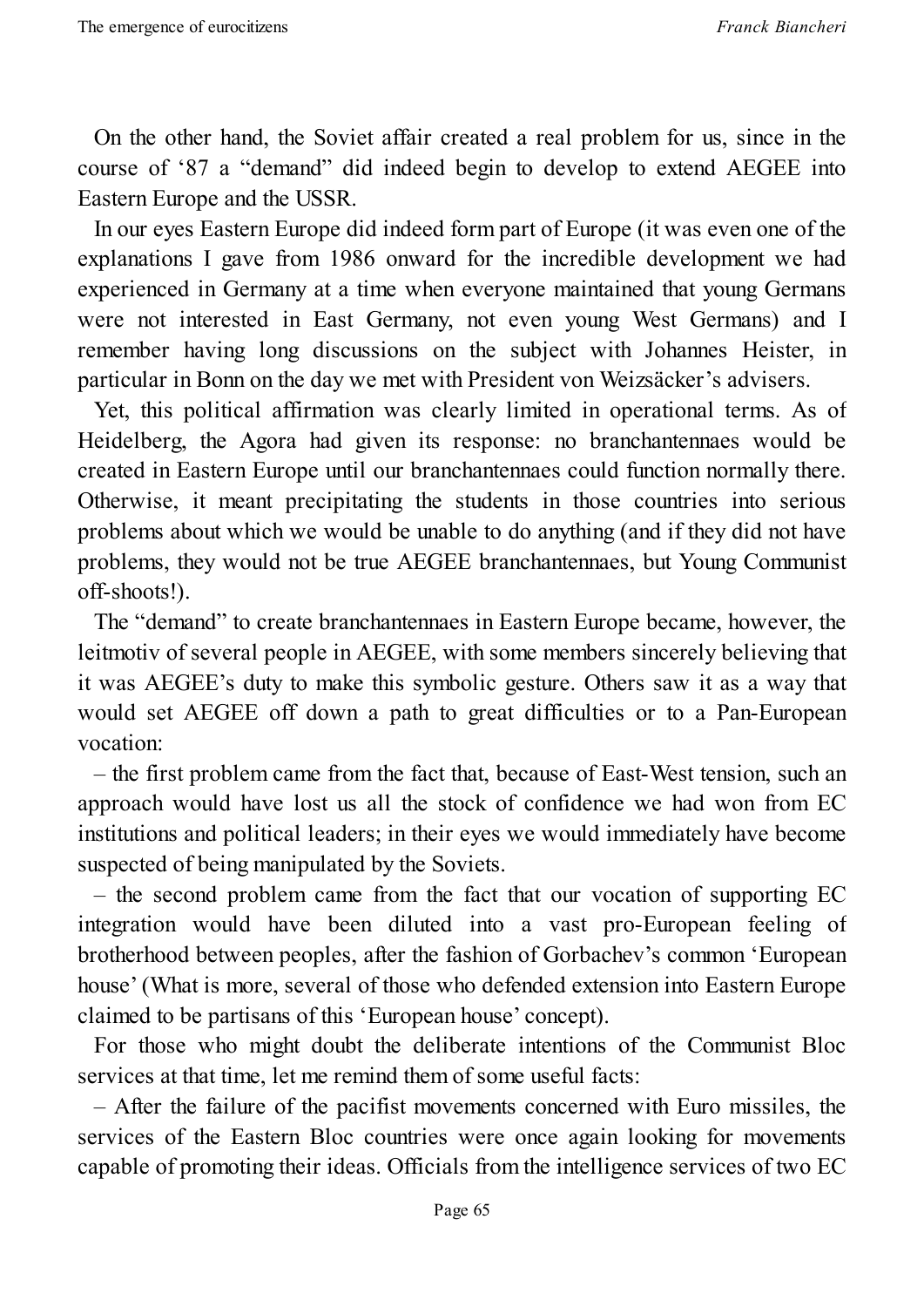On the other hand, the Soviet affair created a real problem for us, since in the course of '87 a "demand" did indeed begin to develop to extend AEGEE into Eastern Europe and the USSR.

In our eyes Eastern Europe did indeed form part of Europe (it was even one of the explanations I gave from 1986 onward for the incredible development we had experienced in Germany at a time when everyone maintained that young Germans were not interested in East Germany, not even young West Germans) and I remember having long discussions on the subject with Johannes Heister, in particular in Bonn on the day we met with President von Weizsäcker's advisers.

Yet, this political affirmation was clearly limited in operational terms. As of Heidelberg, the Agora had given its response: no branchantennaes would be created in Eastern Europe until our branchantennaes could function normally there. Otherwise, it meant precipitating the students in those countries into serious problems about which we would be unable to do anything (and if they did not have problems, they would not be true AEGEE branchantennaes, but Young Communist off-shoots!).

The "demand" to create branchantennaes in Eastern Europe became, however, the leitmotiv of several people in AEGEE, with some members sincerely believing that it was AEGEE's duty to make this symbolic gesture. Others saw it as a way that would set AEGEE off down a path to great difficulties or to a Pan-European vocation:

– the first problem came from the fact that, because of East-West tension, such an approach would have lost us all the stock of confidence we had won from EC institutions and political leaders; in their eyes we would immediately have become suspected of being manipulated by the Soviets.

– the second problem came from the fact that our vocation of supporting EC integration would have been diluted into a vast pro-European feeling of brotherhood between peoples, after the fashion of Gorbachev's common 'European house' (What is more, several of those who defended extension into Eastern Europe claimed to be partisans of this 'European house' concept).

For those who might doubt the deliberate intentions of the Communist Bloc services at that time, let me remind them of some useful facts:

– After the failure of the pacifist movements concerned with Euro missiles, the services of the Eastern Bloc countries were once again looking for movements capable of promoting their ideas. Officials from the intelligence services of two EC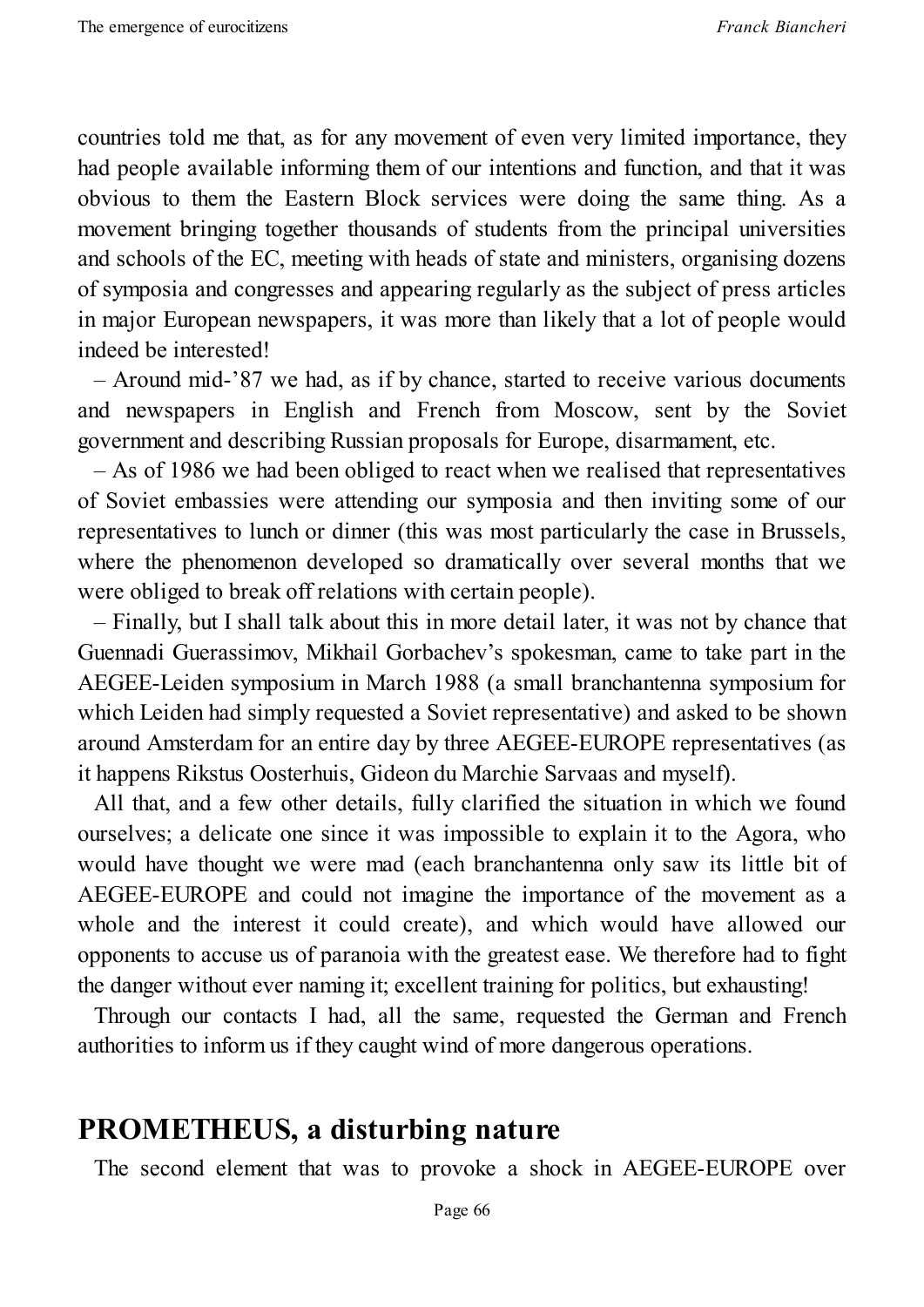countries told me that, as for any movement of even very limited importance, they had people available informing them of our intentions and function, and that it was obvious to them the Eastern Block services were doing the same thing. As a movement bringing together thousands of students from the principal universities and schools of the EC, meeting with heads of state and ministers, organising dozens of symposia and congresses and appearing regularly as the subject of press articles in major European newspapers, it was more than likely that a lot of people would indeed be interested!

– Around mid-'87 we had, as if by chance, started to receive various documents and newspapers in English and French from Moscow, sent by the Soviet government and describing Russian proposals for Europe, disarmament, etc.

– As of 1986 we had been obliged to react when we realised that representatives of Soviet embassies were attending our symposia and then inviting some of our representatives to lunch or dinner (this was most particularly the case in Brussels, where the phenomenon developed so dramatically over several months that we were obliged to break off relations with certain people).

– Finally, but I shall talk about this in more detail later, it was not by chance that Guennadi Guerassimov, Mikhail Gorbachev's spokesman, came to take part in the AEGEE-Leiden symposium in March 1988 (a small branchantenna symposium for which Leiden had simply requested a Soviet representative) and asked to be shown around Amsterdam for an entire day by three AEGEE-EUROPE representatives (as it happens Rikstus Oosterhuis, Gideon du Marchie Sarvaas and myself).

All that, and a few other details, fully clarified the situation in which we found ourselves; a delicate one since it was impossible to explain it to the Agora, who would have thought we were mad (each branchantenna only saw its little bit of AEGEE-EUROPE and could not imagine the importance of the movement as a whole and the interest it could create), and which would have allowed our opponents to accuse us of paranoia with the greatest ease. We therefore had to fight the danger without ever naming it; excellent training for politics, but exhausting!

Through our contacts I had, all the same, requested the German and French authorities to inform us if they caught wind of more dangerous operations.

## PROMETHEUS, a disturbing nature

The second element that was to provoke a shock in AEGEE-EUROPE over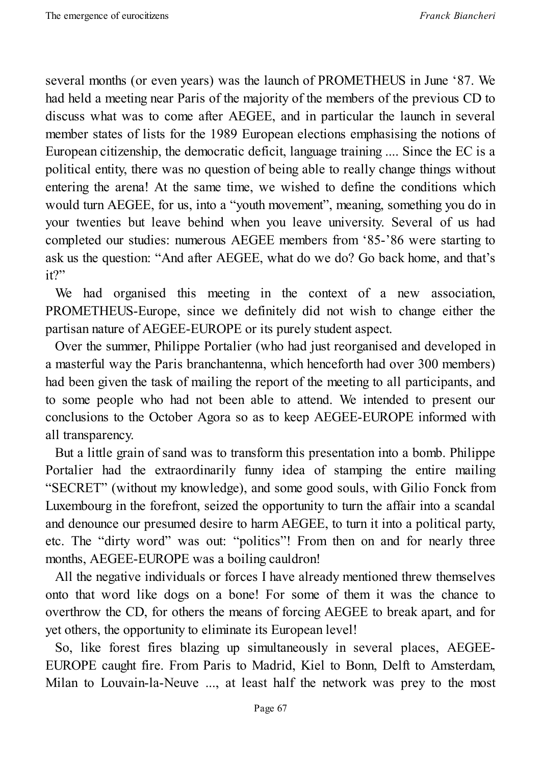several months (or even years) was the launch of PROMETHEUS in June '87. We had held a meeting near Paris of the majority of the members of the previous CD to discuss what was to come after AEGEE, and in particular the launch in several member states of lists for the 1989 European elections emphasising the notions of European citizenship, the democratic deficit, language training .... Since the EC is a political entity, there was no question of being able to really change things without entering the arena! At the same time, we wished to define the conditions which would turn AEGEE, for us, into a "youth movement", meaning, something you do in your twenties but leave behind when you leave university. Several of us had completed our studies: numerous AEGEE members from '85-'86 were starting to ask us the question: "And after AEGEE, what do we do? Go back home, and that's it?"

We had organised this meeting in the context of a new association, PROMETHEUS-Europe, since we definitely did not wish to change either the partisan nature of AEGEE-EUROPE or its purely student aspect.

Over the summer, Philippe Portalier (who had just reorganised and developed in a masterful way the Paris branchantenna, which henceforth had over 300 members) had been given the task of mailing the report of the meeting to all participants, and to some people who had not been able to attend. We intended to present our conclusions to the October Agora so as to keep AEGEE-EUROPE informed with all transparency.

But a little grain of sand was to transform this presentation into a bomb. Philippe Portalier had the extraordinarily funny idea of stamping the entire mailing "SECRET" (without my knowledge), and some good souls, with Gilio Fonck from Luxembourg in the forefront, seized the opportunity to turn the affair into a scandal and denounce our presumed desire to harm AEGEE, to turn it into a political party, etc. The "dirty word" was out: "politics"! From then on and for nearly three months, AEGEE-EUROPE was a boiling cauldron!

All the negative individuals or forces I have already mentioned threw themselves onto that word like dogs on a bone! For some of them it was the chance to overthrow the CD, for others the means of forcing AEGEE to break apart, and for yet others, the opportunity to eliminate its European level!

So, like forest fires blazing up simultaneously in several places, AEGEE-EUROPE caught fire. From Paris to Madrid, Kiel to Bonn, Delft to Amsterdam, Milan to Louvain-la-Neuve ..., at least half the network was prey to the most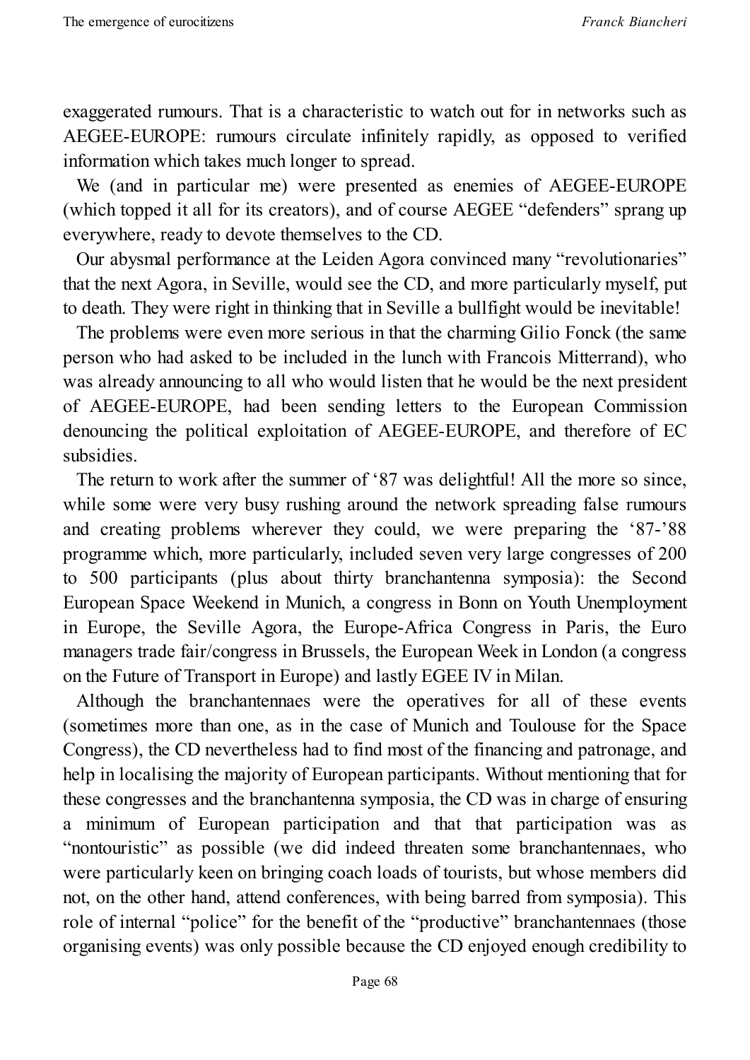exaggerated rumours. That is a characteristic to watch out for in networks such as AEGEE-EUROPE: rumours circulate infinitely rapidly, as opposed to verified information which takes much longer to spread.

We (and in particular me) were presented as enemies of AEGEE-EUROPE (which topped it all for its creators), and of course AEGEE "defenders" sprang up everywhere, ready to devote themselves to the CD.

Our abysmal performance at the Leiden Agora convinced many "revolutionaries" that the next Agora, in Seville, would see the CD, and more particularly myself, put to death. They were right in thinking that in Seville a bullfight would be inevitable!

The problems were even more serious in that the charming Gilio Fonck (the same person who had asked to be included in the lunch with Francois Mitterrand), who was already announcing to all who would listen that he would be the next president of AEGEE-EUROPE, had been sending letters to the European Commission denouncing the political exploitation of AEGEE-EUROPE, and therefore of EC subsidies.

The return to work after the summer of '87 was delightful! All the more so since, while some were very busy rushing around the network spreading false rumours and creating problems wherever they could, we were preparing the '87-'88 programme which, more particularly, included seven very large congresses of 200 to 500 participants (plus about thirty branchantenna symposia): the Second European Space Weekend in Munich, a congress in Bonn on Youth Unemployment in Europe, the Seville Agora, the Europe-Africa Congress in Paris, the Euro managers trade fair/congress in Brussels, the European Week in London (a congress on the Future of Transport in Europe) and lastly EGEE IV in Milan.

Although the branchantennaes were the operatives for all of these events (sometimes more than one, as in the case of Munich and Toulouse for the Space Congress), the CD nevertheless had to find most of the financing and patronage, and help in localising the majority of European participants. Without mentioning that for these congresses and the branchantenna symposia, the CD was in charge of ensuring a minimum of European participation and that that participation was as "nontouristic" as possible (we did indeed threaten some branchantennaes, who were particularly keen on bringing coach loads of tourists, but whose members did not, on the other hand, attend conferences, with being barred from symposia). This role of internal "police" for the benefit of the "productive" branchantennaes (those organising events) was only possible because the CD enjoyed enough credibility to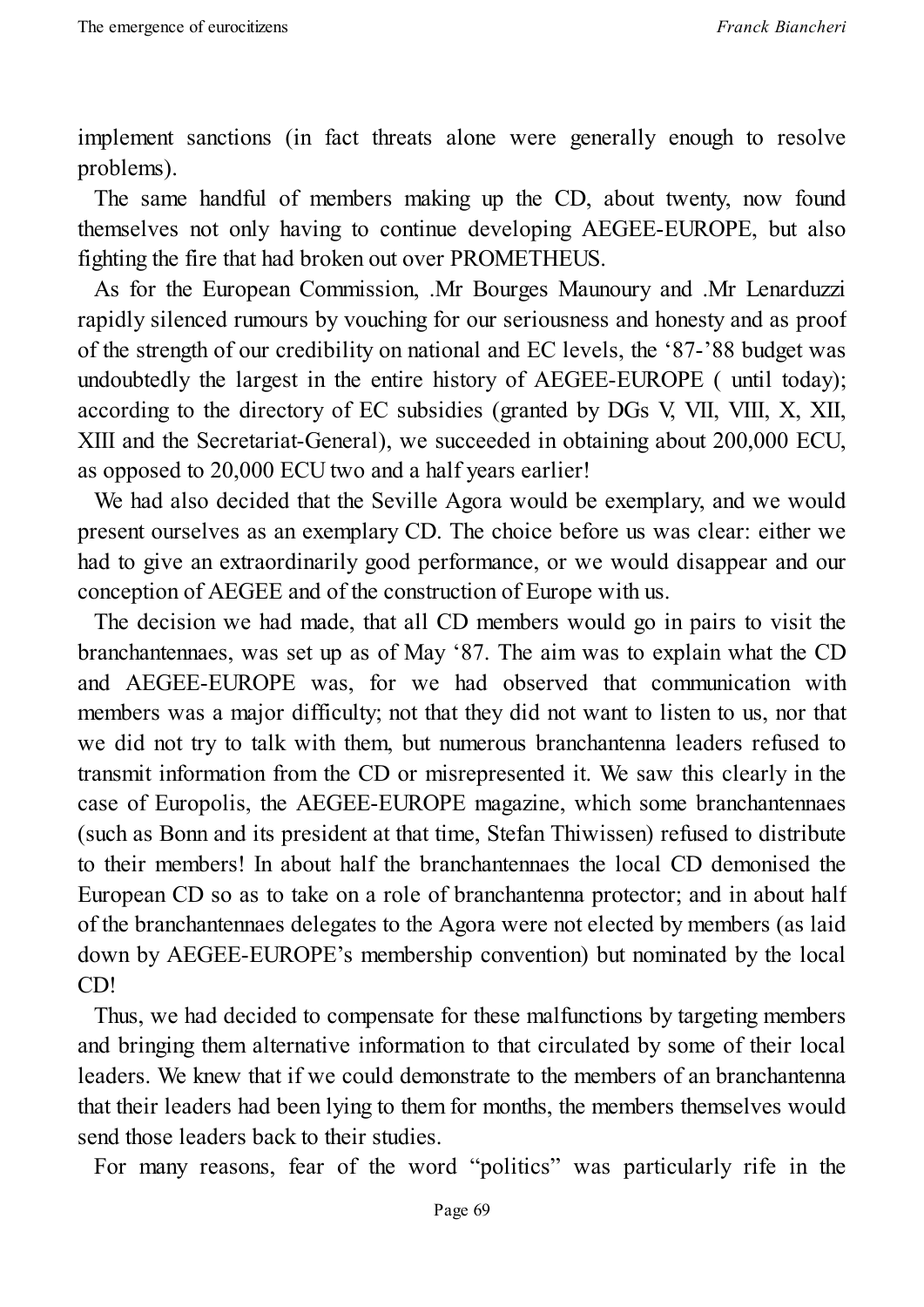implement sanctions (in fact threats alone were generally enough to resolve problems).

The same handful of members making up the CD, about twenty, now found themselves not only having to continue developing AEGEE-EUROPE, but also fighting the fire that had broken out over PROMETHEUS.

As for the European Commission, .Mr Bourges Maunoury and .Mr Lenarduzzi rapidly silenced rumours by vouching for our seriousness and honesty and as proof of the strength of our credibility on national and EC levels, the '87-'88 budget was undoubtedly the largest in the entire history of AEGEE-EUROPE ( until today); according to the directory of EC subsidies (granted by DGs V, VII, VIII, X, XII, XIII and the Secretariat-General), we succeeded in obtaining about 200,000 ECU, as opposed to 20,000 ECU two and a half years earlier!

We had also decided that the Seville Agora would be exemplary, and we would present ourselves as an exemplary CD. The choice before us was clear: either we had to give an extraordinarily good performance, or we would disappear and our conception of AEGEE and of the construction of Europe with us.

The decision we had made, that all CD members would go in pairs to visit the branchantennaes, was set up as of May '87. The aim was to explain what the CD and AEGEE-EUROPE was, for we had observed that communication with members was a major difficulty; not that they did not want to listen to us, nor that we did not try to talk with them, but numerous branchantenna leaders refused to transmit information from the CD or misrepresented it. We saw this clearly in the case of Europolis, the AEGEE-EUROPE magazine, which some branchantennaes (such as Bonn and its president at that time, Stefan Thiwissen) refused to distribute to their members! In about half the branchantennaes the local CD demonised the European CD so as to take on a role of branchantenna protector; and in about half of the branchantennaes delegates to the Agora were not elected by members (as laid down by AEGEE-EUROPE's membership convention) but nominated by the local CD!

Thus, we had decided to compensate for these malfunctions by targeting members and bringing them alternative information to that circulated by some of their local leaders. We knew that if we could demonstrate to the members of an branchantenna that their leaders had been lying to them for months, the members themselves would send those leaders back to their studies.

For many reasons, fear of the word "politics" was particularly rife in the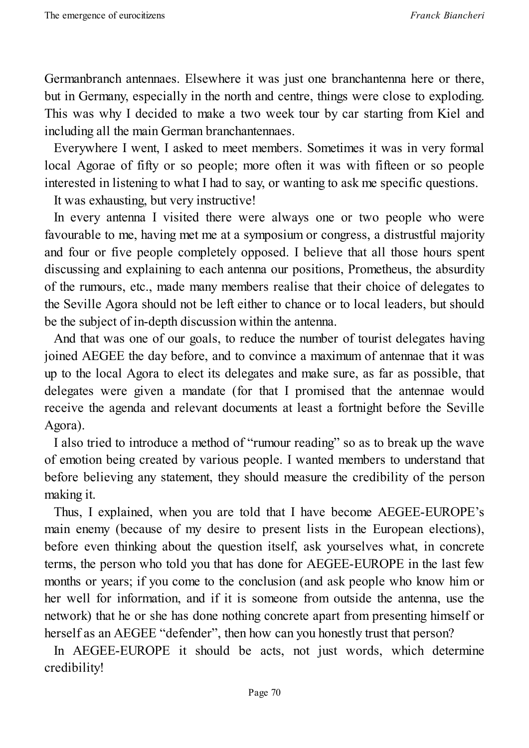Germanbranch antennaes. Elsewhere it was just one branchantenna here or there, but in Germany, especially in the north and centre, things were close to exploding. This was why I decided to make a two week tour by car starting from Kiel and including all the main German branchantennaes.

Everywhere I went, I asked to meet members. Sometimes it was in very formal local Agorae of fifty or so people; more often it was with fifteen or so people interested in listening to what I had to say, or wanting to ask me specific questions.

It was exhausting, but very instructive!

In every antenna I visited there were always one or two people who were favourable to me, having met me at a symposium or congress, a distrustful majority and four or five people completely opposed. I believe that all those hours spent discussing and explaining to each antenna our positions, Prometheus, the absurdity of the rumours, etc., made many members realise that their choice of delegates to the Seville Agora should not be left either to chance or to local leaders, but should be the subject of in-depth discussion within the antenna.

And that was one of our goals, to reduce the number of tourist delegates having joined AEGEE the day before, and to convince a maximum of antennae that it was up to the local Agora to elect its delegates and make sure, as far as possible, that delegates were given a mandate (for that I promised that the antennae would receive the agenda and relevant documents at least a fortnight before the Seville Agora).

I also tried to introduce a method of "rumour reading" so as to break up the wave of emotion being created by various people. I wanted members to understand that before believing any statement, they should measure the credibility of the person making it.

Thus, I explained, when you are told that I have become AEGEE-EUROPE's main enemy (because of my desire to present lists in the European elections), before even thinking about the question itself, ask yourselves what, in concrete terms, the person who told you that has done for AEGEE-EUROPE in the last few months or years; if you come to the conclusion (and ask people who know him or her well for information, and if it is someone from outside the antenna, use the network) that he or she has done nothing concrete apart from presenting himself or herself as an AEGEE "defender", then how can you honestly trust that person?

In AEGEE-EUROPE it should be acts, not just words, which determine credibility!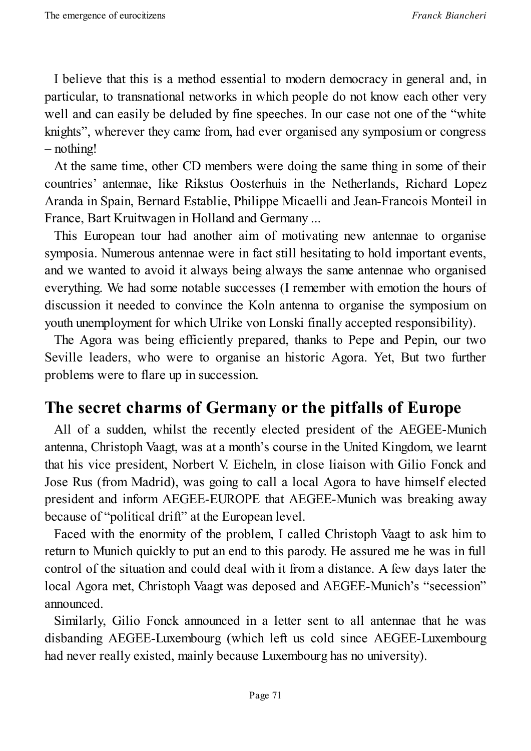I believe that this is a method essential to modern democracy in general and, in particular, to transnational networks in which people do not know each other very well and can easily be deluded by fine speeches. In our case not one of the "white knights", wherever they came from, had ever organised any symposium or congress – nothing!

At the same time, other CD members were doing the same thing in some of their countries' antennae, like Rikstus Oosterhuis in the Netherlands, Richard Lopez Aranda in Spain, Bernard Establie, Philippe Micaelli and Jean-Francois Monteil in France, Bart Kruitwagen in Holland and Germany ...

This European tour had another aim of motivating new antennae to organise symposia. Numerous antennae were in fact still hesitating to hold important events, and we wanted to avoid it always being always the same antennae who organised everything. We had some notable successes (I remember with emotion the hours of discussion it needed to convince the Koln antenna to organise the symposium on youth unemployment for which Ulrike von Lonski finally accepted responsibility).

The Agora was being efficiently prepared, thanks to Pepe and Pepin, our two Seville leaders, who were to organise an historic Agora. Yet, But two further problems were to flare up in succession.

## The secret charms of Germany or the pitfalls of Europe

All of a sudden, whilst the recently elected president of the AEGEE-Munich antenna, Christoph Vaagt, was at a month's course in the United Kingdom, we learnt that his vice president, Norbert V. Eicheln, in close liaison with Gilio Fonck and Jose Rus (from Madrid), was going to call a local Agora to have himself elected president and inform AEGEE-EUROPE that AEGEE-Munich was breaking away because of "political drift" at the European level.

Faced with the enormity of the problem, I called Christoph Vaagt to ask him to return to Munich quickly to put an end to this parody. He assured me he was in full control of the situation and could deal with it from a distance. A few days later the local Agora met, Christoph Vaagt was deposed and AEGEE-Munich's "secession" announced.

Similarly, Gilio Fonck announced in a letter sent to all antennae that he was disbanding AEGEE-Luxembourg (which left us cold since AEGEE-Luxembourg had never really existed, mainly because Luxembourg has no university).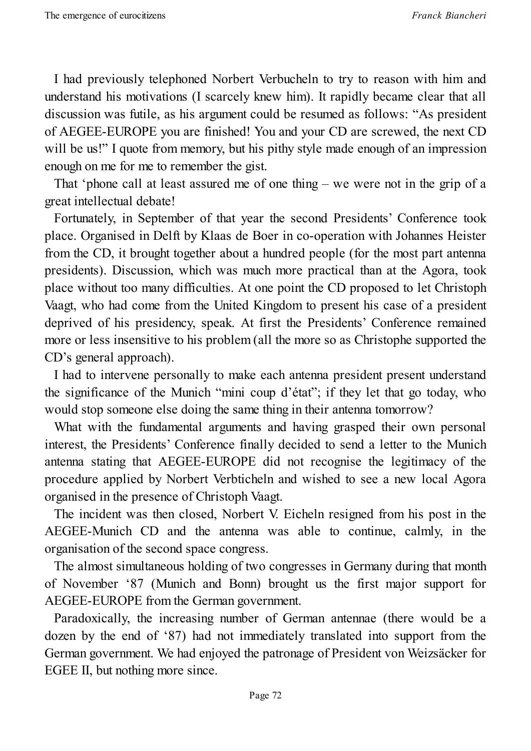I had previously telephoned Norbert Verbucheln to try to reason with him and understand his motivations (I scarcely knew him). It rapidly became clear that all discussion was futile, as his argument could be resumed as follows: "As president of AEGEE-EUROPE you are finished! You and your CD are screwed, the next CD will be us!" I quote from memory, but his pithy style made enough of an impression enough on me for me to remember the gist.

That 'phone call at least assured me of one thing – we were not in the grip of a great intellectual debate!

Fortunately, in September of that year the second Presidents' Conference took place. Organised in Delft by Klaas de Boer in co-operation with Johannes Heister from the CD, it brought together about a hundred people (for the most part antenna presidents). Discussion, which was much more practical than at the Agora, took place without too many difficulties. At one point the CD proposed to let Christoph Vaagt, who had come from the United Kingdom to present his case of a president deprived of his presidency, speak. At first the Presidents' Conference remained more or less insensitive to his problem (all the more so as Christophe supported the CD's general approach).

I had to intervene personally to make each antenna president present understand the significance of the Munich "mini coup d'état"; if they let that go today, who would stop someone else doing the same thing in their antenna tomorrow?

What with the fundamental arguments and having grasped their own personal interest, the Presidents' Conference finally decided to send a letter to the Munich antenna stating that AEGEE-EUROPE did not recognise the legitimacy of the procedure applied by Norbert Verbticheln and wished to see a new local Agora organised in the presence of Christoph Vaagt.

The incident was then closed, Norbert V. Eicheln resigned from his post in the AEGEE-Munich CD and the antenna was able to continue, calmly, in the organisation of the second space congress.

The almost simultaneous holding of two congresses in Germany during that month of November '87 (Munich and Bonn) brought us the first major support for AEGEE-EUROPE from the German government.

Paradoxically, the increasing number of German antennae (there would be a dozen by the end of '87) had not immediately translated into support from the German government. We had enjoyed the patronage of President von Weizsäcker for EGEE II, but nothing more since.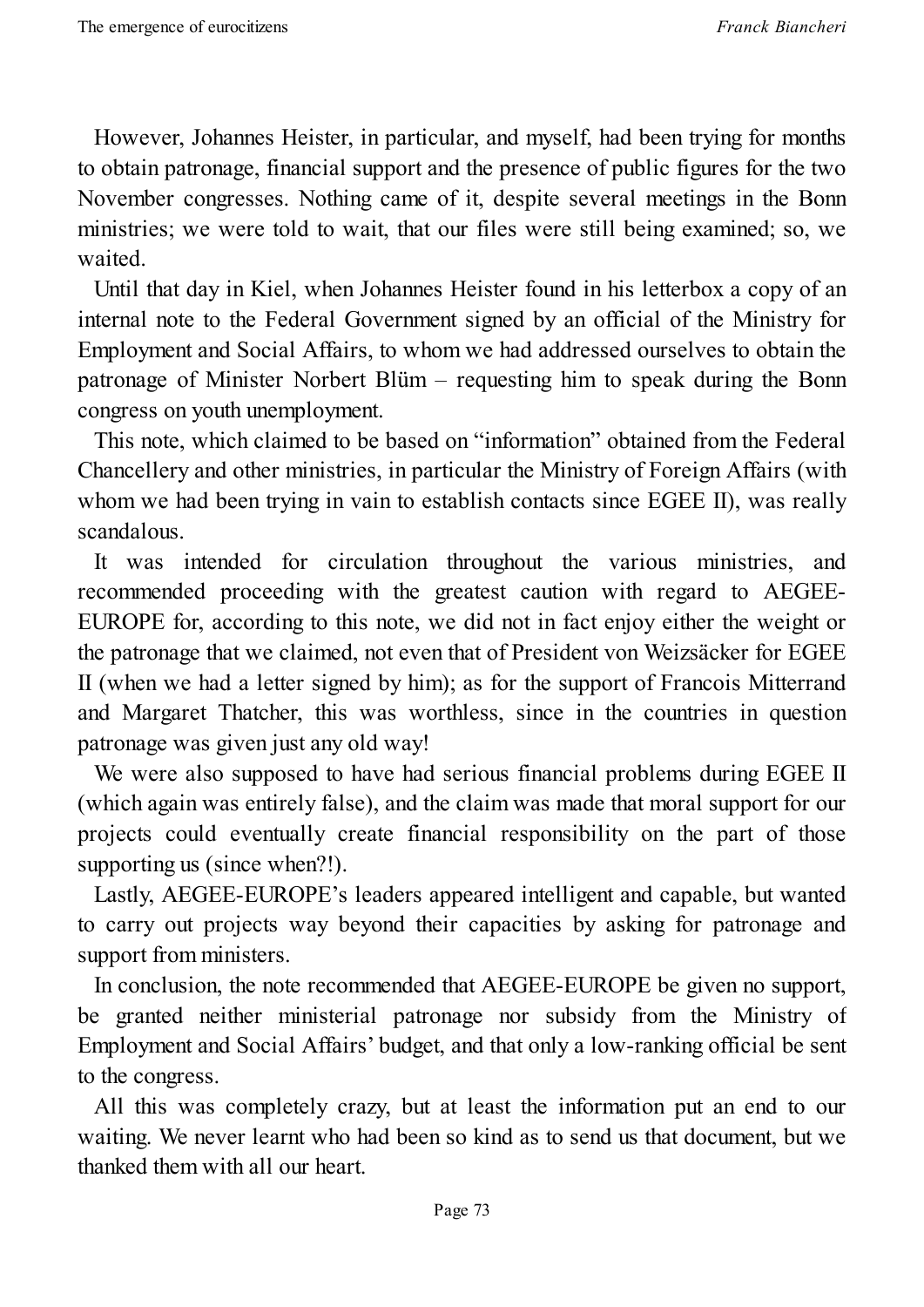However, Johannes Heister, in particular, and myself, had been trying for months to obtain patronage, financial support and the presence of public figures for the two November congresses. Nothing came of it, despite several meetings in the Bonn ministries; we were told to wait, that our files were still being examined; so, we waited.

Until that day in Kiel, when Johannes Heister found in his letterbox a copy of an internal note to the Federal Government signed by an official of the Ministry for Employment and Social Affairs, to whom we had addressed ourselves to obtain the patronage of Minister Norbert Blüm – requesting him to speak during the Bonn congress on youth unemployment.

This note, which claimed to be based on "information" obtained from the Federal Chancellery and other ministries, in particular the Ministry of Foreign Affairs (with whom we had been trying in vain to establish contacts since EGEE II), was really scandalous.

It was intended for circulation throughout the various ministries, and recommended proceeding with the greatest caution with regard to AEGEE-EUROPE for, according to this note, we did not in fact enjoy either the weight or the patronage that we claimed, not even that of President von Weizsäcker for EGEE II (when we had a letter signed by him); as for the support of Francois Mitterrand and Margaret Thatcher, this was worthless, since in the countries in question patronage was given just any old way!

We were also supposed to have had serious financial problems during EGEE II (which again was entirely false), and the claim was made that moral support for our projects could eventually create financial responsibility on the part of those supporting us (since when?!).

Lastly, AEGEE-EUROPE's leaders appeared intelligent and capable, but wanted to carry out projects way beyond their capacities by asking for patronage and support from ministers.

In conclusion, the note recommended that AEGEE-EUROPE be given no support, be granted neither ministerial patronage nor subsidy from the Ministry of Employment and Social Affairs' budget, and that only a low-ranking official be sent to the congress.

All this was completely crazy, but at least the information put an end to our waiting. We never learnt who had been so kind as to send us that document, but we thanked them with all our heart.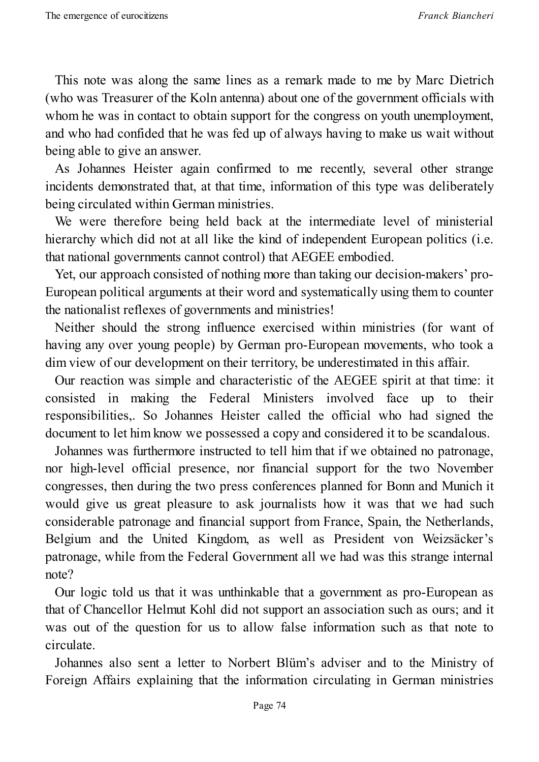This note was along the same lines as a remark made to me by Marc Dietrich (who was Treasurer of the Koln antenna) about one of the government officials with whom he was in contact to obtain support for the congress on youth unemployment, and who had confided that he was fed up of always having to make us wait without being able to give an answer.

As Johannes Heister again confirmed to me recently, several other strange incidents demonstrated that, at that time, information of this type was deliberately being circulated within German ministries.

We were therefore being held back at the intermediate level of ministerial hierarchy which did not at all like the kind of independent European politics (i.e. that national governments cannot control) that AEGEE embodied.

Yet, our approach consisted of nothing more than taking our decision-makers' pro-European political arguments at their word and systematically using them to counter the nationalist reflexes of governments and ministries!

Neither should the strong influence exercised within ministries (for want of having any over young people) by German pro-European movements, who took a dim view of our development on their territory, be underestimated in this affair.

Our reaction was simple and characteristic of the AEGEE spirit at that time: it consisted in making the Federal Ministers involved face up to their responsibilities,. So Johannes Heister called the official who had signed the document to let him know we possessed a copy and considered it to be scandalous.

Johannes was furthermore instructed to tell him that if we obtained no patronage, nor high-level official presence, nor financial support for the two November congresses, then during the two press conferences planned for Bonn and Munich it would give us great pleasure to ask journalists how it was that we had such considerable patronage and financial support from France, Spain, the Netherlands, Belgium and the United Kingdom, as well as President von Weizsäcker's patronage, while from the Federal Government all we had was this strange internal note?

Our logic told us that it was unthinkable that a government as pro-European as that of Chancellor Helmut Kohl did not support an association such as ours; and it was out of the question for us to allow false information such as that note to circulate.

Johannes also sent a letter to Norbert Blüm's adviser and to the Ministry of Foreign Affairs explaining that the information circulating in German ministries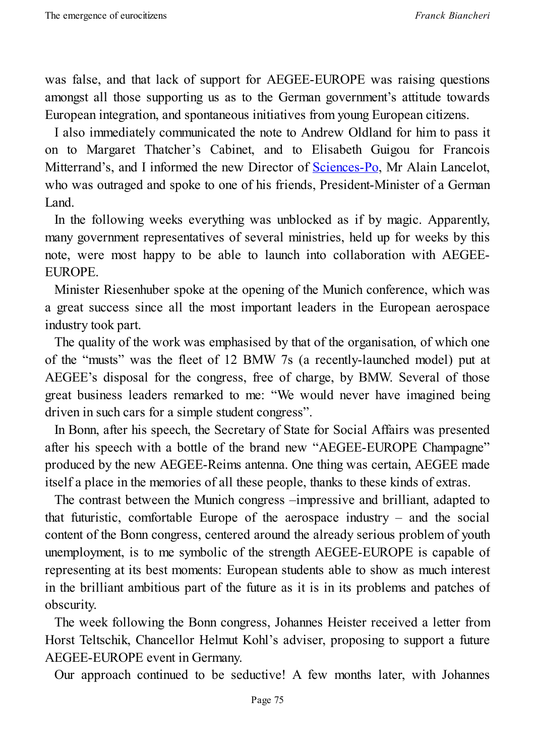was false, and that lack of support for AEGEE-EUROPE was raising questions amongst all those supporting us as to the German government's attitude towards European integration, and spontaneous initiatives from young European citizens.

I also immediately communicated the note to Andrew Oldland for him to pass it on to Margaret Thatcher's Cabinet, and to Elisabeth Guigou for Francois Mitterrand's, and I informed the new Director of Sciences-Po, Mr Alain Lancelot, who was outraged and spoke to one of his friends, President-Minister of a German Land.

In the following weeks everything was unblocked as if by magic. Apparently, many government representatives of several ministries, held up for weeks by this note, were most happy to be able to launch into collaboration with AEGEE-EUROPE.

Minister Riesenhuber spoke at the opening of the Munich conference, which was a great success since all the most important leaders in the European aerospace industry took part.

The quality of the work was emphasised by that of the organisation, of which one of the "musts" was the fleet of 12 BMW 7s (a recently-launched model) put at AEGEE's disposal for the congress, free of charge, by BMW. Several of those great business leaders remarked to me: "We would never have imagined being driven in such cars for a simple student congress".

In Bonn, after his speech, the Secretary of State for Social Affairs was presented after his speech with a bottle of the brand new "AEGEE-EUROPE Champagne" produced by the new AEGEE-Reims antenna. One thing was certain, AEGEE made itself a place in the memories of all these people, thanks to these kinds of extras.

The contrast between the Munich congress –impressive and brilliant, adapted to that futuristic, comfortable Europe of the aerospace industry – and the social content of the Bonn congress, centered around the already serious problem of youth unemployment, is to me symbolic of the strength AEGEE-EUROPE is capable of representing at its best moments: European students able to show as much interest in the brilliant ambitious part of the future as it is in its problems and patches of obscurity.

The week following the Bonn congress, Johannes Heister received a letter from Horst Teltschik, Chancellor Helmut Kohl's adviser, proposing to support a future AEGEE-EUROPE event in Germany.

Our approach continued to be seductive! A few months later, with Johannes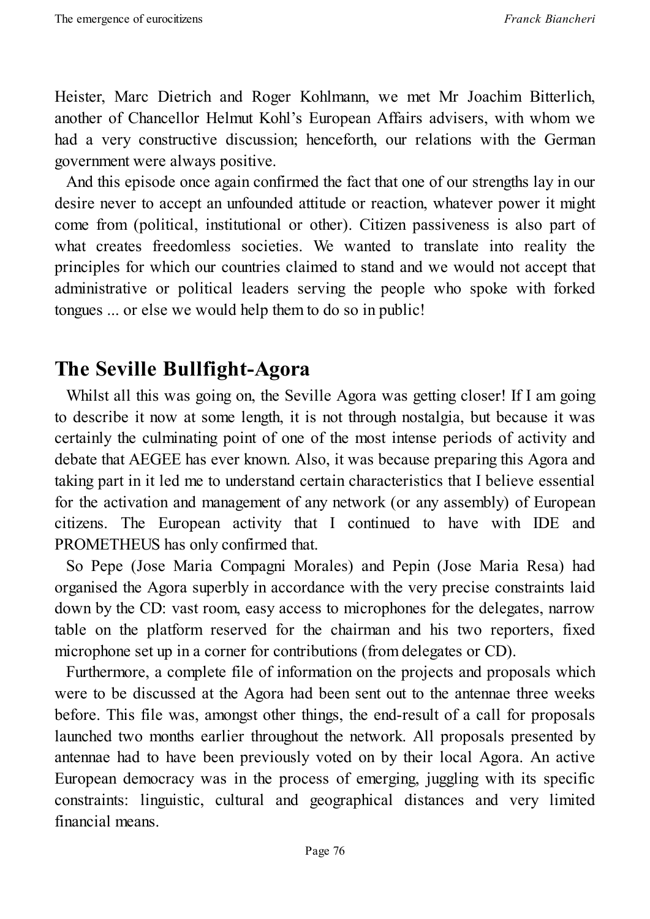Heister, Marc Dietrich and Roger Kohlmann, we met Mr Joachim Bitterlich, another of Chancellor Helmut Kohl's European Affairs advisers, with whom we had a very constructive discussion; henceforth, our relations with the German government were always positive.

And this episode once again confirmed the fact that one of our strengths lay in our desire never to accept an unfounded attitude or reaction, whatever power it might come from (political, institutional or other). Citizen passiveness is also part of what creates freedomless societies. We wanted to translate into reality the principles for which our countries claimed to stand and we would not accept that administrative or political leaders serving the people who spoke with forked tongues ... or else we would help them to do so in public!

## The Seville Bullfight-Agora

Whilst all this was going on, the Seville Agora was getting closer! If I am going to describe it now at some length, it is not through nostalgia, but because it was certainly the culminating point of one of the most intense periods of activity and debate that AEGEE has ever known. Also, it was because preparing this Agora and taking part in it led me to understand certain characteristics that I believe essential for the activation and management of any network (or any assembly) of European citizens. The European activity that I continued to have with IDE and PROMETHEUS has only confirmed that.

So Pepe (Jose Maria Compagni Morales) and Pepin (Jose Maria Resa) had organised the Agora superbly in accordance with the very precise constraints laid down by the CD: vast room, easy access to microphones for the delegates, narrow table on the platform reserved for the chairman and his two reporters, fixed microphone set up in a corner for contributions (from delegates or CD).

Furthermore, a complete file of information on the projects and proposals which were to be discussed at the Agora had been sent out to the antennae three weeks before. This file was, amongst other things, the end-result of a call for proposals launched two months earlier throughout the network. All proposals presented by antennae had to have been previously voted on by their local Agora. An active European democracy was in the process of emerging, juggling with its specific constraints: linguistic, cultural and geographical distances and very limited financial means.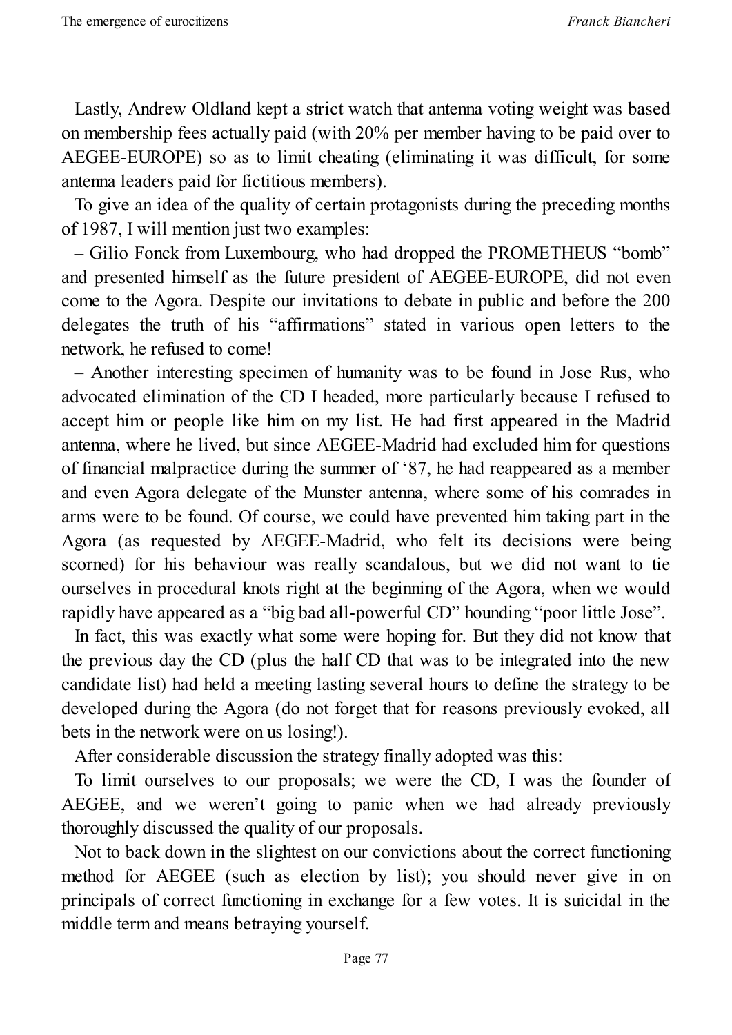Lastly, Andrew Oldland kept a strict watch that antenna voting weight was based on membership fees actually paid (with 20% per member having to be paid over to AEGEE-EUROPE) so as to limit cheating (eliminating it was difficult, for some antenna leaders paid for fictitious members).

To give an idea of the quality of certain protagonists during the preceding months of 1987, I will mention just two examples:

– Gilio Fonck from Luxembourg, who had dropped the PROMETHEUS "bomb" and presented himself as the future president of AEGEE-EUROPE, did not even come to the Agora. Despite our invitations to debate in public and before the 200 delegates the truth of his "affirmations" stated in various open letters to the network, he refused to come!

– Another interesting specimen of humanity was to be found in Jose Rus, who advocated elimination of the CD I headed, more particularly because I refused to accept him or people like him on my list. He had first appeared in the Madrid antenna, where he lived, but since AEGEE-Madrid had excluded him for questions of financial malpractice during the summer of '87, he had reappeared as a member and even Agora delegate of the Munster antenna, where some of his comrades in arms were to be found. Of course, we could have prevented him taking part in the Agora (as requested by AEGEE-Madrid, who felt its decisions were being scorned) for his behaviour was really scandalous, but we did not want to tie ourselves in procedural knots right at the beginning of the Agora, when we would rapidly have appeared as a "big bad all-powerful CD" hounding "poor little Jose".

In fact, this was exactly what some were hoping for. But they did not know that the previous day the CD (plus the half CD that was to be integrated into the new candidate list) had held a meeting lasting several hours to define the strategy to be developed during the Agora (do not forget that for reasons previously evoked, all bets in the network were on us losing!).

After considerable discussion the strategy finally adopted was this:

To limit ourselves to our proposals; we were the CD, I was the founder of AEGEE, and we weren't going to panic when we had already previously thoroughly discussed the quality of our proposals.

Not to back down in the slightest on our convictions about the correct functioning method for AEGEE (such as election by list); you should never give in on principals of correct functioning in exchange for a few votes. It is suicidal in the middle term and means betraying yourself.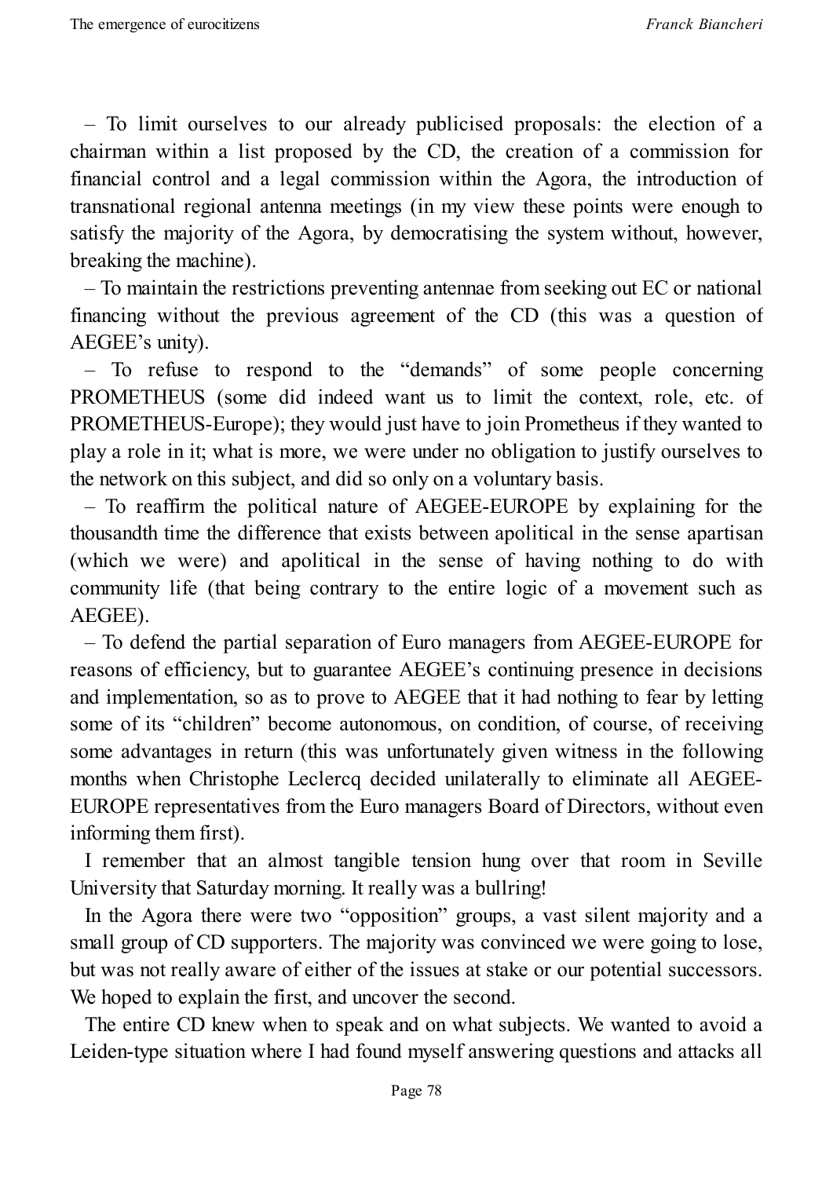– To limit ourselves to our already publicised proposals: the election of a chairman within a list proposed by the CD, the creation of a commission for financial control and a legal commission within the Agora, the introduction of transnational regional antenna meetings (in my view these points were enough to satisfy the majority of the Agora, by democratising the system without, however, breaking the machine).

– To maintain the restrictions preventing antennae from seeking out EC or national financing without the previous agreement of the CD (this was a question of AEGEE's unity).

– To refuse to respond to the "demands" of some people concerning PROMETHEUS (some did indeed want us to limit the context, role, etc. of PROMETHEUS-Europe); they would just have to join Prometheus if they wanted to play a role in it; what is more, we were under no obligation to justify ourselves to the network on this subject, and did so only on a voluntary basis.

– To reaffirm the political nature of AEGEE-EUROPE by explaining for the thousandth time the difference that exists between apolitical in the sense apartisan (which we were) and apolitical in the sense of having nothing to do with community life (that being contrary to the entire logic of a movement such as AEGEE).

– To defend the partial separation of Euro managers from AEGEE-EUROPE for reasons of efficiency, but to guarantee AEGEE's continuing presence in decisions and implementation, so as to prove to AEGEE that it had nothing to fear by letting some of its "children" become autonomous, on condition, of course, of receiving some advantages in return (this was unfortunately given witness in the following months when Christophe Leclercq decided unilaterally to eliminate all AEGEE-EUROPE representatives from the Euro managers Board of Directors, without even informing them first).

I remember that an almost tangible tension hung over that room in Seville University that Saturday morning. It really was a bullring!

In the Agora there were two "opposition" groups, a vast silent majority and a small group of CD supporters. The majority was convinced we were going to lose, but was not really aware of either of the issues at stake or our potential successors. We hoped to explain the first, and uncover the second.

The entire CD knew when to speak and on what subjects. We wanted to avoid a Leiden-type situation where I had found myself answering questions and attacks all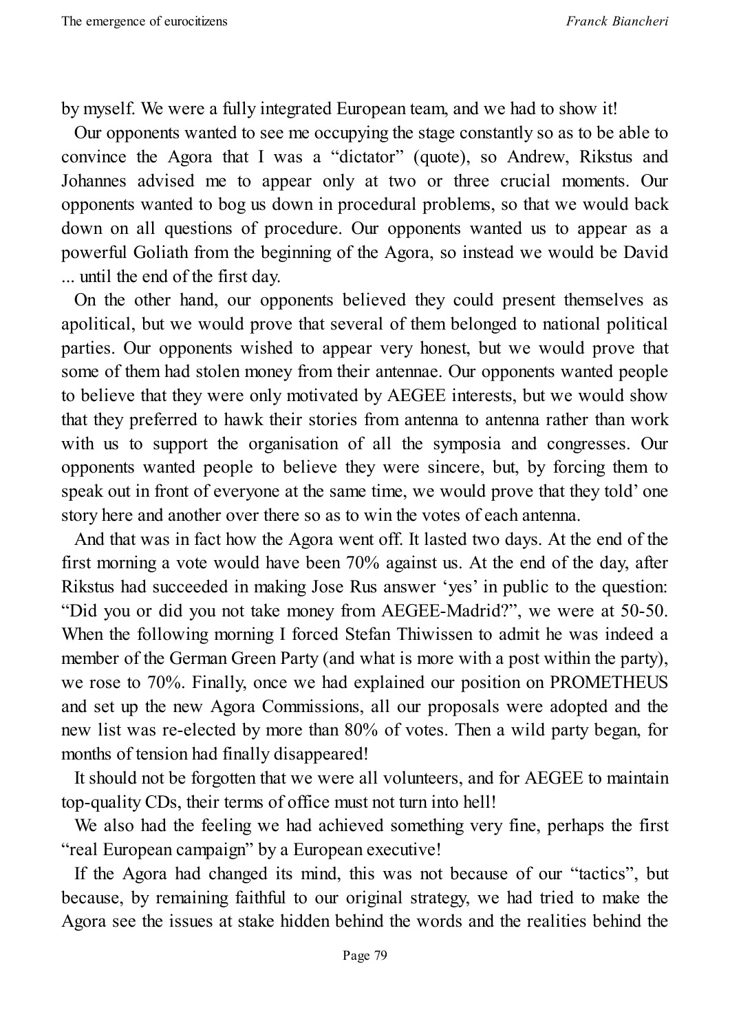by myself. We were a fully integrated European team, and we had to show it!

Our opponents wanted to see me occupying the stage constantly so as to be able to convince the Agora that I was a "dictator" (quote), so Andrew, Rikstus and Johannes advised me to appear only at two or three crucial moments. Our opponents wanted to bog us down in procedural problems, so that we would back down on all questions of procedure. Our opponents wanted us to appear as a powerful Goliath from the beginning of the Agora, so instead we would be David ... until the end of the first day.

On the other hand, our opponents believed they could present themselves as apolitical, but we would prove that several of them belonged to national political parties. Our opponents wished to appear very honest, but we would prove that some of them had stolen money from their antennae. Our opponents wanted people to believe that they were only motivated by AEGEE interests, but we would show that they preferred to hawk their stories from antenna to antenna rather than work with us to support the organisation of all the symposia and congresses. Our opponents wanted people to believe they were sincere, but, by forcing them to speak out in front of everyone at the same time, we would prove that they told' one story here and another over there so as to win the votes of each antenna.

And that was in fact how the Agora went off. It lasted two days. At the end of the first morning a vote would have been 70% against us. At the end of the day, after Rikstus had succeeded in making Jose Rus answer 'yes' in public to the question: "Did you or did you not take money from AEGEE-Madrid?", we were at 50-50. When the following morning I forced Stefan Thiwissen to admit he was indeed a member of the German Green Party (and what is more with a post within the party), we rose to 70%. Finally, once we had explained our position on PROMETHEUS and set up the new Agora Commissions, all our proposals were adopted and the new list was re-elected by more than 80% of votes. Then a wild party began, for months of tension had finally disappeared!

It should not be forgotten that we were all volunteers, and for AEGEE to maintain top-quality CDs, their terms of office must not turn into hell!

We also had the feeling we had achieved something very fine, perhaps the first "real European campaign" by a European executive!

If the Agora had changed its mind, this was not because of our "tactics", but because, by remaining faithful to our original strategy, we had tried to make the Agora see the issues at stake hidden behind the words and the realities behind the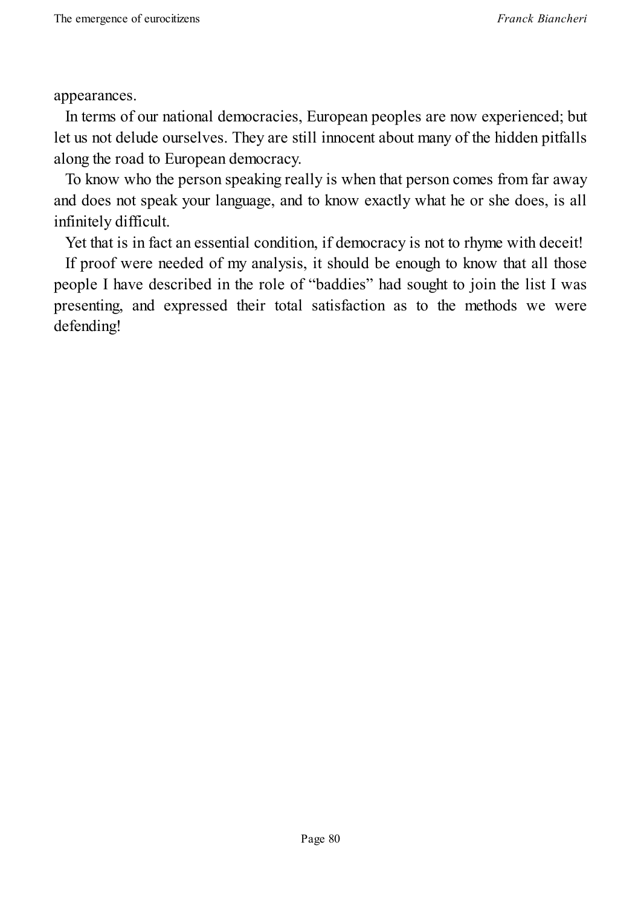appearances.

In terms of our national democracies, European peoples are now experienced; but let us not delude ourselves. They are still innocent about many of the hidden pitfalls along the road to European democracy.

To know who the person speaking really is when that person comes from far away and does not speak your language, and to know exactly what he or she does, is all infinitely difficult.

Yet that is in fact an essential condition, if democracy is not to rhyme with deceit!

If proof were needed of my analysis, it should be enough to know that all those people I have described in the role of "baddies" had sought to join the list I was presenting, and expressed their total satisfaction as to the methods we were defending!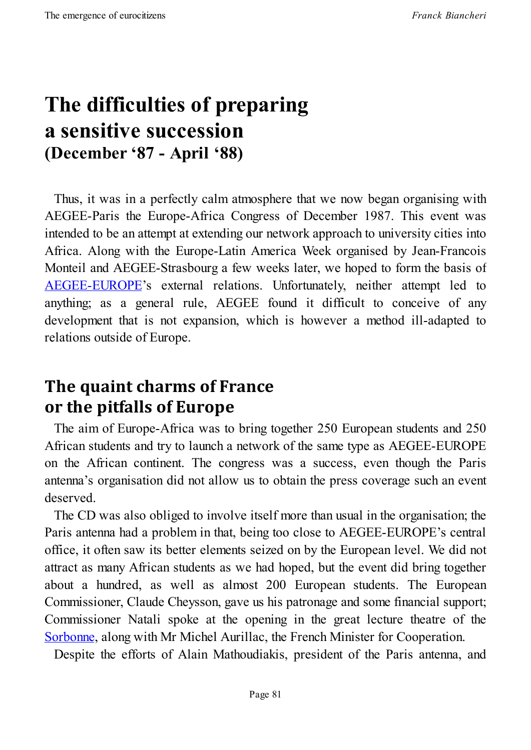# The difficulties of preparing a sensitive succession (December '87 - April '88)

Thus, it was in a perfectly calm atmosphere that we now began organising with AEGEE-Paris the Europe-Africa Congress of December 1987. This event was intended to be an attempt at extending our network approach to university cities into Africa. Along with the Europe-Latin America Week organised by Jean-Francois Monteil and AEGEE-Strasbourg a few weeks later, we hoped to form the basis of AEGEE-EUROPE's external relations. Unfortunately, neither attempt led to anything; as a general rule, AEGEE found it difficult to conceive of any development that is not expansion, which is however a method ill-adapted to relations outside of Europe.

## The quaint charms of France or the pitfalls of Europe

The aim of Europe-Africa was to bring together 250 European students and 250 African students and try to launch a network of the same type as AEGEE-EUROPE on the African continent. The congress was a success, even though the Paris antenna's organisation did not allow us to obtain the press coverage such an event deserved.

The CD was also obliged to involve itself more than usual in the organisation; the Paris antenna had a problem in that, being too close to AEGEE-EUROPE's central office, it often saw its better elements seized on by the European level. We did not attract as many African students as we had hoped, but the event did bring together about a hundred, as well as almost 200 European students. The European Commissioner, Claude Cheysson, gave us his patronage and some financial support; Commissioner Natali spoke at the opening in the great lecture theatre of the Sorbonne, along with Mr Michel Aurillac, the French Minister for Cooperation.

Despite the efforts of Alain Mathoudiakis, president of the Paris antenna, and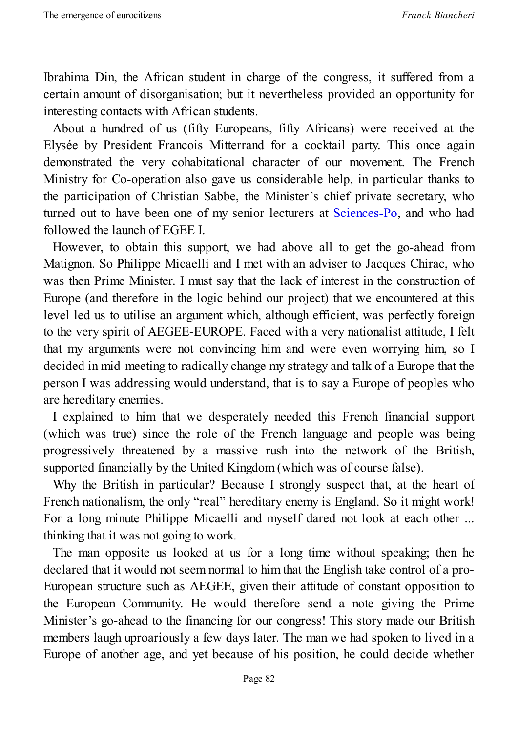Ibrahima Din, the African student in charge of the congress, it suffered from a certain amount of disorganisation; but it nevertheless provided an opportunity for interesting contacts with African students.

About a hundred of us (fifty Europeans, fifty Africans) were received at the Elysée by President Francois Mitterrand for a cocktail party. This once again demonstrated the very cohabitational character of our movement. The French Ministry for Co-operation also gave us considerable help, in particular thanks to the participation of Christian Sabbe, the Minister's chief private secretary, who turned out to have been one of my senior lecturers at Sciences-Po, and who had followed the launch of EGEE I.

However, to obtain this support, we had above all to get the go-ahead from Matignon. So Philippe Micaelli and I met with an adviser to Jacques Chirac, who was then Prime Minister. I must say that the lack of interest in the construction of Europe (and therefore in the logic behind our project) that we encountered at this level led us to utilise an argument which, although efficient, was perfectly foreign to the very spirit of AEGEE-EUROPE. Faced with a very nationalist attitude, I felt that my arguments were not convincing him and were even worrying him, so I decided in mid-meeting to radically change my strategy and talk of a Europe that the person I was addressing would understand, that is to say a Europe of peoples who are hereditary enemies.

I explained to him that we desperately needed this French financial support (which was true) since the role of the French language and people was being progressively threatened by a massive rush into the network of the British, supported financially by the United Kingdom (which was of course false).

Why the British in particular? Because I strongly suspect that, at the heart of French nationalism, the only "real" hereditary enemy is England. So it might work! For a long minute Philippe Micaelli and myself dared not look at each other ... thinking that it was not going to work.

The man opposite us looked at us for a long time without speaking; then he declared that it would not seem normal to him that the English take control of a pro-European structure such as AEGEE, given their attitude of constant opposition to the European Community. He would therefore send a note giving the Prime Minister's go-ahead to the financing for our congress! This story made our British members laugh uproariously a few days later. The man we had spoken to lived in a Europe of another age, and yet because of his position, he could decide whether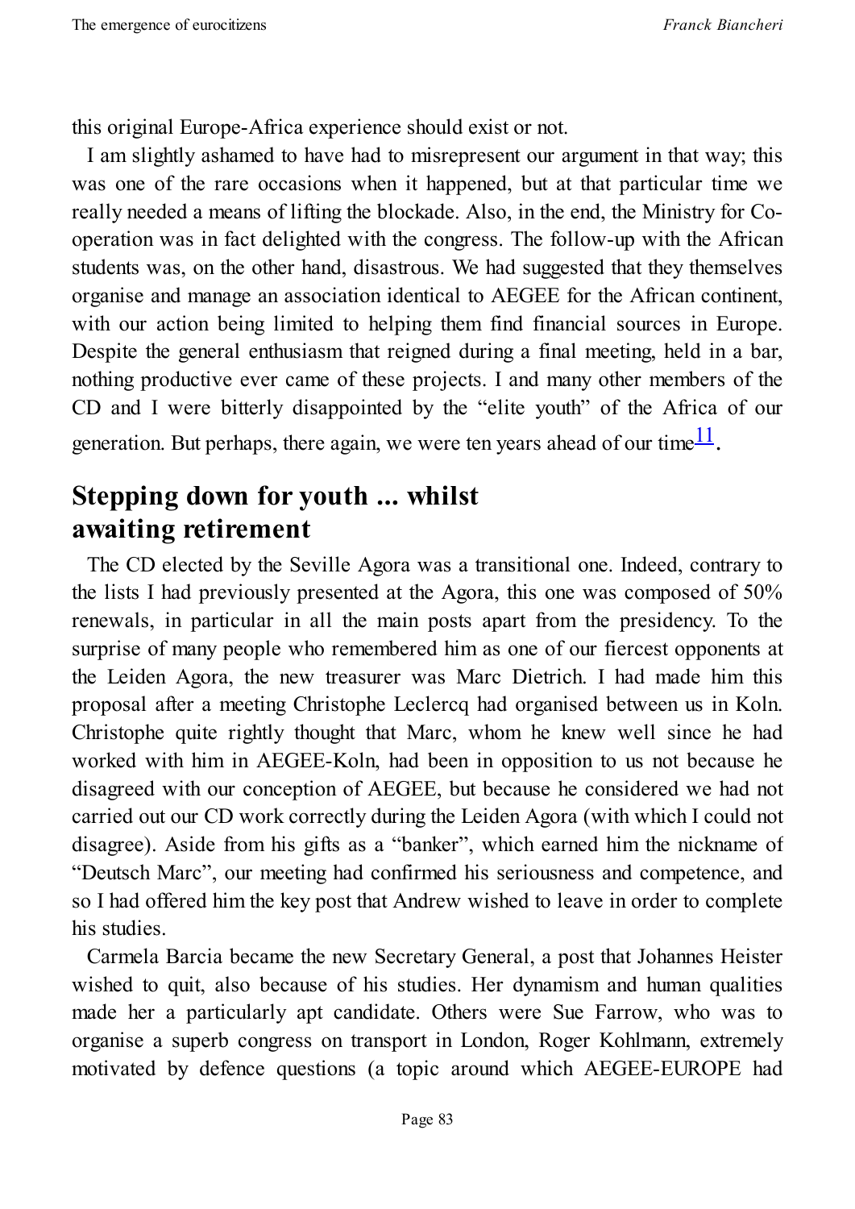this original Europe-Africa experience should exist or not.

I am slightly ashamed to have had to misrepresent our argument in that way; this was one of the rare occasions when it happened, but at that particular time we really needed a means of lifting the blockade. Also, in the end, the Ministry for Co-operation was in fact delighted with the congress. The follow-up with the African students was, on the other hand, disastrous. We had suggested that they themselves organise and manage an association identical to AEGEE for the African continent, with our action being limited to helping them find financial sources in Europe. Despite the general enthusiasm that reigned during a final meeting, held in a bar, nothing productive ever came of these projects. I and many other members of the CD and I were bitterly disappointed by the "elite youth" of the Africa of our generation. But perhaps, there again, we were ten years ahead of our time[11].

## Stepping down for youth ... whilst awaiting retirement

The CD elected by the Seville Agora was a transitional one. Indeed, contrary to the lists I had previously presented at the Agora, this one was composed of 50% renewals, in particular in all the main posts apart from the presidency. To the surprise of many people who remembered him as one of our fiercest opponents at the Leiden Agora, the new treasurer was Marc Dietrich. I had made him this proposal after a meeting Christophe Leclercq had organised between us in Koln. Christophe quite rightly thought that Marc, whom he knew well since he had worked with him in AEGEE-Koln, had been in opposition to us not because he disagreed with our conception of AEGEE, but because he considered we had not carried out our CD work correctly during the Leiden Agora (with which I could not disagree). Aside from his gifts as a "banker", which earned him the nickname of "Deutsch Marc", our meeting had confirmed his seriousness and competence, and so I had offered him the key post that Andrew wished to leave in order to complete his studies.

Carmela Barcia became the new Secretary General, a post that Johannes Heister wished to quit, also because of his studies. Her dynamism and human qualities made her a particularly apt candidate. Others were Sue Farrow, who was to organise a superb congress on transport in London, Roger Kohlmann, extremely motivated by defence questions (a topic around which AEGEE-EUROPE had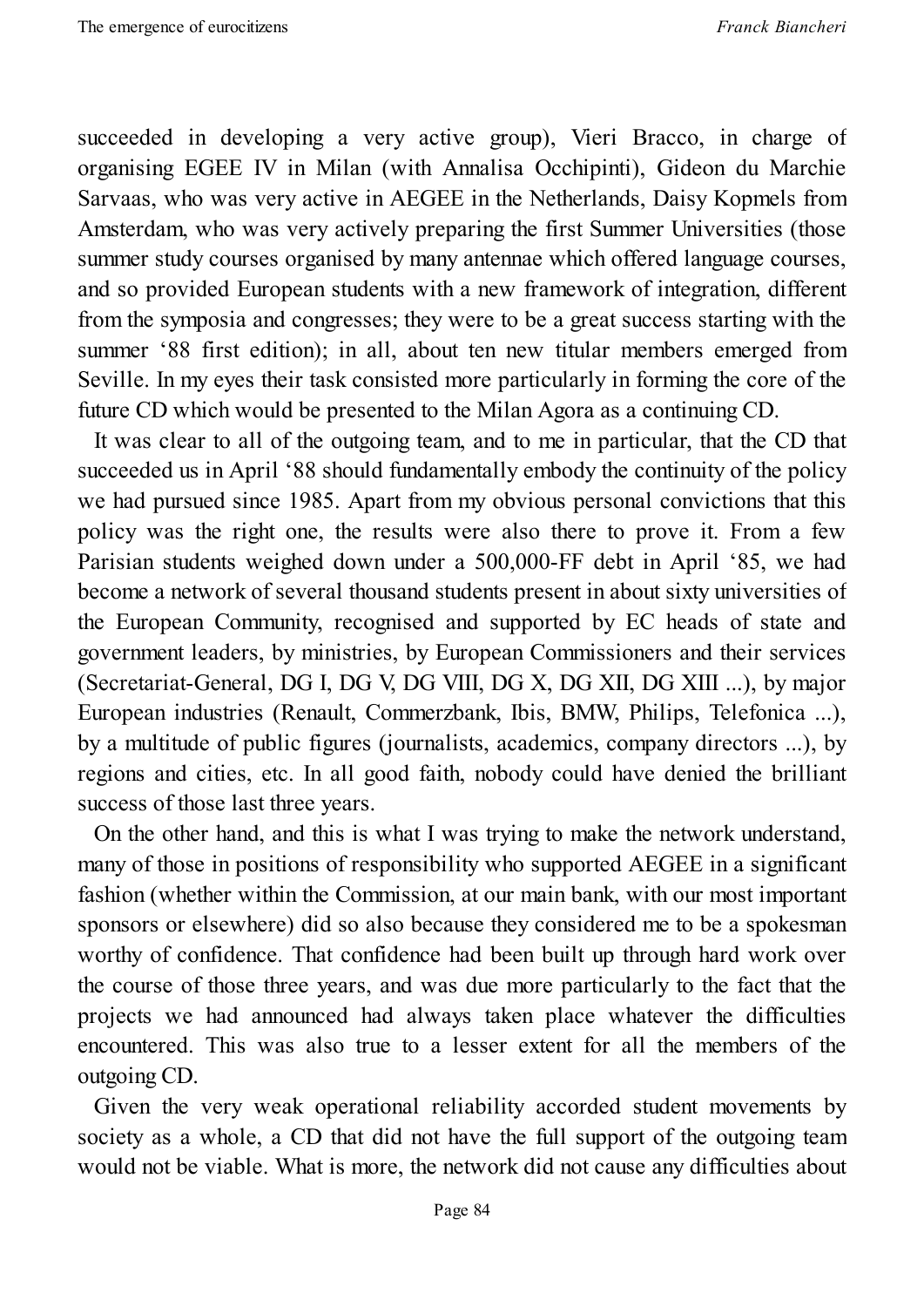succeeded in developing a very active group), Vieri Bracco, in charge of organising EGEE IV in Milan (with Annalisa Occhipinti), Gideon du Marchie Sarvaas, who was very active in AEGEE in the Netherlands, Daisy Kopmels from Amsterdam, who was very actively preparing the first Summer Universities (those summer study courses organised by many antennae which offered language courses, and so provided European students with a new framework of integration, different from the symposia and congresses; they were to be a great success starting with the summer '88 first edition); in all, about ten new titular members emerged from Seville. In my eyes their task consisted more particularly in forming the core of the future CD which would be presented to the Milan Agora as a continuing CD.

It was clear to all of the outgoing team, and to me in particular, that the CD that succeeded us in April '88 should fundamentally embody the continuity of the policy we had pursued since 1985. Apart from my obvious personal convictions that this policy was the right one, the results were also there to prove it. From a few Parisian students weighed down under a 500,000-FF debt in April '85, we had become a network of several thousand students present in about sixty universities of the European Community, recognised and supported by EC heads of state and government leaders, by ministries, by European Commissioners and their services (Secretariat-General, DG I, DG V, DG VIII, DG X, DG XII, DG XIII ...), by major European industries (Renault, Commerzbank, Ibis, BMW, Philips, Telefonica ...), by a multitude of public figures (journalists, academics, company directors ...), by regions and cities, etc. In all good faith, nobody could have denied the brilliant success of those last three years.

On the other hand, and this is what I was trying to make the network understand, many of those in positions of responsibility who supported AEGEE in a significant fashion (whether within the Commission, at our main bank, with our most important sponsors or elsewhere) did so also because they considered me to be a spokesman worthy of confidence. That confidence had been built up through hard work over the course of those three years, and was due more particularly to the fact that the projects we had announced had always taken place whatever the difficulties encountered. This was also true to a lesser extent for all the members of the outgoing CD.

Given the very weak operational reliability accorded student movements by society as a whole, a CD that did not have the full support of the outgoing team would not be viable. What is more, the network did not cause any difficulties about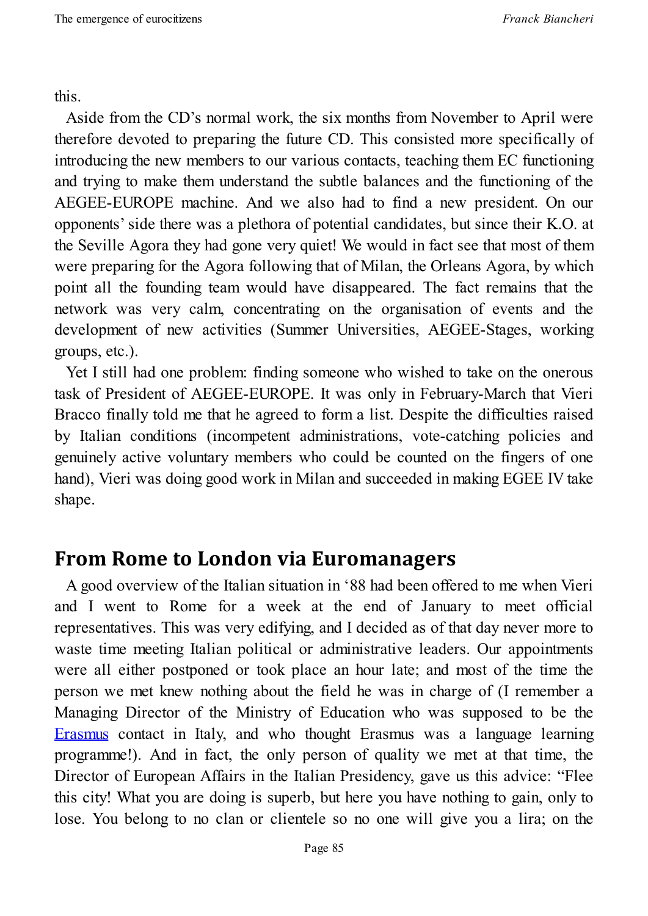this.

Aside from the CD's normal work, the six months from November to April were therefore devoted to preparing the future CD. This consisted more specifically of introducing the new members to our various contacts, teaching them EC functioning and trying to make them understand the subtle balances and the functioning of the AEGEE-EUROPE machine. And we also had to find a new president. On our opponents' side there was a plethora of potential candidates, but since their K.O. at the Seville Agora they had gone very quiet! We would in fact see that most of them were preparing for the Agora following that of Milan, the Orleans Agora, by which point all the founding team would have disappeared. The fact remains that the network was very calm, concentrating on the organisation of events and the development of new activities (Summer Universities, AEGEE-Stages, working groups, etc.).

Yet I still had one problem: finding someone who wished to take on the onerous task of President of AEGEE-EUROPE. It was only in February-March that Vieri Bracco finally told me that he agreed to form a list. Despite the difficulties raised by Italian conditions (incompetent administrations, vote-catching policies and genuinely active voluntary members who could be counted on the fingers of one hand), Vieri was doing good work in Milan and succeeded in making EGEE IV take shape.

## From Rome to London via Euromanagers

A good overview of the Italian situation in '88 had been offered to me when Vieri and I went to Rome for a week at the end of January to meet official representatives. This was very edifying, and I decided as of that day never more to waste time meeting Italian political or administrative leaders. Our appointments were all either postponed or took place an hour late; and most of the time the person we met knew nothing about the field he was in charge of (I remember a Managing Director of the Ministry of Education who was supposed to be the Erasmus contact in Italy, and who thought Erasmus was a language learning programme!). And in fact, the only person of quality we met at that time, the Director of European Affairs in the Italian Presidency, gave us this advice: "Flee this city! What you are doing is superb, but here you have nothing to gain, only to lose. You belong to no clan or clientele so no one will give you a lira; on the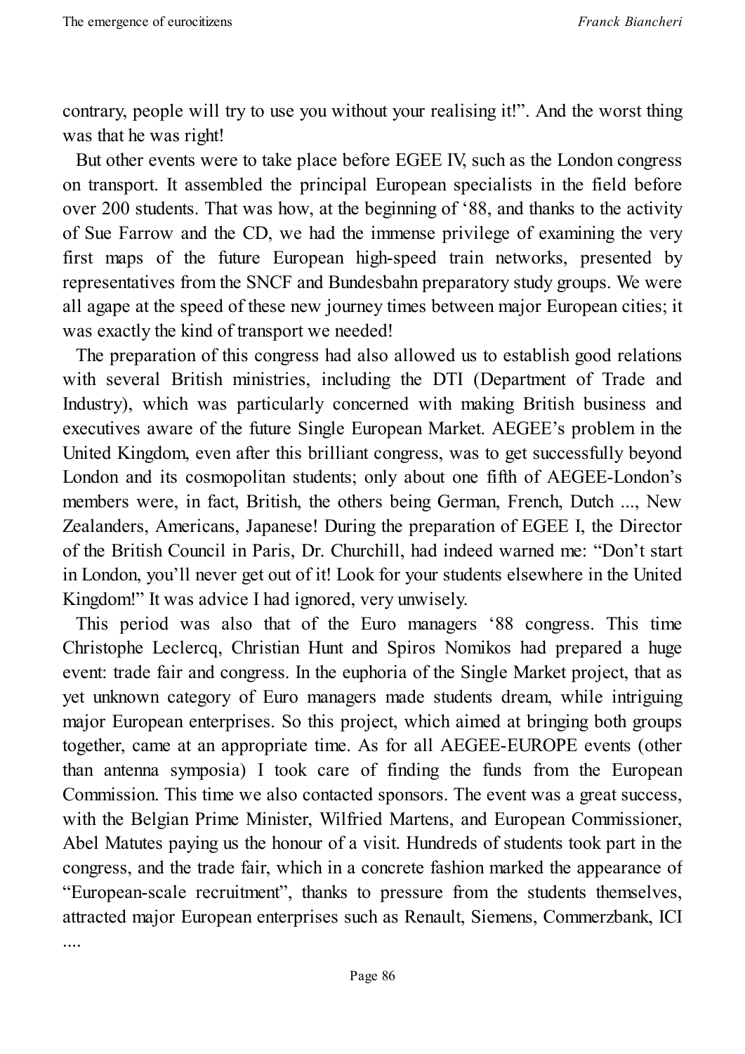contrary, people will try to use you without your realising it!". And the worst thing was that he was right!

But other events were to take place before EGEE IV, such as the London congress on transport. It assembled the principal European specialists in the field before over 200 students. That was how, at the beginning of '88, and thanks to the activity of Sue Farrow and the CD, we had the immense privilege of examining the very first maps of the future European high-speed train networks, presented by representatives from the SNCF and Bundesbahn preparatory study groups. We were all agape at the speed of these new journey times between major European cities; it was exactly the kind of transport we needed!

The preparation of this congress had also allowed us to establish good relations with several British ministries, including the DTI (Department of Trade and Industry), which was particularly concerned with making British business and executives aware of the future Single European Market. AEGEE's problem in the United Kingdom, even after this brilliant congress, was to get successfully beyond London and its cosmopolitan students; only about one fifth of AEGEE-London's members were, in fact, British, the others being German, French, Dutch ..., New Zealanders, Americans, Japanese! During the preparation of EGEE I, the Director of the British Council in Paris, Dr. Churchill, had indeed warned me: "Don't start in London, you'll never get out of it! Look for your students elsewhere in the United Kingdom!" It was advice I had ignored, very unwisely.

This period was also that of the Euro managers '88 congress. This time Christophe Leclercq, Christian Hunt and Spiros Nomikos had prepared a huge event: trade fair and congress. In the euphoria of the Single Market project, that as yet unknown category of Euro managers made students dream, while intriguing major European enterprises. So this project, which aimed at bringing both groups together, came at an appropriate time. As for all AEGEE-EUROPE events (other than antenna symposia) I took care of finding the funds from the European Commission. This time we also contacted sponsors. The event was a great success, with the Belgian Prime Minister, Wilfried Martens, and European Commissioner, Abel Matutes paying us the honour of a visit. Hundreds of students took part in the congress, and the trade fair, which in a concrete fashion marked the appearance of "European-scale recruitment", thanks to pressure from the students themselves, attracted major European enterprises such as Renault, Siemens, Commerzbank, ICI ....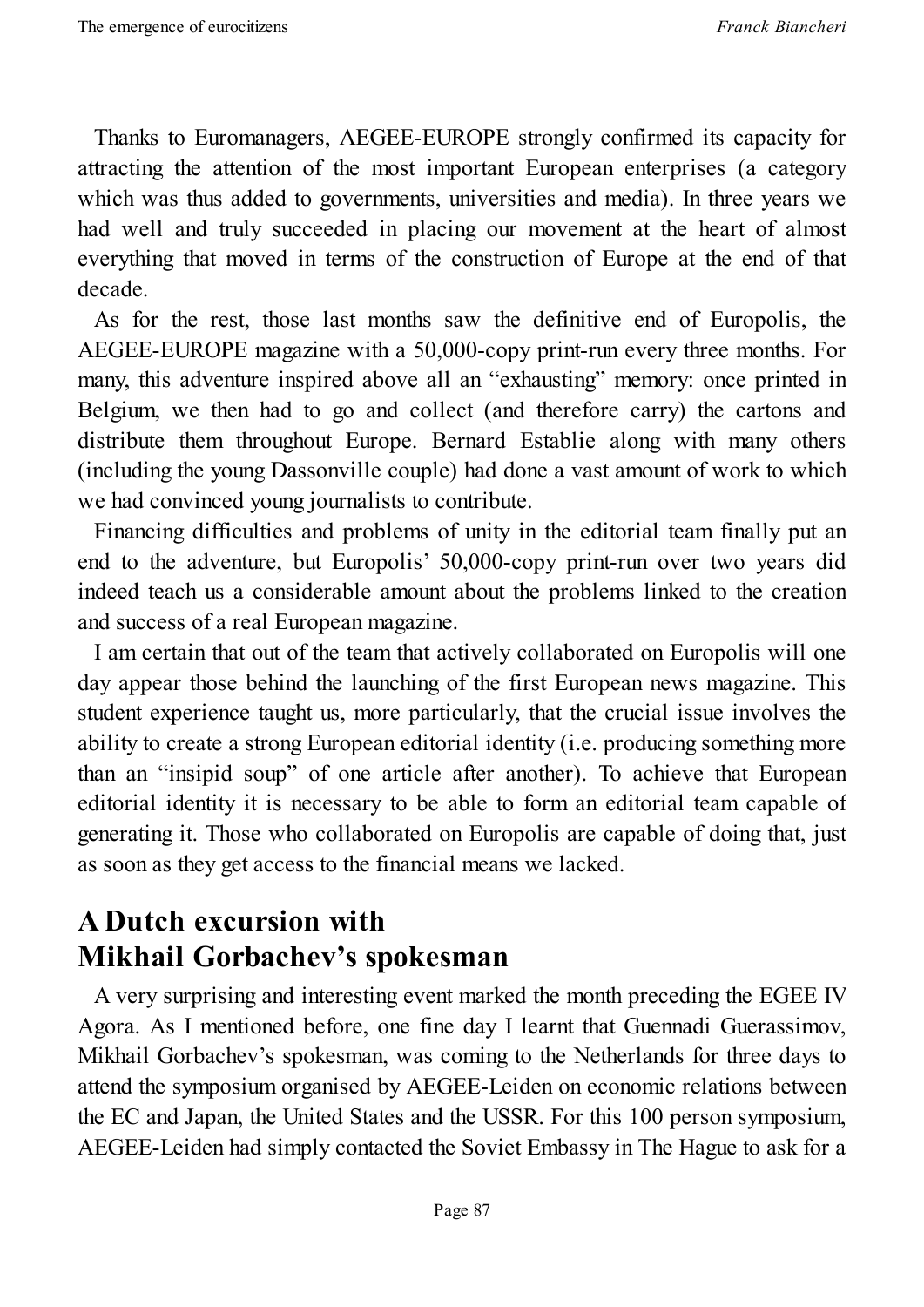Thanks to Euromanagers, AEGEE-EUROPE strongly confirmed its capacity for attracting the attention of the most important European enterprises (a category which was thus added to governments, universities and media). In three years we had well and truly succeeded in placing our movement at the heart of almost everything that moved in terms of the construction of Europe at the end of that decade.

As for the rest, those last months saw the definitive end of Europolis, the AEGEE-EUROPE magazine with a 50,000-copy print-run every three months. For many, this adventure inspired above all an "exhausting" memory: once printed in Belgium, we then had to go and collect (and therefore carry) the cartons and distribute them throughout Europe. Bernard Establie along with many others (including the young Dassonville couple) had done a vast amount of work to which we had convinced young journalists to contribute.

Financing difficulties and problems of unity in the editorial team finally put an end to the adventure, but Europolis' 50,000-copy print-run over two years did indeed teach us a considerable amount about the problems linked to the creation and success of a real European magazine.

I am certain that out of the team that actively collaborated on Europolis will one day appear those behind the launching of the first European news magazine. This student experience taught us, more particularly, that the crucial issue involves the ability to create a strong European editorial identity (i.e. producing something more than an "insipid soup" of one article after another). To achieve that European editorial identity it is necessary to be able to form an editorial team capable of generating it. Those who collaborated on Europolis are capable of doing that, just as soon as they get access to the financial means we lacked.

## A Dutch excursion with Mikhail Gorbachev's spokesman

A very surprising and interesting event marked the month preceding the EGEE IV Agora. As I mentioned before, one fine day I learnt that Guennadi Guerassimov, Mikhail Gorbachev's spokesman, was coming to the Netherlands for three days to attend the symposium organised by AEGEE-Leiden on economic relations between the EC and Japan, the United States and the USSR. For this 100 person symposium, AEGEE-Leiden had simply contacted the Soviet Embassy in The Hague to ask for a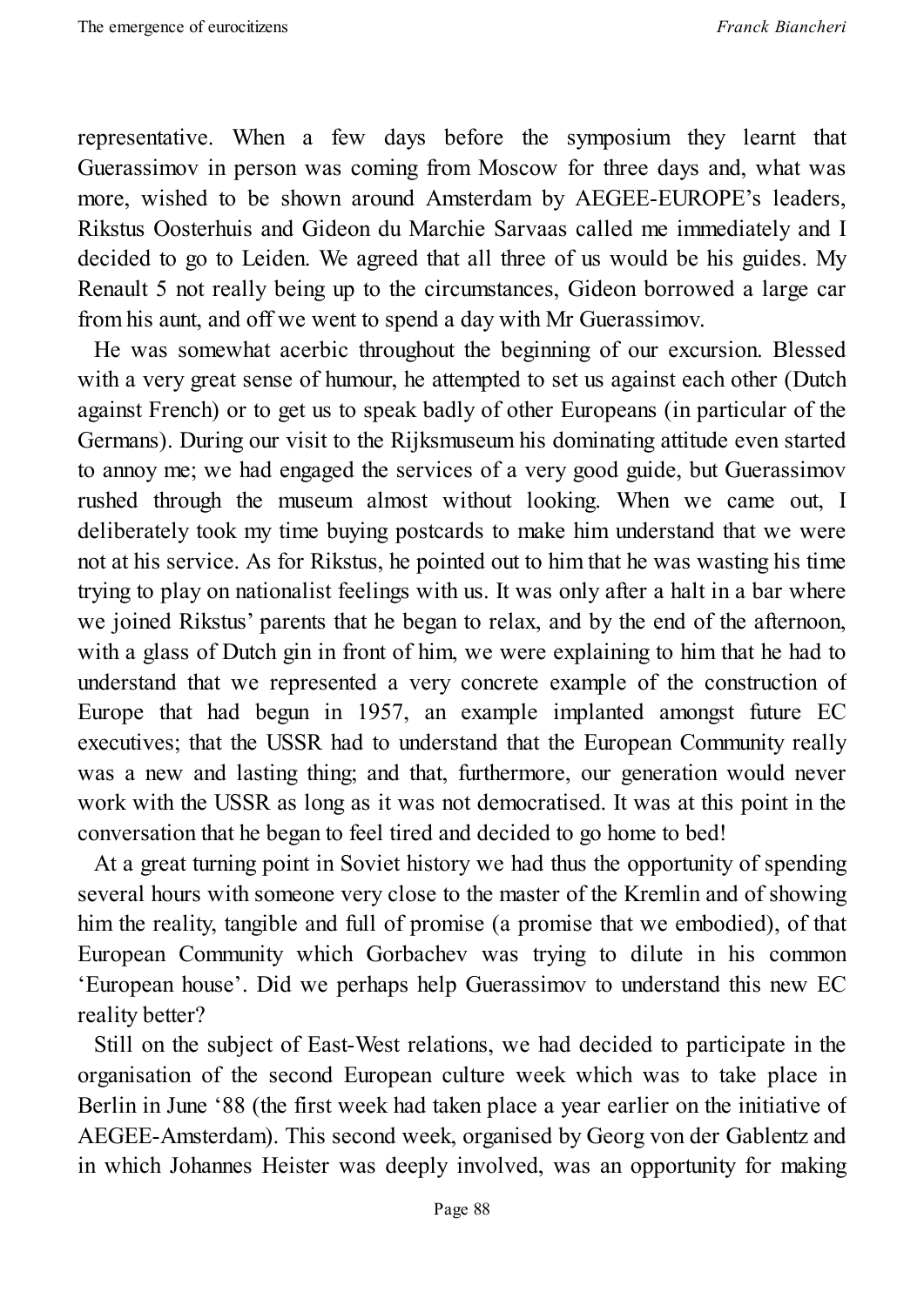representative. When a few days before the symposium they learnt that Guerassimov in person was coming from Moscow for three days and, what was more, wished to be shown around Amsterdam by AEGEE-EUROPE's leaders, Rikstus Oosterhuis and Gideon du Marchie Sarvaas called me immediately and I decided to go to Leiden. We agreed that all three of us would be his guides. My Renault 5 not really being up to the circumstances, Gideon borrowed a large car from his aunt, and off we went to spend a day with Mr Guerassimov.

He was somewhat acerbic throughout the beginning of our excursion. Blessed with a very great sense of humour, he attempted to set us against each other (Dutch against French) or to get us to speak badly of other Europeans (in particular of the Germans). During our visit to the Rijksmuseum his dominating attitude even started to annoy me; we had engaged the services of a very good guide, but Guerassimov rushed through the museum almost without looking. When we came out, I deliberately took my time buying postcards to make him understand that we were not at his service. As for Rikstus, he pointed out to him that he was wasting his time trying to play on nationalist feelings with us. It was only after a halt in a bar where we joined Rikstus' parents that he began to relax, and by the end of the afternoon, with a glass of Dutch gin in front of him, we were explaining to him that he had to understand that we represented a very concrete example of the construction of Europe that had begun in 1957, an example implanted amongst future EC executives; that the USSR had to understand that the European Community really was a new and lasting thing; and that, furthermore, our generation would never work with the USSR as long as it was not democratised. It was at this point in the conversation that he began to feel tired and decided to go home to bed!

At a great turning point in Soviet history we had thus the opportunity of spending several hours with someone very close to the master of the Kremlin and of showing him the reality, tangible and full of promise (a promise that we embodied), of that European Community which Gorbachev was trying to dilute in his common 'European house'. Did we perhaps help Guerassimov to understand this new EC reality better?

Still on the subject of East-West relations, we had decided to participate in the organisation of the second European culture week which was to take place in Berlin in June '88 (the first week had taken place a year earlier on the initiative of AEGEE-Amsterdam). This second week, organised by Georg von der Gablentz and in which Johannes Heister was deeply involved, was an opportunity for making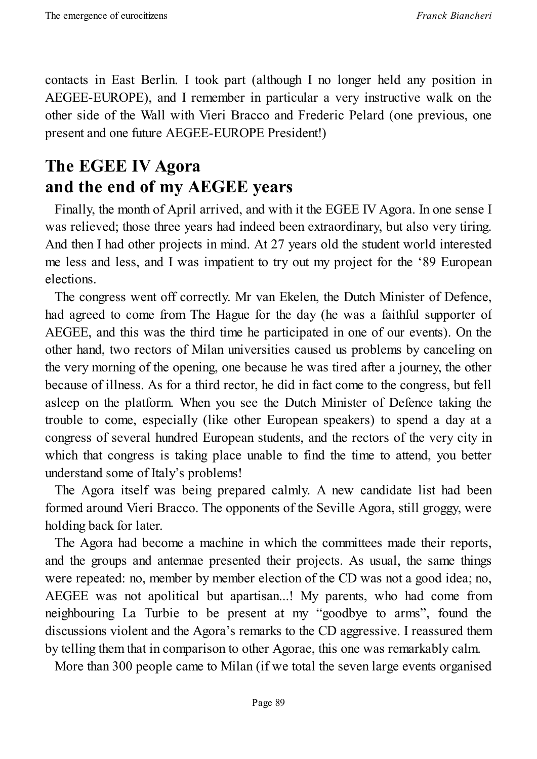contacts in East Berlin. I took part (although I no longer held any position in AEGEE-EUROPE), and I remember in particular a very instructive walk on the other side of the Wall with Vieri Bracco and Frederic Pelard (one previous, one present and one future AEGEE-EUROPE President!)

## The EGEE IV Agora and the end of my AEGEE years

Finally, the month of April arrived, and with it the EGEE IV Agora. In one sense I was relieved; those three years had indeed been extraordinary, but also very tiring. And then I had other projects in mind. At 27 years old the student world interested me less and less, and I was impatient to try out my project for the '89 European elections.

The congress went off correctly. Mr van Ekelen, the Dutch Minister of Defence, had agreed to come from The Hague for the day (he was a faithful supporter of AEGEE, and this was the third time he participated in one of our events). On the other hand, two rectors of Milan universities caused us problems by canceling on the very morning of the opening, one because he was tired after a journey, the other because of illness. As for a third rector, he did in fact come to the congress, but fell asleep on the platform. When you see the Dutch Minister of Defence taking the trouble to come, especially (like other European speakers) to spend a day at a congress of several hundred European students, and the rectors of the very city in which that congress is taking place unable to find the time to attend, you better understand some of Italy's problems!

The Agora itself was being prepared calmly. A new candidate list had been formed around Vieri Bracco. The opponents of the Seville Agora, still groggy, were holding back for later.

The Agora had become a machine in which the committees made their reports, and the groups and antennae presented their projects. As usual, the same things were repeated: no, member by member election of the CD was not a good idea; no, AEGEE was not apolitical but apartisan...! My parents, who had come from neighbouring La Turbie to be present at my "goodbye to arms", found the discussions violent and the Agora's remarks to the CD aggressive. I reassured them by telling them that in comparison to other Agorae, this one was remarkably calm.

More than 300 people came to Milan (if we total the seven large events organised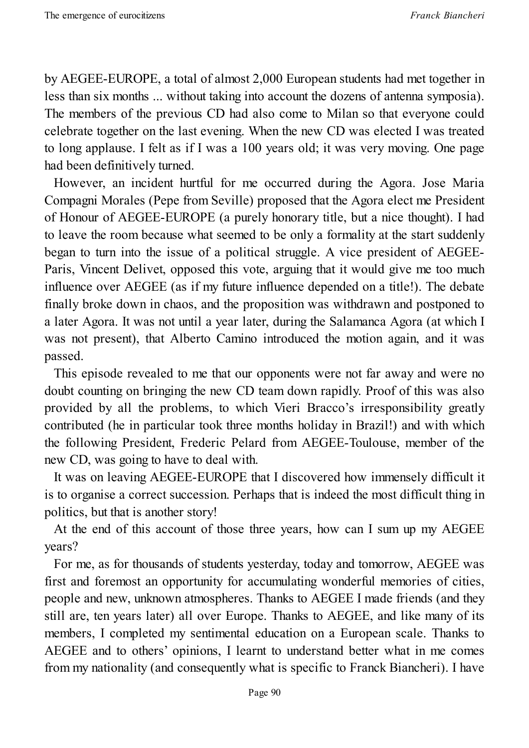by AEGEE-EUROPE, a total of almost 2,000 European students had met together in less than six months ... without taking into account the dozens of antenna symposia). The members of the previous CD had also come to Milan so that everyone could celebrate together on the last evening. When the new CD was elected I was treated to long applause. I felt as if I was a 100 years old; it was very moving. One page had been definitively turned.

However, an incident hurtful for me occurred during the Agora. Jose Maria Compagni Morales (Pepe from Seville) proposed that the Agora elect me President of Honour of AEGEE-EUROPE (a purely honorary title, but a nice thought). I had to leave the room because what seemed to be only a formality at the start suddenly began to turn into the issue of a political struggle. A vice president of AEGEE-Paris, Vincent Delivet, opposed this vote, arguing that it would give me too much influence over AEGEE (as if my future influence depended on a title!). The debate finally broke down in chaos, and the proposition was withdrawn and postponed to a later Agora. It was not until a year later, during the Salamanca Agora (at which I was not present), that Alberto Camino introduced the motion again, and it was passed.

This episode revealed to me that our opponents were not far away and were no doubt counting on bringing the new CD team down rapidly. Proof of this was also provided by all the problems, to which Vieri Bracco's irresponsibility greatly contributed (he in particular took three months holiday in Brazil!) and with which the following President, Frederic Pelard from AEGEE-Toulouse, member of the new CD, was going to have to deal with.

It was on leaving AEGEE-EUROPE that I discovered how immensely difficult it is to organise a correct succession. Perhaps that is indeed the most difficult thing in politics, but that is another story!

At the end of this account of those three years, how can I sum up my AEGEE years?

For me, as for thousands of students yesterday, today and tomorrow, AEGEE was first and foremost an opportunity for accumulating wonderful memories of cities, people and new, unknown atmospheres. Thanks to AEGEE I made friends (and they still are, ten years later) all over Europe. Thanks to AEGEE, and like many of its members, I completed my sentimental education on a European scale. Thanks to AEGEE and to others' opinions, I learnt to understand better what in me comes from my nationality (and consequently what is specific to Franck Biancheri). I have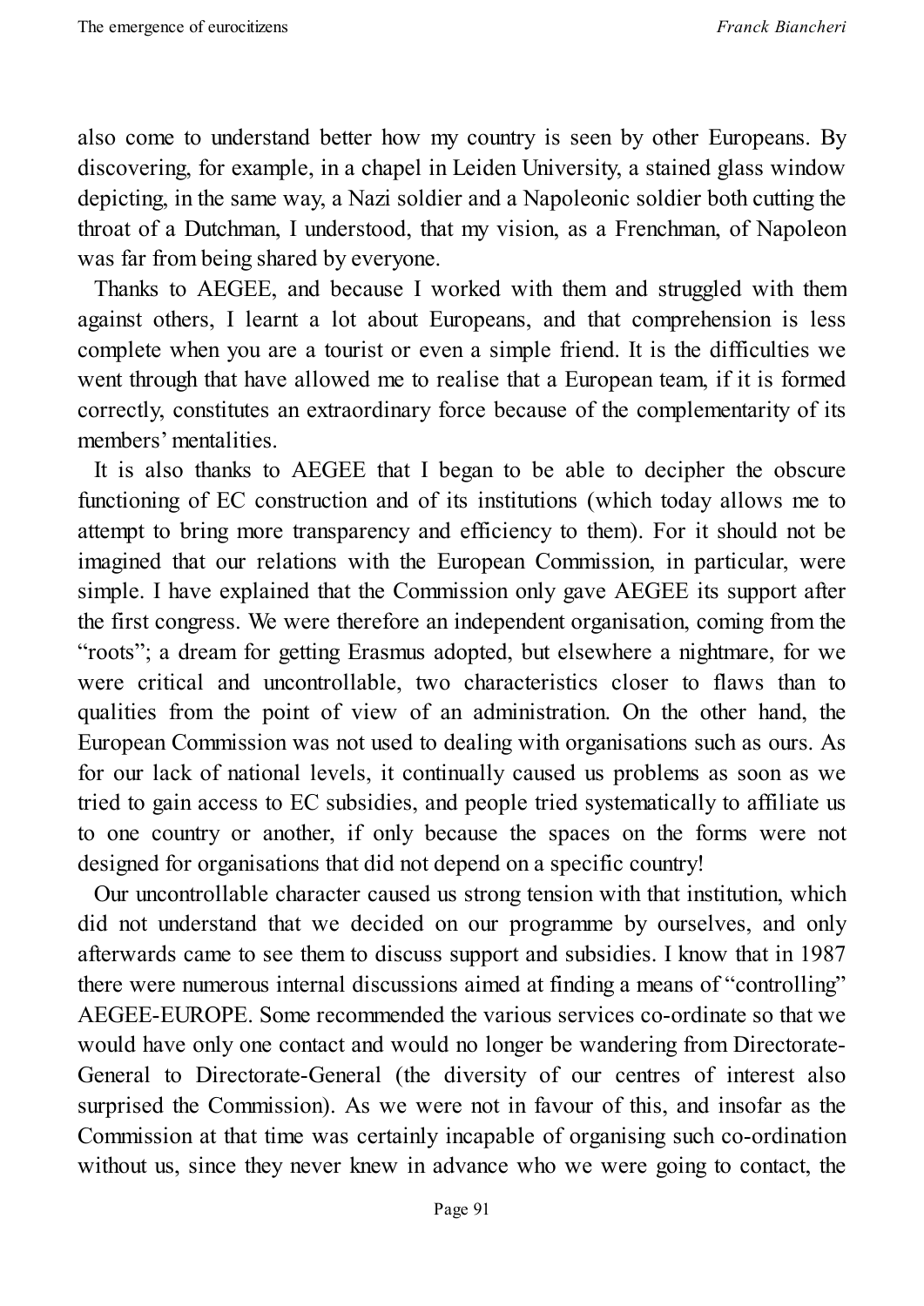also come to understand better how my country is seen by other Europeans. By discovering, for example, in a chapel in Leiden University, a stained glass window depicting, in the same way, a Nazi soldier and a Napoleonic soldier both cutting the throat of a Dutchman, I understood, that my vision, as a Frenchman, of Napoleon was far from being shared by everyone.

Thanks to AEGEE, and because I worked with them and struggled with them against others, I learnt a lot about Europeans, and that comprehension is less complete when you are a tourist or even a simple friend. It is the difficulties we went through that have allowed me to realise that a European team, if it is formed correctly, constitutes an extraordinary force because of the complementarity of its members' mentalities.

It is also thanks to AEGEE that I began to be able to decipher the obscure functioning of EC construction and of its institutions (which today allows me to attempt to bring more transparency and efficiency to them). For it should not be imagined that our relations with the European Commission, in particular, were simple. I have explained that the Commission only gave AEGEE its support after the first congress. We were therefore an independent organisation, coming from the "roots"; a dream for getting Erasmus adopted, but elsewhere a nightmare, for we were critical and uncontrollable, two characteristics closer to flaws than to qualities from the point of view of an administration. On the other hand, the European Commission was not used to dealing with organisations such as ours. As for our lack of national levels, it continually caused us problems as soon as we tried to gain access to EC subsidies, and people tried systematically to affiliate us to one country or another, if only because the spaces on the forms were not designed for organisations that did not depend on a specific country!

Our uncontrollable character caused us strong tension with that institution, which did not understand that we decided on our programme by ourselves, and only afterwards came to see them to discuss support and subsidies. I know that in 1987 there were numerous internal discussions aimed at finding a means of "controlling" AEGEE-EUROPE. Some recommended the various services co-ordinate so that we would have only one contact and would no longer be wandering from Directorate-General to Directorate-General (the diversity of our centres of interest also surprised the Commission). As we were not in favour of this, and insofar as the Commission at that time was certainly incapable of organising such co-ordination without us, since they never knew in advance who we were going to contact, the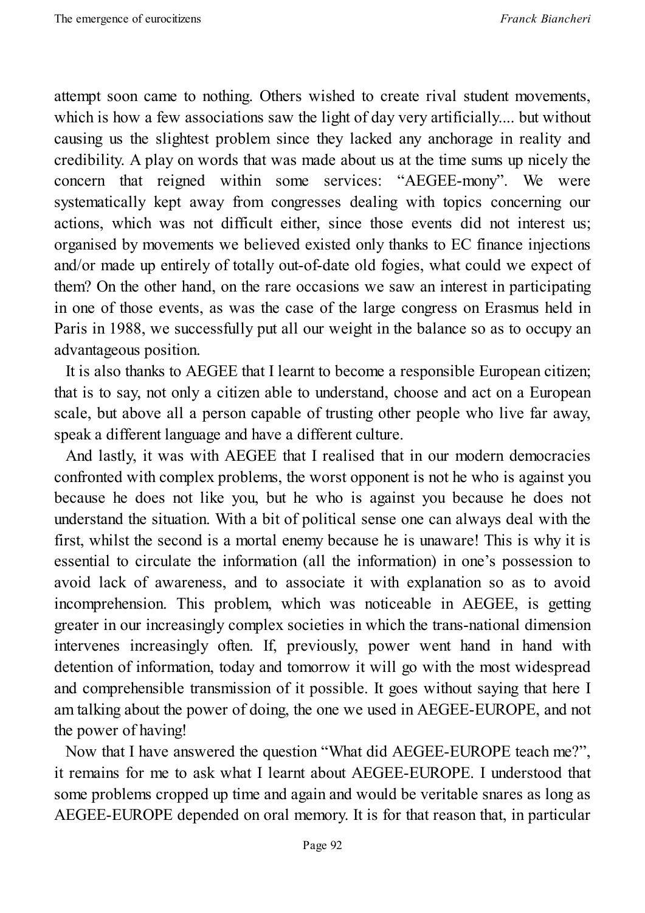attempt soon came to nothing. Others wished to create rival student movements, which is how a few associations saw the light of day very artificially.... but without causing us the slightest problem since they lacked any anchorage in reality and credibility. A play on words that was made about us at the time sums up nicely the concern that reigned within some services: "AEGEE-mony". We were systematically kept away from congresses dealing with topics concerning our actions, which was not difficult either, since those events did not interest us; organised by movements we believed existed only thanks to EC finance injections and/or made up entirely of totally out-of-date old fogies, what could we expect of them? On the other hand, on the rare occasions we saw an interest in participating in one of those events, as was the case of the large congress on Erasmus held in Paris in 1988, we successfully put all our weight in the balance so as to occupy an advantageous position.

It is also thanks to AEGEE that I learnt to become a responsible European citizen; that is to say, not only a citizen able to understand, choose and act on a European scale, but above all a person capable of trusting other people who live far away, speak a different language and have a different culture.

And lastly, it was with AEGEE that I realised that in our modern democracies confronted with complex problems, the worst opponent is not he who is against you because he does not like you, but he who is against you because he does not understand the situation. With a bit of political sense one can always deal with the first, whilst the second is a mortal enemy because he is unaware! This is why it is essential to circulate the information (all the information) in one's possession to avoid lack of awareness, and to associate it with explanation so as to avoid incomprehension. This problem, which was noticeable in AEGEE, is getting greater in our increasingly complex societies in which the trans-national dimension intervenes increasingly often. If, previously, power went hand in hand with detention of information, today and tomorrow it will go with the most widespread and comprehensible transmission of it possible. It goes without saying that here I am talking about the power of doing, the one we used in AEGEE-EUROPE, and not the power of having!

Now that I have answered the question "What did AEGEE-EUROPE teach me?", it remains for me to ask what I learnt about AEGEE-EUROPE. I understood that some problems cropped up time and again and would be veritable snares as long as AEGEE-EUROPE depended on oral memory. It is for that reason that, in particular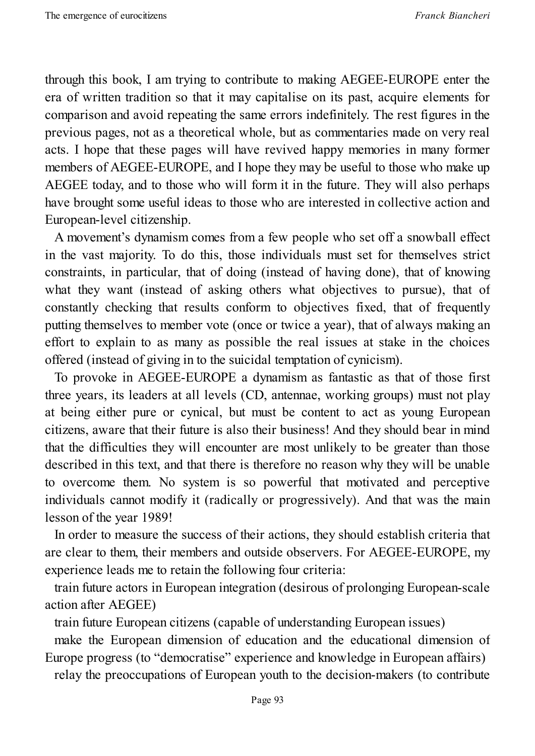through this book, I am trying to contribute to making AEGEE-EUROPE enter the era of written tradition so that it may capitalise on its past, acquire elements for comparison and avoid repeating the same errors indefinitely. The rest figures in the previous pages, not as a theoretical whole, but as commentaries made on very real acts. I hope that these pages will have revived happy memories in many former members of AEGEE-EUROPE, and I hope they may be useful to those who make up AEGEE today, and to those who will form it in the future. They will also perhaps have brought some useful ideas to those who are interested in collective action and European-level citizenship.

A movement's dynamism comes from a few people who set off a snowball effect in the vast majority. To do this, those individuals must set for themselves strict constraints, in particular, that of doing (instead of having done), that of knowing what they want (instead of asking others what objectives to pursue), that of constantly checking that results conform to objectives fixed, that of frequently putting themselves to member vote (once or twice a year), that of always making an effort to explain to as many as possible the real issues at stake in the choices offered (instead of giving in to the suicidal temptation of cynicism).

To provoke in AEGEE-EUROPE a dynamism as fantastic as that of those first three years, its leaders at all levels (CD, antennae, working groups) must not play at being either pure or cynical, but must be content to act as young European citizens, aware that their future is also their business! And they should bear in mind that the difficulties they will encounter are most unlikely to be greater than those described in this text, and that there is therefore no reason why they will be unable to overcome them. No system is so powerful that motivated and perceptive individuals cannot modify it (radically or progressively). And that was the main lesson of the year 1989!

In order to measure the success of their actions, they should establish criteria that are clear to them, their members and outside observers. For AEGEE-EUROPE, my experience leads me to retain the following four criteria:

train future actors in European integration (desirous of prolonging European-scale action after AEGEE)

train future European citizens (capable of understanding European issues)

make the European dimension of education and the educational dimension of Europe progress (to "democratise" experience and knowledge in European affairs)

relay the preoccupations of European youth to the decision-makers (to contribute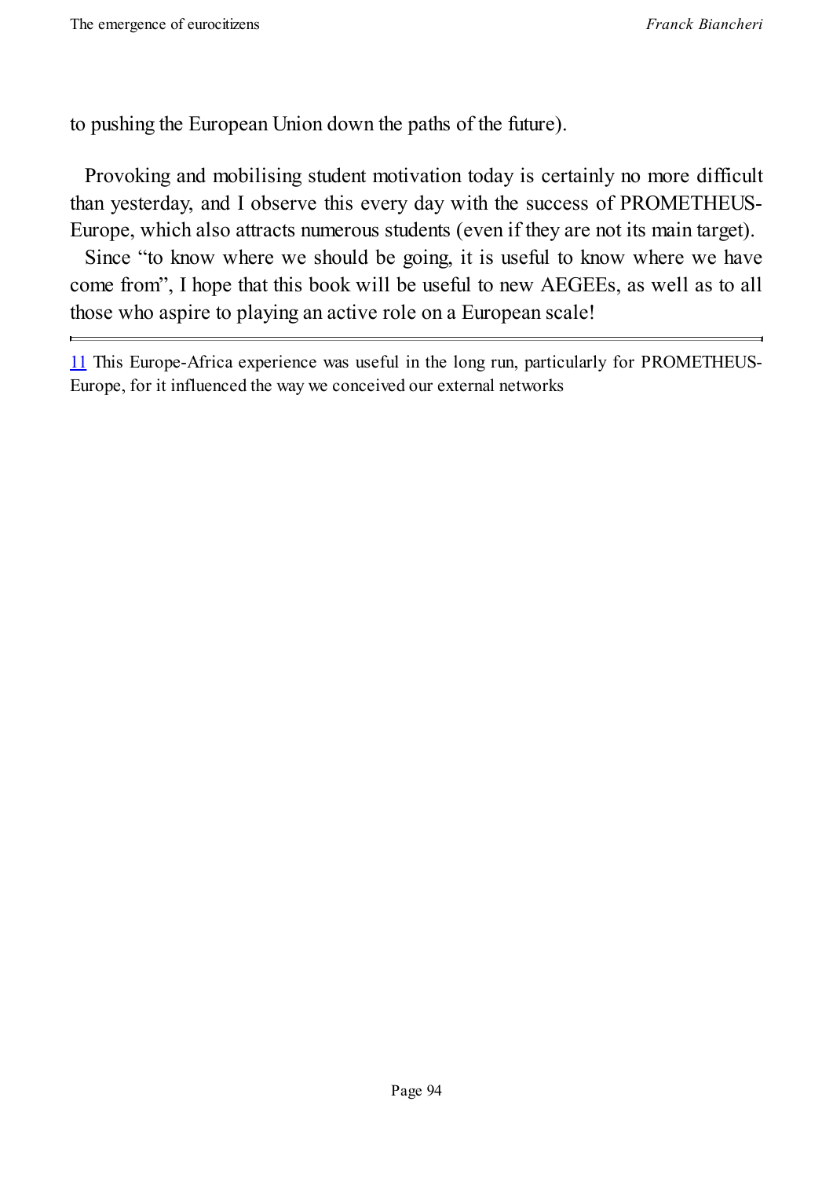to pushing the European Union down the paths of the future).

Provoking and mobilising student motivation today is certainly no more difficult than yesterday, and I observe this every day with the success of PROMETHEUS-Europe, which also attracts numerous students (even if they are not its main target).

Since "to know where we should be going, it is useful to know where we have come from", I hope that this book will be useful to new AEGEEs, as well as to all those who aspire to playing an active role on a European scale!

---

[11] This Europe-Africa experience was useful in the long run, particularly for PROMETHEUS-Europe, for it influenced the way we conceived our external networks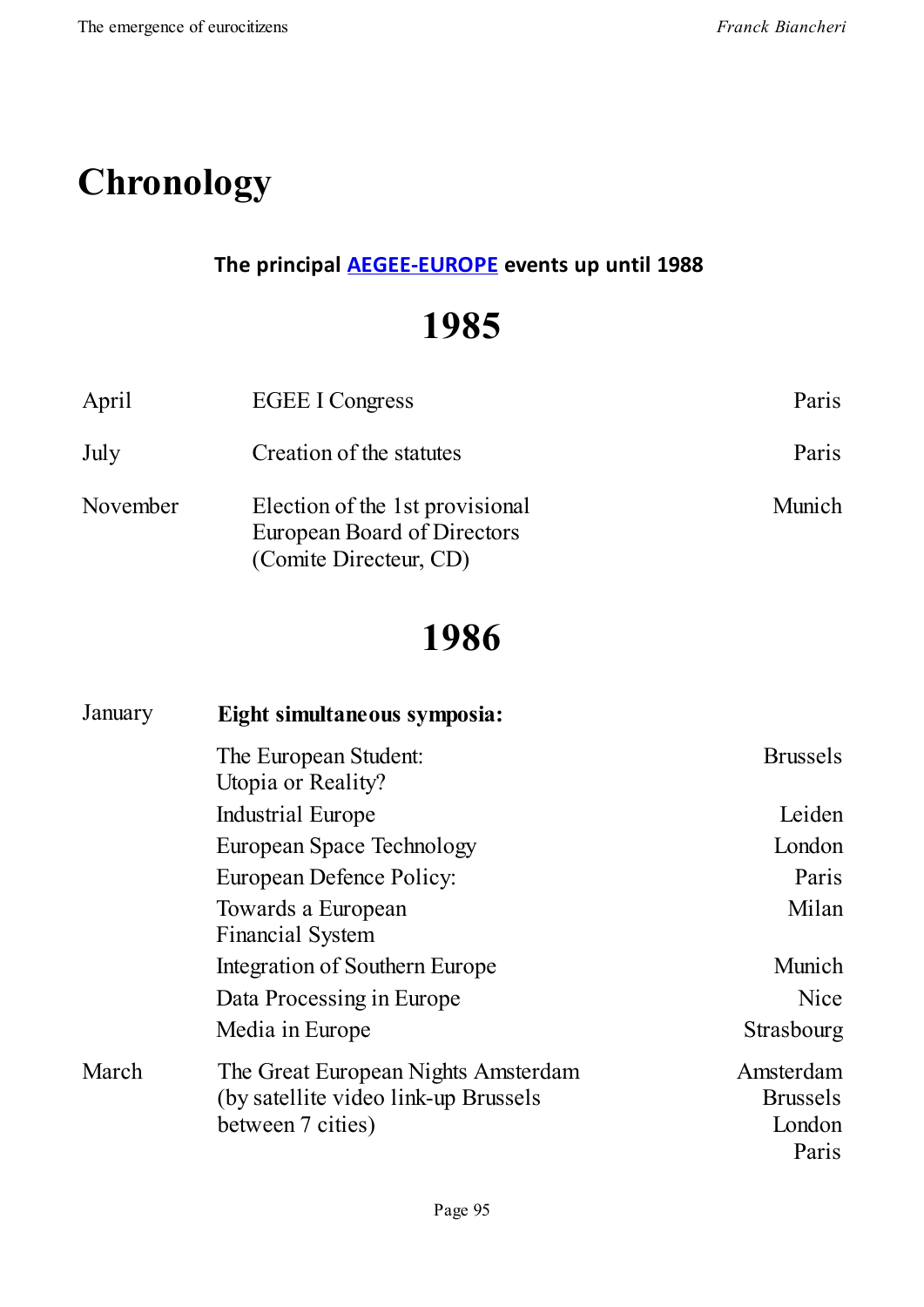# Chronology

**The principal AEGEE-EUROPE events up until 1988**

## 1985

| | | |
|---|---|---|
| April | EGEE I Congress | Paris |
| July | Creation of the statutes | Paris |
| November | Election of the 1st provisional European Board of Directors (Comite Directeur, CD) | Munich |

## 1986

| | | |
|---|---|---|
| January | **Eight simultaneous symposia:** | |
| | The European Student: Utopia or Reality? | Brussels |
| | Industrial Europe | Leiden |
| | European Space Technology | London |
| | European Defence Policy: | Paris |
| | Towards a European Financial System | Milan |
| | Integration of Southern Europe | Munich |
| | Data Processing in Europe | Nice |
| | Media in Europe | Strasbourg |
| March | The Great European Nights Amsterdam (by satellite video link-up Brussels between 7 cities) | Amsterdam Brussels London Paris |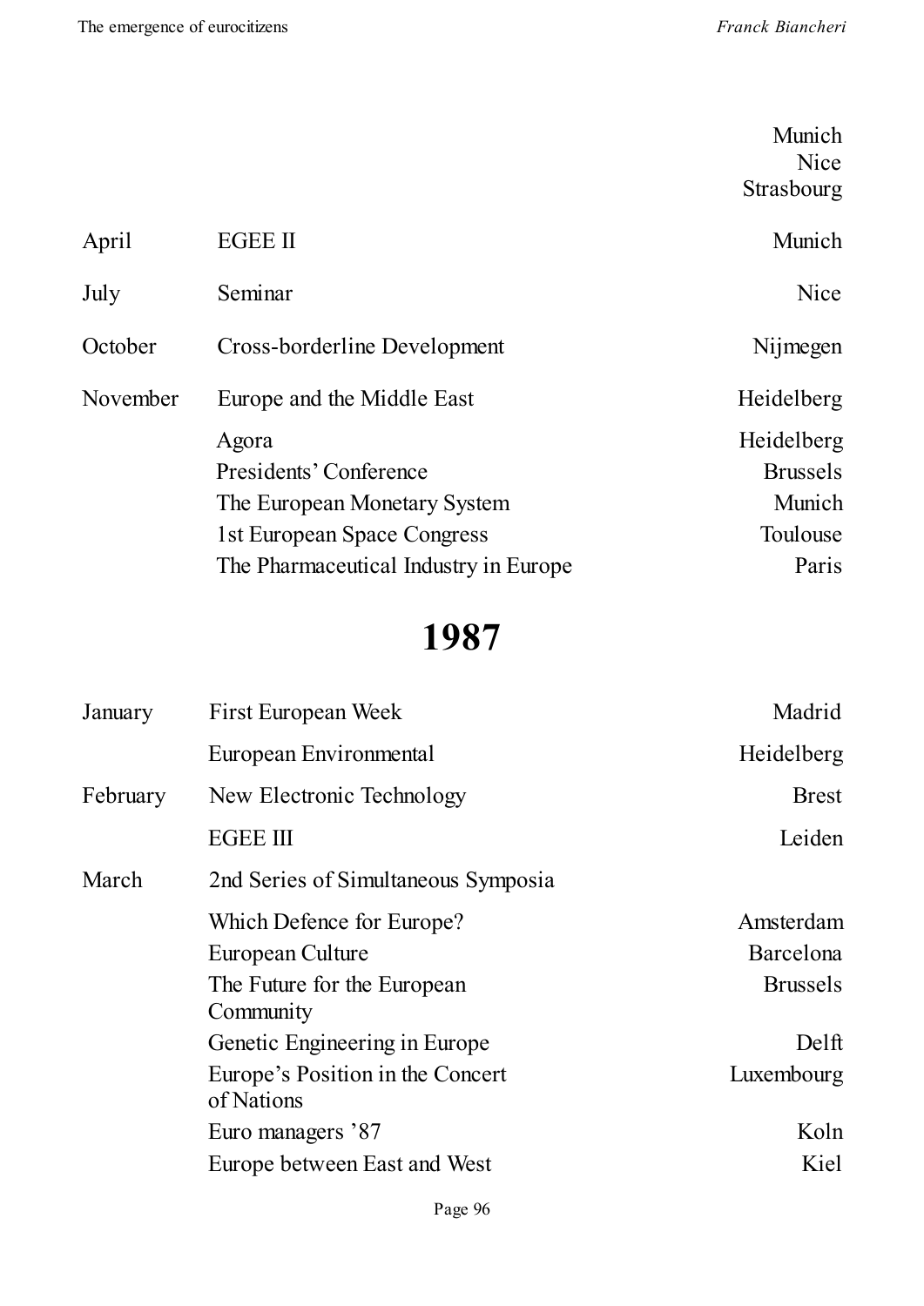| | | |
|---|---|---|
| | | Munich |
| | | Nice |
| | | Strasbourg |
| April | EGEE II | Munich |
| July | Seminar | Nice |
| October | Cross-borderline Development | Nijmegen |
| November | Europe and the Middle East | Heidelberg |
| | Agora | Heidelberg |
| | Presidents' Conference | Brussels |
| | The European Monetary System | Munich |
| | 1st European Space Congress | Toulouse |
| | The Pharmaceutical Industry in Europe | Paris |

# 1987

| | | |
|---|---|---|
| January | First European Week | Madrid |
| | European Environmental | Heidelberg |
| February | New Electronic Technology | Brest |
| | EGEE III | Leiden |
| March | 2nd Series of Simultaneous Symposia | |
| | Which Defence for Europe? | Amsterdam |
| | European Culture | Barcelona |
| | The Future for the European Community | Brussels |
| | Genetic Engineering in Europe | Delft |
| | Europe's Position in the Concert of Nations | Luxembourg |
| | Euro managers '87 | Koln |
| | Europe between East and West | Kiel |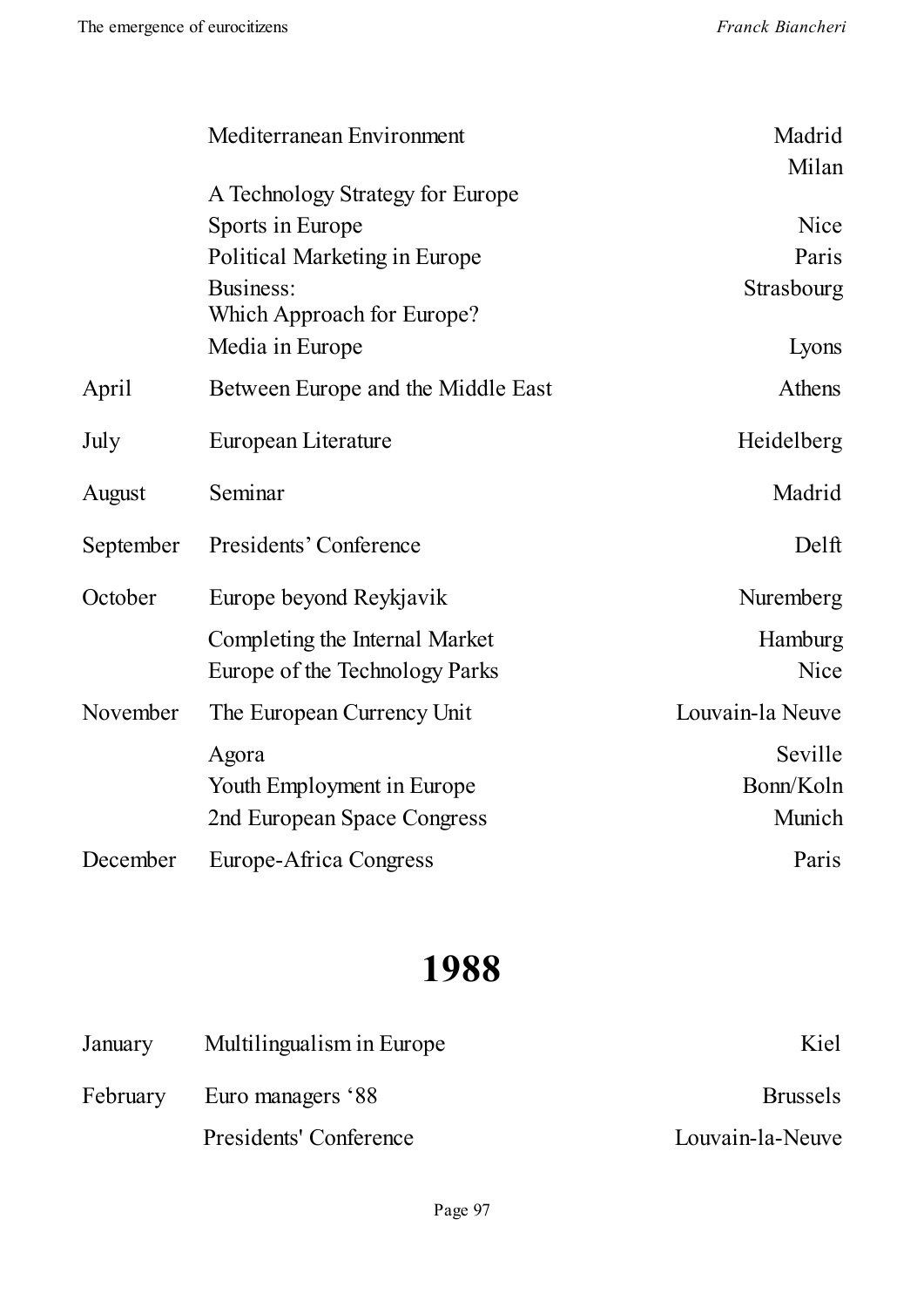| | | |
|---|---|---|
| | Mediterranean Environment | Madrid |
| | A Technology Strategy for Europe | Milan |
| | Sports in Europe | Nice |
| | Political Marketing in Europe | Paris |
| | Business: Which Approach for Europe? | Strasbourg |
| | Media in Europe | Lyons |
| April | Between Europe and the Middle East | Athens |
| July | European Literature | Heidelberg |
| August | Seminar | Madrid |
| September | Presidents' Conference | Delft |
| October | Europe beyond Reykjavik | Nuremberg |
| | Completing the Internal Market | Hamburg |
| | Europe of the Technology Parks | Nice |
| November | The European Currency Unit | Louvain-la Neuve |
| | Agora | Seville |
| | Youth Employment in Europe | Bonn/Koln |
| | 2nd European Space Congress | Munich |
| December | Europe-Africa Congress | Paris |

# 1988

| | | |
|---|---|---|
| January | Multilingualism in Europe | Kiel |
| February | Euro managers '88 | Brussels |
| | Presidents' Conference | Louvain-la-Neuve |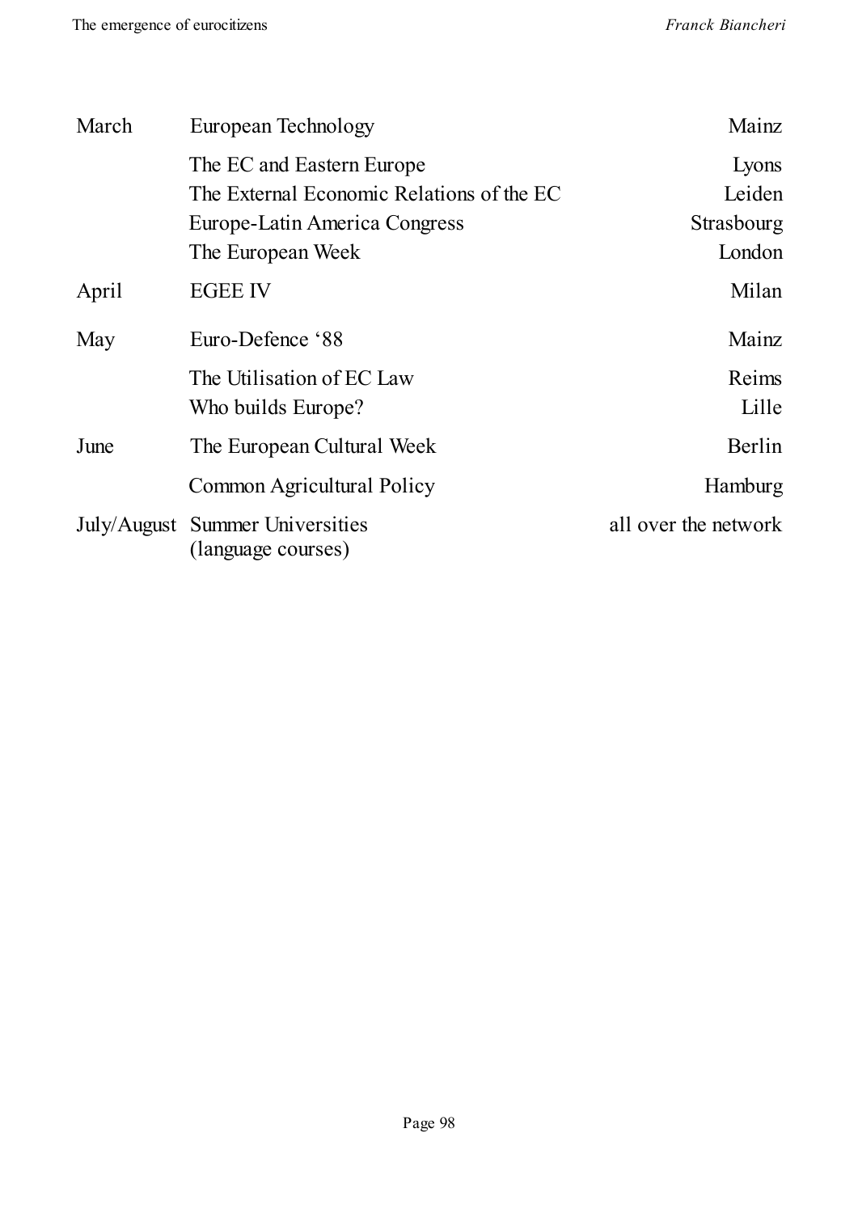| | | |
|---|---|---|
| March | European Technology | Mainz |
| | The EC and Eastern Europe | Lyons |
| | The External Economic Relations of the EC | Leiden |
| | Europe-Latin America Congress | Strasbourg |
| | The European Week | London |
| April | EGEE IV | Milan |
| May | Euro-Defence '88 | Mainz |
| | The Utilisation of EC Law | Reims |
| | Who builds Europe? | Lille |
| June | The European Cultural Week | Berlin |
| | Common Agricultural Policy | Hamburg |
| July/August | Summer Universities (language courses) | all over the network |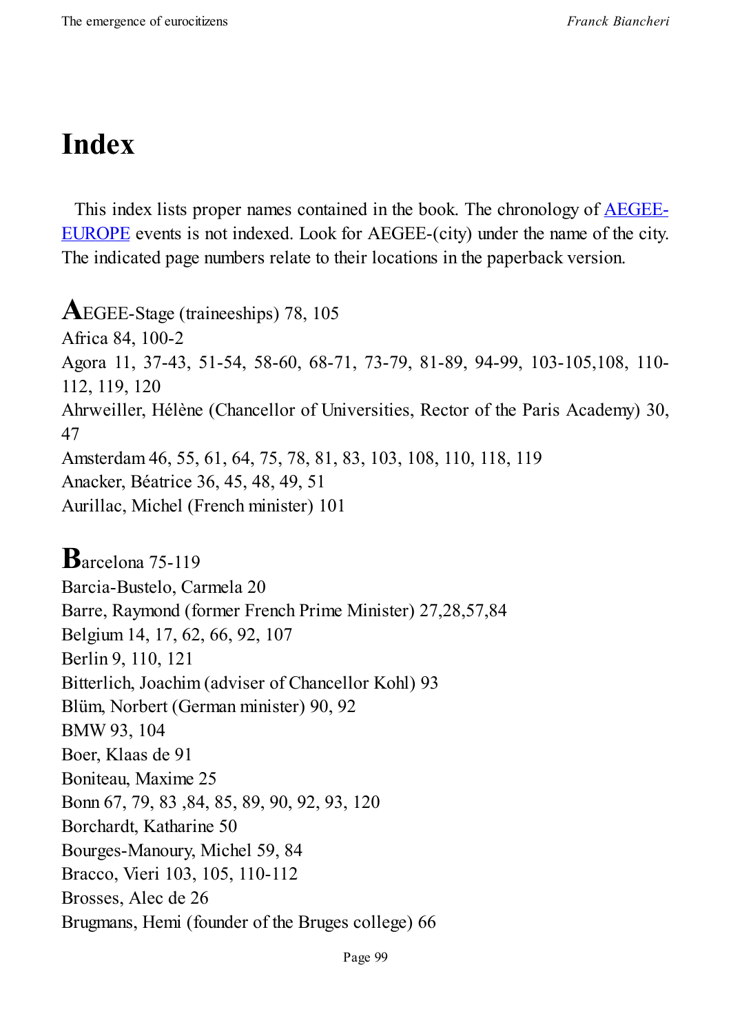# Index

This index lists proper names contained in the book. The chronology of AEGEE-EUROPE events is not indexed. Look for AEGEE-(city) under the name of the city. The indicated page numbers relate to their locations in the paperback version.

**A**EGEE-Stage (traineeships) 78, 105
Africa 84, 100-2
Agora 11, 37-43, 51-54, 58-60, 68-71, 73-79, 81-89, 94-99, 103-105,108, 110-112, 119, 120
Ahrweiller, Hélène (Chancellor of Universities, Rector of the Paris Academy) 30, 47
Amsterdam 46, 55, 61, 64, 75, 78, 81, 83, 103, 108, 110, 118, 119
Anacker, Béatrice 36, 45, 48, 49, 51
Aurillac, Michel (French minister) 101

**B**arcelona 75-119
Barcia-Bustelo, Carmela 20
Barre, Raymond (former French Prime Minister) 27,28,57,84
Belgium 14, 17, 62, 66, 92, 107
Berlin 9, 110, 121
Bitterlich, Joachim (adviser of Chancellor Kohl) 93
Blüm, Norbert (German minister) 90, 92
BMW 93, 104
Boer, Klaas de 91
Boniteau, Maxime 25
Bonn 67, 79, 83 ,84, 85, 89, 90, 92, 93, 120
Borchardt, Katharine 50
Bourges-Manoury, Michel 59, 84
Bracco, Vieri 103, 105, 110-112
Brosses, Alec de 26
Brugmans, Hemi (founder of the Bruges college) 66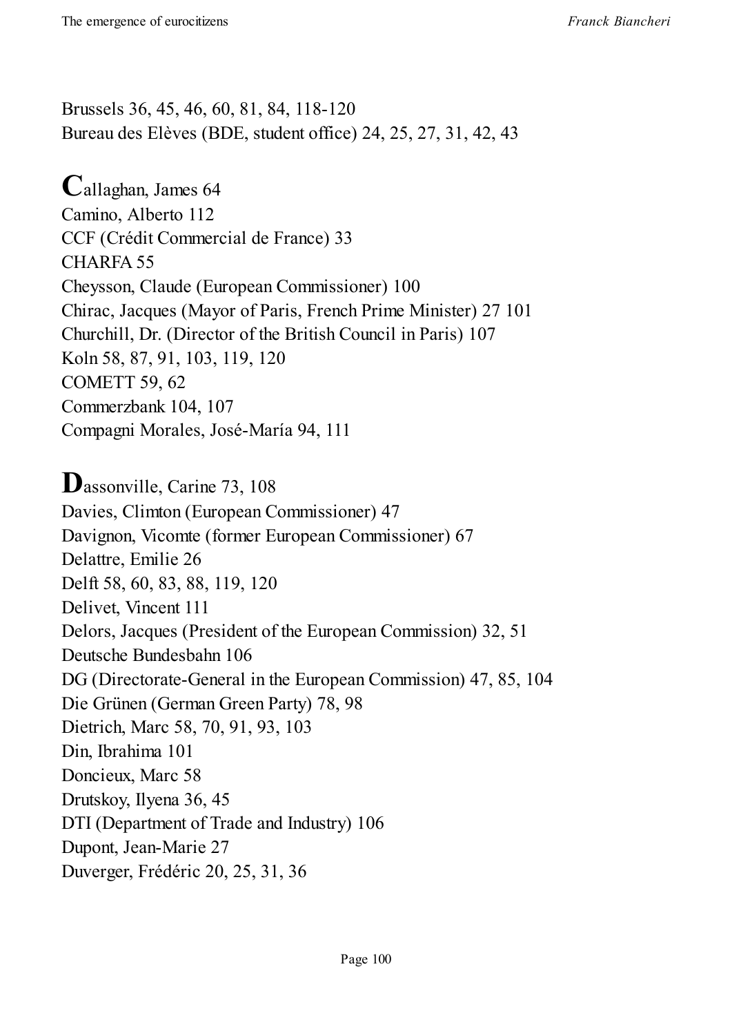Brussels 36, 45, 46, 60, 81, 84, 118-120
Bureau des Elèves (BDE, student office) 24, 25, 27, 31, 42, 43

**C**allaghan, James 64
Camino, Alberto 112
CCF (Crédit Commercial de France) 33
CHARFA 55
Cheysson, Claude (European Commissioner) 100
Chirac, Jacques (Mayor of Paris, French Prime Minister) 27 101
Churchill, Dr. (Director of the British Council in Paris) 107
Koln 58, 87, 91, 103, 119, 120
COMETT 59, 62
Commerzbank 104, 107
Compagni Morales, José-María 94, 111

**D**assonville, Carine 73, 108
Davies, Climton (European Commissioner) 47
Davignon, Vicomte (former European Commissioner) 67
Delattre, Emilie 26
Delft 58, 60, 83, 88, 119, 120
Delivet, Vincent 111
Delors, Jacques (President of the European Commission) 32, 51
Deutsche Bundesbahn 106
DG (Directorate-General in the European Commission) 47, 85, 104
Die Grünen (German Green Party) 78, 98
Dietrich, Marc 58, 70, 91, 93, 103
Din, Ibrahima 101
Doncieux, Marc 58
Drutskoy, Ilyena 36, 45
DTI (Department of Trade and Industry) 106
Dupont, Jean-Marie 27
Duverger, Frédéric 20, 25, 31, 36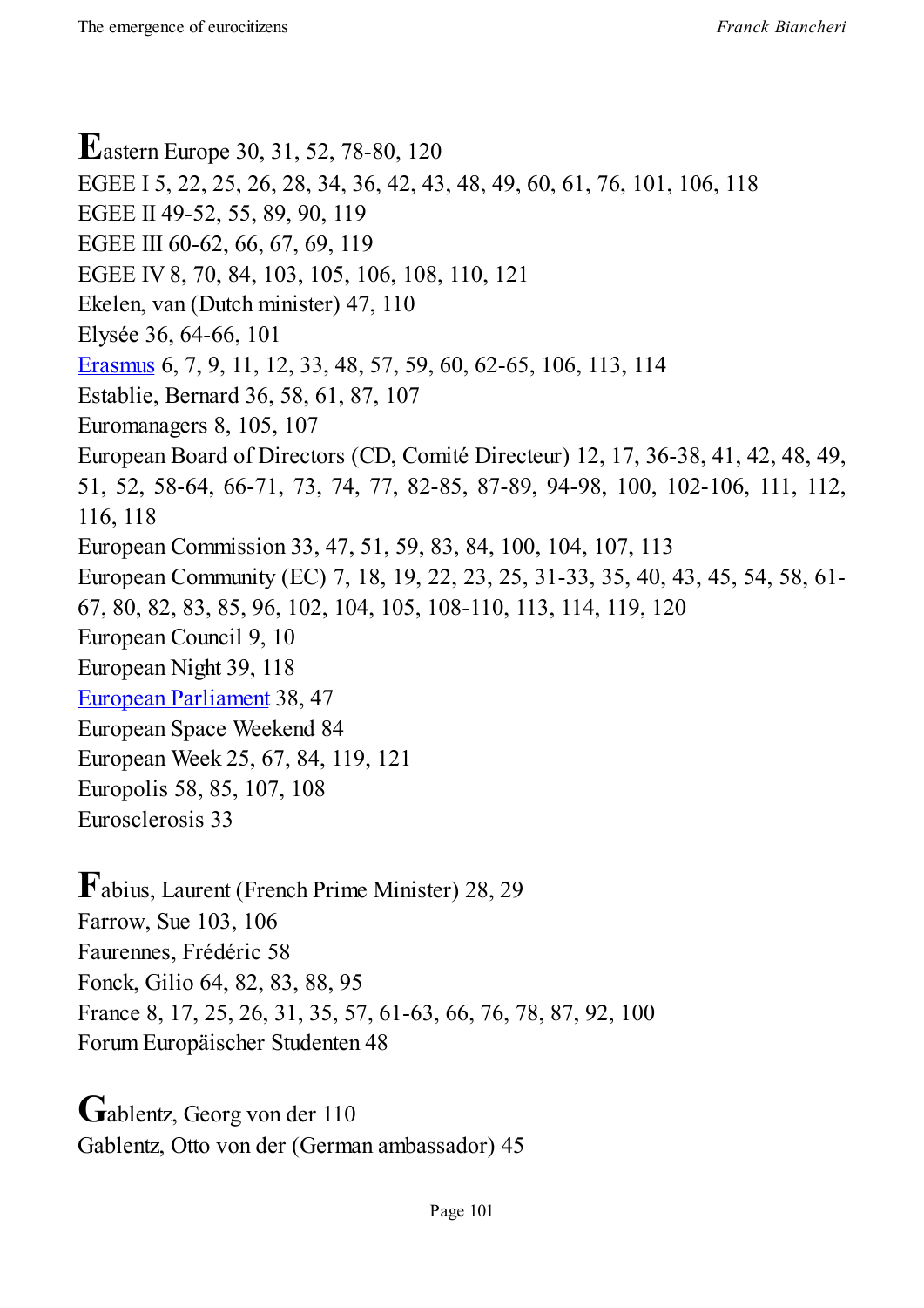**E**astern Europe 30, 31, 52, 78-80, 120
EGEE I 5, 22, 25, 26, 28, 34, 36, 42, 43, 48, 49, 60, 61, 76, 101, 106, 118
EGEE II 49-52, 55, 89, 90, 119
EGEE III 60-62, 66, 67, 69, 119
EGEE IV 8, 70, 84, 103, 105, 106, 108, 110, 121
Ekelen, van (Dutch minister) 47, 110
Elysée 36, 64-66, 101
Erasmus 6, 7, 9, 11, 12, 33, 48, 57, 59, 60, 62-65, 106, 113, 114
Establie, Bernard 36, 58, 61, 87, 107
Euromanagers 8, 105, 107
European Board of Directors (CD, Comité Directeur) 12, 17, 36-38, 41, 42, 48, 49, 51, 52, 58-64, 66-71, 73, 74, 77, 82-85, 87-89, 94-98, 100, 102-106, 111, 112, 116, 118
European Commission 33, 47, 51, 59, 83, 84, 100, 104, 107, 113
European Community (EC) 7, 18, 19, 22, 23, 25, 31-33, 35, 40, 43, 45, 54, 58, 61-67, 80, 82, 83, 85, 96, 102, 104, 105, 108-110, 113, 114, 119, 120
European Council 9, 10
European Night 39, 118
European Parliament 38, 47
European Space Weekend 84
European Week 25, 67, 84, 119, 121
Europolis 58, 85, 107, 108
Eurosclerosis 33

**F**abius, Laurent (French Prime Minister) 28, 29
Farrow, Sue 103, 106
Faurennes, Frédéric 58
Fonck, Gilio 64, 82, 83, 88, 95
France 8, 17, 25, 26, 31, 35, 57, 61-63, 66, 76, 78, 87, 92, 100
Forum Europäischer Studenten 48

**G**ablentz, Georg von der 110
Gablentz, Otto von der (German ambassador) 45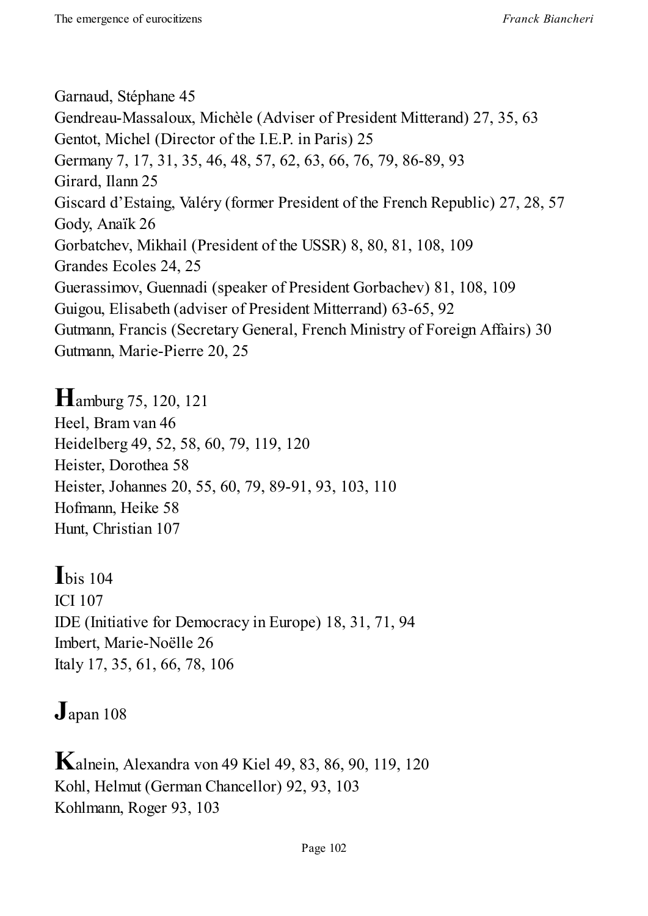Garnaud, Stéphane 45
Gendreau-Massaloux, Michèle (Adviser of President Mitterand) 27, 35, 63
Gentot, Michel (Director of the I.E.P. in Paris) 25
Germany 7, 17, 31, 35, 46, 48, 57, 62, 63, 66, 76, 79, 86-89, 93
Girard, Ilann 25
Giscard d'Estaing, Valéry (former President of the French Republic) 27, 28, 57
Gody, Anaïk 26
Gorbatchev, Mikhail (President of the USSR) 8, 80, 81, 108, 109
Grandes Ecoles 24, 25
Guerassimov, Guennadi (speaker of President Gorbachev) 81, 108, 109
Guigou, Elisabeth (adviser of President Mitterrand) 63-65, 92
Gutmann, Francis (Secretary General, French Ministry of Foreign Affairs) 30
Gutmann, Marie-Pierre 20, 25

**H**amburg 75, 120, 121
Heel, Bram van 46
Heidelberg 49, 52, 58, 60, 79, 119, 120
Heister, Dorothea 58
Heister, Johannes 20, 55, 60, 79, 89-91, 93, 103, 110
Hofmann, Heike 58
Hunt, Christian 107

**I**bis 104
ICI 107
IDE (Initiative for Democracy in Europe) 18, 31, 71, 94
Imbert, Marie-Noëlle 26
Italy 17, 35, 61, 66, 78, 106

**J**apan 108

**K**alnein, Alexandra von 49 Kiel 49, 83, 86, 90, 119, 120
Kohl, Helmut (German Chancellor) 92, 93, 103
Kohlmann, Roger 93, 103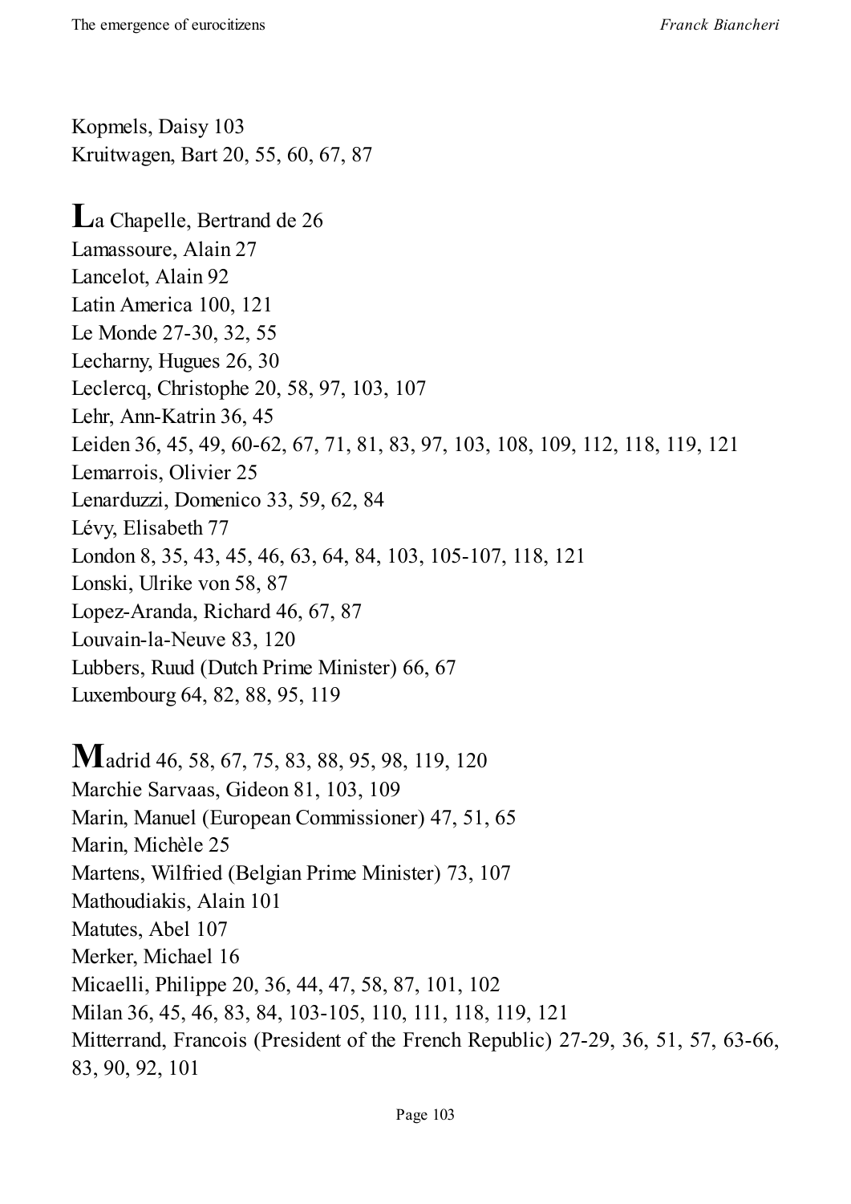Kopmels, Daisy 103
Kruitwagen, Bart 20, 55, 60, 67, 87

**L**a Chapelle, Bertrand de 26
Lamassoure, Alain 27
Lancelot, Alain 92
Latin America 100, 121
Le Monde 27-30, 32, 55
Lecharny, Hugues 26, 30
Leclercq, Christophe 20, 58, 97, 103, 107
Lehr, Ann-Katrin 36, 45
Leiden 36, 45, 49, 60-62, 67, 71, 81, 83, 97, 103, 108, 109, 112, 118, 119, 121
Lemarrois, Olivier 25
Lenarduzzi, Domenico 33, 59, 62, 84
Lévy, Elisabeth 77
London 8, 35, 43, 45, 46, 63, 64, 84, 103, 105-107, 118, 121
Lonski, Ulrike von 58, 87
Lopez-Aranda, Richard 46, 67, 87
Louvain-la-Neuve 83, 120
Lubbers, Ruud (Dutch Prime Minister) 66, 67
Luxembourg 64, 82, 88, 95, 119

**M**adrid 46, 58, 67, 75, 83, 88, 95, 98, 119, 120
Marchie Sarvaas, Gideon 81, 103, 109
Marin, Manuel (European Commissioner) 47, 51, 65
Marin, Michèle 25
Martens, Wilfried (Belgian Prime Minister) 73, 107
Mathoudiakis, Alain 101
Matutes, Abel 107
Merker, Michael 16
Micaelli, Philippe 20, 36, 44, 47, 58, 87, 101, 102
Milan 36, 45, 46, 83, 84, 103-105, 110, 111, 118, 119, 121
Mitterrand, Francois (President of the French Republic) 27-29, 36, 51, 57, 63-66, 83, 90, 92, 101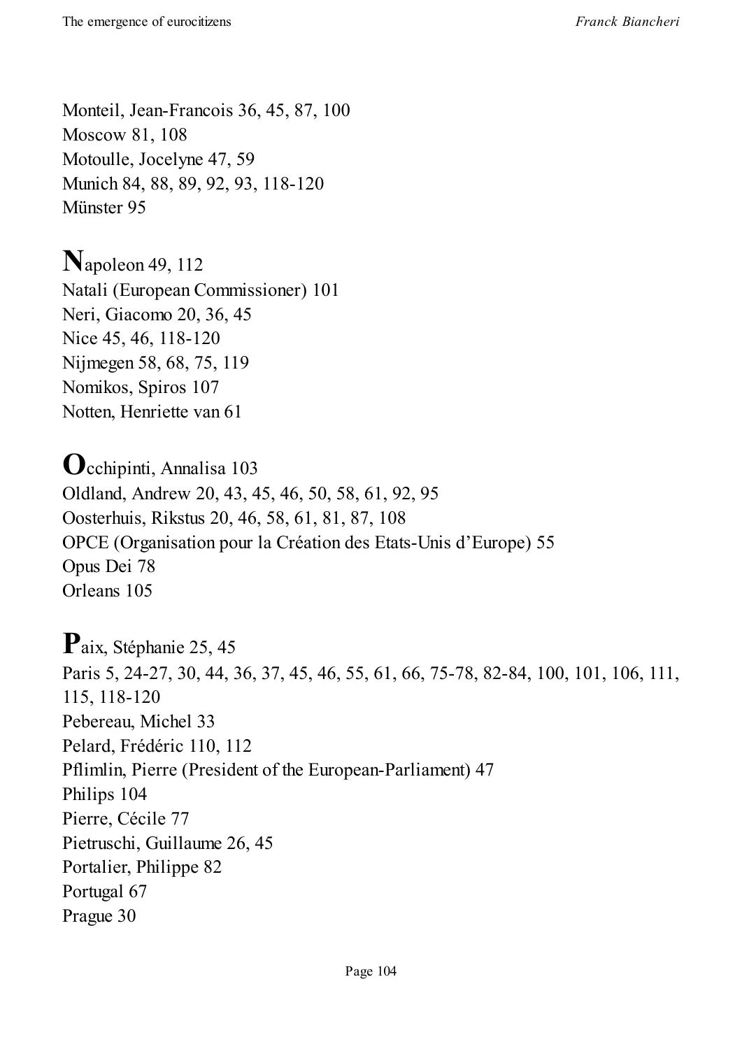Monteil, Jean-Francois 36, 45, 87, 100
Moscow 81, 108
Motoulle, Jocelyne 47, 59
Munich 84, 88, 89, 92, 93, 118-120
Münster 95

**N**apoleon 49, 112
Natali (European Commissioner) 101
Neri, Giacomo 20, 36, 45
Nice 45, 46, 118-120
Nijmegen 58, 68, 75, 119
Nomikos, Spiros 107
Notten, Henriette van 61

**O**cchipinti, Annalisa 103
Oldland, Andrew 20, 43, 45, 46, 50, 58, 61, 92, 95
Oosterhuis, Rikstus 20, 46, 58, 61, 81, 87, 108
OPCE (Organisation pour la Création des Etats-Unis d'Europe) 55
Opus Dei 78
Orleans 105

**P**aix, Stéphanie 25, 45
Paris 5, 24-27, 30, 44, 36, 37, 45, 46, 55, 61, 66, 75-78, 82-84, 100, 101, 106, 111, 115, 118-120
Pebereau, Michel 33
Pelard, Frédéric 110, 112
Pflimlin, Pierre (President of the European-Parliament) 47
Philips 104
Pierre, Cécile 77
Pietruschi, Guillaume 26, 45
Portalier, Philippe 82
Portugal 67
Prague 30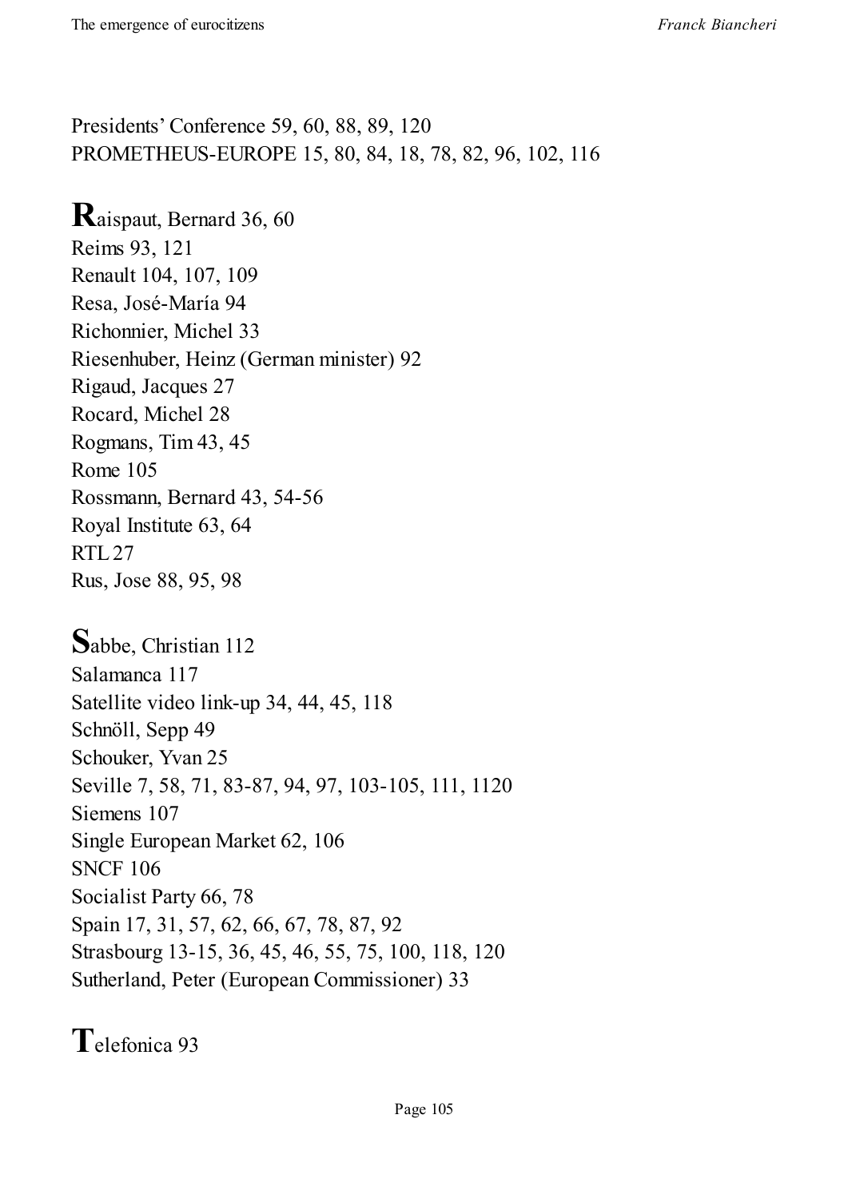Presidents' Conference 59, 60, 88, 89, 120
PROMETHEUS-EUROPE 15, 80, 84, 18, 78, 82, 96, 102, 116

**R**aispaut, Bernard 36, 60
Reims 93, 121
Renault 104, 107, 109
Resa, José-María 94
Richonnier, Michel 33
Riesenhuber, Heinz (German minister) 92
Rigaud, Jacques 27
Rocard, Michel 28
Rogmans, Tim 43, 45
Rome 105
Rossmann, Bernard 43, 54-56
Royal Institute 63, 64
RTL 27
Rus, Jose 88, 95, 98

**S**abbe, Christian 112
Salamanca 117
Satellite video link-up 34, 44, 45, 118
Schnöll, Sepp 49
Schouker, Yvan 25
Seville 7, 58, 71, 83-87, 94, 97, 103-105, 111, 1120
Siemens 107
Single European Market 62, 106
SNCF 106
Socialist Party 66, 78
Spain 17, 31, 57, 62, 66, 67, 78, 87, 92
Strasbourg 13-15, 36, 45, 46, 55, 75, 100, 118, 120
Sutherland, Peter (European Commissioner) 33

**T**elefonica 93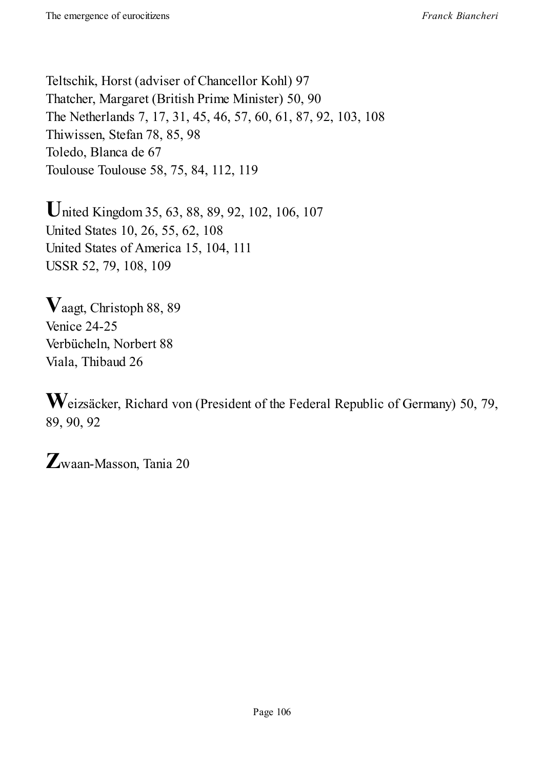Teltschik, Horst (adviser of Chancellor Kohl) 97
Thatcher, Margaret (British Prime Minister) 50, 90
The Netherlands 7, 17, 31, 45, 46, 57, 60, 61, 87, 92, 103, 108
Thiwissen, Stefan 78, 85, 98
Toledo, Blanca de 67
Toulouse Toulouse 58, 75, 84, 112, 119

**U**nited Kingdom 35, 63, 88, 89, 92, 102, 106, 107
United States 10, 26, 55, 62, 108
United States of America 15, 104, 111
USSR 52, 79, 108, 109

**V**aagt, Christoph 88, 89
Venice 24-25
Verbücheln, Norbert 88
Viala, Thibaud 26

**W**eizsäcker, Richard von (President of the Federal Republic of Germany) 50, 79, 89, 90, 92

**Z**waan-Masson, Tania 20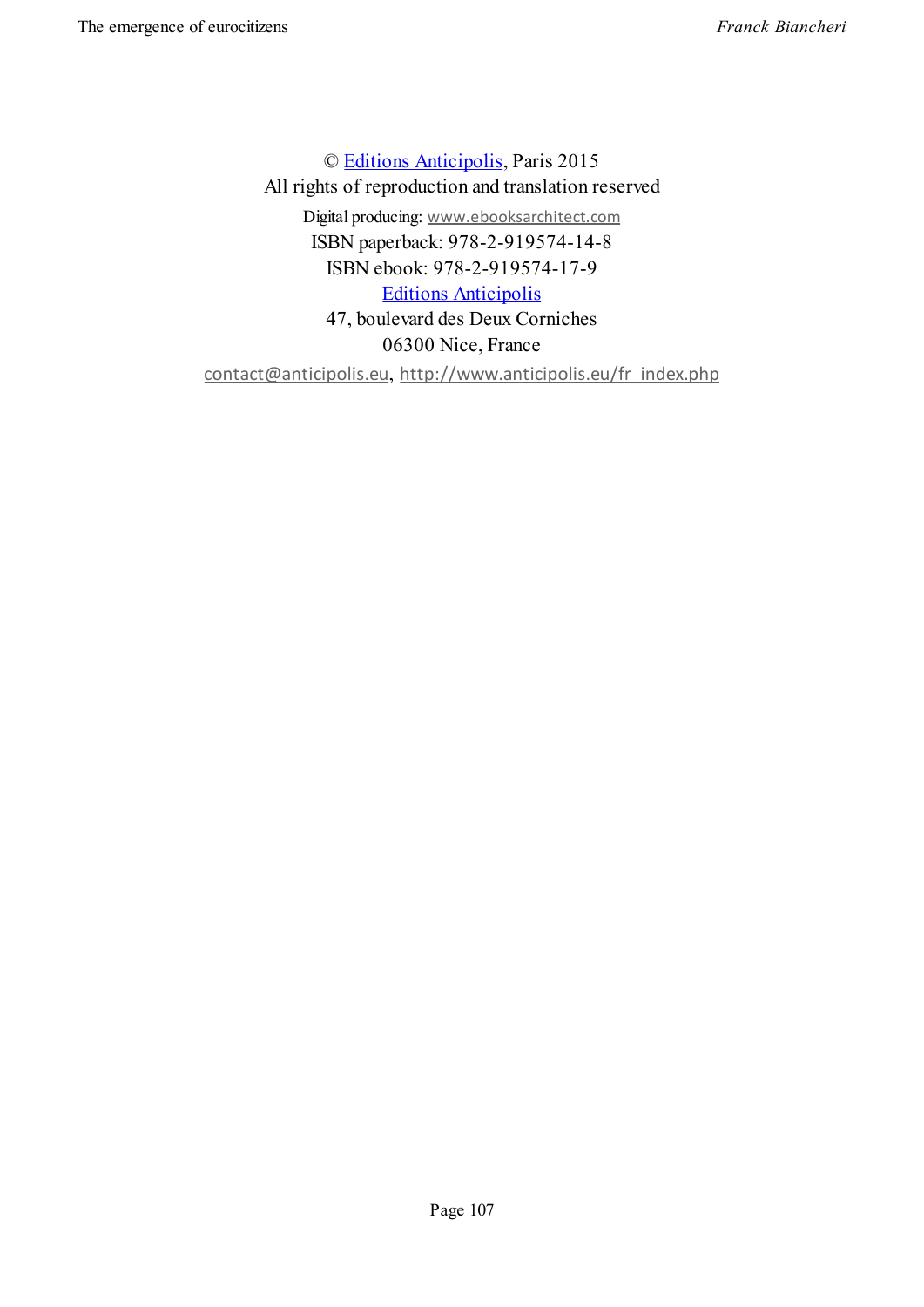© [Editions Anticipolis](http://www.anticipolis.eu/fr_index.php), Paris 2015

All rights of reproduction and translation reserved

Digital producing: www.ebooksarchitect.com

ISBN paperback: 978-2-919574-14-8

ISBN ebook: 978-2-919574-17-9

Editions Anticipolis

47, boulevard des Deux Corniches

06300 Nice, France

contact@anticipolis.eu, http://www.anticipolis.eu/fr_index.php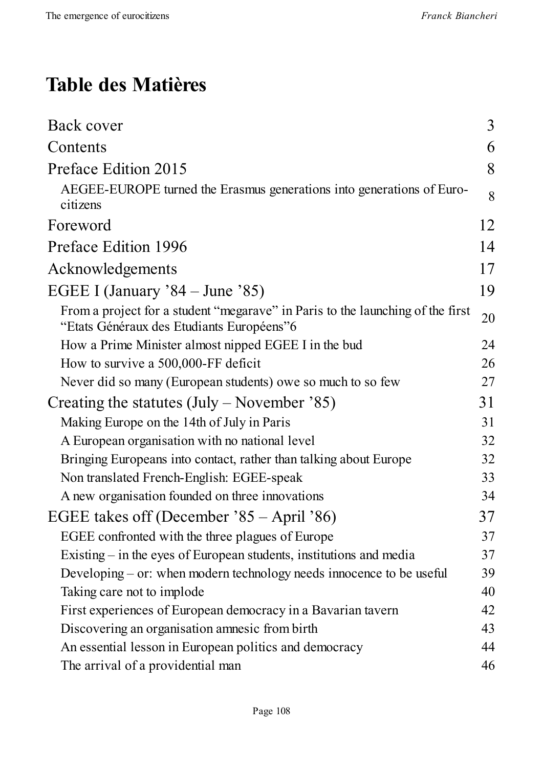# Table des Matières

| | |
|---|---|
| Back cover | 3 |
| Contents | 6 |
| Preface Edition 2015 | 8 |
| AEGEE-EUROPE turned the Erasmus generations into generations of Euro-citizens | 8 |
| Foreword | 12 |
| Preface Edition 1996 | 14 |
| Acknowledgements | 17 |
| EGEE I (January ’84 – June ’85) | 19 |
| From a project for a student “megarave” in Paris to the launching of the first “Etats Généraux des Etudiants Européens”6 | 20 |
| How a Prime Minister almost nipped EGEE I in the bud | 24 |
| How to survive a 500,000-FF deficit | 26 |
| Never did so many (European students) owe so much to so few | 27 |
| Creating the statutes (July – November ’85) | 31 |
| Making Europe on the 14th of July in Paris | 31 |
| A European organisation with no national level | 32 |
| Bringing Europeans into contact, rather than talking about Europe | 32 |
| Non translated French-English: EGEE-speak | 33 |
| A new organisation founded on three innovations | 34 |
| EGEE takes off (December ’85 – April ’86) | 37 |
| EGEE confronted with the three plagues of Europe | 37 |
| Existing – in the eyes of European students, institutions and media | 37 |
| Developing – or: when modern technology needs innocence to be useful | 39 |
| Taking care not to implode | 40 |
| First experiences of European democracy in a Bavarian tavern | 42 |
| Discovering an organisation amnesic from birth | 43 |
| An essential lesson in European politics and democracy | 44 |
| The arrival of a providential man | 46 |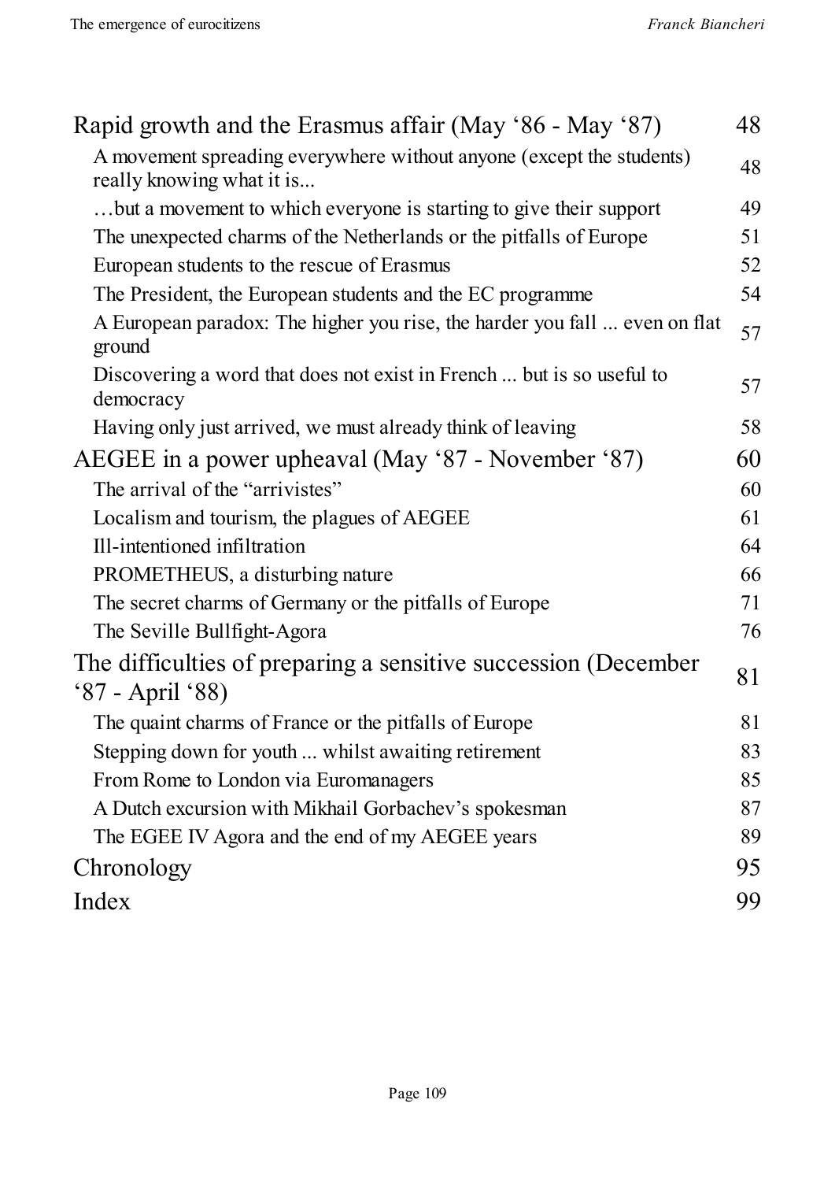| | |
|---|---|
| Rapid growth and the Erasmus affair (May '86 - May '87) | 48 |
| A movement spreading everywhere without anyone (except the students) really knowing what it is... | 48 |
| …but a movement to which everyone is starting to give their support | 49 |
| The unexpected charms of the Netherlands or the pitfalls of Europe | 51 |
| European students to the rescue of Erasmus | 52 |
| The President, the European students and the EC programme | 54 |
| A European paradox: The higher you rise, the harder you fall ... even on flat ground | 57 |
| Discovering a word that does not exist in French ... but is so useful to democracy | 57 |
| Having only just arrived, we must already think of leaving | 58 |
| AEGEE in a power upheaval (May '87 - November '87) | 60 |
| The arrival of the "arrivistes" | 60 |
| Localism and tourism, the plagues of AEGEE | 61 |
| Ill-intentioned infiltration | 64 |
| PROMETHEUS, a disturbing nature | 66 |
| The secret charms of Germany or the pitfalls of Europe | 71 |
| The Seville Bullfight-Agora | 76 |
| The difficulties of preparing a sensitive succession (December '87 - April '88) | 81 |
| The quaint charms of France or the pitfalls of Europe | 81 |
| Stepping down for youth ... whilst awaiting retirement | 83 |
| From Rome to London via Euromanagers | 85 |
| A Dutch excursion with Mikhail Gorbachev's spokesman | 87 |
| The EGEE IV Agora and the end of my AEGEE years | 89 |
| Chronology | 95 |
| Index | 99 |